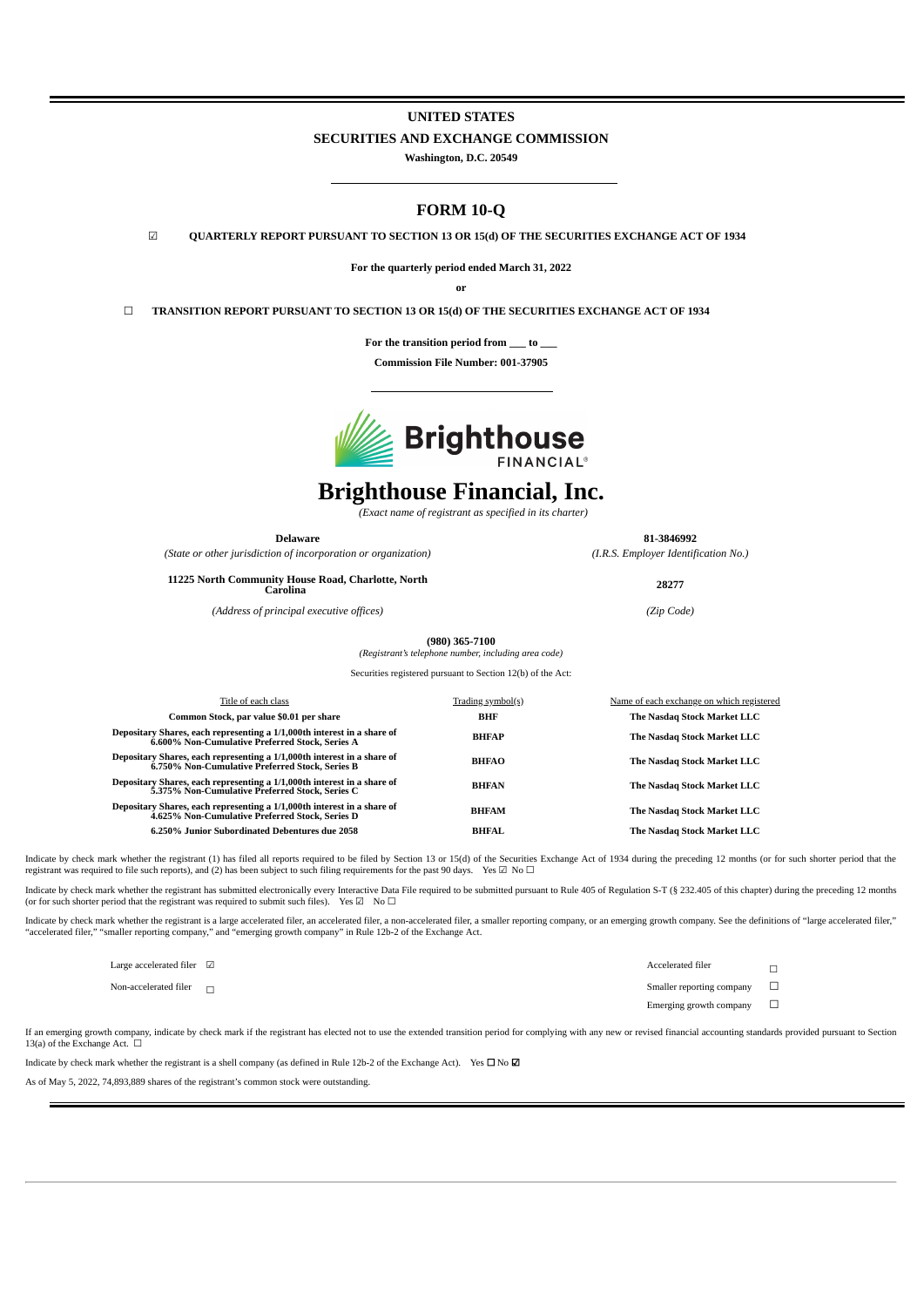# UNITED STATES

# SECURITIES AND EXCHANGE COMMISSION

**Washington, D.C. 20549**

## FORM 10-Q

☑ **QUARTERLY REPORT PURSUANT TO SECTION 13 OR 15(d) OF THE SECURITIES EXCHANGE ACT OF 1934**

**For the quarterly period ended March 31, 2022**

**or**

☐ **TRANSITION REPORT PURSUANT TO SECTION 13 OR 15(d) OF THE SECURITIES EXCHANGE ACT OF 1934**

**For the transition period from \_\_\_ to \_\_\_**

**Commission File Number: 001-37905**

# Brighthouse Financial, Inc.

*(Exact name of registrant as specified in its charter)*

| **Delaware** | **81-3846992** |
|---|---|
| *(State or other jurisdiction of incorporation or organization)* | *(I.R.S. Employer Identification No.)* |
| **11225 North Community House Road, Charlotte, North Carolina** | **28277** |
| *(Address of principal executive offices)* | *(Zip Code)* |

**(980) 365-7100**

*(Registrant's telephone number, including area code)*

Securities registered pursuant to Section 12(b) of the Act:

| Title of each class | Trading symbol(s) | Name of each exchange on which registered |
|---|---|---|
| **Common Stock, par value $0.01 per share** | **BHF** | **The Nasdaq Stock Market LLC** |
| **Depositary Shares, each representing a 1/1,000th interest in a share of 6.600% Non-Cumulative Preferred Stock, Series A** | **BHFAP** | **The Nasdaq Stock Market LLC** |
| **Depositary Shares, each representing a 1/1,000th interest in a share of 6.750% Non-Cumulative Preferred Stock, Series B** | **BHFAO** | **The Nasdaq Stock Market LLC** |
| **Depositary Shares, each representing a 1/1,000th interest in a share of 5.375% Non-Cumulative Preferred Stock, Series C** | **BHFAN** | **The Nasdaq Stock Market LLC** |
| **Depositary Shares, each representing a 1/1,000th interest in a share of 4.625% Non-Cumulative Preferred Stock, Series D** | **BHFAM** | **The Nasdaq Stock Market LLC** |
| **6.250% Junior Subordinated Debentures due 2058** | **BHFAL** | **The Nasdaq Stock Market LLC** |

Indicate by check mark whether the registrant (1) has filed all reports required to be filed by Section 13 or 15(d) of the Securities Exchange Act of 1934 during the preceding 12 months (or for such shorter period that the registrant was required to file such reports), and (2) has been subject to such filing requirements for the past 90 days. Yes ☑ No ☐

Indicate by check mark whether the registrant has submitted electronically every Interactive Data File required to be submitted pursuant to Rule 405 of Regulation S-T (§ 232.405 of this chapter) during the preceding 12 months (or for such shorter period that the registrant was required to submit such files). Yes ☑ No ☐

Indicate by check mark whether the registrant is a large accelerated filer, an accelerated filer, a non-accelerated filer, a smaller reporting company, or an emerging growth company. See the definitions of "large accelerated filer," "accelerated filer," "smaller reporting company," and "emerging growth company" in Rule 12b-2 of the Exchange Act.

| | |
|---|---|
| Large accelerated filer ☑ | Accelerated filer ☐ |
| Non-accelerated filer ☐ | Smaller reporting company ☐ |
| | Emerging growth company ☐ |

If an emerging growth company, indicate by check mark if the registrant has elected not to use the extended transition period for complying with any new or revised financial accounting standards provided pursuant to Section 13(a) of the Exchange Act. ☐

Indicate by check mark whether the registrant is a shell company (as defined in Rule 12b-2 of the Exchange Act). Yes ☐ No ☑

As of May 5, 2022, 74,893,889 shares of the registrant's common stock were outstanding.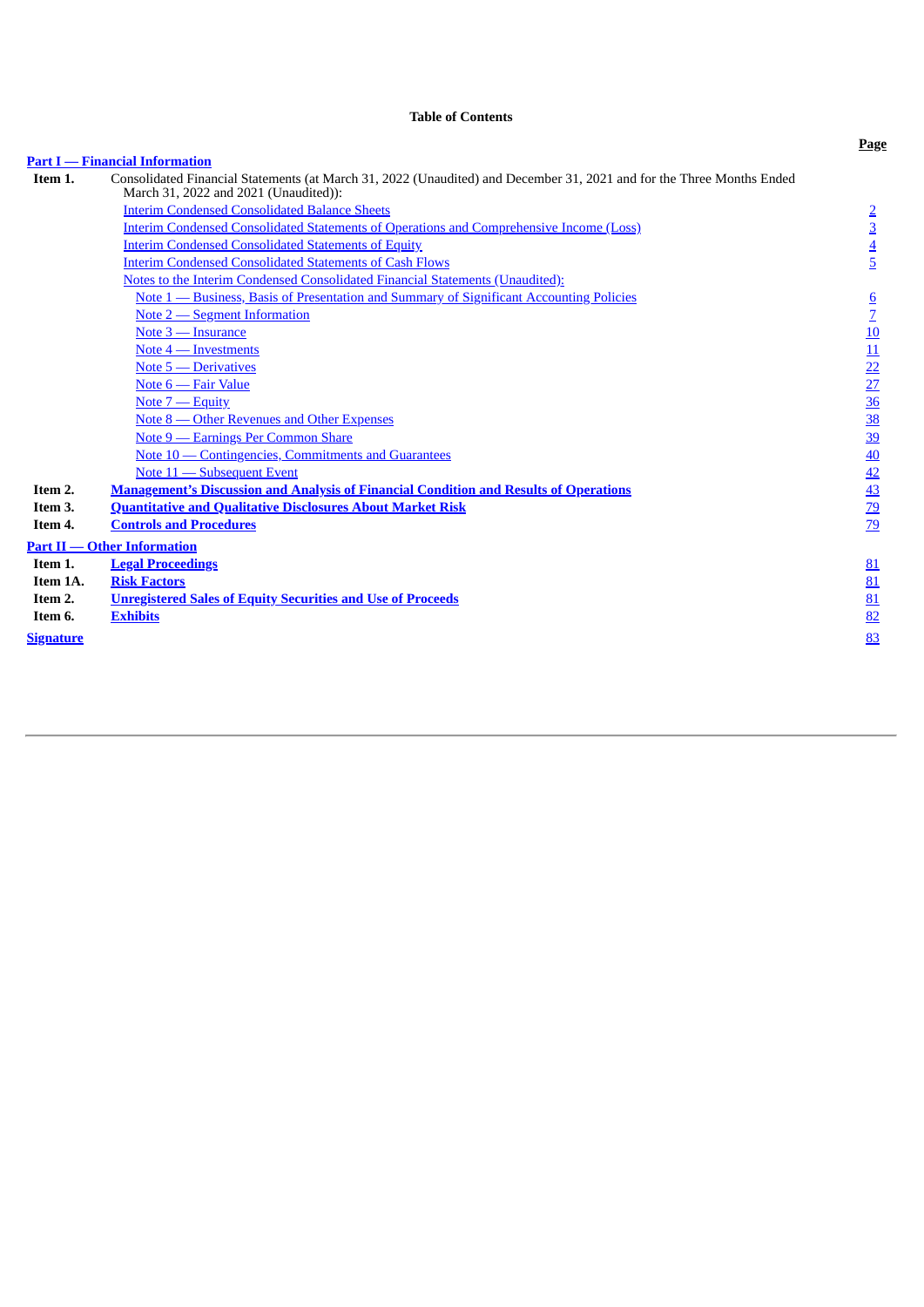**Table of Contents**

| | | Page |
|---|---|---|
| **Part I — Financial Information** | | |
| **Item 1.** | Consolidated Financial Statements (at March 31, 2022 (Unaudited) and December 31, 2021 and for the Three Months Ended March 31, 2022 and 2021 (Unaudited)): | |
| | Interim Condensed Consolidated Balance Sheets | 2 |
| | Interim Condensed Consolidated Statements of Operations and Comprehensive Income (Loss) | 3 |
| | Interim Condensed Consolidated Statements of Equity | 4 |
| | Interim Condensed Consolidated Statements of Cash Flows | 5 |
| | Notes to the Interim Condensed Consolidated Financial Statements (Unaudited): | |
| | Note 1 — Business, Basis of Presentation and Summary of Significant Accounting Policies | 6 |
| | Note 2 — Segment Information | 7 |
| | Note 3 — Insurance | 10 |
| | Note 4 — Investments | 11 |
| | Note 5 — Derivatives | 22 |
| | Note 6 — Fair Value | 27 |
| | Note 7 — Equity | 36 |
| | Note 8 — Other Revenues and Other Expenses | 38 |
| | Note 9 — Earnings Per Common Share | 39 |
| | Note 10 — Contingencies, Commitments and Guarantees | 40 |
| | Note 11 — Subsequent Event | 42 |
| **Item 2.** | **Management's Discussion and Analysis of Financial Condition and Results of Operations** | 43 |
| **Item 3.** | **Quantitative and Qualitative Disclosures About Market Risk** | 79 |
| **Item 4.** | **Controls and Procedures** | 79 |
| **Part II — Other Information** | | |
| **Item 1.** | **Legal Proceedings** | 81 |
| **Item 1A.** | **Risk Factors** | 81 |
| **Item 2.** | **Unregistered Sales of Equity Securities and Use of Proceeds** | 81 |
| **Item 6.** | **Exhibits** | 82 |
| **Signature** | | 83 |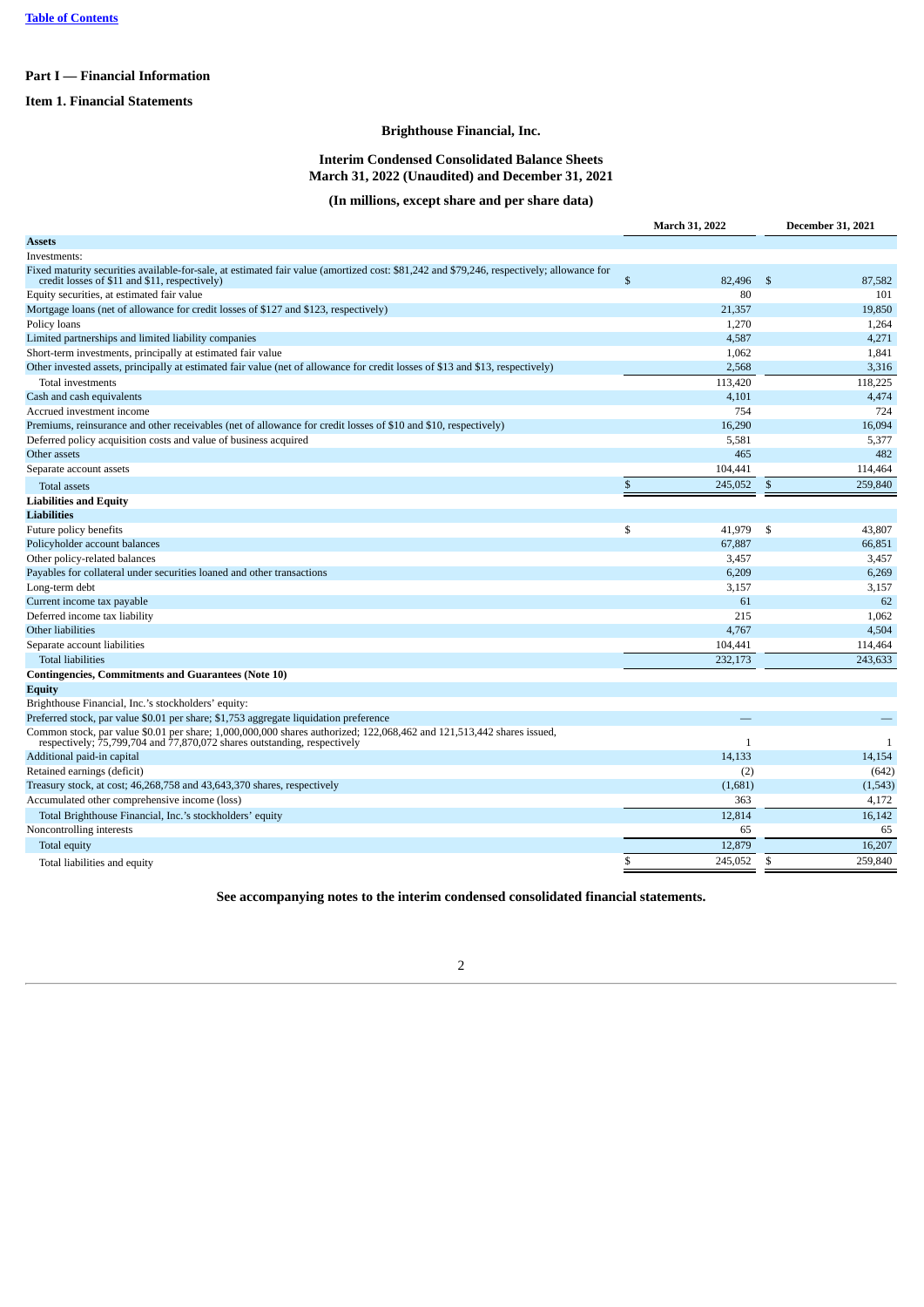Table of Contents

## Part I — Financial Information

### Item 1. Financial Statements

**Brighthouse Financial, Inc.**

**Interim Condensed Consolidated Balance Sheets**
**March 31, 2022 (Unaudited) and December 31, 2021**

**(In millions, except share and per share data)**

| | March 31, 2022 | December 31, 2021 |
|---|---|---|
| **Assets** | | |
| Investments: | | |
| Fixed maturity securities available-for-sale, at estimated fair value (amortized cost: $81,242 and $79,246, respectively; allowance for credit losses of $11 and $11, respectively) | $ 82,496 | $ 87,582 |
| Equity securities, at estimated fair value | 80 | 101 |
| Mortgage loans (net of allowance for credit losses of $127 and $123, respectively) | 21,357 | 19,850 |
| Policy loans | 1,270 | 1,264 |
| Limited partnerships and limited liability companies | 4,587 | 4,271 |
| Short-term investments, principally at estimated fair value | 1,062 | 1,841 |
| Other invested assets, principally at estimated fair value (net of allowance for credit losses of $13 and $13, respectively) | 2,568 | 3,316 |
| Total investments | 113,420 | 118,225 |
| Cash and cash equivalents | 4,101 | 4,474 |
| Accrued investment income | 754 | 724 |
| Premiums, reinsurance and other receivables (net of allowance for credit losses of $10 and $10, respectively) | 16,290 | 16,094 |
| Deferred policy acquisition costs and value of business acquired | 5,581 | 5,377 |
| Other assets | 465 | 482 |
| Separate account assets | 104,441 | 114,464 |
| Total assets | $ 245,052 | $ 259,840 |
| **Liabilities and Equity** | | |
| **Liabilities** | | |
| Future policy benefits | $ 41,979 | $ 43,807 |
| Policyholder account balances | 67,887 | 66,851 |
| Other policy-related balances | 3,457 | 3,457 |
| Payables for collateral under securities loaned and other transactions | 6,209 | 6,269 |
| Long-term debt | 3,157 | 3,157 |
| Current income tax payable | 61 | 62 |
| Deferred income tax liability | 215 | 1,062 |
| Other liabilities | 4,767 | 4,504 |
| Separate account liabilities | 104,441 | 114,464 |
| Total liabilities | 232,173 | 243,633 |
| **Contingencies, Commitments and Guarantees (Note 10)** | | |
| **Equity** | | |
| Brighthouse Financial, Inc.'s stockholders' equity: | | |
| Preferred stock, par value $0.01 per share; $1,753 aggregate liquidation preference | — | — |
| Common stock, par value $0.01 per share; 1,000,000,000 shares authorized; 122,068,462 and 121,513,442 shares issued, respectively; 75,799,704 and 77,870,072 shares outstanding, respectively | 1 | 1 |
| Additional paid-in capital | 14,133 | 14,154 |
| Retained earnings (deficit) | (2) | (642) |
| Treasury stock, at cost; 46,268,758 and 43,643,370 shares, respectively | (1,681) | (1,543) |
| Accumulated other comprehensive income (loss) | 363 | 4,172 |
| Total Brighthouse Financial, Inc.'s stockholders' equity | 12,814 | 16,142 |
| Noncontrolling interests | 65 | 65 |
| Total equity | 12,879 | 16,207 |
| Total liabilities and equity | $ 245,052 | $ 259,840 |

**See accompanying notes to the interim condensed consolidated financial statements.**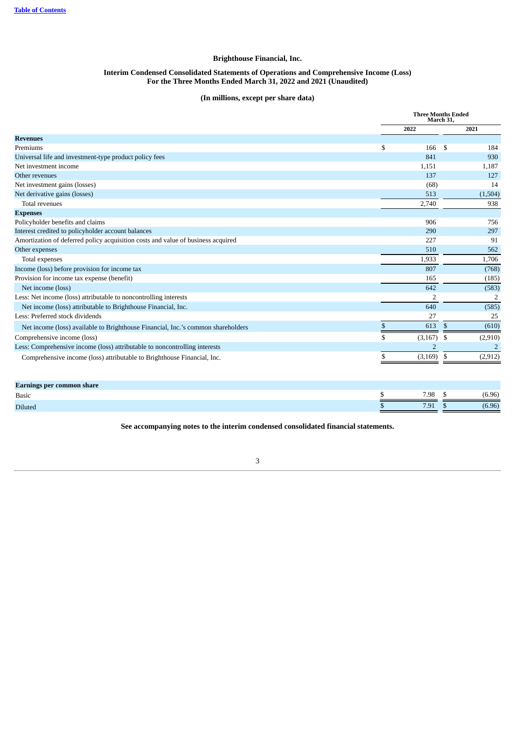[Table of Contents](#)

**Brighthouse Financial, Inc.**

**Interim Condensed Consolidated Statements of Operations and Comprehensive Income (Loss)**
**For the Three Months Ended March 31, 2022 and 2021 (Unaudited)**

**(In millions, except per share data)**

| | Three Months Ended March 31, | |
|---|---|---|
| | 2022 | 2021 |
| **Revenues** | | |
| Premiums | $ 166 | $ 184 |
| Universal life and investment-type product policy fees | 841 | 930 |
| Net investment income | 1,151 | 1,187 |
| Other revenues | 137 | 127 |
| Net investment gains (losses) | (68) | 14 |
| Net derivative gains (losses) | 513 | (1,504) |
| Total revenues | 2,740 | 938 |
| **Expenses** | | |
| Policyholder benefits and claims | 906 | 756 |
| Interest credited to policyholder account balances | 290 | 297 |
| Amortization of deferred policy acquisition costs and value of business acquired | 227 | 91 |
| Other expenses | 510 | 562 |
| Total expenses | 1,933 | 1,706 |
| Income (loss) before provision for income tax | 807 | (768) |
| Provision for income tax expense (benefit) | 165 | (185) |
| Net income (loss) | 642 | (583) |
| Less: Net income (loss) attributable to noncontrolling interests | 2 | 2 |
| Net income (loss) attributable to Brighthouse Financial, Inc. | 640 | (585) |
| Less: Preferred stock dividends | 27 | 25 |
| Net income (loss) available to Brighthouse Financial, Inc.'s common shareholders | $ 613 | $ (610) |
| Comprehensive income (loss) | $ (3,167) | $ (2,910) |
| Less: Comprehensive income (loss) attributable to noncontrolling interests | 2 | 2 |
| Comprehensive income (loss) attributable to Brighthouse Financial, Inc. | $ (3,169) | $ (2,912) |

| **Earnings per common share** | | |
|---|---|---|
| Basic | $ 7.98 | $ (6.96) |
| Diluted | $ 7.91 | $ (6.96) |

**See accompanying notes to the interim condensed consolidated financial statements.**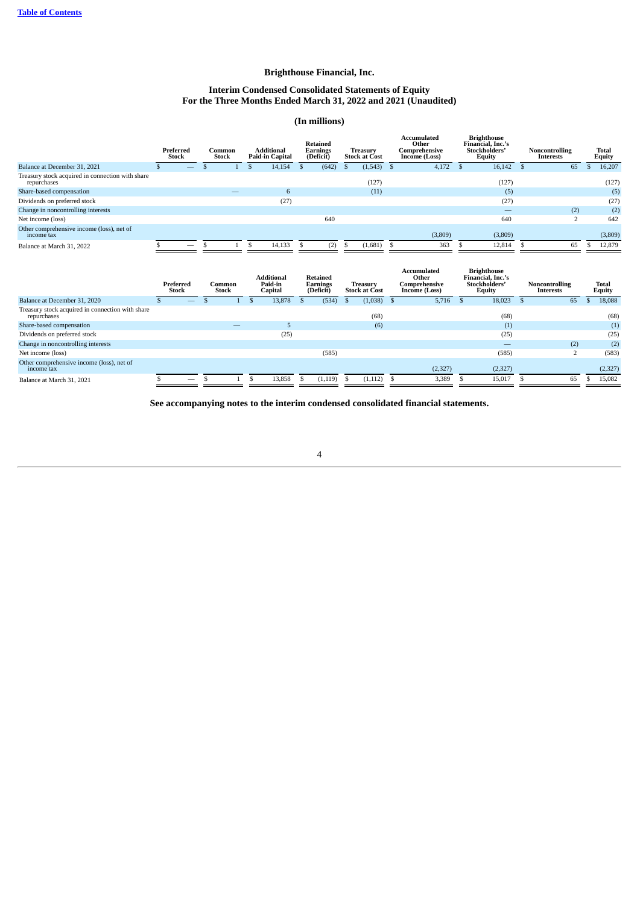[Table of Contents](#)

# Brighthouse Financial, Inc.

## Interim Condensed Consolidated Statements of Equity
## For the Three Months Ended March 31, 2022 and 2021 (Unaudited)

### (In millions)

| | Preferred Stock | Common Stock | Additional Paid-in Capital | Retained Earnings (Deficit) | Treasury Stock at Cost | Accumulated Other Comprehensive Income (Loss) | Brighthouse Financial, Inc.'s Stockholders' Equity | Noncontrolling Interests | Total Equity |
|---|---|---|---|---|---|---|---|---|---|
| Balance at December 31, 2021 | $ — | $ 1 | $ 14,154 | $ (642) | $ (1,543) | $ 4,172 | $ 16,142 | $ 65 | $ 16,207 |
| Treasury stock acquired in connection with share repurchases | | | | | (127) | | (127) | | (127) |
| Share-based compensation | | — | 6 | | (11) | | (5) | | (5) |
| Dividends on preferred stock | | | (27) | | | | (27) | | (27) |
| Change in noncontrolling interests | | | | | | | — | (2) | (2) |
| Net income (loss) | | | | 640 | | | 640 | 2 | 642 |
| Other comprehensive income (loss), net of income tax | | | | | | (3,809) | (3,809) | | (3,809) |
| Balance at March 31, 2022 | $ — | $ 1 | $ 14,133 | $ (2) | $ (1,681) | $ 363 | $ 12,814 | $ 65 | $ 12,879 |

| | Preferred Stock | Common Stock | Additional Paid-in Capital | Retained Earnings (Deficit) | Treasury Stock at Cost | Accumulated Other Comprehensive Income (Loss) | Brighthouse Financial, Inc.'s Stockholders' Equity | Noncontrolling Interests | Total Equity |
|---|---|---|---|---|---|---|---|---|---|
| Balance at December 31, 2020 | $ — | $ 1 | $ 13,878 | $ (534) | $ (1,038) | $ 5,716 | $ 18,023 | $ 65 | $ 18,088 |
| Treasury stock acquired in connection with share repurchases | | | | | (68) | | (68) | | (68) |
| Share-based compensation | | — | 5 | | (6) | | (1) | | (1) |
| Dividends on preferred stock | | | (25) | | | | (25) | | (25) |
| Change in noncontrolling interests | | | | | | | — | (2) | (2) |
| Net income (loss) | | | | (585) | | | (585) | 2 | (583) |
| Other comprehensive income (loss), net of income tax | | | | | | (2,327) | (2,327) | | (2,327) |
| Balance at March 31, 2021 | $ — | $ 1 | $ 13,858 | $ (1,119) | $ (1,112) | $ 3,389 | $ 15,017 | $ 65 | $ 15,082 |

**See accompanying notes to the interim condensed consolidated financial statements.**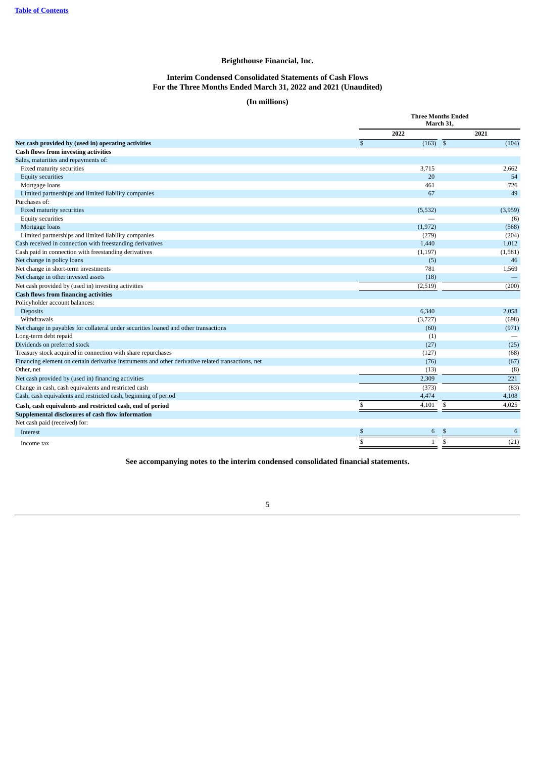**Brighthouse Financial, Inc.**

**Interim Condensed Consolidated Statements of Cash Flows**
**For the Three Months Ended March 31, 2022 and 2021 (Unaudited)**

**(In millions)**

| | Three Months Ended March 31, | |
|---|---|---|
| | 2022 | 2021 |
| **Net cash provided by (used in) operating activities** | $ (163) | $ (104) |
| **Cash flows from investing activities** | | |
| Sales, maturities and repayments of: | | |
| Fixed maturity securities | 3,715 | 2,662 |
| Equity securities | 20 | 54 |
| Mortgage loans | 461 | 726 |
| Limited partnerships and limited liability companies | 67 | 49 |
| Purchases of: | | |
| Fixed maturity securities | (5,532) | (3,959) |
| Equity securities | — | (6) |
| Mortgage loans | (1,972) | (568) |
| Limited partnerships and limited liability companies | (279) | (204) |
| Cash received in connection with freestanding derivatives | 1,440 | 1,012 |
| Cash paid in connection with freestanding derivatives | (1,197) | (1,581) |
| Net change in policy loans | (5) | 46 |
| Net change in short-term investments | 781 | 1,569 |
| Net change in other invested assets | (18) | — |
| Net cash provided by (used in) investing activities | (2,519) | (200) |
| **Cash flows from financing activities** | | |
| Policyholder account balances: | | |
| Deposits | 6,340 | 2,058 |
| Withdrawals | (3,727) | (698) |
| Net change in payables for collateral under securities loaned and other transactions | (60) | (971) |
| Long-term debt repaid | (1) | — |
| Dividends on preferred stock | (27) | (25) |
| Treasury stock acquired in connection with share repurchases | (127) | (68) |
| Financing element on certain derivative instruments and other derivative related transactions, net | (76) | (67) |
| Other, net | (13) | (8) |
| Net cash provided by (used in) financing activities | 2,309 | 221 |
| Change in cash, cash equivalents and restricted cash | (373) | (83) |
| Cash, cash equivalents and restricted cash, beginning of period | 4,474 | 4,108 |
| **Cash, cash equivalents and restricted cash, end of period** | $ 4,101 | $ 4,025 |
| **Supplemental disclosures of cash flow information** | | |
| Net cash paid (received) for: | | |
| Interest | $ 6 | $ 6 |
| Income tax | $ 1 | $ (21) |

**See accompanying notes to the interim condensed consolidated financial statements.**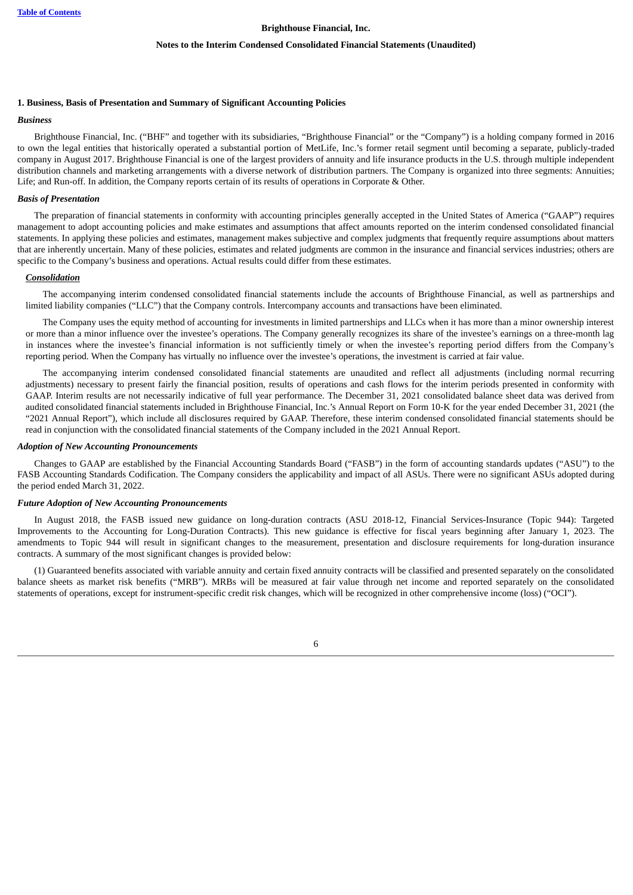## Brighthouse Financial, Inc.

## Notes to the Interim Condensed Consolidated Financial Statements (Unaudited)

### 1. Business, Basis of Presentation and Summary of Significant Accounting Policies

#### *Business*

Brighthouse Financial, Inc. ("BHF" and together with its subsidiaries, "Brighthouse Financial" or the "Company") is a holding company formed in 2016 to own the legal entities that historically operated a substantial portion of MetLife, Inc.'s former retail segment until becoming a separate, publicly-traded company in August 2017. Brighthouse Financial is one of the largest providers of annuity and life insurance products in the U.S. through multiple independent distribution channels and marketing arrangements with a diverse network of distribution partners. The Company is organized into three segments: Annuities; Life; and Run-off. In addition, the Company reports certain of its results of operations in Corporate & Other.

#### *Basis of Presentation*

The preparation of financial statements in conformity with accounting principles generally accepted in the United States of America ("GAAP") requires management to adopt accounting policies and make estimates and assumptions that affect amounts reported on the interim condensed consolidated financial statements. In applying these policies and estimates, management makes subjective and complex judgments that frequently require assumptions about matters that are inherently uncertain. Many of these policies, estimates and related judgments are common in the insurance and financial services industries; others are specific to the Company's business and operations. Actual results could differ from these estimates.

***Consolidation***

The accompanying interim condensed consolidated financial statements include the accounts of Brighthouse Financial, as well as partnerships and limited liability companies ("LLC") that the Company controls. Intercompany accounts and transactions have been eliminated.

The Company uses the equity method of accounting for investments in limited partnerships and LLCs when it has more than a minor ownership interest or more than a minor influence over the investee's operations. The Company generally recognizes its share of the investee's earnings on a three-month lag in instances where the investee's financial information is not sufficiently timely or when the investee's reporting period differs from the Company's reporting period. When the Company has virtually no influence over the investee's operations, the investment is carried at fair value.

The accompanying interim condensed consolidated financial statements are unaudited and reflect all adjustments (including normal recurring adjustments) necessary to present fairly the financial position, results of operations and cash flows for the interim periods presented in conformity with GAAP. Interim results are not necessarily indicative of full year performance. The December 31, 2021 consolidated balance sheet data was derived from audited consolidated financial statements included in Brighthouse Financial, Inc.'s Annual Report on Form 10-K for the year ended December 31, 2021 (the "2021 Annual Report"), which include all disclosures required by GAAP. Therefore, these interim condensed consolidated financial statements should be read in conjunction with the consolidated financial statements of the Company included in the 2021 Annual Report.

#### *Adoption of New Accounting Pronouncements*

Changes to GAAP are established by the Financial Accounting Standards Board ("FASB") in the form of accounting standards updates ("ASU") to the FASB Accounting Standards Codification. The Company considers the applicability and impact of all ASUs. There were no significant ASUs adopted during the period ended March 31, 2022.

#### *Future Adoption of New Accounting Pronouncements*

In August 2018, the FASB issued new guidance on long-duration contracts (ASU 2018-12, Financial Services-Insurance (Topic 944): Targeted Improvements to the Accounting for Long-Duration Contracts). This new guidance is effective for fiscal years beginning after January 1, 2023. The amendments to Topic 944 will result in significant changes to the measurement, presentation and disclosure requirements for long-duration insurance contracts. A summary of the most significant changes is provided below:

(1) Guaranteed benefits associated with variable annuity and certain fixed annuity contracts will be classified and presented separately on the consolidated balance sheets as market risk benefits ("MRB"). MRBs will be measured at fair value through net income and reported separately on the consolidated statements of operations, except for instrument-specific credit risk changes, which will be recognized in other comprehensive income (loss) ("OCI").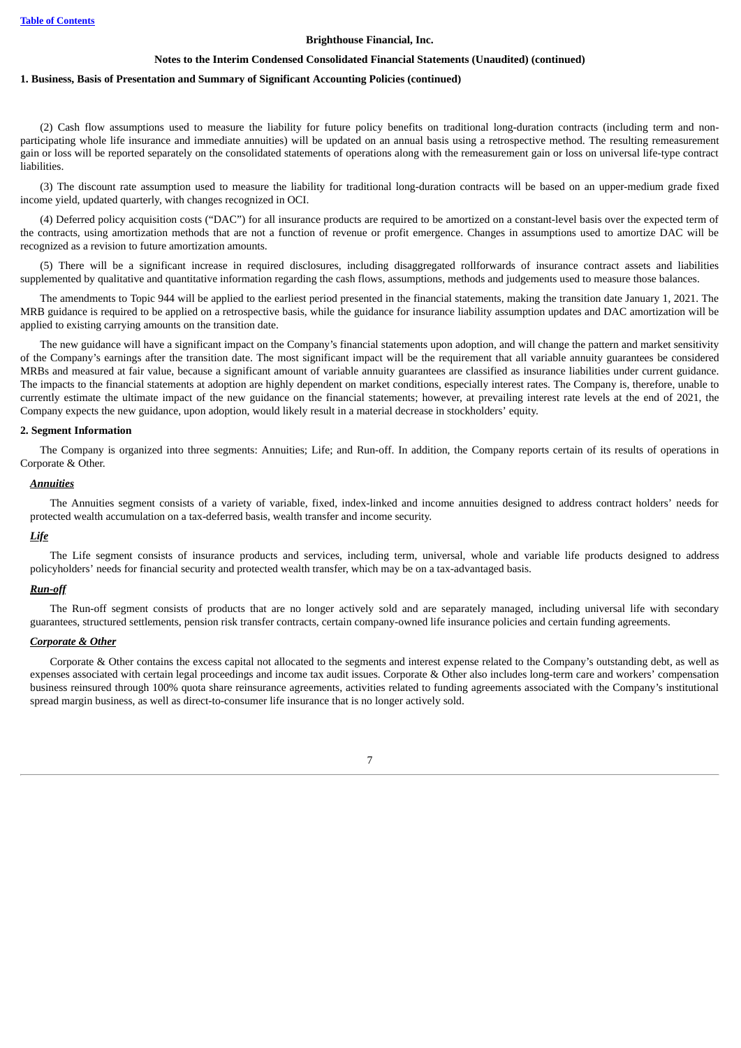(2) Cash flow assumptions used to measure the liability for future policy benefits on traditional long-duration contracts (including term and non-participating whole life insurance and immediate annuities) will be updated on an annual basis using a retrospective method. The resulting remeasurement gain or loss will be reported separately on the consolidated statements of operations along with the remeasurement gain or loss on universal life-type contract liabilities.

(3) The discount rate assumption used to measure the liability for traditional long-duration contracts will be based on an upper-medium grade fixed income yield, updated quarterly, with changes recognized in OCI.

(4) Deferred policy acquisition costs ("DAC") for all insurance products are required to be amortized on a constant-level basis over the expected term of the contracts, using amortization methods that are not a function of revenue or profit emergence. Changes in assumptions used to amortize DAC will be recognized as a revision to future amortization amounts.

(5) There will be a significant increase in required disclosures, including disaggregated rollforwards of insurance contract assets and liabilities supplemented by qualitative and quantitative information regarding the cash flows, assumptions, methods and judgements used to measure those balances.

The amendments to Topic 944 will be applied to the earliest period presented in the financial statements, making the transition date January 1, 2021. The MRB guidance is required to be applied on a retrospective basis, while the guidance for insurance liability assumption updates and DAC amortization will be applied to existing carrying amounts on the transition date.

The new guidance will have a significant impact on the Company's financial statements upon adoption, and will change the pattern and market sensitivity of the Company's earnings after the transition date. The most significant impact will be the requirement that all variable annuity guarantees be considered MRBs and measured at fair value, because a significant amount of variable annuity guarantees are classified as insurance liabilities under current guidance. The impacts to the financial statements at adoption are highly dependent on market conditions, especially interest rates. The Company is, therefore, unable to currently estimate the ultimate impact of the new guidance on the financial statements; however, at prevailing interest rate levels at the end of 2021, the Company expects the new guidance, upon adoption, would likely result in a material decrease in stockholders' equity.

## 2. Segment Information

The Company is organized into three segments: Annuities; Life; and Run-off. In addition, the Company reports certain of its results of operations in Corporate & Other.

***Annuities***

The Annuities segment consists of a variety of variable, fixed, index-linked and income annuities designed to address contract holders' needs for protected wealth accumulation on a tax-deferred basis, wealth transfer and income security.

***Life***

The Life segment consists of insurance products and services, including term, universal, whole and variable life products designed to address policyholders' needs for financial security and protected wealth transfer, which may be on a tax-advantaged basis.

***Run-off***

The Run-off segment consists of products that are no longer actively sold and are separately managed, including universal life with secondary guarantees, structured settlements, pension risk transfer contracts, certain company-owned life insurance policies and certain funding agreements.

***Corporate & Other***

Corporate & Other contains the excess capital not allocated to the segments and interest expense related to the Company's outstanding debt, as well as expenses associated with certain legal proceedings and income tax audit issues. Corporate & Other also includes long-term care and workers' compensation business reinsured through 100% quota share reinsurance agreements, activities related to funding agreements associated with the Company's institutional spread margin business, as well as direct-to-consumer life insurance that is no longer actively sold.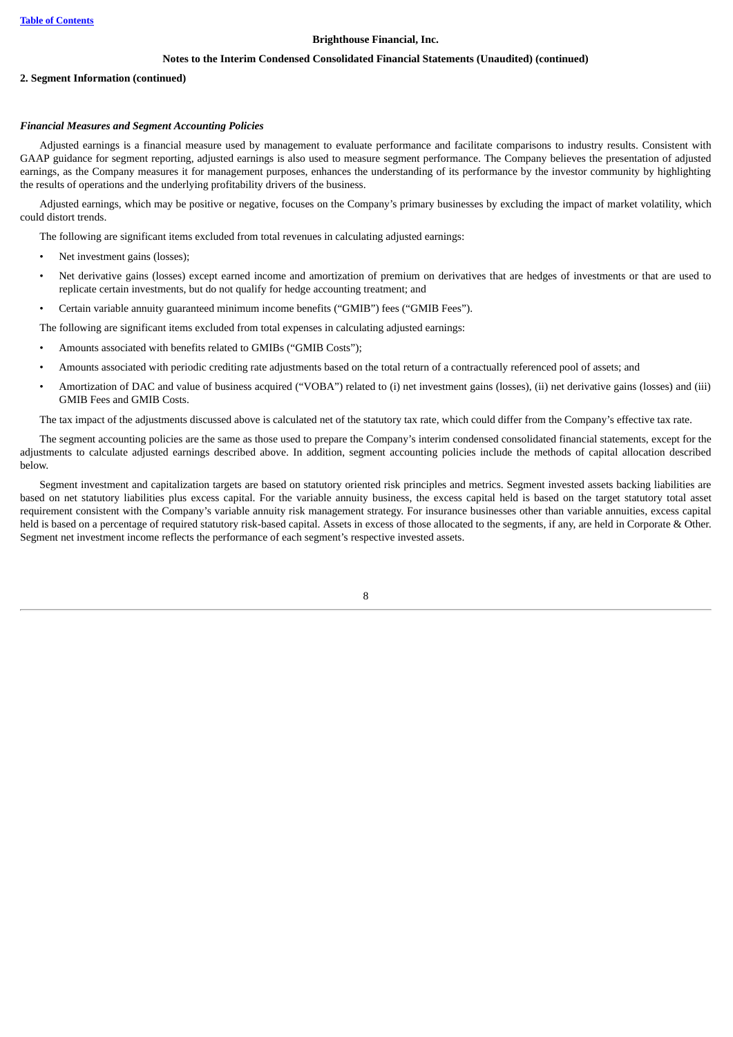## 2. Segment Information (continued)

***Financial Measures and Segment Accounting Policies***

Adjusted earnings is a financial measure used by management to evaluate performance and facilitate comparisons to industry results. Consistent with GAAP guidance for segment reporting, adjusted earnings is also used to measure segment performance. The Company believes the presentation of adjusted earnings, as the Company measures it for management purposes, enhances the understanding of its performance by the investor community by highlighting the results of operations and the underlying profitability drivers of the business.

Adjusted earnings, which may be positive or negative, focuses on the Company's primary businesses by excluding the impact of market volatility, which could distort trends.

The following are significant items excluded from total revenues in calculating adjusted earnings:

- Net investment gains (losses);
- Net derivative gains (losses) except earned income and amortization of premium on derivatives that are hedges of investments or that are used to replicate certain investments, but do not qualify for hedge accounting treatment; and
- Certain variable annuity guaranteed minimum income benefits ("GMIB") fees ("GMIB Fees").

The following are significant items excluded from total expenses in calculating adjusted earnings:

- Amounts associated with benefits related to GMIBs ("GMIB Costs");
- Amounts associated with periodic crediting rate adjustments based on the total return of a contractually referenced pool of assets; and
- Amortization of DAC and value of business acquired ("VOBA") related to (i) net investment gains (losses), (ii) net derivative gains (losses) and (iii) GMIB Fees and GMIB Costs.

The tax impact of the adjustments discussed above is calculated net of the statutory tax rate, which could differ from the Company's effective tax rate.

The segment accounting policies are the same as those used to prepare the Company's interim condensed consolidated financial statements, except for the adjustments to calculate adjusted earnings described above. In addition, segment accounting policies include the methods of capital allocation described below.

Segment investment and capitalization targets are based on statutory oriented risk principles and metrics. Segment invested assets backing liabilities are based on net statutory liabilities plus excess capital. For the variable annuity business, the excess capital held is based on the target statutory total asset requirement consistent with the Company's variable annuity risk management strategy. For insurance businesses other than variable annuities, excess capital held is based on a percentage of required statutory risk-based capital. Assets in excess of those allocated to the segments, if any, are held in Corporate & Other. Segment net investment income reflects the performance of each segment's respective invested assets.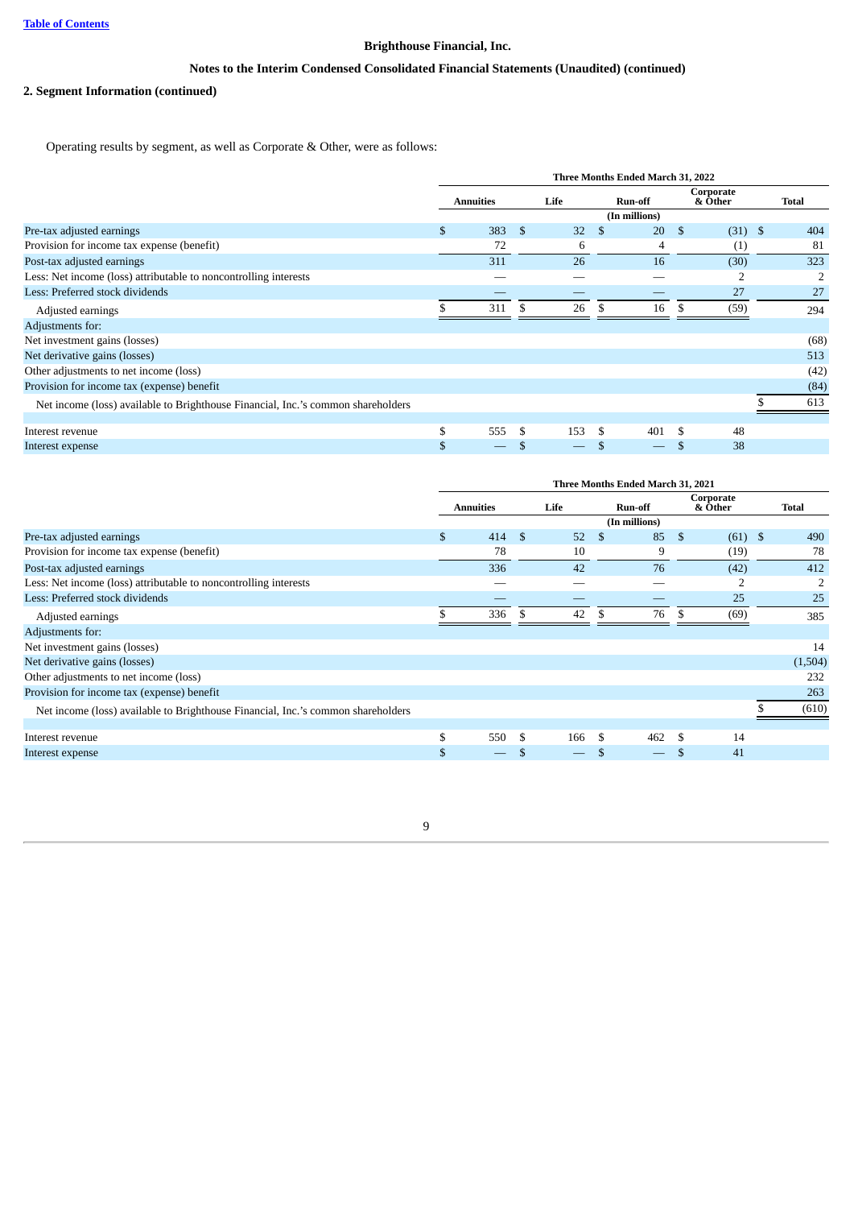Brighthouse Financial, Inc.

Notes to the Interim Condensed Consolidated Financial Statements (Unaudited) (continued)

## 2. Segment Information (continued)

Operating results by segment, as well as Corporate & Other, were as follows:

| | Three Months Ended March 31, 2022 | | | | |
|---|---|---|---|---|---|
| | Annuities | Life | Run-off | Corporate & Other | Total |
| | (In millions) | | | | |
| Pre-tax adjusted earnings | $ 383 | $ 32 | $ 20 | $ (31) | $ 404 |
| Provision for income tax expense (benefit) | 72 | 6 | 4 | (1) | 81 |
| Post-tax adjusted earnings | 311 | 26 | 16 | (30) | 323 |
| Less: Net income (loss) attributable to noncontrolling interests | — | — | — | 2 | 2 |
| Less: Preferred stock dividends | — | — | — | 27 | 27 |
| Adjusted earnings | $ 311 | $ 26 | $ 16 | $ (59) | 294 |
| Adjustments for: | | | | | |
| Net investment gains (losses) | | | | | (68) |
| Net derivative gains (losses) | | | | | 513 |
| Other adjustments to net income (loss) | | | | | (42) |
| Provision for income tax (expense) benefit | | | | | (84) |
| Net income (loss) available to Brighthouse Financial, Inc.'s common shareholders | | | | | $ 613 |
| Interest revenue | $ 555 | $ 153 | $ 401 | $ 48 | |
| Interest expense | $ — | $ — | $ — | $ 38 | |

| | Three Months Ended March 31, 2021 | | | | |
|---|---|---|---|---|---|
| | Annuities | Life | Run-off | Corporate & Other | Total |
| | (In millions) | | | | |
| Pre-tax adjusted earnings | $ 414 | $ 52 | $ 85 | $ (61) | $ 490 |
| Provision for income tax expense (benefit) | 78 | 10 | 9 | (19) | 78 |
| Post-tax adjusted earnings | 336 | 42 | 76 | (42) | 412 |
| Less: Net income (loss) attributable to noncontrolling interests | — | — | — | 2 | 2 |
| Less: Preferred stock dividends | — | — | — | 25 | 25 |
| Adjusted earnings | $ 336 | $ 42 | $ 76 | $ (69) | 385 |
| Adjustments for: | | | | | |
| Net investment gains (losses) | | | | | 14 |
| Net derivative gains (losses) | | | | | (1,504) |
| Other adjustments to net income (loss) | | | | | 232 |
| Provision for income tax (expense) benefit | | | | | 263 |
| Net income (loss) available to Brighthouse Financial, Inc.'s common shareholders | | | | | $ (610) |
| Interest revenue | $ 550 | $ 166 | $ 462 | $ 14 | |
| Interest expense | $ — | $ — | $ — | $ 41 | |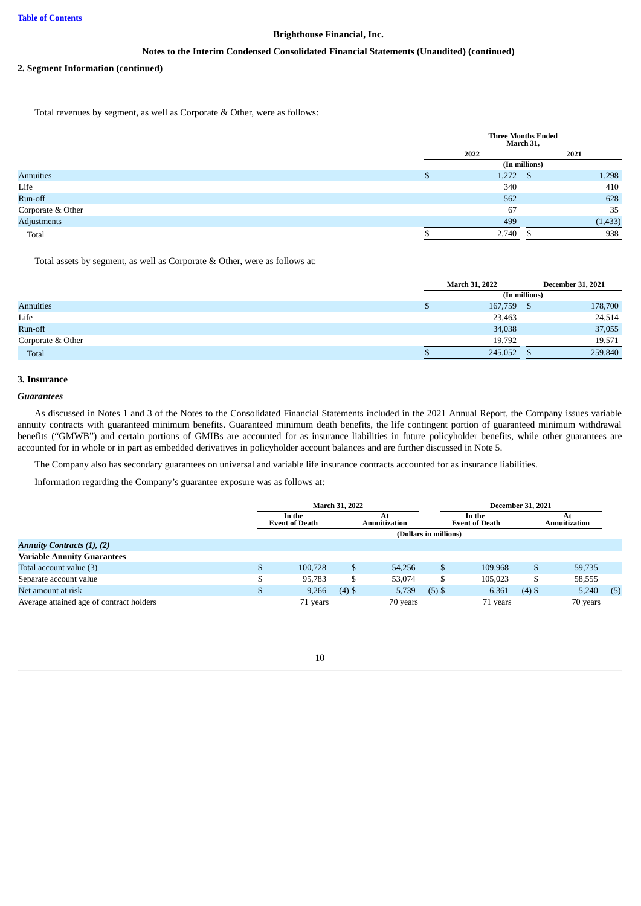**Brighthouse Financial, Inc.**

**Notes to the Interim Condensed Consolidated Financial Statements (Unaudited) (continued)**

**2. Segment Information (continued)**

Total revenues by segment, as well as Corporate & Other, were as follows:

| | Three Months Ended March 31, | |
|---|---|---|
| | 2022 | 2021 |
| | (In millions) | |
| Annuities | $ 1,272 | $ 1,298 |
| Life | 340 | 410 |
| Run-off | 562 | 628 |
| Corporate & Other | 67 | 35 |
| Adjustments | 499 | (1,433) |
| Total | $ 2,740 | $ 938 |

Total assets by segment, as well as Corporate & Other, were as follows at:

| | March 31, 2022 | December 31, 2021 |
|---|---|---|
| | (In millions) | |
| Annuities | $ 167,759 | $ 178,700 |
| Life | 23,463 | 24,514 |
| Run-off | 34,038 | 37,055 |
| Corporate & Other | 19,792 | 19,571 |
| Total | $ 245,052 | $ 259,840 |

**3. Insurance**

***Guarantees***

As discussed in Notes 1 and 3 of the Notes to the Consolidated Financial Statements included in the 2021 Annual Report, the Company issues variable annuity contracts with guaranteed minimum benefits. Guaranteed minimum death benefits, the life contingent portion of guaranteed minimum withdrawal benefits ("GMWB") and certain portions of GMIBs are accounted for as insurance liabilities in future policyholder benefits, while other guarantees are accounted for in whole or in part as embedded derivatives in policyholder account balances and are further discussed in Note 5.

The Company also has secondary guarantees on universal and variable life insurance contracts accounted for as insurance liabilities.

Information regarding the Company's guarantee exposure was as follows at:

| | March 31, 2022 | | December 31, 2021 | |
|---|---|---|---|---|
| | In the Event of Death | At Annuitization | In the Event of Death | At Annuitization |
| | (Dollars in millions) | | | |
| ***Annuity Contracts (1), (2)*** | | | | |
| **Variable Annuity Guarantees** | | | | |
| Total account value (3) | $ 100,728 | $ 54,256 | $ 109,968 | $ 59,735 |
| Separate account value | $ 95,783 | $ 53,074 | $ 105,023 | $ 58,555 |
| Net amount at risk | $ 9,266 (4) | $ 5,739 (5) | $ 6,361 (4) | $ 5,240 (5) |
| Average attained age of contract holders | 71 years | 70 years | 71 years | 70 years |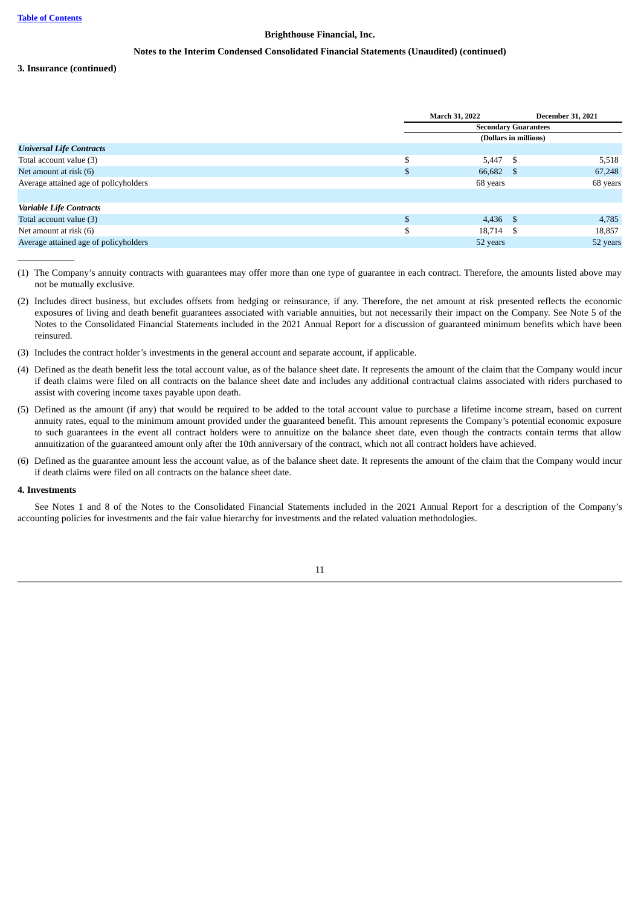**Brighthouse Financial, Inc.**

**Notes to the Interim Condensed Consolidated Financial Statements (Unaudited) (continued)**

**3. Insurance (continued)**

| | March 31, 2022 | December 31, 2021 |
|---|---|---|
| | Secondary Guarantees | |
| | (Dollars in millions) | |
| ***Universal Life Contracts*** | | |
| Total account value (3) | $ 5,447 | $ 5,518 |
| Net amount at risk (6) | $ 66,682 | $ 67,248 |
| Average attained age of policyholders | 68 years | 68 years |
| | | |
| ***Variable Life Contracts*** | | |
| Total account value (3) | $ 4,436 | $ 4,785 |
| Net amount at risk (6) | $ 18,714 | $ 18,857 |
| Average attained age of policyholders | 52 years | 52 years |

(1) The Company's annuity contracts with guarantees may offer more than one type of guarantee in each contract. Therefore, the amounts listed above may not be mutually exclusive.

(2) Includes direct business, but excludes offsets from hedging or reinsurance, if any. Therefore, the net amount at risk presented reflects the economic exposures of living and death benefit guarantees associated with variable annuities, but not necessarily their impact on the Company. See Note 5 of the Notes to the Consolidated Financial Statements included in the 2021 Annual Report for a discussion of guaranteed minimum benefits which have been reinsured.

(3) Includes the contract holder's investments in the general account and separate account, if applicable.

(4) Defined as the death benefit less the total account value, as of the balance sheet date. It represents the amount of the claim that the Company would incur if death claims were filed on all contracts on the balance sheet date and includes any additional contractual claims associated with riders purchased to assist with covering income taxes payable upon death.

(5) Defined as the amount (if any) that would be required to be added to the total account value to purchase a lifetime income stream, based on current annuity rates, equal to the minimum amount provided under the guaranteed benefit. This amount represents the Company's potential economic exposure to such guarantees in the event all contract holders were to annuitize on the balance sheet date, even though the contracts contain terms that allow annuitization of the guaranteed amount only after the 10th anniversary of the contract, which not all contract holders have achieved.

(6) Defined as the guarantee amount less the account value, as of the balance sheet date. It represents the amount of the claim that the Company would incur if death claims were filed on all contracts on the balance sheet date.

**4. Investments**

See Notes 1 and 8 of the Notes to the Consolidated Financial Statements included in the 2021 Annual Report for a description of the Company's accounting policies for investments and the fair value hierarchy for investments and the related valuation methodologies.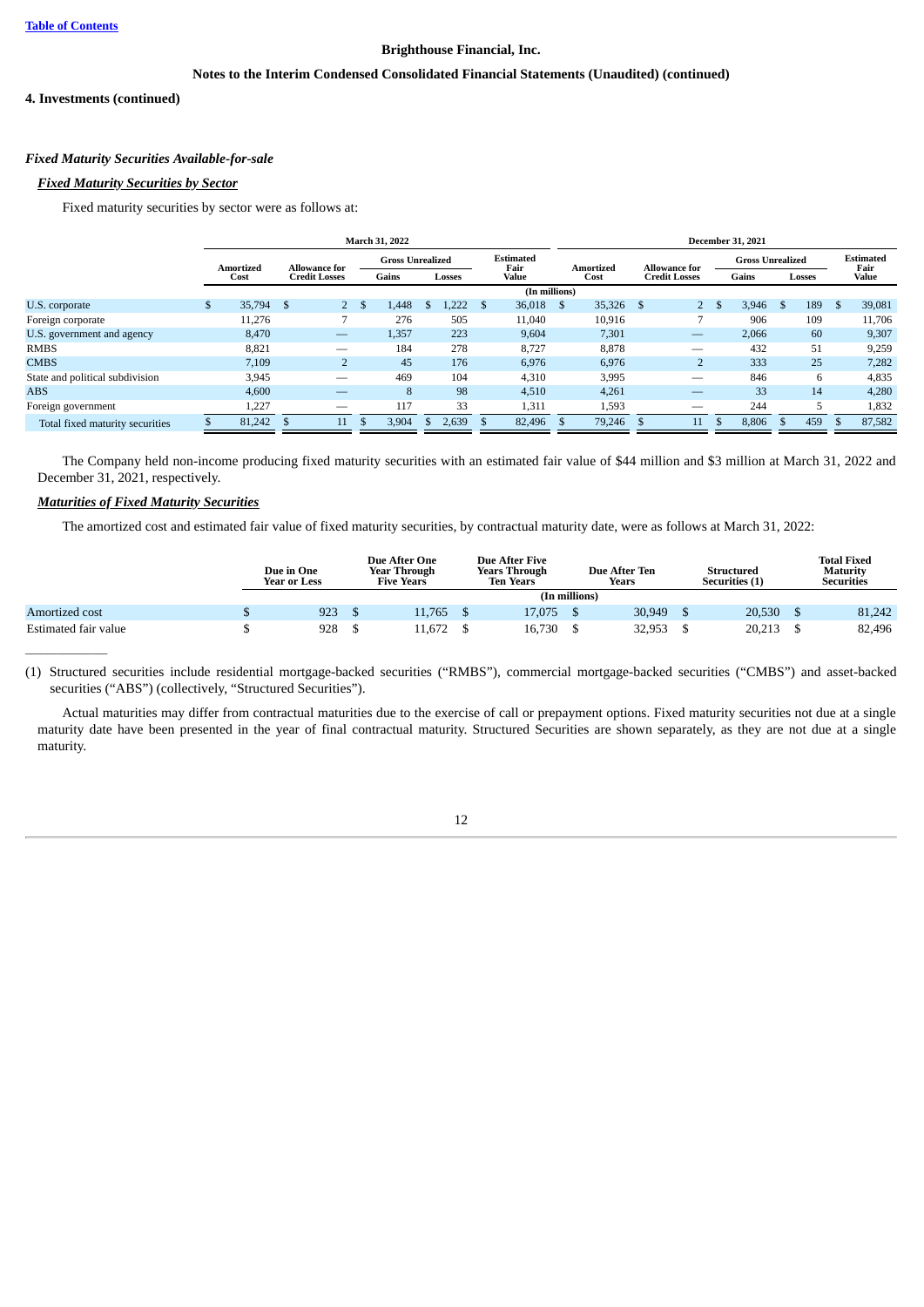Brighthouse Financial, Inc.

Notes to the Interim Condensed Consolidated Financial Statements (Unaudited) (continued)

**4. Investments (continued)**

***Fixed Maturity Securities Available-for-sale***

***Fixed Maturity Securities by Sector***

Fixed maturity securities by sector were as follows at:

| | March 31, 2022 | | | | | December 31, 2021 | | | | |
|---|---|---|---|---|---|---|---|---|---|---|
| | Amortized Cost | Allowance for Credit Losses | Gross Unrealized | | Estimated Fair Value | Amortized Cost | Allowance for Credit Losses | Gross Unrealized | | Estimated Fair Value |
| | | | Gains | Losses | | | | Gains | Losses | |
| | (In millions) | | | | | | | | | |
| U.S. corporate | $ 35,794 | $ 2 | $ 1,448 | $ 1,222 | $ 36,018 | $ 35,326 | $ 2 | $ 3,946 | $ 189 | $ 39,081 |
| Foreign corporate | 11,276 | 7 | 276 | 505 | 11,040 | 10,916 | 7 | 906 | 109 | 11,706 |
| U.S. government and agency | 8,470 | — | 1,357 | 223 | 9,604 | 7,301 | — | 2,066 | 60 | 9,307 |
| RMBS | 8,821 | — | 184 | 278 | 8,727 | 8,878 | — | 432 | 51 | 9,259 |
| CMBS | 7,109 | 2 | 45 | 176 | 6,976 | 6,976 | 2 | 333 | 25 | 7,282 |
| State and political subdivision | 3,945 | — | 469 | 104 | 4,310 | 3,995 | — | 846 | 6 | 4,835 |
| ABS | 4,600 | — | 8 | 98 | 4,510 | 4,261 | — | 33 | 14 | 4,280 |
| Foreign government | 1,227 | — | 117 | 33 | 1,311 | 1,593 | — | 244 | 5 | 1,832 |
| Total fixed maturity securities | $ 81,242 | $ 11 | $ 3,904 | $ 2,639 | $ 82,496 | $ 79,246 | $ 11 | $ 8,806 | $ 459 | $ 87,582 |

The Company held non-income producing fixed maturity securities with an estimated fair value of $44 million and $3 million at March 31, 2022 and December 31, 2021, respectively.

***Maturities of Fixed Maturity Securities***

The amortized cost and estimated fair value of fixed maturity securities, by contractual maturity date, were as follows at March 31, 2022:

| | Due in One Year or Less | Due After One Year Through Five Years | Due After Five Years Through Ten Years | Due After Ten Years | Structured Securities (1) | Total Fixed Maturity Securities |
|---|---|---|---|---|---|---|
| | (In millions) | | | | | |
| Amortized cost | $ 923 | $ 11,765 | $ 17,075 | $ 30,949 | $ 20,530 | $ 81,242 |
| Estimated fair value | $ 928 | $ 11,672 | $ 16,730 | $ 32,953 | $ 20,213 | $ 82,496 |

(1) Structured securities include residential mortgage-backed securities ("RMBS"), commercial mortgage-backed securities ("CMBS") and asset-backed securities ("ABS") (collectively, "Structured Securities").

Actual maturities may differ from contractual maturities due to the exercise of call or prepayment options. Fixed maturity securities not due at a single maturity date have been presented in the year of final contractual maturity. Structured Securities are shown separately, as they are not due at a single maturity.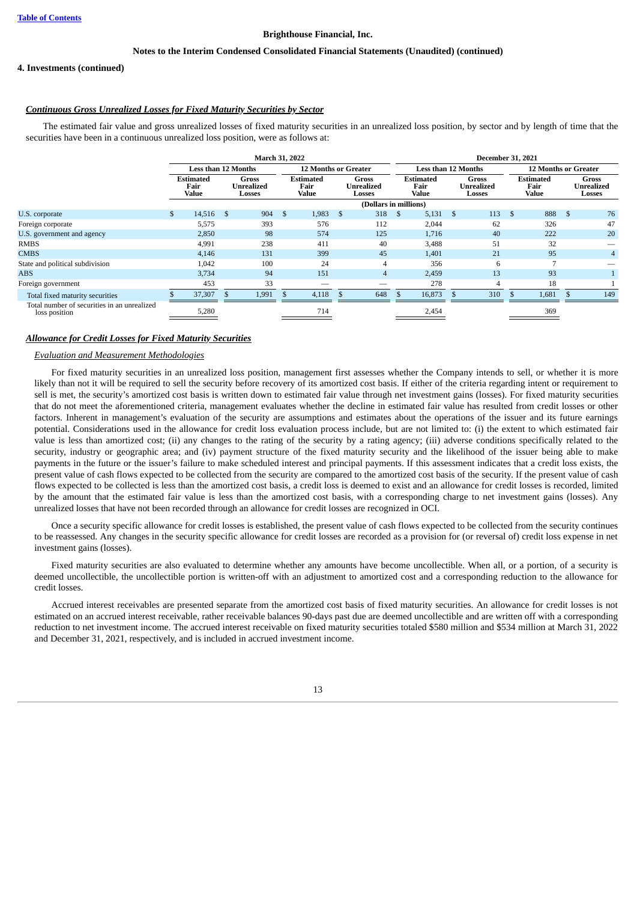**4. Investments (continued)**

***Continuous Gross Unrealized Losses for Fixed Maturity Securities by Sector***

The estimated fair value and gross unrealized losses of fixed maturity securities in an unrealized loss position, by sector and by length of time that the securities have been in a continuous unrealized loss position, were as follows at:

| | March 31, 2022 | | | | December 31, 2021 | | | |
|---|---|---|---|---|---|---|---|---|
| | Less than 12 Months | | 12 Months or Greater | | Less than 12 Months | | 12 Months or Greater | |
| | Estimated Fair Value | Gross Unrealized Losses | Estimated Fair Value | Gross Unrealized Losses | Estimated Fair Value | Gross Unrealized Losses | Estimated Fair Value | Gross Unrealized Losses |
| | (Dollars in millions) | | | | | | | |
| U.S. corporate | $ 14,516 | $ 904 | $ 1,983 | $ 318 | $ 5,131 | $ 113 | $ 888 | $ 76 |
| Foreign corporate | 5,575 | 393 | 576 | 112 | 2,044 | 62 | 326 | 47 |
| U.S. government and agency | 2,850 | 98 | 574 | 125 | 1,716 | 40 | 222 | 20 |
| RMBS | 4,991 | 238 | 411 | 40 | 3,488 | 51 | 32 | — |
| CMBS | 4,146 | 131 | 399 | 45 | 1,401 | 21 | 95 | 4 |
| State and political subdivision | 1,042 | 100 | 24 | 4 | 356 | 6 | 7 | — |
| ABS | 3,734 | 94 | 151 | 4 | 2,459 | 13 | 93 | 1 |
| Foreign government | 453 | 33 | — | — | 278 | 4 | 18 | 1 |
| Total fixed maturity securities | $ 37,307 | $ 1,991 | $ 4,118 | $ 648 | $ 16,873 | $ 310 | $ 1,681 | $ 149 |
| Total number of securities in an unrealized loss position | 5,280 | | 714 | | 2,454 | | 369 | |

***Allowance for Credit Losses for Fixed Maturity Securities***

*Evaluation and Measurement Methodologies*

For fixed maturity securities in an unrealized loss position, management first assesses whether the Company intends to sell, or whether it is more likely than not it will be required to sell the security before recovery of its amortized cost basis. If either of the criteria regarding intent or requirement to sell is met, the security's amortized cost basis is written down to estimated fair value through net investment gains (losses). For fixed maturity securities that do not meet the aforementioned criteria, management evaluates whether the decline in estimated fair value has resulted from credit losses or other factors. Inherent in management's evaluation of the security are assumptions and estimates about the operations of the issuer and its future earnings potential. Considerations used in the allowance for credit loss evaluation process include, but are not limited to: (i) the extent to which estimated fair value is less than amortized cost; (ii) any changes to the rating of the security by a rating agency; (iii) adverse conditions specifically related to the security, industry or geographic area; and (iv) payment structure of the fixed maturity security and the likelihood of the issuer being able to make payments in the future or the issuer's failure to make scheduled interest and principal payments. If this assessment indicates that a credit loss exists, the present value of cash flows expected to be collected from the security are compared to the amortized cost basis of the security. If the present value of cash flows expected to be collected is less than the amortized cost basis, a credit loss is deemed to exist and an allowance for credit losses is recorded, limited by the amount that the estimated fair value is less than the amortized cost basis, with a corresponding charge to net investment gains (losses). Any unrealized losses that have not been recorded through an allowance for credit losses are recognized in OCI.

Once a security specific allowance for credit losses is established, the present value of cash flows expected to be collected from the security continues to be reassessed. Any changes in the security specific allowance for credit losses are recorded as a provision for (or reversal of) credit loss expense in net investment gains (losses).

Fixed maturity securities are also evaluated to determine whether any amounts have become uncollectible. When all, or a portion, of a security is deemed uncollectible, the uncollectible portion is written-off with an adjustment to amortized cost and a corresponding reduction to the allowance for credit losses.

Accrued interest receivables are presented separate from the amortized cost basis of fixed maturity securities. An allowance for credit losses is not estimated on an accrued interest receivable, rather receivable balances 90-days past due are deemed uncollectible and are written off with a corresponding reduction to net investment income. The accrued interest receivable on fixed maturity securities totaled $580 million and $534 million at March 31, 2022 and December 31, 2021, respectively, and is included in accrued investment income.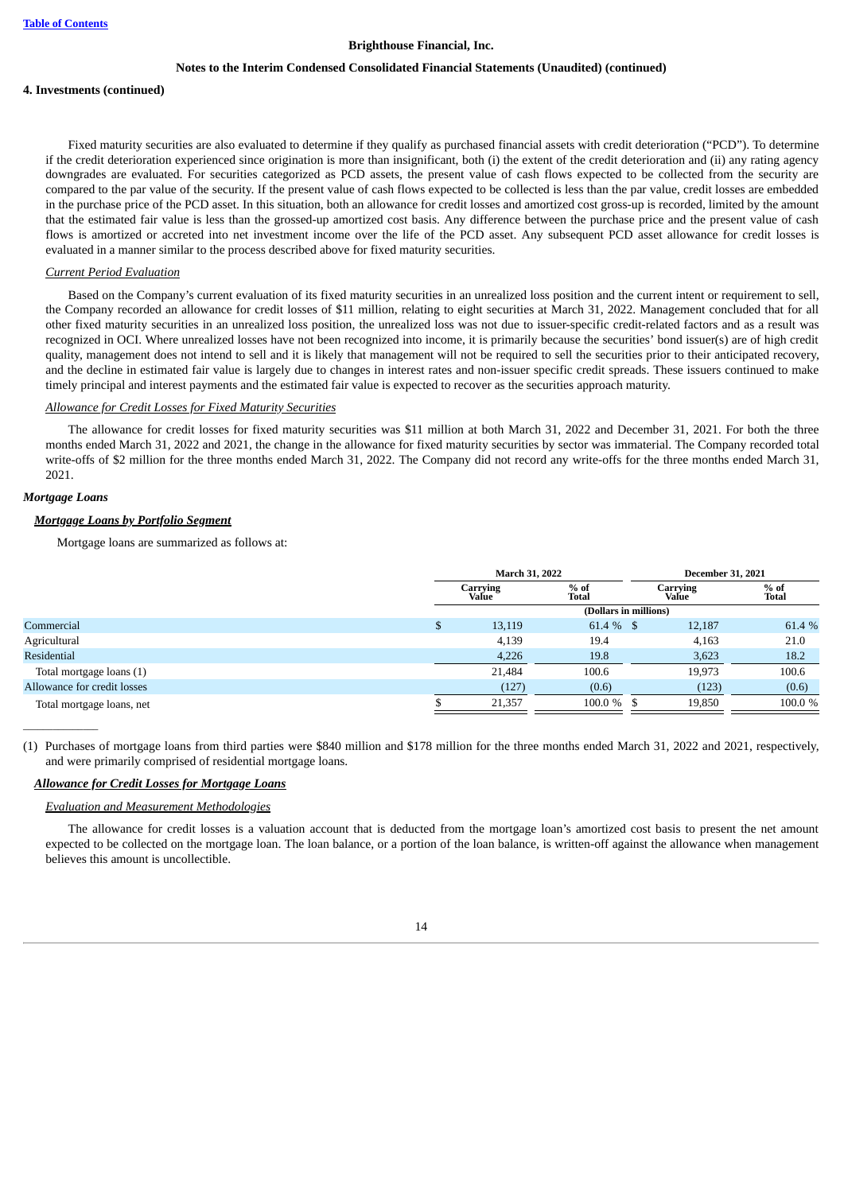**Brighthouse Financial, Inc.**

**Notes to the Interim Condensed Consolidated Financial Statements (Unaudited) (continued)**

**4. Investments (continued)**

Fixed maturity securities are also evaluated to determine if they qualify as purchased financial assets with credit deterioration (“PCD”). To determine if the credit deterioration experienced since origination is more than insignificant, both (i) the extent of the credit deterioration and (ii) any rating agency downgrades are evaluated. For securities categorized as PCD assets, the present value of cash flows expected to be collected from the security are compared to the par value of the security. If the present value of cash flows expected to be collected is less than the par value, credit losses are embedded in the purchase price of the PCD asset. In this situation, both an allowance for credit losses and amortized cost gross-up is recorded, limited by the amount that the estimated fair value is less than the grossed-up amortized cost basis. Any difference between the purchase price and the present value of cash flows is amortized or accreted into net investment income over the life of the PCD asset. Any subsequent PCD asset allowance for credit losses is evaluated in a manner similar to the process described above for fixed maturity securities.

*Current Period Evaluation*

Based on the Company’s current evaluation of its fixed maturity securities in an unrealized loss position and the current intent or requirement to sell, the Company recorded an allowance for credit losses of $11 million, relating to eight securities at March 31, 2022. Management concluded that for all other fixed maturity securities in an unrealized loss position, the unrealized loss was not due to issuer-specific credit-related factors and as a result was recognized in OCI. Where unrealized losses have not been recognized into income, it is primarily because the securities’ bond issuer(s) are of high credit quality, management does not intend to sell and it is likely that management will not be required to sell the securities prior to their anticipated recovery, and the decline in estimated fair value is largely due to changes in interest rates and non-issuer specific credit spreads. These issuers continued to make timely principal and interest payments and the estimated fair value is expected to recover as the securities approach maturity.

*Allowance for Credit Losses for Fixed Maturity Securities*

The allowance for credit losses for fixed maturity securities was $11 million at both March 31, 2022 and December 31, 2021. For both the three months ended March 31, 2022 and 2021, the change in the allowance for fixed maturity securities by sector was immaterial. The Company recorded total write-offs of $2 million for the three months ended March 31, 2022. The Company did not record any write-offs for the three months ended March 31, 2021.

***Mortgage Loans***

***Mortgage Loans by Portfolio Segment***

Mortgage loans are summarized as follows at:

| | March 31, 2022 | | December 31, 2021 | |
|---|---|---|---|---|
| | Carrying Value | % of Total | Carrying Value | % of Total |
| | (Dollars in millions) | | | |
| Commercial | $ 13,119 | 61.4 % | $ 12,187 | 61.4 % |
| Agricultural | 4,139 | 19.4 | 4,163 | 21.0 |
| Residential | 4,226 | 19.8 | 3,623 | 18.2 |
| Total mortgage loans (1) | 21,484 | 100.6 | 19,973 | 100.6 |
| Allowance for credit losses | (127) | (0.6) | (123) | (0.6) |
| Total mortgage loans, net | $ 21,357 | 100.0 % | $ 19,850 | 100.0 % |

(1) Purchases of mortgage loans from third parties were $840 million and $178 million for the three months ended March 31, 2022 and 2021, respectively, and were primarily comprised of residential mortgage loans.

***Allowance for Credit Losses for Mortgage Loans***

*Evaluation and Measurement Methodologies*

The allowance for credit losses is a valuation account that is deducted from the mortgage loan’s amortized cost basis to present the net amount expected to be collected on the mortgage loan. The loan balance, or a portion of the loan balance, is written-off against the allowance when management believes this amount is uncollectible.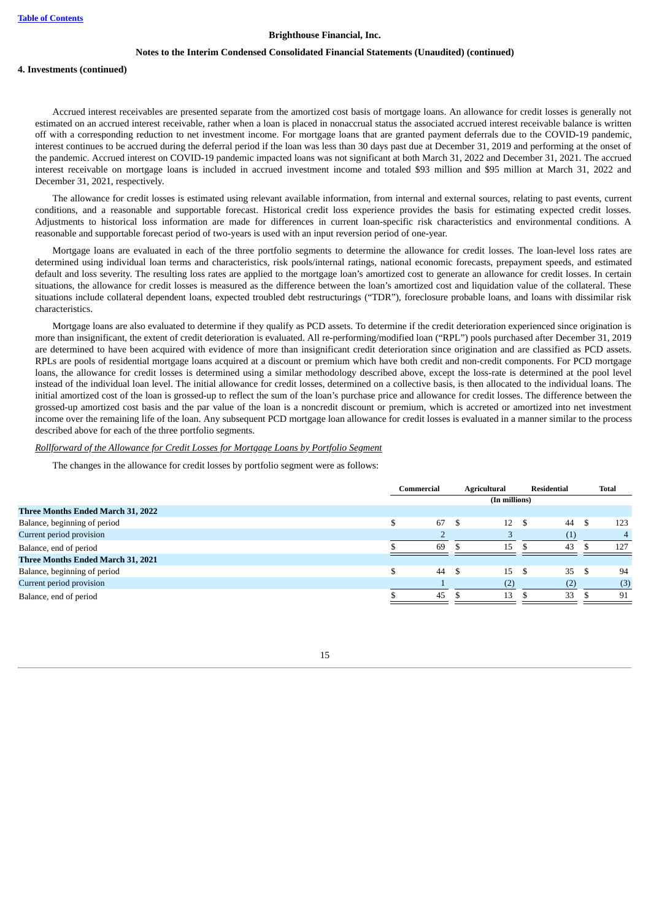**Brighthouse Financial, Inc.**

**Notes to the Interim Condensed Consolidated Financial Statements (Unaudited) (continued)**

**4. Investments (continued)**

Accrued interest receivables are presented separate from the amortized cost basis of mortgage loans. An allowance for credit losses is generally not estimated on an accrued interest receivable, rather when a loan is placed in nonaccrual status the associated accrued interest receivable balance is written off with a corresponding reduction to net investment income. For mortgage loans that are granted payment deferrals due to the COVID-19 pandemic, interest continues to be accrued during the deferral period if the loan was less than 30 days past due at December 31, 2019 and performing at the onset of the pandemic. Accrued interest on COVID-19 pandemic impacted loans was not significant at both March 31, 2022 and December 31, 2021. The accrued interest receivable on mortgage loans is included in accrued investment income and totaled $93 million and $95 million at March 31, 2022 and December 31, 2021, respectively.

The allowance for credit losses is estimated using relevant available information, from internal and external sources, relating to past events, current conditions, and a reasonable and supportable forecast. Historical credit loss experience provides the basis for estimating expected credit losses. Adjustments to historical loss information are made for differences in current loan-specific risk characteristics and environmental conditions. A reasonable and supportable forecast period of two-years is used with an input reversion period of one-year.

Mortgage loans are evaluated in each of the three portfolio segments to determine the allowance for credit losses. The loan-level loss rates are determined using individual loan terms and characteristics, risk pools/internal ratings, national economic forecasts, prepayment speeds, and estimated default and loss severity. The resulting loss rates are applied to the mortgage loan's amortized cost to generate an allowance for credit losses. In certain situations, the allowance for credit losses is measured as the difference between the loan's amortized cost and liquidation value of the collateral. These situations include collateral dependent loans, expected troubled debt restructurings ("TDR"), foreclosure probable loans, and loans with dissimilar risk characteristics.

Mortgage loans are also evaluated to determine if they qualify as PCD assets. To determine if the credit deterioration experienced since origination is more than insignificant, the extent of credit deterioration is evaluated. All re-performing/modified loan ("RPL") pools purchased after December 31, 2019 are determined to have been acquired with evidence of more than insignificant credit deterioration since origination and are classified as PCD assets. RPLs are pools of residential mortgage loans acquired at a discount or premium which have both credit and non-credit components. For PCD mortgage loans, the allowance for credit losses is determined using a similar methodology described above, except the loss-rate is determined at the pool level instead of the individual loan level. The initial allowance for credit losses, determined on a collective basis, is then allocated to the individual loans. The initial amortized cost of the loan is grossed-up to reflect the sum of the loan's purchase price and allowance for credit losses. The difference between the grossed-up amortized cost basis and the par value of the loan is a noncredit discount or premium, which is accreted or amortized into net investment income over the remaining life of the loan. Any subsequent PCD mortgage loan allowance for credit losses is evaluated in a manner similar to the process described above for each of the three portfolio segments.

*Rollforward of the Allowance for Credit Losses for Mortgage Loans by Portfolio Segment*

The changes in the allowance for credit losses by portfolio segment were as follows:

| | Commercial | Agricultural | Residential | Total |
|---|---|---|---|---|
| | | (In millions) | | |
| **Three Months Ended March 31, 2022** | | | | |
| Balance, beginning of period | $ 67 | $ 12 | $ 44 | $ 123 |
| Current period provision | 2 | 3 | (1) | 4 |
| Balance, end of period | $ 69 | $ 15 | $ 43 | $ 127 |
| **Three Months Ended March 31, 2021** | | | | |
| Balance, beginning of period | $ 44 | $ 15 | $ 35 | $ 94 |
| Current period provision | 1 | (2) | (2) | (3) |
| Balance, end of period | $ 45 | $ 13 | $ 33 | $ 91 |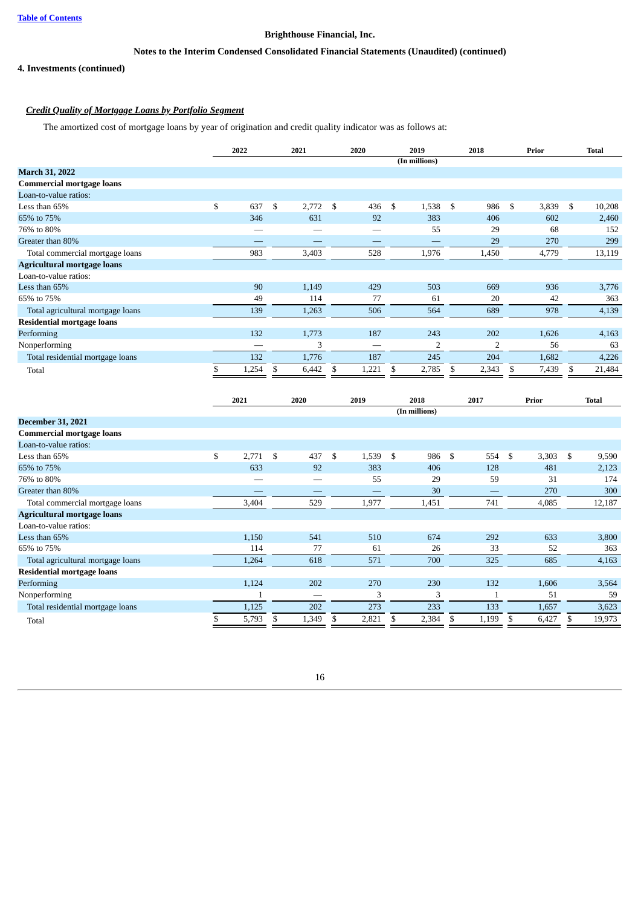Brighthouse Financial, Inc.

Notes to the Interim Condensed Consolidated Financial Statements (Unaudited) (continued)

**4. Investments (continued)**

***Credit Quality of Mortgage Loans by Portfolio Segment***

The amortized cost of mortgage loans by year of origination and credit quality indicator was as follows at:

| | 2022 | 2021 | 2020 | 2019 | 2018 | Prior | Total |
|---|---|---|---|---|---|---|---|
| | | | | (In millions) | | | |
| **March 31, 2022** | | | | | | | |
| **Commercial mortgage loans** | | | | | | | |
| Loan-to-value ratios: | | | | | | | |
| Less than 65% | $ 637 | $ 2,772 | $ 436 | $ 1,538 | $ 986 | $ 3,839 | $ 10,208 |
| 65% to 75% | 346 | 631 | 92 | 383 | 406 | 602 | 2,460 |
| 76% to 80% | — | — | — | 55 | 29 | 68 | 152 |
| Greater than 80% | — | — | — | — | 29 | 270 | 299 |
| Total commercial mortgage loans | 983 | 3,403 | 528 | 1,976 | 1,450 | 4,779 | 13,119 |
| **Agricultural mortgage loans** | | | | | | | |
| Loan-to-value ratios: | | | | | | | |
| Less than 65% | 90 | 1,149 | 429 | 503 | 669 | 936 | 3,776 |
| 65% to 75% | 49 | 114 | 77 | 61 | 20 | 42 | 363 |
| Total agricultural mortgage loans | 139 | 1,263 | 506 | 564 | 689 | 978 | 4,139 |
| **Residential mortgage loans** | | | | | | | |
| Performing | 132 | 1,773 | 187 | 243 | 202 | 1,626 | 4,163 |
| Nonperforming | — | 3 | — | 2 | 2 | 56 | 63 |
| Total residential mortgage loans | 132 | 1,776 | 187 | 245 | 204 | 1,682 | 4,226 |
| Total | $ 1,254 | $ 6,442 | $ 1,221 | $ 2,785 | $ 2,343 | $ 7,439 | $ 21,484 |

| | 2021 | 2020 | 2019 | 2018 | 2017 | Prior | Total |
|---|---|---|---|---|---|---|---|
| | | | | (In millions) | | | |
| **December 31, 2021** | | | | | | | |
| **Commercial mortgage loans** | | | | | | | |
| Loan-to-value ratios: | | | | | | | |
| Less than 65% | $ 2,771 | $ 437 | $ 1,539 | $ 986 | $ 554 | $ 3,303 | $ 9,590 |
| 65% to 75% | 633 | 92 | 383 | 406 | 128 | 481 | 2,123 |
| 76% to 80% | — | — | 55 | 29 | 59 | 31 | 174 |
| Greater than 80% | — | — | — | 30 | — | 270 | 300 |
| Total commercial mortgage loans | 3,404 | 529 | 1,977 | 1,451 | 741 | 4,085 | 12,187 |
| **Agricultural mortgage loans** | | | | | | | |
| Loan-to-value ratios: | | | | | | | |
| Less than 65% | 1,150 | 541 | 510 | 674 | 292 | 633 | 3,800 |
| 65% to 75% | 114 | 77 | 61 | 26 | 33 | 52 | 363 |
| Total agricultural mortgage loans | 1,264 | 618 | 571 | 700 | 325 | 685 | 4,163 |
| **Residential mortgage loans** | | | | | | | |
| Performing | 1,124 | 202 | 270 | 230 | 132 | 1,606 | 3,564 |
| Nonperforming | 1 | — | 3 | 3 | 1 | 51 | 59 |
| Total residential mortgage loans | 1,125 | 202 | 273 | 233 | 133 | 1,657 | 3,623 |
| Total | $ 5,793 | $ 1,349 | $ 2,821 | $ 2,384 | $ 1,199 | $ 6,427 | $ 19,973 |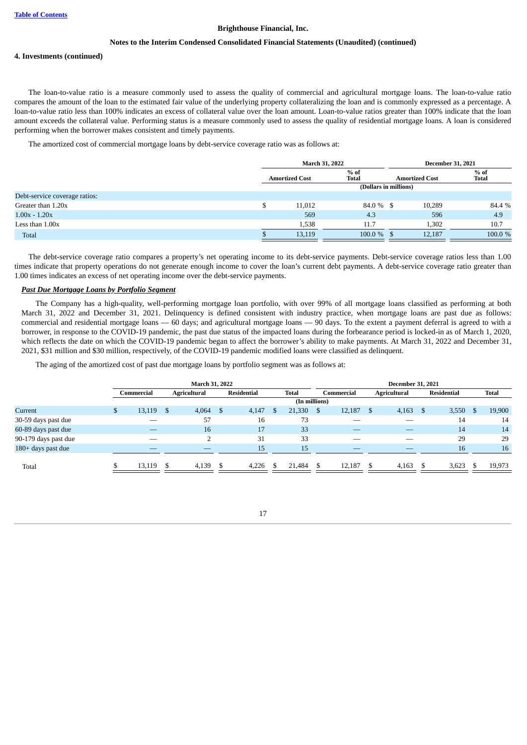Brighthouse Financial, Inc.

Notes to the Interim Condensed Consolidated Financial Statements (Unaudited) (continued)

**4. Investments (continued)**

The loan-to-value ratio is a measure commonly used to assess the quality of commercial and agricultural mortgage loans. The loan-to-value ratio compares the amount of the loan to the estimated fair value of the underlying property collateralizing the loan and is commonly expressed as a percentage. A loan-to-value ratio less than 100% indicates an excess of collateral value over the loan amount. Loan-to-value ratios greater than 100% indicate that the loan amount exceeds the collateral value. Performing status is a measure commonly used to assess the quality of residential mortgage loans. A loan is considered performing when the borrower makes consistent and timely payments.

The amortized cost of commercial mortgage loans by debt-service coverage ratio was as follows at:

| | March 31, 2022 | | December 31, 2021 | |
|---|---|---|---|---|
| | Amortized Cost | % of Total | Amortized Cost | % of Total |
| | (Dollars in millions) | | | |
| Debt-service coverage ratios: | | | | |
| Greater than 1.20x | $ 11,012 | 84.0 % | $ 10,289 | 84.4 % |
| 1.00x - 1.20x | 569 | 4.3 | 596 | 4.9 |
| Less than 1.00x | 1,538 | 11.7 | 1,302 | 10.7 |
| Total | $ 13,119 | 100.0 % | $ 12,187 | 100.0 % |

The debt-service coverage ratio compares a property's net operating income to its debt-service payments. Debt-service coverage ratios less than 1.00 times indicate that property operations do not generate enough income to cover the loan's current debt payments. A debt-service coverage ratio greater than 1.00 times indicates an excess of net operating income over the debt-service payments.

***Past Due Mortgage Loans by Portfolio Segment***

The Company has a high-quality, well-performing mortgage loan portfolio, with over 99% of all mortgage loans classified as performing at both March 31, 2022 and December 31, 2021. Delinquency is defined consistent with industry practice, when mortgage loans are past due as follows: commercial and residential mortgage loans — 60 days; and agricultural mortgage loans — 90 days. To the extent a payment deferral is agreed to with a borrower, in response to the COVID-19 pandemic, the past due status of the impacted loans during the forbearance period is locked-in as of March 1, 2020, which reflects the date on which the COVID-19 pandemic began to affect the borrower's ability to make payments. At March 31, 2022 and December 31, 2021, $31 million and $30 million, respectively, of the COVID-19 pandemic modified loans were classified as delinquent.

The aging of the amortized cost of past due mortgage loans by portfolio segment was as follows at:

| | March 31, 2022 | | | | December 31, 2021 | | | |
|---|---|---|---|---|---|---|---|---|
| | Commercial | Agricultural | Residential | Total | Commercial | Agricultural | Residential | Total |
| | (In millions) | | | | | | | |
| Current | $ 13,119 | $ 4,064 | $ 4,147 | $ 21,330 | $ 12,187 | $ 4,163 | $ 3,550 | $ 19,900 |
| 30-59 days past due | — | 57 | 16 | 73 | — | — | 14 | 14 |
| 60-89 days past due | — | 16 | 17 | 33 | — | — | 14 | 14 |
| 90-179 days past due | — | 2 | 31 | 33 | — | — | 29 | 29 |
| 180+ days past due | — | — | 15 | 15 | — | — | 16 | 16 |
| Total | $ 13,119 | $ 4,139 | $ 4,226 | $ 21,484 | $ 12,187 | $ 4,163 | $ 3,623 | $ 19,973 |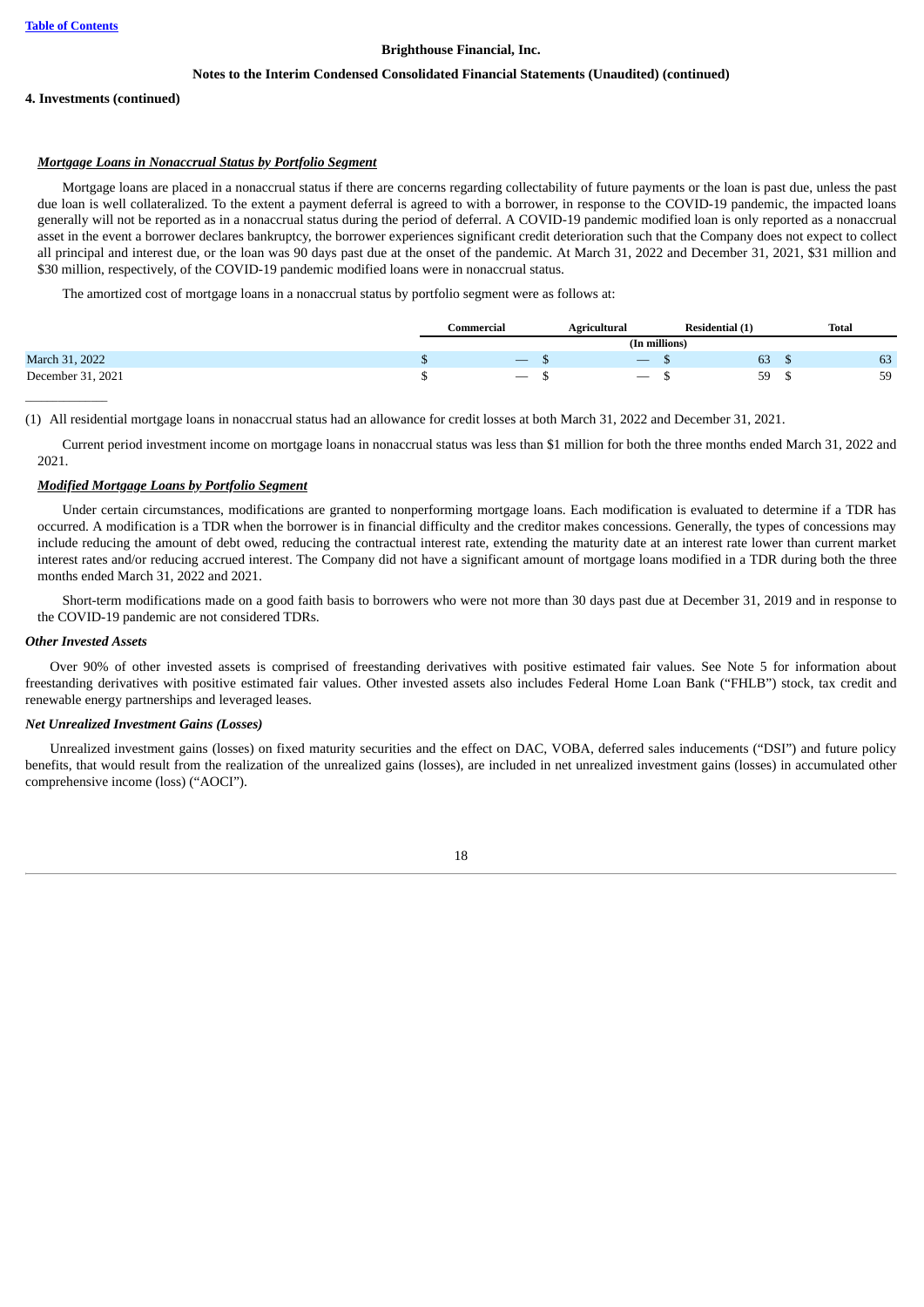**4. Investments (continued)**

***Mortgage Loans in Nonaccrual Status by Portfolio Segment***

Mortgage loans are placed in a nonaccrual status if there are concerns regarding collectability of future payments or the loan is past due, unless the past due loan is well collateralized. To the extent a payment deferral is agreed to with a borrower, in response to the COVID-19 pandemic, the impacted loans generally will not be reported as in a nonaccrual status during the period of deferral. A COVID-19 pandemic modified loan is only reported as a nonaccrual asset in the event a borrower declares bankruptcy, the borrower experiences significant credit deterioration such that the Company does not expect to collect all principal and interest due, or the loan was 90 days past due at the onset of the pandemic. At March 31, 2022 and December 31, 2021, $31 million and $30 million, respectively, of the COVID-19 pandemic modified loans were in nonaccrual status.

The amortized cost of mortgage loans in a nonaccrual status by portfolio segment were as follows at:

| | Commercial | Agricultural | Residential (1) | Total |
|---|---|---|---|---|
| | (In millions) | | | |
| March 31, 2022 | $ — | $ — | $ 63 | $ 63 |
| December 31, 2021 | $ — | $ — | $ 59 | $ 59 |

(1) All residential mortgage loans in nonaccrual status had an allowance for credit losses at both March 31, 2022 and December 31, 2021.

Current period investment income on mortgage loans in nonaccrual status was less than $1 million for both the three months ended March 31, 2022 and 2021.

***Modified Mortgage Loans by Portfolio Segment***

Under certain circumstances, modifications are granted to nonperforming mortgage loans. Each modification is evaluated to determine if a TDR has occurred. A modification is a TDR when the borrower is in financial difficulty and the creditor makes concessions. Generally, the types of concessions may include reducing the amount of debt owed, reducing the contractual interest rate, extending the maturity date at an interest rate lower than current market interest rates and/or reducing accrued interest. The Company did not have a significant amount of mortgage loans modified in a TDR during both the three months ended March 31, 2022 and 2021.

Short-term modifications made on a good faith basis to borrowers who were not more than 30 days past due at December 31, 2019 and in response to the COVID-19 pandemic are not considered TDRs.

***Other Invested Assets***

Over 90% of other invested assets is comprised of freestanding derivatives with positive estimated fair values. See Note 5 for information about freestanding derivatives with positive estimated fair values. Other invested assets also includes Federal Home Loan Bank ("FHLB") stock, tax credit and renewable energy partnerships and leveraged leases.

***Net Unrealized Investment Gains (Losses)***

Unrealized investment gains (losses) on fixed maturity securities and the effect on DAC, VOBA, deferred sales inducements ("DSI") and future policy benefits, that would result from the realization of the unrealized gains (losses), are included in net unrealized investment gains (losses) in accumulated other comprehensive income (loss) ("AOCI").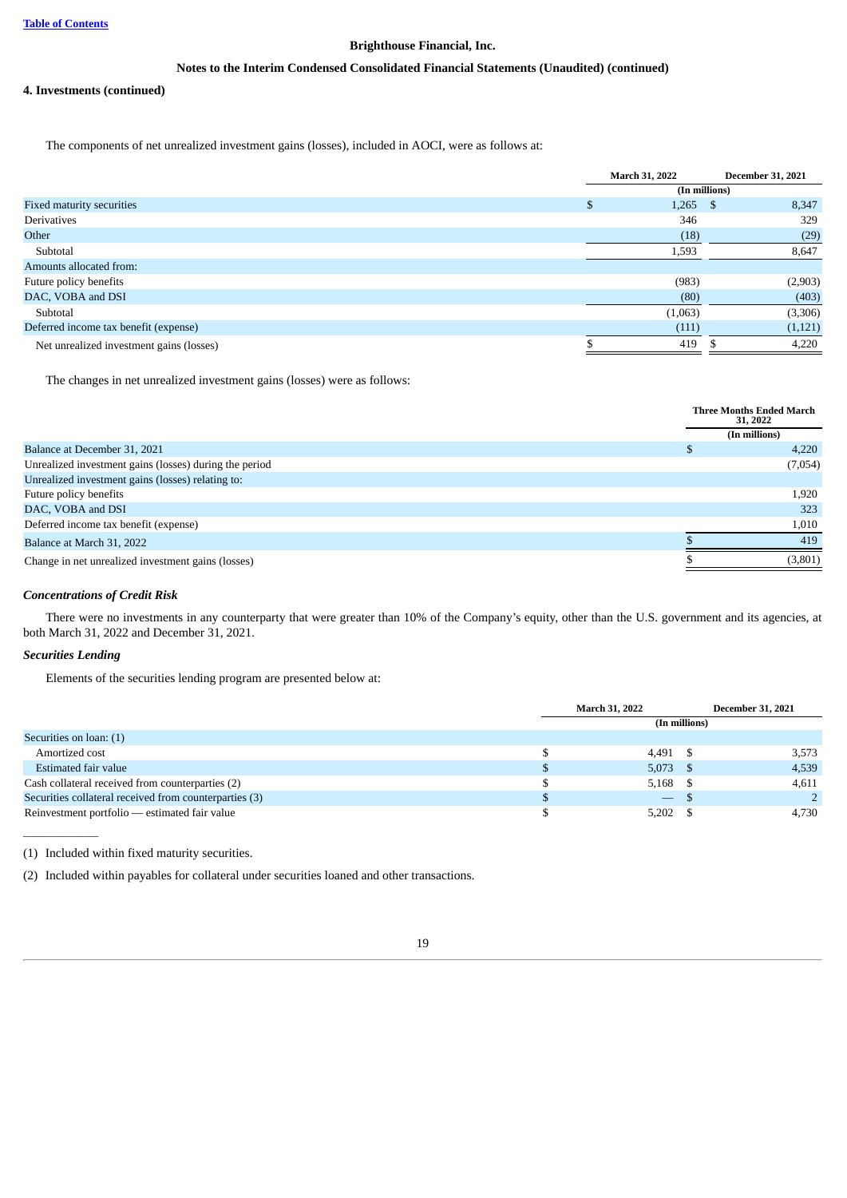Brighthouse Financial, Inc.

Notes to the Interim Condensed Consolidated Financial Statements (Unaudited) (continued)

**4. Investments (continued)**

The components of net unrealized investment gains (losses), included in AOCI, were as follows at:

| | March 31, 2022 | December 31, 2021 |
|---|---|---|
| | (In millions) | |
| Fixed maturity securities | $ 1,265 | $ 8,347 |
| Derivatives | 346 | 329 |
| Other | (18) | (29) |
| Subtotal | 1,593 | 8,647 |
| Amounts allocated from: | | |
| Future policy benefits | (983) | (2,903) |
| DAC, VOBA and DSI | (80) | (403) |
| Subtotal | (1,063) | (3,306) |
| Deferred income tax benefit (expense) | (111) | (1,121) |
| Net unrealized investment gains (losses) | $ 419 | $ 4,220 |

The changes in net unrealized investment gains (losses) were as follows:

| | Three Months Ended March 31, 2022 |
|---|---|
| | (In millions) |
| Balance at December 31, 2021 | $ 4,220 |
| Unrealized investment gains (losses) during the period | (7,054) |
| Unrealized investment gains (losses) relating to: | |
| Future policy benefits | 1,920 |
| DAC, VOBA and DSI | 323 |
| Deferred income tax benefit (expense) | 1,010 |
| Balance at March 31, 2022 | $ 419 |
| Change in net unrealized investment gains (losses) | $ (3,801) |

***Concentrations of Credit Risk***

There were no investments in any counterparty that were greater than 10% of the Company's equity, other than the U.S. government and its agencies, at both March 31, 2022 and December 31, 2021.

***Securities Lending***

Elements of the securities lending program are presented below at:

| | March 31, 2022 | December 31, 2021 |
|---|---|---|
| | (In millions) | |
| Securities on loan: (1) | | |
| Amortized cost | $ 4,491 | $ 3,573 |
| Estimated fair value | $ 5,073 | $ 4,539 |
| Cash collateral received from counterparties (2) | $ 5,168 | $ 4,611 |
| Securities collateral received from counterparties (3) | $ — | $ 2 |
| Reinvestment portfolio — estimated fair value | $ 5,202 | $ 4,730 |

(1) Included within fixed maturity securities.

(2) Included within payables for collateral under securities loaned and other transactions.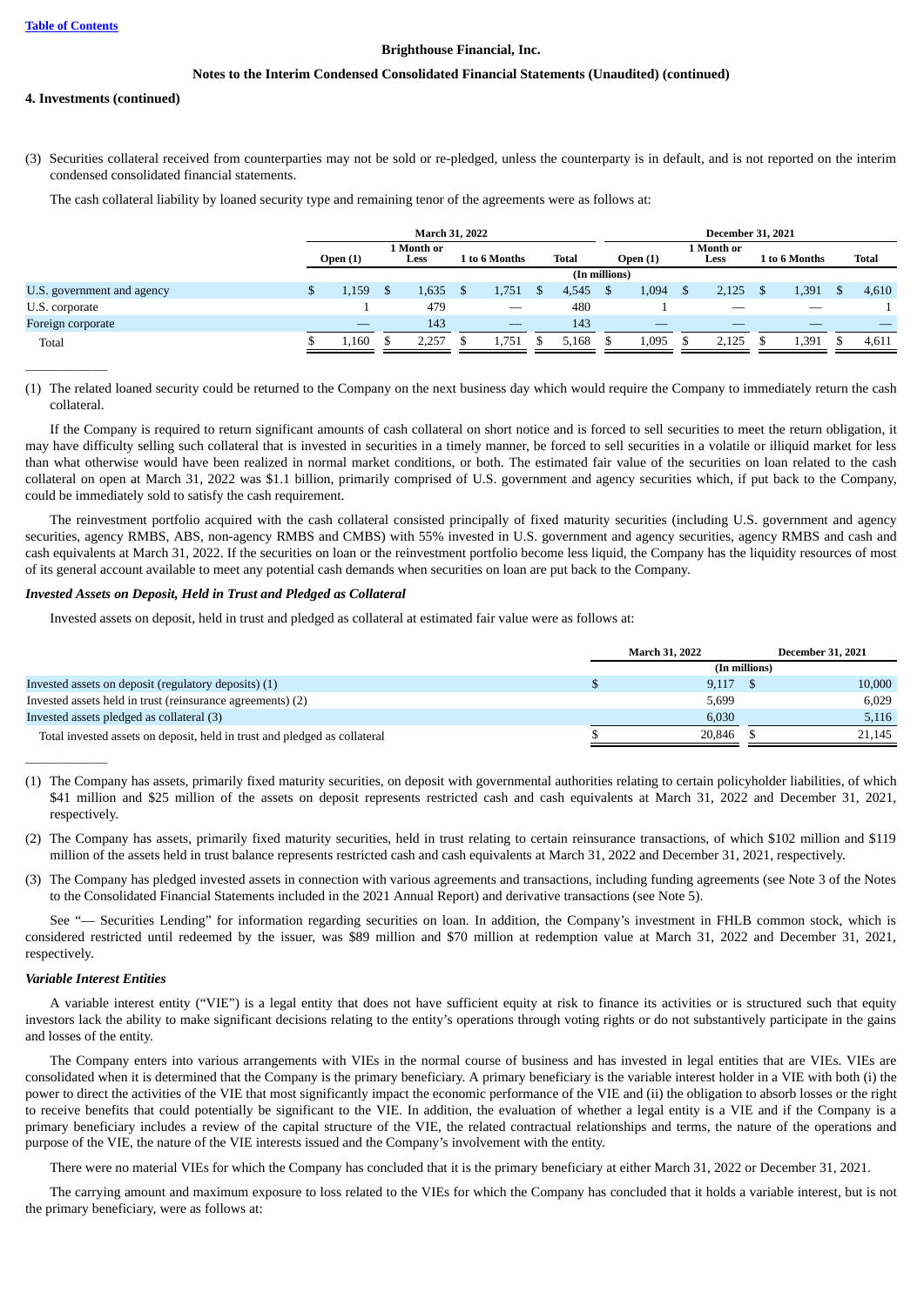**4. Investments (continued)**

(3) Securities collateral received from counterparties may not be sold or re-pledged, unless the counterparty is in default, and is not reported on the interim condensed consolidated financial statements.

The cash collateral liability by loaned security type and remaining tenor of the agreements were as follows at:

| | March 31, 2022 | | | | December 31, 2021 | | | |
|---|---|---|---|---|---|---|---|---|
| | Open (1) | 1 Month or Less | 1 to 6 Months | Total | Open (1) | 1 Month or Less | 1 to 6 Months | Total |
| | (In millions) | | | | | | | |
| U.S. government and agency | $ 1,159 | $ 1,635 | $ 1,751 | $ 4,545 | $ 1,094 | $ 2,125 | $ 1,391 | $ 4,610 |
| U.S. corporate | 1 | 479 | — | 480 | 1 | — | — | 1 |
| Foreign corporate | — | 143 | — | 143 | — | — | — | — |
| Total | $ 1,160 | $ 2,257 | $ 1,751 | $ 5,168 | $ 1,095 | $ 2,125 | $ 1,391 | $ 4,611 |

(1) The related loaned security could be returned to the Company on the next business day which would require the Company to immediately return the cash collateral.

If the Company is required to return significant amounts of cash collateral on short notice and is forced to sell securities to meet the return obligation, it may have difficulty selling such collateral that is invested in securities in a timely manner, be forced to sell securities in a volatile or illiquid market for less than what otherwise would have been realized in normal market conditions, or both. The estimated fair value of the securities on loan related to the cash collateral on open at March 31, 2022 was $1.1 billion, primarily comprised of U.S. government and agency securities which, if put back to the Company, could be immediately sold to satisfy the cash requirement.

The reinvestment portfolio acquired with the cash collateral consisted principally of fixed maturity securities (including U.S. government and agency securities, agency RMBS, ABS, non-agency RMBS and CMBS) with 55% invested in U.S. government and agency securities, agency RMBS and cash and cash equivalents at March 31, 2022. If the securities on loan or the reinvestment portfolio become less liquid, the Company has the liquidity resources of most of its general account available to meet any potential cash demands when securities on loan are put back to the Company.

***Invested Assets on Deposit, Held in Trust and Pledged as Collateral***

Invested assets on deposit, held in trust and pledged as collateral at estimated fair value were as follows at:

| | March 31, 2022 | December 31, 2021 |
|---|---|---|
| | (In millions) | |
| Invested assets on deposit (regulatory deposits) (1) | $ 9,117 | $ 10,000 |
| Invested assets held in trust (reinsurance agreements) (2) | 5,699 | 6,029 |
| Invested assets pledged as collateral (3) | 6,030 | 5,116 |
| Total invested assets on deposit, held in trust and pledged as collateral | $ 20,846 | $ 21,145 |

(1) The Company has assets, primarily fixed maturity securities, on deposit with governmental authorities relating to certain policyholder liabilities, of which $41 million and $25 million of the assets on deposit represents restricted cash and cash equivalents at March 31, 2022 and December 31, 2021, respectively.

(2) The Company has assets, primarily fixed maturity securities, held in trust relating to certain reinsurance transactions, of which $102 million and $119 million of the assets held in trust balance represents restricted cash and cash equivalents at March 31, 2022 and December 31, 2021, respectively.

(3) The Company has pledged invested assets in connection with various agreements and transactions, including funding agreements (see Note 3 of the Notes to the Consolidated Financial Statements included in the 2021 Annual Report) and derivative transactions (see Note 5).

See "— Securities Lending" for information regarding securities on loan. In addition, the Company's investment in FHLB common stock, which is considered restricted until redeemed by the issuer, was $89 million and $70 million at redemption value at March 31, 2022 and December 31, 2021, respectively.

***Variable Interest Entities***

A variable interest entity ("VIE") is a legal entity that does not have sufficient equity at risk to finance its activities or is structured such that equity investors lack the ability to make significant decisions relating to the entity's operations through voting rights or do not substantively participate in the gains and losses of the entity.

The Company enters into various arrangements with VIEs in the normal course of business and has invested in legal entities that are VIEs. VIEs are consolidated when it is determined that the Company is the primary beneficiary. A primary beneficiary is the variable interest holder in a VIE with both (i) the power to direct the activities of the VIE that most significantly impact the economic performance of the VIE and (ii) the obligation to absorb losses or the right to receive benefits that could potentially be significant to the VIE. In addition, the evaluation of whether a legal entity is a VIE and if the Company is a primary beneficiary includes a review of the capital structure of the VIE, the related contractual relationships and terms, the nature of the operations and purpose of the VIE, the nature of the VIE interests issued and the Company's involvement with the entity.

There were no material VIEs for which the Company has concluded that it is the primary beneficiary at either March 31, 2022 or December 31, 2021.

The carrying amount and maximum exposure to loss related to the VIEs for which the Company has concluded that it holds a variable interest, but is not the primary beneficiary, were as follows at: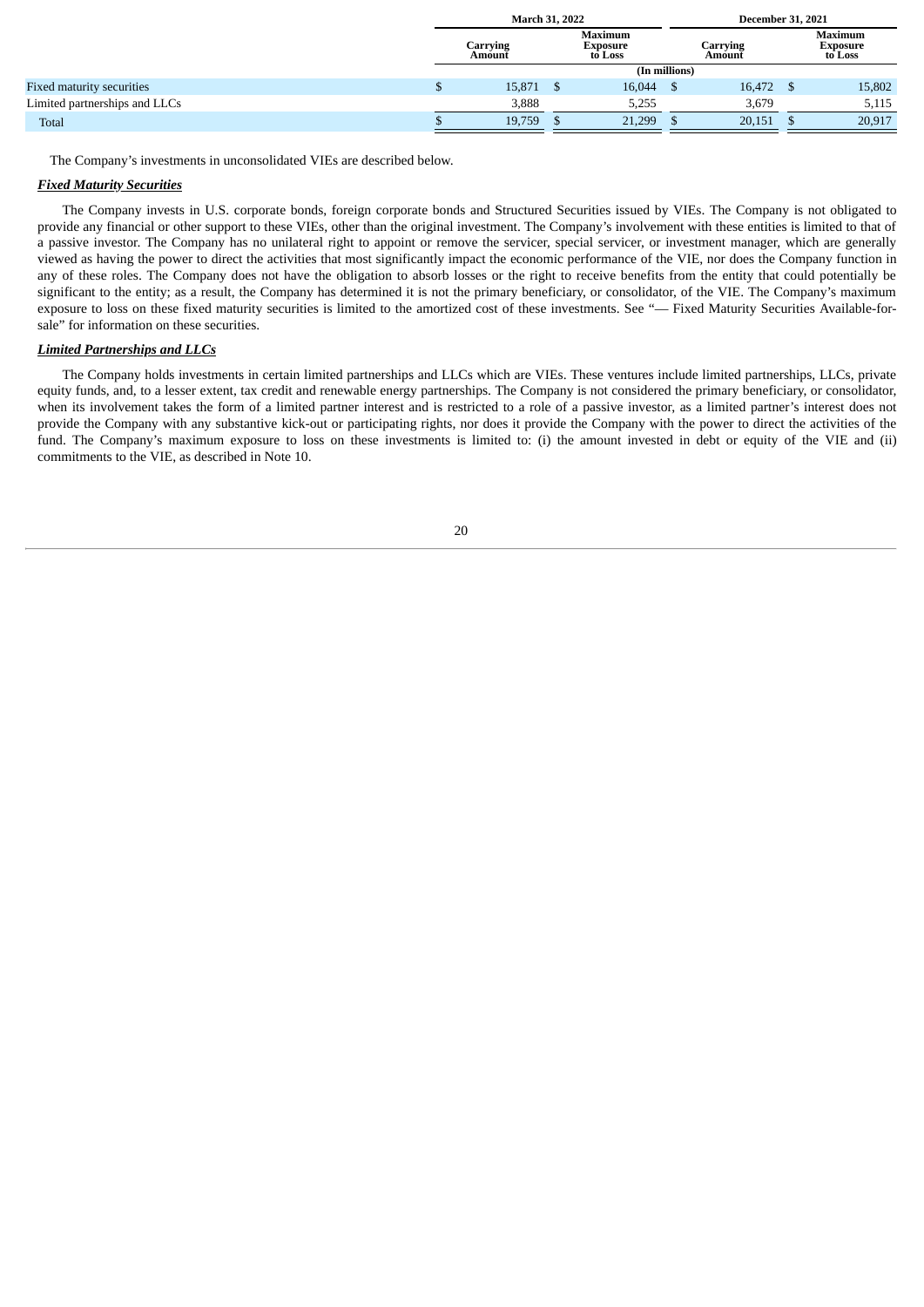| | March 31, 2022 | | December 31, 2021 | |
|---|---|---|---|---|
| | Carrying Amount | Maximum Exposure to Loss | Carrying Amount | Maximum Exposure to Loss |
| | (In millions) | | | |
| Fixed maturity securities | $ 15,871 | $ 16,044 | $ 16,472 | $ 15,802 |
| Limited partnerships and LLCs | 3,888 | 5,255 | 3,679 | 5,115 |
| Total | $ 19,759 | $ 21,299 | $ 20,151 | $ 20,917 |

The Company's investments in unconsolidated VIEs are described below.

***Fixed Maturity Securities***

The Company invests in U.S. corporate bonds, foreign corporate bonds and Structured Securities issued by VIEs. The Company is not obligated to provide any financial or other support to these VIEs, other than the original investment. The Company's involvement with these entities is limited to that of a passive investor. The Company has no unilateral right to appoint or remove the servicer, special servicer, or investment manager, which are generally viewed as having the power to direct the activities that most significantly impact the economic performance of the VIE, nor does the Company function in any of these roles. The Company does not have the obligation to absorb losses or the right to receive benefits from the entity that could potentially be significant to the entity; as a result, the Company has determined it is not the primary beneficiary, or consolidator, of the VIE. The Company's maximum exposure to loss on these fixed maturity securities is limited to the amortized cost of these investments. See "— Fixed Maturity Securities Available-for-sale" for information on these securities.

***Limited Partnerships and LLCs***

The Company holds investments in certain limited partnerships and LLCs which are VIEs. These ventures include limited partnerships, LLCs, private equity funds, and, to a lesser extent, tax credit and renewable energy partnerships. The Company is not considered the primary beneficiary, or consolidator, when its involvement takes the form of a limited partner interest and is restricted to a role of a passive investor, as a limited partner's interest does not provide the Company with any substantive kick-out or participating rights, nor does it provide the Company with the power to direct the activities of the fund. The Company's maximum exposure to loss on these investments is limited to: (i) the amount invested in debt or equity of the VIE and (ii) commitments to the VIE, as described in Note 10.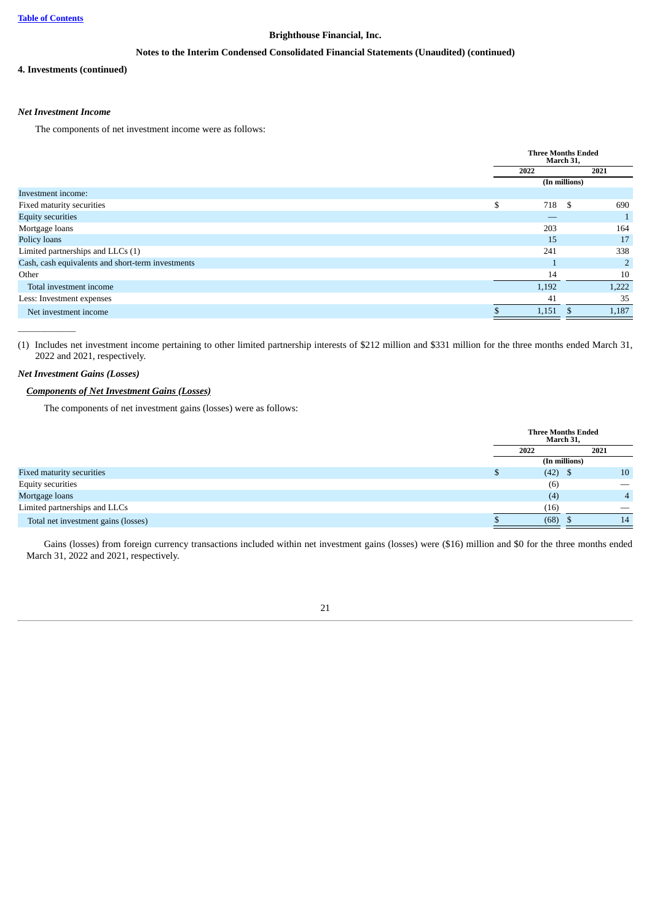Brighthouse Financial, Inc.

Notes to the Interim Condensed Consolidated Financial Statements (Unaudited) (continued)

**4. Investments (continued)**

***Net Investment Income***

The components of net investment income were as follows:

| | Three Months Ended March 31, | |
|---|---|---|
| | 2022 | 2021 |
| | (In millions) | |
| Investment income: | | |
| Fixed maturity securities | $ 718 | $ 690 |
| Equity securities | — | 1 |
| Mortgage loans | 203 | 164 |
| Policy loans | 15 | 17 |
| Limited partnerships and LLCs (1) | 241 | 338 |
| Cash, cash equivalents and short-term investments | 1 | 2 |
| Other | 14 | 10 |
| Total investment income | 1,192 | 1,222 |
| Less: Investment expenses | 41 | 35 |
| Net investment income | $ 1,151 | $ 1,187 |

(1) Includes net investment income pertaining to other limited partnership interests of $212 million and $331 million for the three months ended March 31, 2022 and 2021, respectively.

***Net Investment Gains (Losses)***

***Components of Net Investment Gains (Losses)***

The components of net investment gains (losses) were as follows:

| | Three Months Ended March 31, | |
|---|---|---|
| | 2022 | 2021 |
| | (In millions) | |
| Fixed maturity securities | $ (42) | $ 10 |
| Equity securities | (6) | — |
| Mortgage loans | (4) | 4 |
| Limited partnerships and LLCs | (16) | — |
| Total net investment gains (losses) | $ (68) | $ 14 |

Gains (losses) from foreign currency transactions included within net investment gains (losses) were ($16) million and $0 for the three months ended March 31, 2022 and 2021, respectively.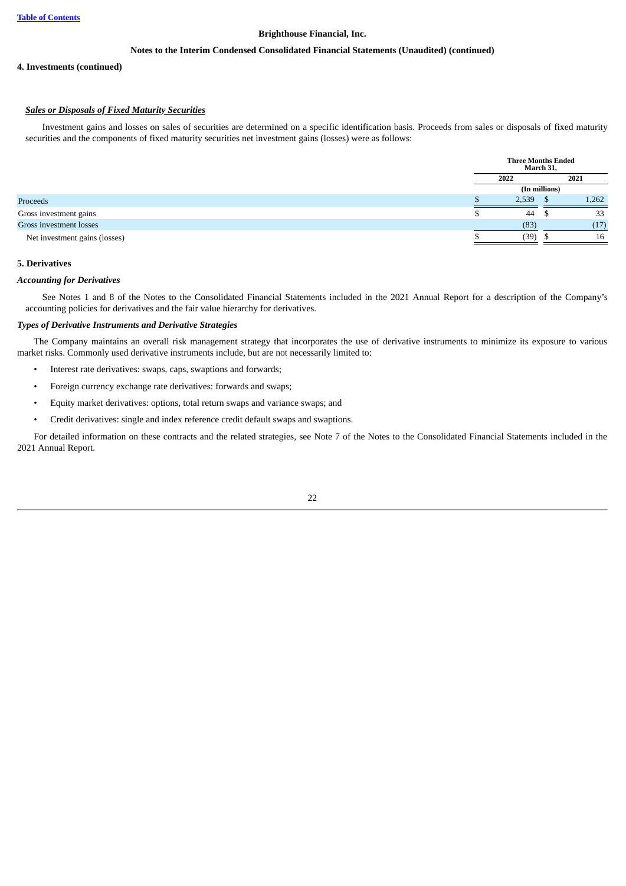**Brighthouse Financial, Inc.**

**Notes to the Interim Condensed Consolidated Financial Statements (Unaudited) (continued)**

**4. Investments (continued)**

***Sales or Disposals of Fixed Maturity Securities***

Investment gains and losses on sales of securities are determined on a specific identification basis. Proceeds from sales or disposals of fixed maturity securities and the components of fixed maturity securities net investment gains (losses) were as follows:

| | Three Months Ended March 31, | |
|---|---|---|
| | 2022 | 2021 |
| | (In millions) | |
| Proceeds | $ 2,539 | $ 1,262 |
| Gross investment gains | $ 44 | $ 33 |
| Gross investment losses | (83) | (17) |
| Net investment gains (losses) | $ (39) | $ 16 |

**5. Derivatives**

***Accounting for Derivatives***

See Notes 1 and 8 of the Notes to the Consolidated Financial Statements included in the 2021 Annual Report for a description of the Company's accounting policies for derivatives and the fair value hierarchy for derivatives.

***Types of Derivative Instruments and Derivative Strategies***

The Company maintains an overall risk management strategy that incorporates the use of derivative instruments to minimize its exposure to various market risks. Commonly used derivative instruments include, but are not necessarily limited to:

- Interest rate derivatives: swaps, caps, swaptions and forwards;
- Foreign currency exchange rate derivatives: forwards and swaps;
- Equity market derivatives: options, total return swaps and variance swaps; and
- Credit derivatives: single and index reference credit default swaps and swaptions.

For detailed information on these contracts and the related strategies, see Note 7 of the Notes to the Consolidated Financial Statements included in the 2021 Annual Report.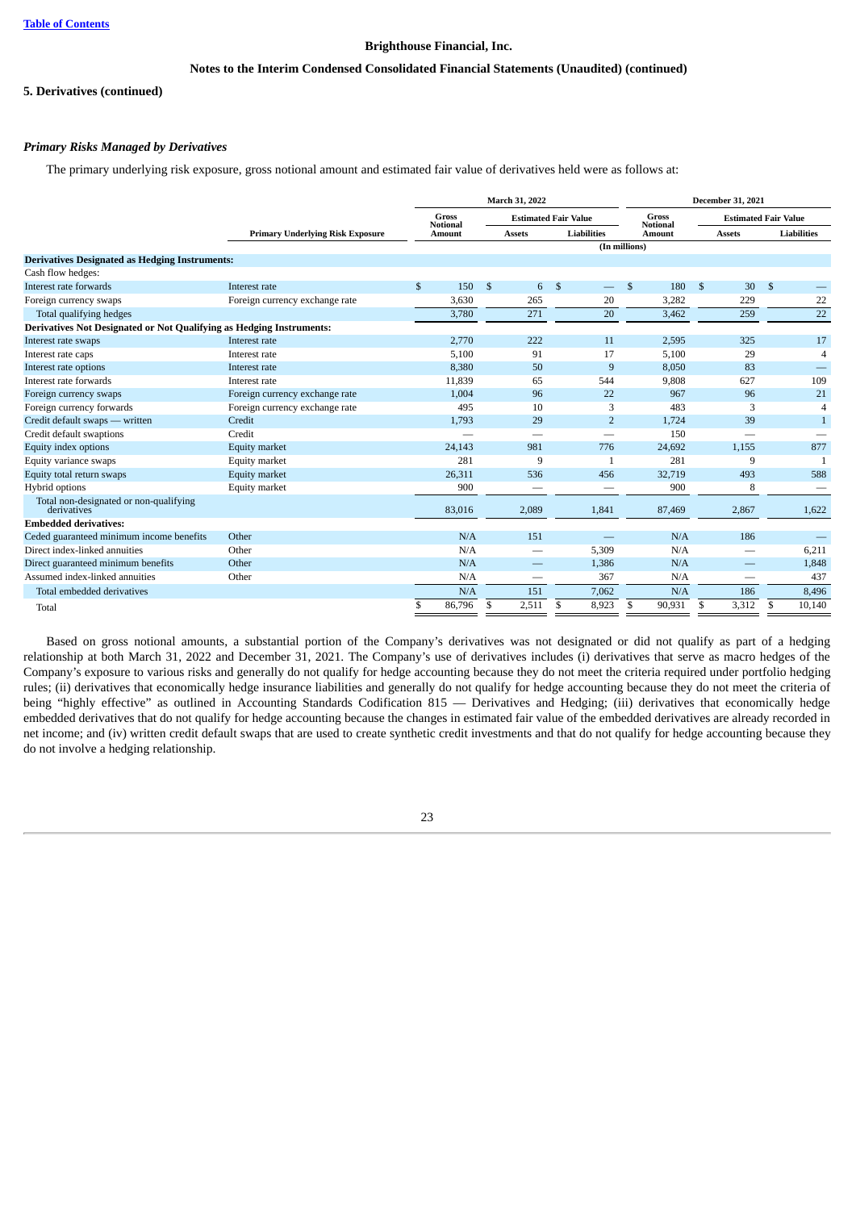## 5. Derivatives (continued)

### *Primary Risks Managed by Derivatives*

The primary underlying risk exposure, gross notional amount and estimated fair value of derivatives held were as follows at:

| | | March 31, 2022 | | | December 31, 2021 | | |
|---|---|---|---|---|---|---|---|
| | | Gross Notional Amount | Estimated Fair Value | | Gross Notional Amount | Estimated Fair Value | |
| | Primary Underlying Risk Exposure | | Assets | Liabilities | | Assets | Liabilities |
| | | (In millions) | | | | | |
| **Derivatives Designated as Hedging Instruments:** | | | | | | | |
| Cash flow hedges: | | | | | | | |
| Interest rate forwards | Interest rate | $ 150 | $ 6 | $ — | $ 180 | $ 30 | $ — |
| Foreign currency swaps | Foreign currency exchange rate | 3,630 | 265 | 20 | 3,282 | 229 | 22 |
| Total qualifying hedges | | 3,780 | 271 | 20 | 3,462 | 259 | 22 |
| **Derivatives Not Designated or Not Qualifying as Hedging Instruments:** | | | | | | | |
| Interest rate swaps | Interest rate | 2,770 | 222 | 11 | 2,595 | 325 | 17 |
| Interest rate caps | Interest rate | 5,100 | 91 | 17 | 5,100 | 29 | 4 |
| Interest rate options | Interest rate | 8,380 | 50 | 9 | 8,050 | 83 | — |
| Interest rate forwards | Interest rate | 11,839 | 65 | 544 | 9,808 | 627 | 109 |
| Foreign currency swaps | Foreign currency exchange rate | 1,004 | 96 | 22 | 967 | 96 | 21 |
| Foreign currency forwards | Foreign currency exchange rate | 495 | 10 | 3 | 483 | 3 | 4 |
| Credit default swaps — written | Credit | 1,793 | 29 | 2 | 1,724 | 39 | 1 |
| Credit default swaptions | Credit | — | — | — | 150 | — | — |
| Equity index options | Equity market | 24,143 | 981 | 776 | 24,692 | 1,155 | 877 |
| Equity variance swaps | Equity market | 281 | 9 | 1 | 281 | 9 | 1 |
| Equity total return swaps | Equity market | 26,311 | 536 | 456 | 32,719 | 493 | 588 |
| Hybrid options | Equity market | 900 | — | — | 900 | 8 | — |
| Total non-designated or non-qualifying derivatives | | 83,016 | 2,089 | 1,841 | 87,469 | 2,867 | 1,622 |
| **Embedded derivatives:** | | | | | | | |
| Ceded guaranteed minimum income benefits | Other | N/A | 151 | — | N/A | 186 | — |
| Direct index-linked annuities | Other | N/A | — | 5,309 | N/A | — | 6,211 |
| Direct guaranteed minimum benefits | Other | N/A | — | 1,386 | N/A | — | 1,848 |
| Assumed index-linked annuities | Other | N/A | — | 367 | N/A | — | 437 |
| Total embedded derivatives | | N/A | 151 | 7,062 | N/A | 186 | 8,496 |
| Total | | $ 86,796 | $ 2,511 | $ 8,923 | $ 90,931 | $ 3,312 | $ 10,140 |

Based on gross notional amounts, a substantial portion of the Company's derivatives was not designated or did not qualify as part of a hedging relationship at both March 31, 2022 and December 31, 2021. The Company's use of derivatives includes (i) derivatives that serve as macro hedges of the Company's exposure to various risks and generally do not qualify for hedge accounting because they do not meet the criteria required under portfolio hedging rules; (ii) derivatives that economically hedge insurance liabilities and generally do not qualify for hedge accounting because they do not meet the criteria of being "highly effective" as outlined in Accounting Standards Codification 815 — Derivatives and Hedging; (iii) derivatives that economically hedge embedded derivatives that do not qualify for hedge accounting because the changes in estimated fair value of the embedded derivatives are already recorded in net income; and (iv) written credit default swaps that are used to create synthetic credit investments and that do not qualify for hedge accounting because they do not involve a hedging relationship.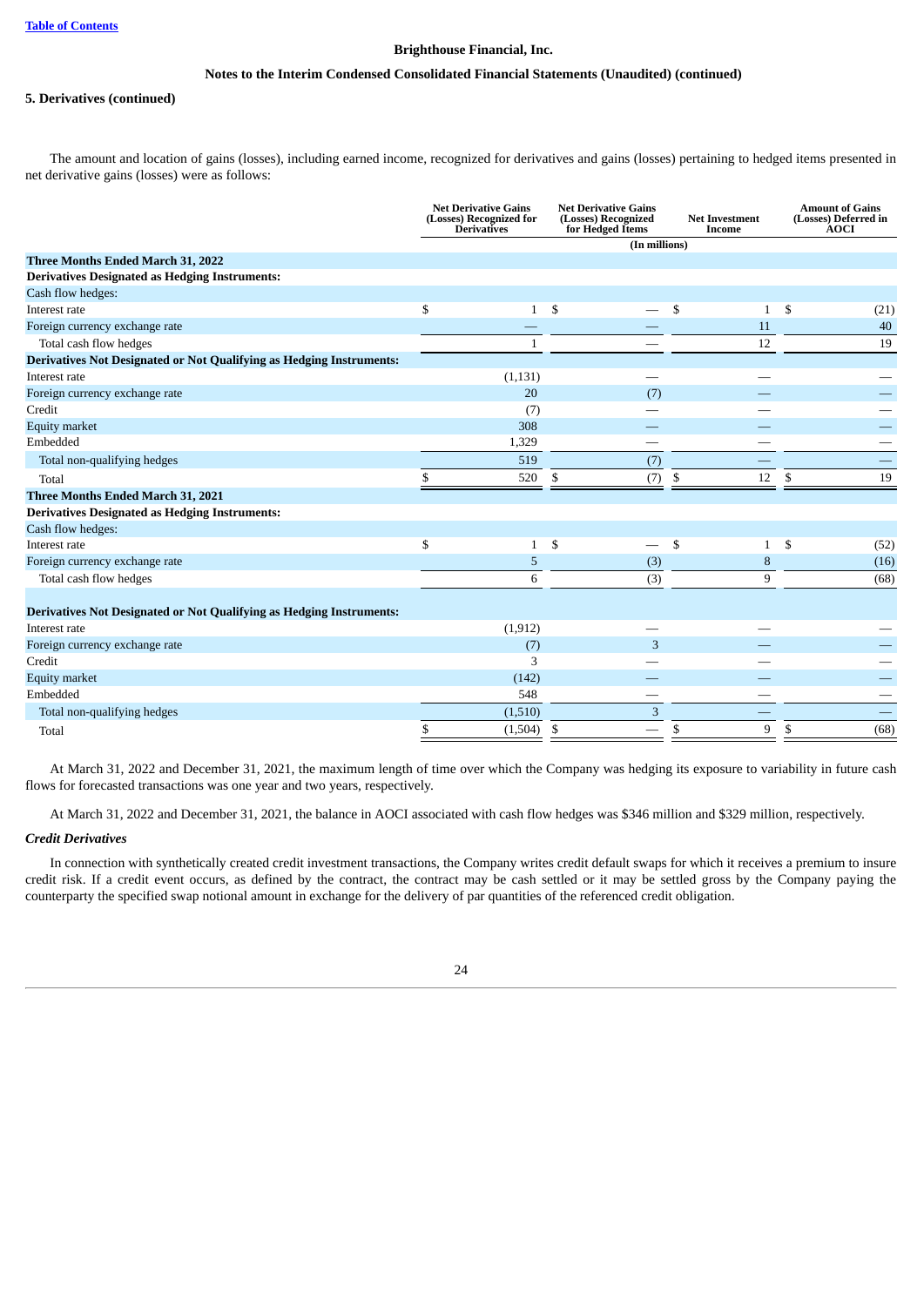**5. Derivatives (continued)**

The amount and location of gains (losses), including earned income, recognized for derivatives and gains (losses) pertaining to hedged items presented in net derivative gains (losses) were as follows:

| | Net Derivative Gains (Losses) Recognized for Derivatives | Net Derivative Gains (Losses) Recognized for Hedged Items | Net Investment Income | Amount of Gains (Losses) Deferred in AOCI |
|---|---|---|---|---|
| | (In millions) | | | |
| **Three Months Ended March 31, 2022** | | | | |
| **Derivatives Designated as Hedging Instruments:** | | | | |
| Cash flow hedges: | | | | |
| Interest rate | $ 1 | $ — | $ 1 | $ (21) |
| Foreign currency exchange rate | — | — | 11 | 40 |
| Total cash flow hedges | 1 | — | 12 | 19 |
| **Derivatives Not Designated or Not Qualifying as Hedging Instruments:** | | | | |
| Interest rate | (1,131) | — | — | — |
| Foreign currency exchange rate | 20 | (7) | — | — |
| Credit | (7) | — | — | — |
| Equity market | 308 | — | — | — |
| Embedded | 1,329 | — | — | — |
| Total non-qualifying hedges | 519 | (7) | — | — |
| Total | $ 520 | $ (7) | $ 12 | $ 19 |
| **Three Months Ended March 31, 2021** | | | | |
| **Derivatives Designated as Hedging Instruments:** | | | | |
| Cash flow hedges: | | | | |
| Interest rate | $ 1 | $ — | $ 1 | $ (52) |
| Foreign currency exchange rate | 5 | (3) | 8 | (16) |
| Total cash flow hedges | 6 | (3) | 9 | (68) |
| **Derivatives Not Designated or Not Qualifying as Hedging Instruments:** | | | | |
| Interest rate | (1,912) | — | — | — |
| Foreign currency exchange rate | (7) | 3 | — | — |
| Credit | 3 | — | — | — |
| Equity market | (142) | — | — | — |
| Embedded | 548 | — | — | — |
| Total non-qualifying hedges | (1,510) | 3 | — | — |
| Total | $ (1,504) | $ — | $ 9 | $ (68) |

At March 31, 2022 and December 31, 2021, the maximum length of time over which the Company was hedging its exposure to variability in future cash flows for forecasted transactions was one year and two years, respectively.

At March 31, 2022 and December 31, 2021, the balance in AOCI associated with cash flow hedges was $346 million and $329 million, respectively.

***Credit Derivatives***

In connection with synthetically created credit investment transactions, the Company writes credit default swaps for which it receives a premium to insure credit risk. If a credit event occurs, as defined by the contract, the contract may be cash settled or it may be settled gross by the Company paying the counterparty the specified swap notional amount in exchange for the delivery of par quantities of the referenced credit obligation.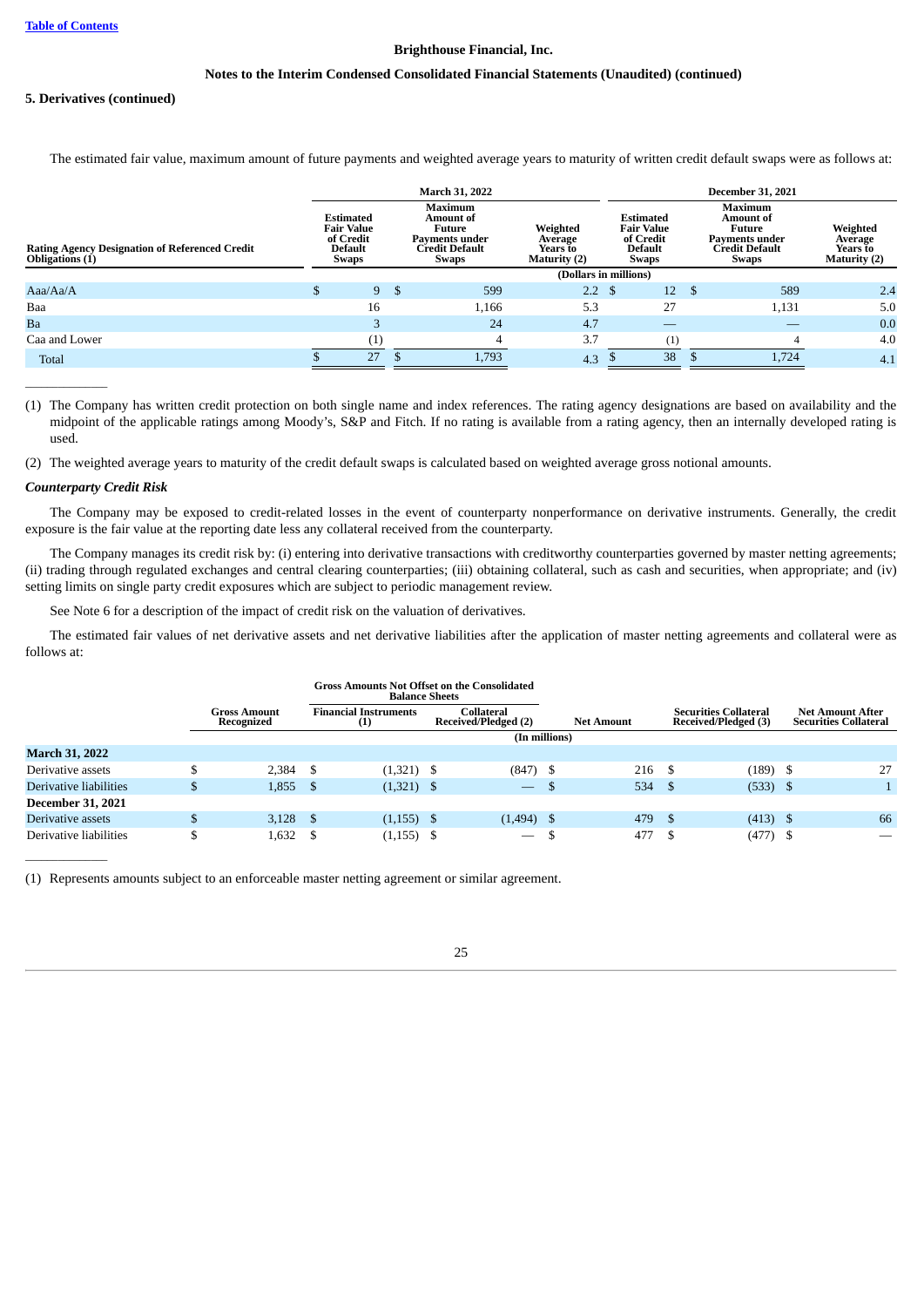**Brighthouse Financial, Inc.**

**Notes to the Interim Condensed Consolidated Financial Statements (Unaudited) (continued)**

**5. Derivatives (continued)**

The estimated fair value, maximum amount of future payments and weighted average years to maturity of written credit default swaps were as follows at:

| Rating Agency Designation of Referenced Credit Obligations (1) | March 31, 2022 | | | December 31, 2021 | | |
|---|---|---|---|---|---|---|
| | Estimated Fair Value of Credit Default Swaps | Maximum Amount of Future Payments under Credit Default Swaps | Weighted Average Years to Maturity (2) | Estimated Fair Value of Credit Default Swaps | Maximum Amount of Future Payments under Credit Default Swaps | Weighted Average Years to Maturity (2) |
| | (Dollars in millions) | | | | | |
| Aaa/Aa/A | $ 9 | $ 599 | 2.2 | $ 12 | $ 589 | 2.4 |
| Baa | 16 | 1,166 | 5.3 | 27 | 1,131 | 5.0 |
| Ba | 3 | 24 | 4.7 | — | — | 0.0 |
| Caa and Lower | (1) | 4 | 3.7 | (1) | 4 | 4.0 |
| Total | $ 27 | $ 1,793 | 4.3 | $ 38 | $ 1,724 | 4.1 |

(1) The Company has written credit protection on both single name and index references. The rating agency designations are based on availability and the midpoint of the applicable ratings among Moody's, S&P and Fitch. If no rating is available from a rating agency, then an internally developed rating is used.

(2) The weighted average years to maturity of the credit default swaps is calculated based on weighted average gross notional amounts.

***Counterparty Credit Risk***

The Company may be exposed to credit-related losses in the event of counterparty nonperformance on derivative instruments. Generally, the credit exposure is the fair value at the reporting date less any collateral received from the counterparty.

The Company manages its credit risk by: (i) entering into derivative transactions with creditworthy counterparties governed by master netting agreements; (ii) trading through regulated exchanges and central clearing counterparties; (iii) obtaining collateral, such as cash and securities, when appropriate; and (iv) setting limits on single party credit exposures which are subject to periodic management review.

See Note 6 for a description of the impact of credit risk on the valuation of derivatives.

The estimated fair values of net derivative assets and net derivative liabilities after the application of master netting agreements and collateral were as follows at:

| | Gross Amount Recognized | Gross Amounts Not Offset on the Consolidated Balance Sheets | | Net Amount | Securities Collateral Received/Pledged (3) | Net Amount After Securities Collateral |
|---|---|---|---|---|---|---|
| | | Financial Instruments (1) | Collateral Received/Pledged (2) | | | |
| | (In millions) | | | | | |
| **March 31, 2022** | | | | | | |
| Derivative assets | $ 2,384 | $ (1,321) | $ (847) | $ 216 | $ (189) | $ 27 |
| Derivative liabilities | $ 1,855 | $ (1,321) | $ — | $ 534 | $ (533) | $ 1 |
| **December 31, 2021** | | | | | | |
| Derivative assets | $ 3,128 | $ (1,155) | $ (1,494) | $ 479 | $ (413) | $ 66 |
| Derivative liabilities | $ 1,632 | $ (1,155) | $ — | $ 477 | $ (477) | $ — |

(1) Represents amounts subject to an enforceable master netting agreement or similar agreement.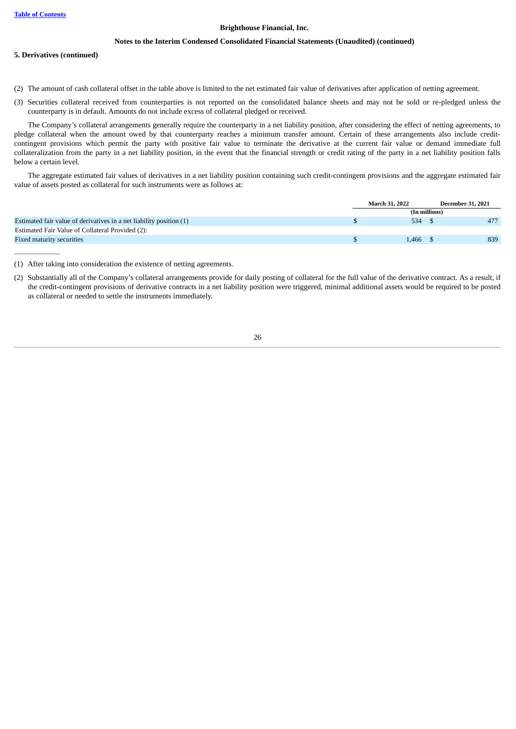**5. Derivatives (continued)**

(2) The amount of cash collateral offset in the table above is limited to the net estimated fair value of derivatives after application of netting agreement.

(3) Securities collateral received from counterparties is not reported on the consolidated balance sheets and may not be sold or re-pledged unless the counterparty is in default. Amounts do not include excess of collateral pledged or received.

The Company's collateral arrangements generally require the counterparty in a net liability position, after considering the effect of netting agreements, to pledge collateral when the amount owed by that counterparty reaches a minimum transfer amount. Certain of these arrangements also include credit-contingent provisions which permit the party with positive fair value to terminate the derivative at the current fair value or demand immediate full collateralization from the party in a net liability position, in the event that the financial strength or credit rating of the party in a net liability position falls below a certain level.

The aggregate estimated fair values of derivatives in a net liability position containing such credit-contingent provisions and the aggregate estimated fair value of assets posted as collateral for such instruments were as follows at:

| | March 31, 2022 | December 31, 2021 |
|---|---|---|
| | (In millions) | |
| Estimated fair value of derivatives in a net liability position (1) | $ 534 | $ 477 |
| Estimated Fair Value of Collateral Provided (2): | | |
| Fixed maturity securities | $ 1,466 | $ 839 |

(1) After taking into consideration the existence of netting agreements.

(2) Substantially all of the Company's collateral arrangements provide for daily posting of collateral for the full value of the derivative contract. As a result, if the credit-contingent provisions of derivative contracts in a net liability position were triggered, minimal additional assets would be required to be posted as collateral or needed to settle the instruments immediately.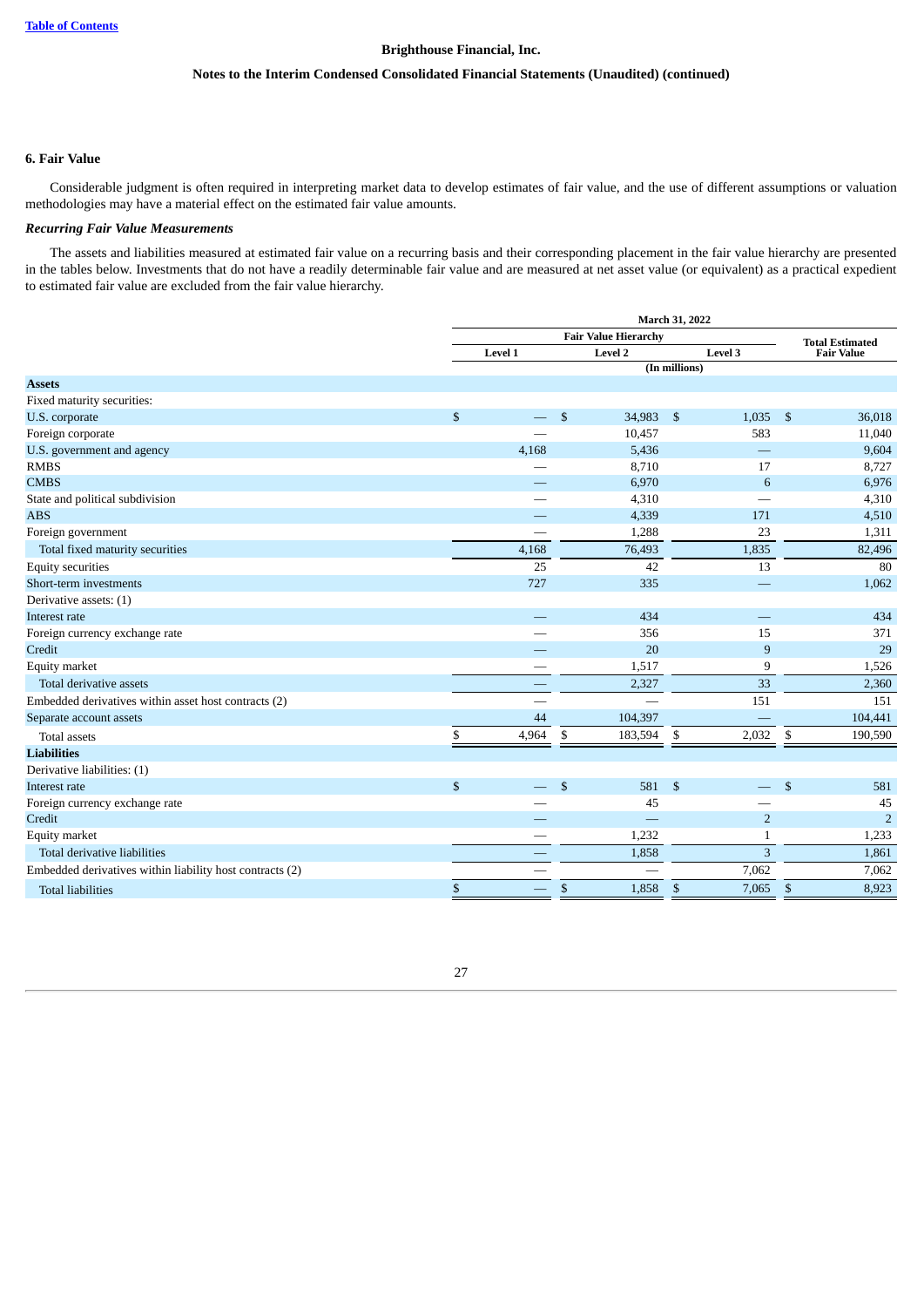## 6. Fair Value

Considerable judgment is often required in interpreting market data to develop estimates of fair value, and the use of different assumptions or valuation methodologies may have a material effect on the estimated fair value amounts.

### *Recurring Fair Value Measurements*

The assets and liabilities measured at estimated fair value on a recurring basis and their corresponding placement in the fair value hierarchy are presented in the tables below. Investments that do not have a readily determinable fair value and are measured at net asset value (or equivalent) as a practical expedient to estimated fair value are excluded from the fair value hierarchy.

| | March 31, 2022 | | | |
|---|---|---|---|---|
| | Fair Value Hierarchy | | | Total Estimated Fair Value |
| | Level 1 | Level 2 | Level 3 | |
| | (In millions) | | | |
| **Assets** | | | | |
| Fixed maturity securities: | | | | |
| U.S. corporate | $ — | $ 34,983 | $ 1,035 | $ 36,018 |
| Foreign corporate | — | 10,457 | 583 | 11,040 |
| U.S. government and agency | 4,168 | 5,436 | — | 9,604 |
| RMBS | — | 8,710 | 17 | 8,727 |
| CMBS | — | 6,970 | 6 | 6,976 |
| State and political subdivision | — | 4,310 | — | 4,310 |
| ABS | — | 4,339 | 171 | 4,510 |
| Foreign government | — | 1,288 | 23 | 1,311 |
| Total fixed maturity securities | 4,168 | 76,493 | 1,835 | 82,496 |
| Equity securities | 25 | 42 | 13 | 80 |
| Short-term investments | 727 | 335 | — | 1,062 |
| Derivative assets: (1) | | | | |
| Interest rate | — | 434 | — | 434 |
| Foreign currency exchange rate | — | 356 | 15 | 371 |
| Credit | — | 20 | 9 | 29 |
| Equity market | — | 1,517 | 9 | 1,526 |
| Total derivative assets | — | 2,327 | 33 | 2,360 |
| Embedded derivatives within asset host contracts (2) | — | — | 151 | 151 |
| Separate account assets | 44 | 104,397 | — | 104,441 |
| Total assets | $ 4,964 | $ 183,594 | $ 2,032 | $ 190,590 |
| **Liabilities** | | | | |
| Derivative liabilities: (1) | | | | |
| Interest rate | $ — | $ 581 | $ — | $ 581 |
| Foreign currency exchange rate | — | 45 | — | 45 |
| Credit | — | — | 2 | 2 |
| Equity market | — | 1,232 | 1 | 1,233 |
| Total derivative liabilities | — | 1,858 | 3 | 1,861 |
| Embedded derivatives within liability host contracts (2) | — | — | 7,062 | 7,062 |
| Total liabilities | $ — | $ 1,858 | $ 7,065 | $ 8,923 |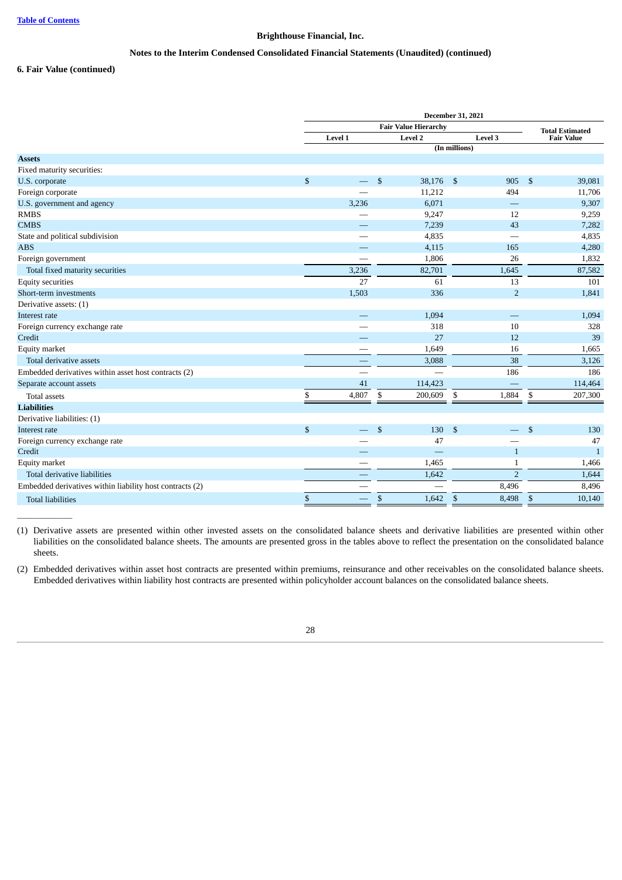Brighthouse Financial, Inc.

Notes to the Interim Condensed Consolidated Financial Statements (Unaudited) (continued)

### 6. Fair Value (continued)

| | December 31, 2021 | | | |
|---|---|---|---|---|
| | Fair Value Hierarchy | | | Total Estimated Fair Value |
| | Level 1 | Level 2 | Level 3 | |
| | (In millions) | | | |
| **Assets** | | | | |
| Fixed maturity securities: | | | | |
| U.S. corporate | $ — | $ 38,176 | $ 905 | $ 39,081 |
| Foreign corporate | — | 11,212 | 494 | 11,706 |
| U.S. government and agency | 3,236 | 6,071 | — | 9,307 |
| RMBS | — | 9,247 | 12 | 9,259 |
| CMBS | — | 7,239 | 43 | 7,282 |
| State and political subdivision | — | 4,835 | — | 4,835 |
| ABS | — | 4,115 | 165 | 4,280 |
| Foreign government | — | 1,806 | 26 | 1,832 |
| Total fixed maturity securities | 3,236 | 82,701 | 1,645 | 87,582 |
| Equity securities | 27 | 61 | 13 | 101 |
| Short-term investments | 1,503 | 336 | 2 | 1,841 |
| Derivative assets: (1) | | | | |
| Interest rate | — | 1,094 | — | 1,094 |
| Foreign currency exchange rate | — | 318 | 10 | 328 |
| Credit | — | 27 | 12 | 39 |
| Equity market | — | 1,649 | 16 | 1,665 |
| Total derivative assets | — | 3,088 | 38 | 3,126 |
| Embedded derivatives within asset host contracts (2) | — | — | 186 | 186 |
| Separate account assets | 41 | 114,423 | — | 114,464 |
| Total assets | $ 4,807 | $ 200,609 | $ 1,884 | $ 207,300 |
| **Liabilities** | | | | |
| Derivative liabilities: (1) | | | | |
| Interest rate | $ — | $ 130 | $ — | $ 130 |
| Foreign currency exchange rate | — | 47 | — | 47 |
| Credit | — | — | 1 | 1 |
| Equity market | — | 1,465 | 1 | 1,466 |
| Total derivative liabilities | — | 1,642 | 2 | 1,644 |
| Embedded derivatives within liability host contracts (2) | — | — | 8,496 | 8,496 |
| Total liabilities | $ — | $ 1,642 | $ 8,498 | $ 10,140 |

______________

(1) Derivative assets are presented within other invested assets on the consolidated balance sheets and derivative liabilities are presented within other liabilities on the consolidated balance sheets. The amounts are presented gross in the tables above to reflect the presentation on the consolidated balance sheets.

(2) Embedded derivatives within asset host contracts are presented within premiums, reinsurance and other receivables on the consolidated balance sheets. Embedded derivatives within liability host contracts are presented within policyholder account balances on the consolidated balance sheets.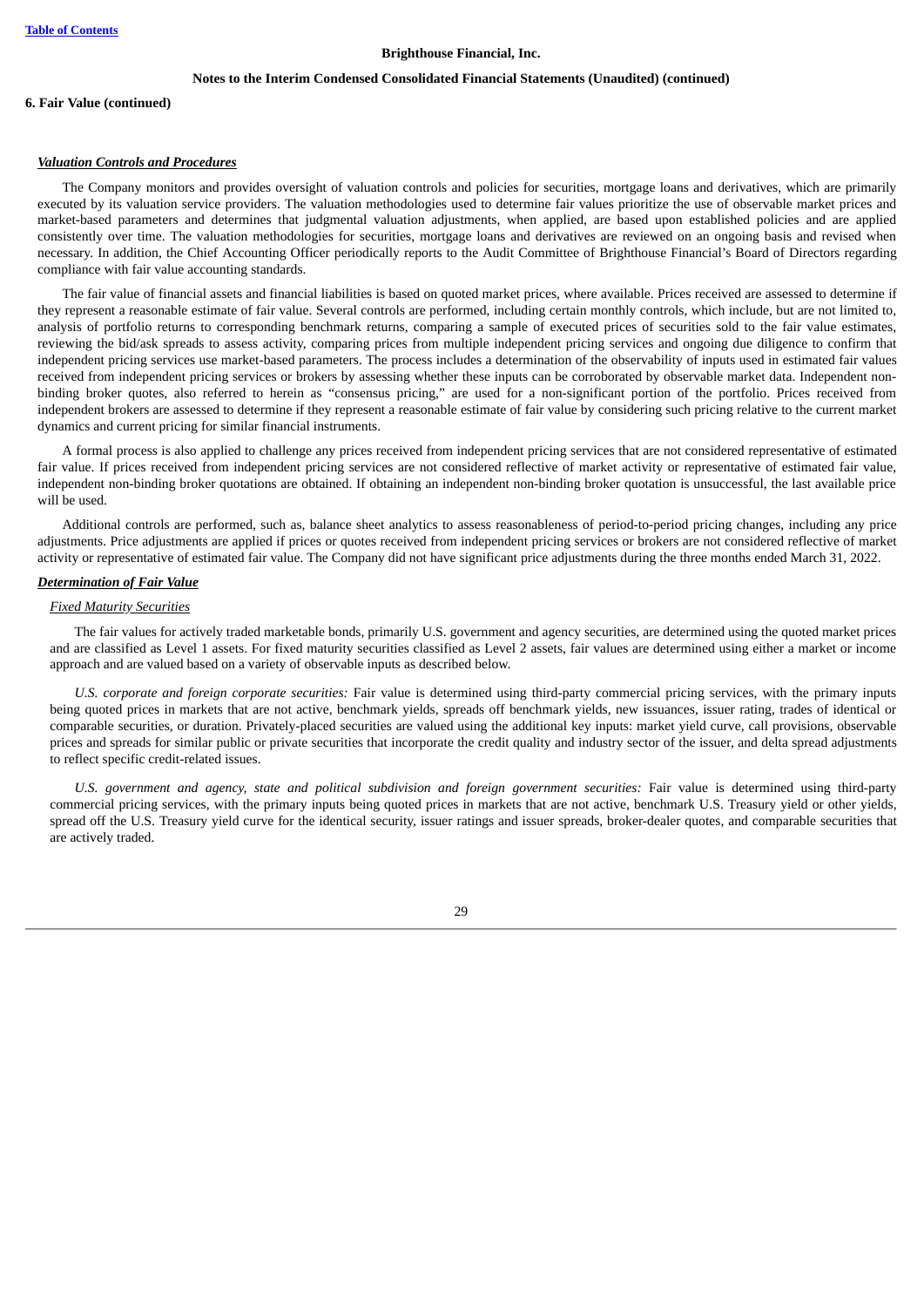**6. Fair Value (continued)**

***Valuation Controls and Procedures***

The Company monitors and provides oversight of valuation controls and policies for securities, mortgage loans and derivatives, which are primarily executed by its valuation service providers. The valuation methodologies used to determine fair values prioritize the use of observable market prices and market-based parameters and determines that judgmental valuation adjustments, when applied, are based upon established policies and are applied consistently over time. The valuation methodologies for securities, mortgage loans and derivatives are reviewed on an ongoing basis and revised when necessary. In addition, the Chief Accounting Officer periodically reports to the Audit Committee of Brighthouse Financial's Board of Directors regarding compliance with fair value accounting standards.

The fair value of financial assets and financial liabilities is based on quoted market prices, where available. Prices received are assessed to determine if they represent a reasonable estimate of fair value. Several controls are performed, including certain monthly controls, which include, but are not limited to, analysis of portfolio returns to corresponding benchmark returns, comparing a sample of executed prices of securities sold to the fair value estimates, reviewing the bid/ask spreads to assess activity, comparing prices from multiple independent pricing services and ongoing due diligence to confirm that independent pricing services use market-based parameters. The process includes a determination of the observability of inputs used in estimated fair values received from independent pricing services or brokers by assessing whether these inputs can be corroborated by observable market data. Independent non-binding broker quotes, also referred to herein as "consensus pricing," are used for a non-significant portion of the portfolio. Prices received from independent brokers are assessed to determine if they represent a reasonable estimate of fair value by considering such pricing relative to the current market dynamics and current pricing for similar financial instruments.

A formal process is also applied to challenge any prices received from independent pricing services that are not considered representative of estimated fair value. If prices received from independent pricing services are not considered reflective of market activity or representative of estimated fair value, independent non-binding broker quotations are obtained. If obtaining an independent non-binding broker quotation is unsuccessful, the last available price will be used.

Additional controls are performed, such as, balance sheet analytics to assess reasonableness of period-to-period pricing changes, including any price adjustments. Price adjustments are applied if prices or quotes received from independent pricing services or brokers are not considered reflective of market activity or representative of estimated fair value. The Company did not have significant price adjustments during the three months ended March 31, 2022.

***Determination of Fair Value***

*Fixed Maturity Securities*

The fair values for actively traded marketable bonds, primarily U.S. government and agency securities, are determined using the quoted market prices and are classified as Level 1 assets. For fixed maturity securities classified as Level 2 assets, fair values are determined using either a market or income approach and are valued based on a variety of observable inputs as described below.

*U.S. corporate and foreign corporate securities:* Fair value is determined using third-party commercial pricing services, with the primary inputs being quoted prices in markets that are not active, benchmark yields, spreads off benchmark yields, new issuances, issuer rating, trades of identical or comparable securities, or duration. Privately-placed securities are valued using the additional key inputs: market yield curve, call provisions, observable prices and spreads for similar public or private securities that incorporate the credit quality and industry sector of the issuer, and delta spread adjustments to reflect specific credit-related issues.

*U.S. government and agency, state and political subdivision and foreign government securities:* Fair value is determined using third-party commercial pricing services, with the primary inputs being quoted prices in markets that are not active, benchmark U.S. Treasury yield or other yields, spread off the U.S. Treasury yield curve for the identical security, issuer ratings and issuer spreads, broker-dealer quotes, and comparable securities that are actively traded.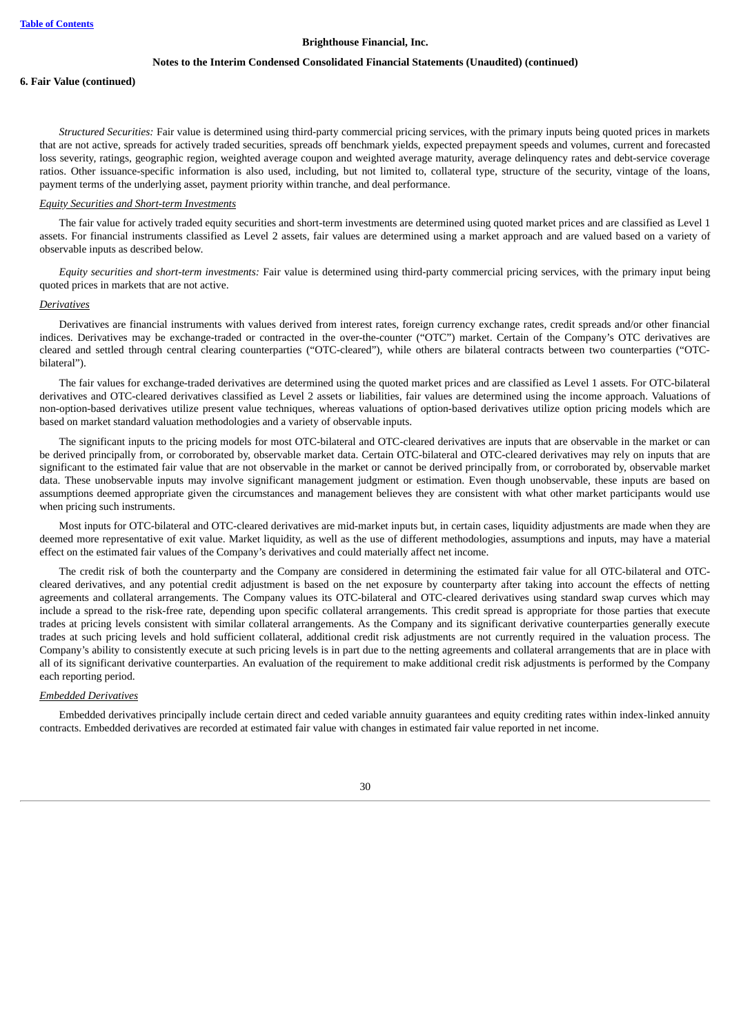**6. Fair Value (continued)**

*Structured Securities:* Fair value is determined using third-party commercial pricing services, with the primary inputs being quoted prices in markets that are not active, spreads for actively traded securities, spreads off benchmark yields, expected prepayment speeds and volumes, current and forecasted loss severity, ratings, geographic region, weighted average coupon and weighted average maturity, average delinquency rates and debt-service coverage ratios. Other issuance-specific information is also used, including, but not limited to, collateral type, structure of the security, vintage of the loans, payment terms of the underlying asset, payment priority within tranche, and deal performance.

*Equity Securities and Short-term Investments*

The fair value for actively traded equity securities and short-term investments are determined using quoted market prices and are classified as Level 1 assets. For financial instruments classified as Level 2 assets, fair values are determined using a market approach and are valued based on a variety of observable inputs as described below.

*Equity securities and short-term investments:* Fair value is determined using third-party commercial pricing services, with the primary input being quoted prices in markets that are not active.

*Derivatives*

Derivatives are financial instruments with values derived from interest rates, foreign currency exchange rates, credit spreads and/or other financial indices. Derivatives may be exchange-traded or contracted in the over-the-counter ("OTC") market. Certain of the Company's OTC derivatives are cleared and settled through central clearing counterparties ("OTC-cleared"), while others are bilateral contracts between two counterparties ("OTC-bilateral").

The fair values for exchange-traded derivatives are determined using the quoted market prices and are classified as Level 1 assets. For OTC-bilateral derivatives and OTC-cleared derivatives classified as Level 2 assets or liabilities, fair values are determined using the income approach. Valuations of non-option-based derivatives utilize present value techniques, whereas valuations of option-based derivatives utilize option pricing models which are based on market standard valuation methodologies and a variety of observable inputs.

The significant inputs to the pricing models for most OTC-bilateral and OTC-cleared derivatives are inputs that are observable in the market or can be derived principally from, or corroborated by, observable market data. Certain OTC-bilateral and OTC-cleared derivatives may rely on inputs that are significant to the estimated fair value that are not observable in the market or cannot be derived principally from, or corroborated by, observable market data. These unobservable inputs may involve significant management judgment or estimation. Even though unobservable, these inputs are based on assumptions deemed appropriate given the circumstances and management believes they are consistent with what other market participants would use when pricing such instruments.

Most inputs for OTC-bilateral and OTC-cleared derivatives are mid-market inputs but, in certain cases, liquidity adjustments are made when they are deemed more representative of exit value. Market liquidity, as well as the use of different methodologies, assumptions and inputs, may have a material effect on the estimated fair values of the Company's derivatives and could materially affect net income.

The credit risk of both the counterparty and the Company are considered in determining the estimated fair value for all OTC-bilateral and OTC-cleared derivatives, and any potential credit adjustment is based on the net exposure by counterparty after taking into account the effects of netting agreements and collateral arrangements. The Company values its OTC-bilateral and OTC-cleared derivatives using standard swap curves which may include a spread to the risk-free rate, depending upon specific collateral arrangements. This credit spread is appropriate for those parties that execute trades at pricing levels consistent with similar collateral arrangements. As the Company and its significant derivative counterparties generally execute trades at such pricing levels and hold sufficient collateral, additional credit risk adjustments are not currently required in the valuation process. The Company's ability to consistently execute at such pricing levels is in part due to the netting agreements and collateral arrangements that are in place with all of its significant derivative counterparties. An evaluation of the requirement to make additional credit risk adjustments is performed by the Company each reporting period.

*Embedded Derivatives*

Embedded derivatives principally include certain direct and ceded variable annuity guarantees and equity crediting rates within index-linked annuity contracts. Embedded derivatives are recorded at estimated fair value with changes in estimated fair value reported in net income.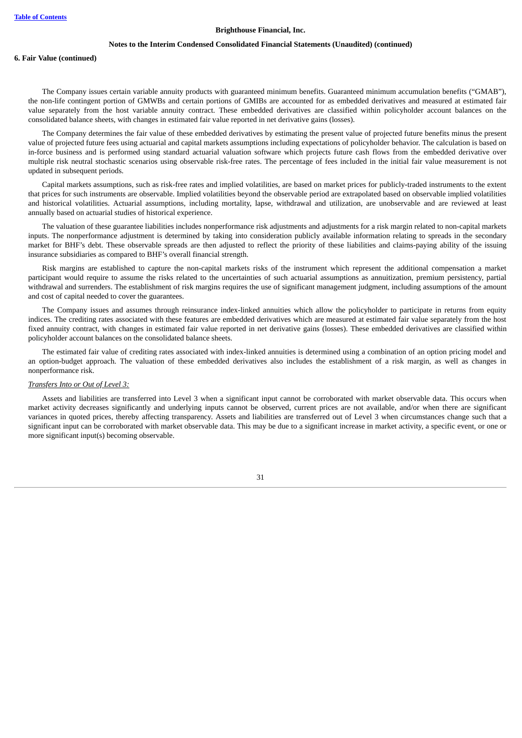**6. Fair Value (continued)**

The Company issues certain variable annuity products with guaranteed minimum benefits. Guaranteed minimum accumulation benefits ("GMAB"), the non-life contingent portion of GMWBs and certain portions of GMIBs are accounted for as embedded derivatives and measured at estimated fair value separately from the host variable annuity contract. These embedded derivatives are classified within policyholder account balances on the consolidated balance sheets, with changes in estimated fair value reported in net derivative gains (losses).

The Company determines the fair value of these embedded derivatives by estimating the present value of projected future benefits minus the present value of projected future fees using actuarial and capital markets assumptions including expectations of policyholder behavior. The calculation is based on in-force business and is performed using standard actuarial valuation software which projects future cash flows from the embedded derivative over multiple risk neutral stochastic scenarios using observable risk-free rates. The percentage of fees included in the initial fair value measurement is not updated in subsequent periods.

Capital markets assumptions, such as risk-free rates and implied volatilities, are based on market prices for publicly-traded instruments to the extent that prices for such instruments are observable. Implied volatilities beyond the observable period are extrapolated based on observable implied volatilities and historical volatilities. Actuarial assumptions, including mortality, lapse, withdrawal and utilization, are unobservable and are reviewed at least annually based on actuarial studies of historical experience.

The valuation of these guarantee liabilities includes nonperformance risk adjustments and adjustments for a risk margin related to non-capital markets inputs. The nonperformance adjustment is determined by taking into consideration publicly available information relating to spreads in the secondary market for BHF's debt. These observable spreads are then adjusted to reflect the priority of these liabilities and claims-paying ability of the issuing insurance subsidiaries as compared to BHF's overall financial strength.

Risk margins are established to capture the non-capital markets risks of the instrument which represent the additional compensation a market participant would require to assume the risks related to the uncertainties of such actuarial assumptions as annuitization, premium persistency, partial withdrawal and surrenders. The establishment of risk margins requires the use of significant management judgment, including assumptions of the amount and cost of capital needed to cover the guarantees.

The Company issues and assumes through reinsurance index-linked annuities which allow the policyholder to participate in returns from equity indices. The crediting rates associated with these features are embedded derivatives which are measured at estimated fair value separately from the host fixed annuity contract, with changes in estimated fair value reported in net derivative gains (losses). These embedded derivatives are classified within policyholder account balances on the consolidated balance sheets.

The estimated fair value of crediting rates associated with index-linked annuities is determined using a combination of an option pricing model and an option-budget approach. The valuation of these embedded derivatives also includes the establishment of a risk margin, as well as changes in nonperformance risk.

*Transfers Into or Out of Level 3:*

Assets and liabilities are transferred into Level 3 when a significant input cannot be corroborated with market observable data. This occurs when market activity decreases significantly and underlying inputs cannot be observed, current prices are not available, and/or when there are significant variances in quoted prices, thereby affecting transparency. Assets and liabilities are transferred out of Level 3 when circumstances change such that a significant input can be corroborated with market observable data. This may be due to a significant increase in market activity, a specific event, or one or more significant input(s) becoming observable.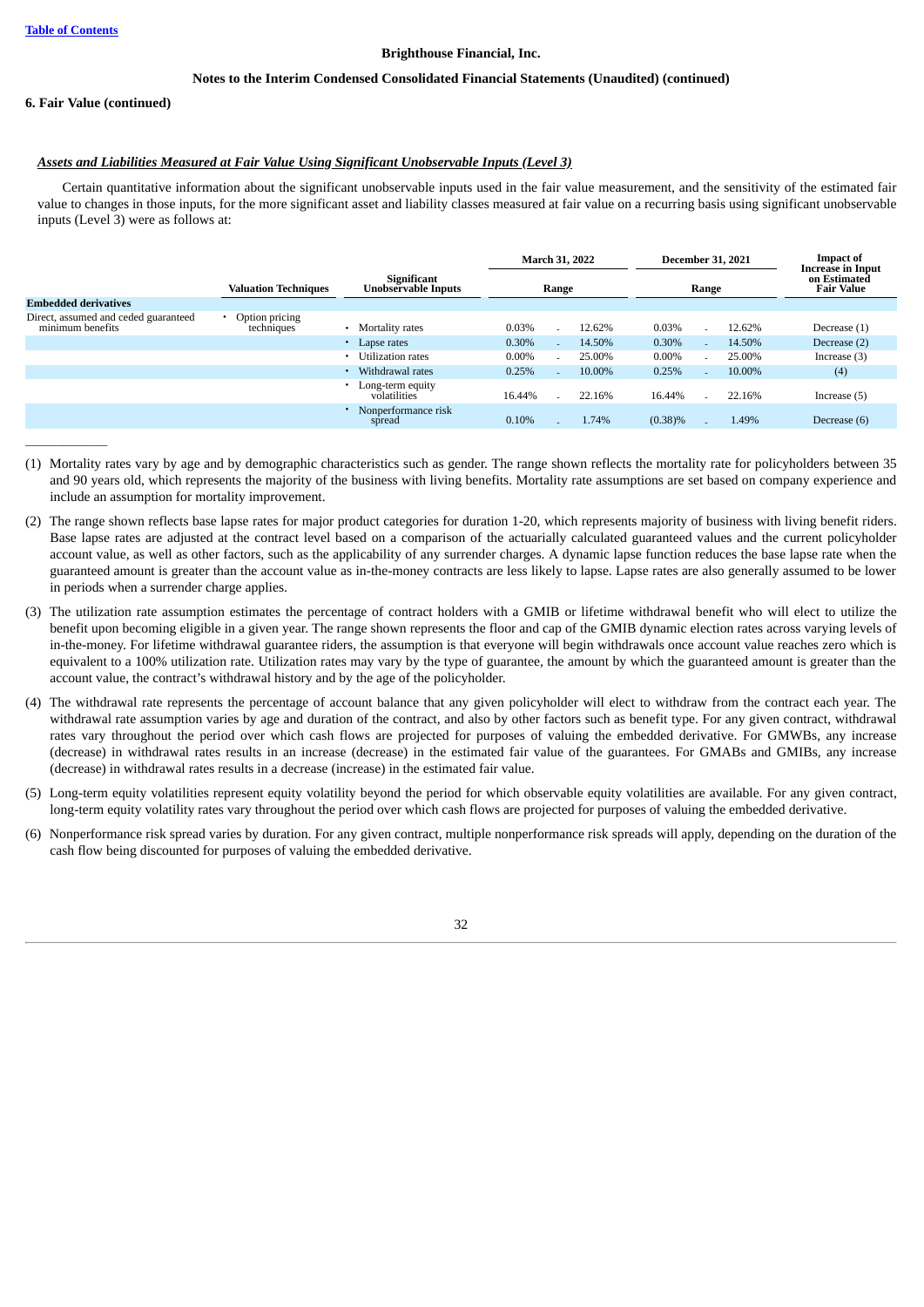**6. Fair Value (continued)**

***Assets and Liabilities Measured at Fair Value Using Significant Unobservable Inputs (Level 3)***

Certain quantitative information about the significant unobservable inputs used in the fair value measurement, and the sensitivity of the estimated fair value to changes in those inputs, for the more significant asset and liability classes measured at fair value on a recurring basis using significant unobservable inputs (Level 3) were as follows at:

| | Valuation Techniques | Significant Unobservable Inputs | March 31, 2022 | | | December 31, 2021 | | | Impact of Increase in Input on Estimated Fair Value |
|---|---|---|---|---|---|---|---|---|---|
| | | | Range | | | Range | | | |
| **Embedded derivatives** | | | | | | | | | |
| Direct, assumed and ceded guaranteed minimum benefits | • Option pricing techniques | • Mortality rates | 0.03% | - | 12.62% | 0.03% | - | 12.62% | Decrease (1) |
| | | • Lapse rates | 0.30% | - | 14.50% | 0.30% | - | 14.50% | Decrease (2) |
| | | • Utilization rates | 0.00% | - | 25.00% | 0.00% | - | 25.00% | Increase (3) |
| | | • Withdrawal rates | 0.25% | - | 10.00% | 0.25% | - | 10.00% | (4) |
| | | • Long-term equity volatilities | 16.44% | - | 22.16% | 16.44% | - | 22.16% | Increase (5) |
| | | • Nonperformance risk spread | 0.10% | - | 1.74% | (0.38)% | - | 1.49% | Decrease (6) |

---

(1) Mortality rates vary by age and by demographic characteristics such as gender. The range shown reflects the mortality rate for policyholders between 35 and 90 years old, which represents the majority of the business with living benefits. Mortality rate assumptions are set based on company experience and include an assumption for mortality improvement.

(2) The range shown reflects base lapse rates for major product categories for duration 1-20, which represents majority of business with living benefit riders. Base lapse rates are adjusted at the contract level based on a comparison of the actuarially calculated guaranteed values and the current policyholder account value, as well as other factors, such as the applicability of any surrender charges. A dynamic lapse function reduces the base lapse rate when the guaranteed amount is greater than the account value as in-the-money contracts are less likely to lapse. Lapse rates are also generally assumed to be lower in periods when a surrender charge applies.

(3) The utilization rate assumption estimates the percentage of contract holders with a GMIB or lifetime withdrawal benefit who will elect to utilize the benefit upon becoming eligible in a given year. The range shown represents the floor and cap of the GMIB dynamic election rates across varying levels of in-the-money. For lifetime withdrawal guarantee riders, the assumption is that everyone will begin withdrawals once account value reaches zero which is equivalent to a 100% utilization rate. Utilization rates may vary by the type of guarantee, the amount by which the guaranteed amount is greater than the account value, the contract's withdrawal history and by the age of the policyholder.

(4) The withdrawal rate represents the percentage of account balance that any given policyholder will elect to withdraw from the contract each year. The withdrawal rate assumption varies by age and duration of the contract, and also by other factors such as benefit type. For any given contract, withdrawal rates vary throughout the period over which cash flows are projected for purposes of valuing the embedded derivative. For GMWBs, any increase (decrease) in withdrawal rates results in an increase (decrease) in the estimated fair value of the guarantees. For GMABs and GMIBs, any increase (decrease) in withdrawal rates results in a decrease (increase) in the estimated fair value.

(5) Long-term equity volatilities represent equity volatility beyond the period for which observable equity volatilities are available. For any given contract, long-term equity volatility rates vary throughout the period over which cash flows are projected for purposes of valuing the embedded derivative.

(6) Nonperformance risk spread varies by duration. For any given contract, multiple nonperformance risk spreads will apply, depending on the duration of the cash flow being discounted for purposes of valuing the embedded derivative.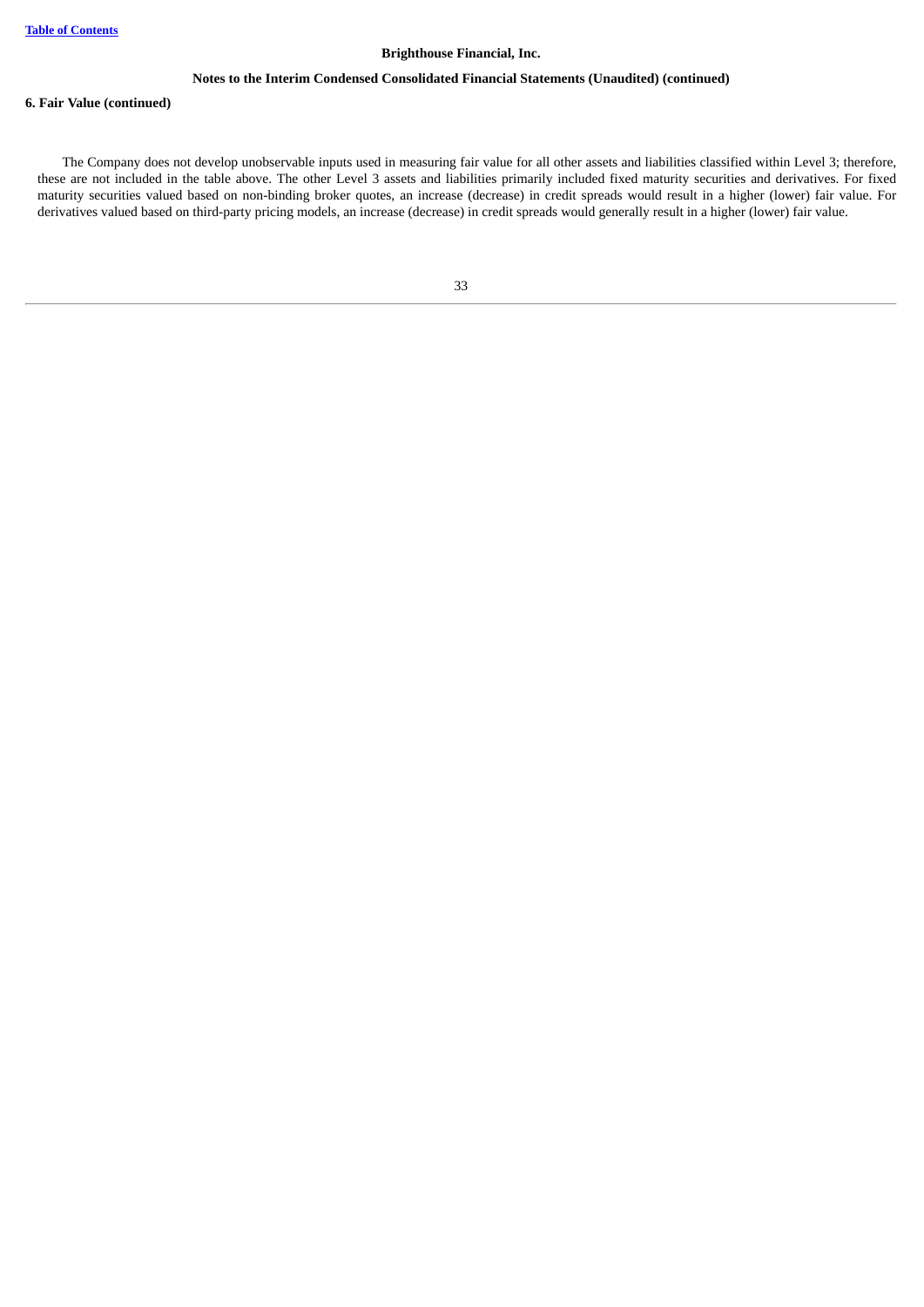**6. Fair Value (continued)**

The Company does not develop unobservable inputs used in measuring fair value for all other assets and liabilities classified within Level 3; therefore, these are not included in the table above. The other Level 3 assets and liabilities primarily included fixed maturity securities and derivatives. For fixed maturity securities valued based on non-binding broker quotes, an increase (decrease) in credit spreads would result in a higher (lower) fair value. For derivatives valued based on third-party pricing models, an increase (decrease) in credit spreads would generally result in a higher (lower) fair value.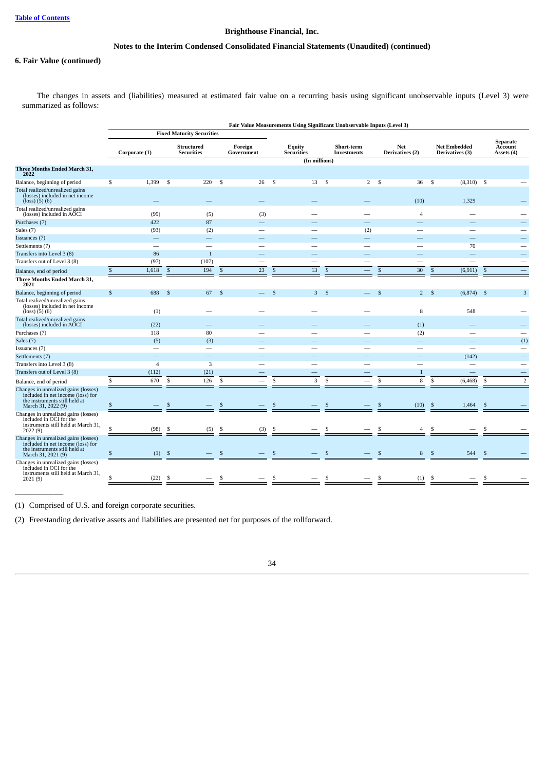**Table of Contents**

# Brighthouse Financial, Inc.

## Notes to the Interim Condensed Consolidated Financial Statements (Unaudited) (continued)

### 6. Fair Value (continued)

The changes in assets and (liabilities) measured at estimated fair value on a recurring basis using significant unobservable inputs (Level 3) were summarized as follows:

| | Fair Value Measurements Using Significant Unobservable Inputs (Level 3) | | | | | | | |
|---|---|---|---|---|---|---|---|---|
| | Fixed Maturity Securities | | | | | | | |
| | Corporate (1) | Structured Securities | Foreign Government | Equity Securities | Short-term Investments | Net Derivatives (2) | Net Embedded Derivatives (3) | Separate Account Assets (4) |
| | (In millions) | | | | | | | |
| **Three Months Ended March 31, 2022** | | | | | | | | |
| Balance, beginning of period | $ 1,399 | $ 220 | $ 26 | $ 13 | $ 2 | $ 36 | $ (8,310) | $ — |
| Total realized/unrealized gains (losses) included in net income (loss) (5) (6) | — | — | — | — | — | (10) | 1,329 | — |
| Total realized/unrealized gains (losses) included in AOCI | (99) | (5) | (3) | — | — | 4 | — | — |
| Purchases (7) | 422 | 87 | — | — | — | — | — | — |
| Sales (7) | (93) | (2) | — | — | (2) | — | — | — |
| Issuances (7) | — | — | — | — | — | — | — | — |
| Settlements (7) | — | — | — | — | — | — | 70 | — |
| Transfers into Level 3 (8) | 86 | 1 | — | — | — | — | — | — |
| Transfers out of Level 3 (8) | (97) | (107) | — | — | — | — | — | — |
| Balance, end of period | $ 1,618 | $ 194 | $ 23 | $ 13 | $ — | $ 30 | $ (6,911) | $ — |
| **Three Months Ended March 31, 2021** | | | | | | | | |
| Balance, beginning of period | $ 688 | $ 67 | $ — | $ 3 | $ — | $ 2 | $ (6,874) | $ 3 |
| Total realized/unrealized gains (losses) included in net income (loss) (5) (6) | (1) | — | — | — | — | 8 | 548 | — |
| Total realized/unrealized gains (losses) included in AOCI | (22) | — | — | — | — | (1) | — | — |
| Purchases (7) | 118 | 80 | — | — | — | (2) | — | — |
| Sales (7) | (5) | (3) | — | — | — | — | — | (1) |
| Issuances (7) | — | — | — | — | — | — | — | — |
| Settlements (7) | — | — | — | — | — | — | (142) | — |
| Transfers into Level 3 (8) | 4 | 3 | — | — | — | — | — | — |
| Transfers out of Level 3 (8) | (112) | (21) | — | — | — | 1 | — | — |
| Balance, end of period | $ 670 | $ 126 | $ — | $ 3 | $ — | $ 8 | $ (6,468) | $ 2 |
| Changes in unrealized gains (losses) included in net income (loss) for the instruments still held at March 31, 2022 (9) | $ — | $ — | $ — | $ — | $ — | $ (10) | $ 1,464 | $ — |
| Changes in unrealized gains (losses) included in OCI for the instruments still held at March 31, 2022 (9) | $ (98) | $ (5) | $ (3) | $ — | $ — | $ 4 | $ — | $ — |
| Changes in unrealized gains (losses) included in net income (loss) for the instruments still held at March 31, 2021 (9) | $ (1) | $ — | $ — | $ — | $ — | $ 8 | $ 544 | $ — |
| Changes in unrealized gains (losses) included in OCI for the instruments still held at March 31, 2021 (9) | $ (22) | $ — | $ — | $ — | $ — | $ (1) | $ — | $ — |

______________

(1) Comprised of U.S. and foreign corporate securities.

(2) Freestanding derivative assets and liabilities are presented net for purposes of the rollforward.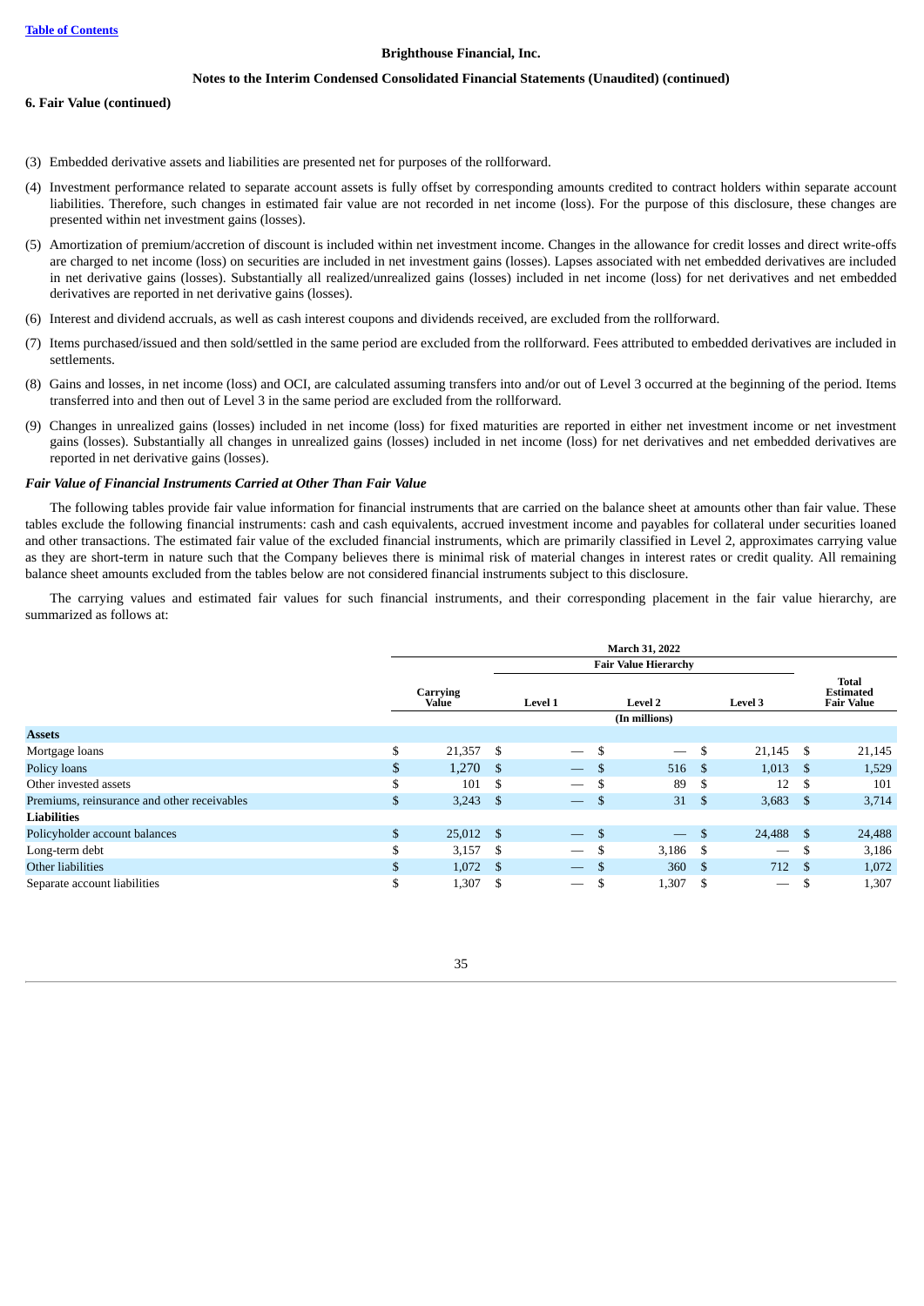**6. Fair Value (continued)**

(3) Embedded derivative assets and liabilities are presented net for purposes of the rollforward.

(4) Investment performance related to separate account assets is fully offset by corresponding amounts credited to contract holders within separate account liabilities. Therefore, such changes in estimated fair value are not recorded in net income (loss). For the purpose of this disclosure, these changes are presented within net investment gains (losses).

(5) Amortization of premium/accretion of discount is included within net investment income. Changes in the allowance for credit losses and direct write-offs are charged to net income (loss) on securities are included in net investment gains (losses). Lapses associated with net embedded derivatives are included in net derivative gains (losses). Substantially all realized/unrealized gains (losses) included in net income (loss) for net derivatives and net embedded derivatives are reported in net derivative gains (losses).

(6) Interest and dividend accruals, as well as cash interest coupons and dividends received, are excluded from the rollforward.

(7) Items purchased/issued and then sold/settled in the same period are excluded from the rollforward. Fees attributed to embedded derivatives are included in settlements.

(8) Gains and losses, in net income (loss) and OCI, are calculated assuming transfers into and/or out of Level 3 occurred at the beginning of the period. Items transferred into and then out of Level 3 in the same period are excluded from the rollforward.

(9) Changes in unrealized gains (losses) included in net income (loss) for fixed maturities are reported in either net investment income or net investment gains (losses). Substantially all changes in unrealized gains (losses) included in net income (loss) for net derivatives and net embedded derivatives are reported in net derivative gains (losses).

***Fair Value of Financial Instruments Carried at Other Than Fair Value***

The following tables provide fair value information for financial instruments that are carried on the balance sheet at amounts other than fair value. These tables exclude the following financial instruments: cash and cash equivalents, accrued investment income and payables for collateral under securities loaned and other transactions. The estimated fair value of the excluded financial instruments, which are primarily classified in Level 2, approximates carrying value as they are short-term in nature such that the Company believes there is minimal risk of material changes in interest rates or credit quality. All remaining balance sheet amounts excluded from the tables below are not considered financial instruments subject to this disclosure.

The carrying values and estimated fair values for such financial instruments, and their corresponding placement in the fair value hierarchy, are summarized as follows at:

| | March 31, 2022 | | | | |
|---|---|---|---|---|---|
| | | Fair Value Hierarchy | | | |
| | Carrying Value | Level 1 | Level 2 | Level 3 | Total Estimated Fair Value |
| | (In millions) | | | | |
| **Assets** | | | | | |
| Mortgage loans | $ 21,357 | $ — | $ — | $ 21,145 | $ 21,145 |
| Policy loans | $ 1,270 | $ — | $ 516 | $ 1,013 | $ 1,529 |
| Other invested assets | $ 101 | $ — | $ 89 | $ 12 | $ 101 |
| Premiums, reinsurance and other receivables | $ 3,243 | $ — | $ 31 | $ 3,683 | $ 3,714 |
| **Liabilities** | | | | | |
| Policyholder account balances | $ 25,012 | $ — | $ — | $ 24,488 | $ 24,488 |
| Long-term debt | $ 3,157 | $ — | $ 3,186 | $ — | $ 3,186 |
| Other liabilities | $ 1,072 | $ — | $ 360 | $ 712 | $ 1,072 |
| Separate account liabilities | $ 1,307 | $ — | $ 1,307 | $ — | $ 1,307 |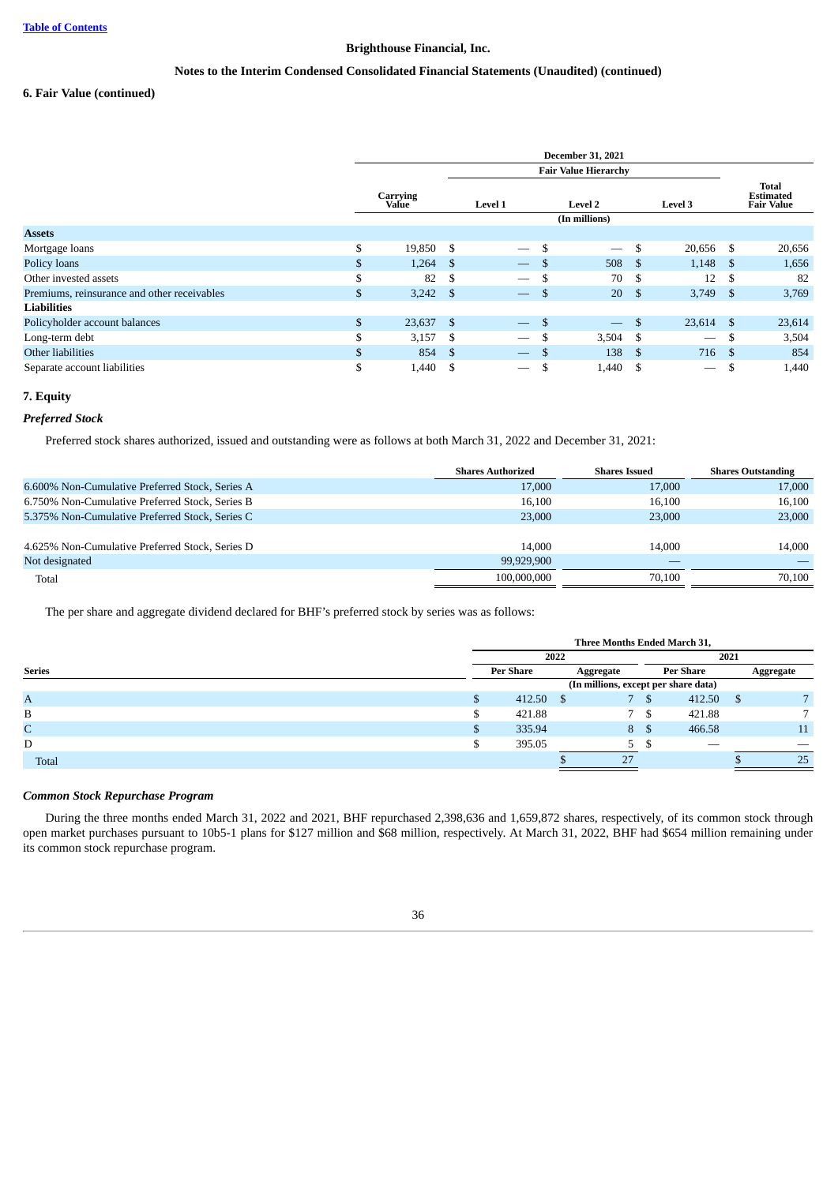Brighthouse Financial, Inc.

Notes to the Interim Condensed Consolidated Financial Statements (Unaudited) (continued)

### 6. Fair Value (continued)

| | December 31, 2021 | | | | |
|---|---|---|---|---|---|
| | | Fair Value Hierarchy | | | |
| | Carrying Value | Level 1 | Level 2 | Level 3 | Total Estimated Fair Value |
| | (In millions) | | | | |
| **Assets** | | | | | |
| Mortgage loans | $ 19,850 | $ — | $ — | $ 20,656 | $ 20,656 |
| Policy loans | $ 1,264 | $ — | $ 508 | $ 1,148 | $ 1,656 |
| Other invested assets | $ 82 | $ — | $ 70 | $ 12 | $ 82 |
| Premiums, reinsurance and other receivables | $ 3,242 | $ — | $ 20 | $ 3,749 | $ 3,769 |
| **Liabilities** | | | | | |
| Policyholder account balances | $ 23,637 | $ — | $ — | $ 23,614 | $ 23,614 |
| Long-term debt | $ 3,157 | $ — | $ 3,504 | $ — | $ 3,504 |
| Other liabilities | $ 854 | $ — | $ 138 | $ 716 | $ 854 |
| Separate account liabilities | $ 1,440 | $ — | $ 1,440 | $ — | $ 1,440 |

### 7. Equity

*Preferred Stock*

Preferred stock shares authorized, issued and outstanding were as follows at both March 31, 2022 and December 31, 2021:

| | Shares Authorized | Shares Issued | Shares Outstanding |
|---|---|---|---|
| 6.600% Non-Cumulative Preferred Stock, Series A | 17,000 | 17,000 | 17,000 |
| 6.750% Non-Cumulative Preferred Stock, Series B | 16,100 | 16,100 | 16,100 |
| 5.375% Non-Cumulative Preferred Stock, Series C | 23,000 | 23,000 | 23,000 |
| 4.625% Non-Cumulative Preferred Stock, Series D | 14,000 | 14,000 | 14,000 |
| Not designated | 99,929,900 | — | — |
| Total | 100,000,000 | 70,100 | 70,100 |

The per share and aggregate dividend declared for BHF's preferred stock by series was as follows:

| | Three Months Ended March 31, | | | |
|---|---|---|---|---|
| | 2022 | | 2021 | |
| Series | Per Share | Aggregate | Per Share | Aggregate |
| | (In millions, except per share data) | | | |
| A | $ 412.50 | $ 7 | $ 412.50 | $ 7 |
| B | $ 421.88 | 7 | $ 421.88 | 7 |
| C | $ 335.94 | 8 | $ 466.58 | 11 |
| D | $ 395.05 | 5 | $ — | — |
| Total | | $ 27 | | $ 25 |

*Common Stock Repurchase Program*

During the three months ended March 31, 2022 and 2021, BHF repurchased 2,398,636 and 1,659,872 shares, respectively, of its common stock through open market purchases pursuant to 10b5-1 plans for $127 million and $68 million, respectively. At March 31, 2022, BHF had $654 million remaining under its common stock repurchase program.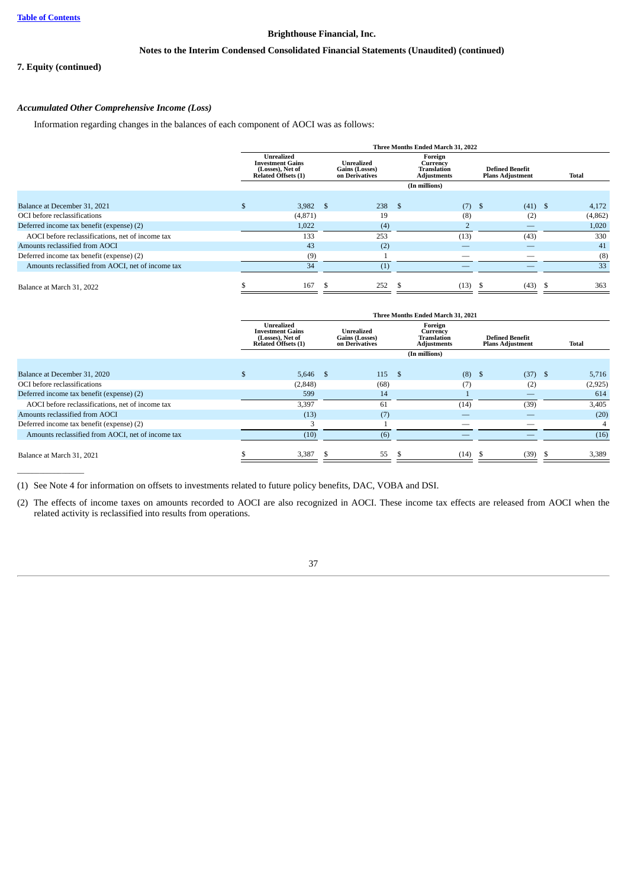Brighthouse Financial, Inc.

Notes to the Interim Condensed Consolidated Financial Statements (Unaudited) (continued)

**7. Equity (continued)**

***Accumulated Other Comprehensive Income (Loss)***

Information regarding changes in the balances of each component of AOCI was as follows:

| | Three Months Ended March 31, 2022 | | | | |
|---|---|---|---|---|---|
| | Unrealized Investment Gains (Losses), Net of Related Offsets (1) | Unrealized Gains (Losses) on Derivatives | Foreign Currency Translation Adjustments | Defined Benefit Plans Adjustment | Total |
| | (In millions) | | | | |
| Balance at December 31, 2021 | $ 3,982 | $ 238 | $ (7) | $ (41) | $ 4,172 |
| OCI before reclassifications | (4,871) | 19 | (8) | (2) | (4,862) |
| Deferred income tax benefit (expense) (2) | 1,022 | (4) | 2 | — | 1,020 |
| AOCI before reclassifications, net of income tax | 133 | 253 | (13) | (43) | 330 |
| Amounts reclassified from AOCI | 43 | (2) | — | — | 41 |
| Deferred income tax benefit (expense) (2) | (9) | 1 | — | — | (8) |
| Amounts reclassified from AOCI, net of income tax | 34 | (1) | — | — | 33 |
| Balance at March 31, 2022 | $ 167 | $ 252 | $ (13) | $ (43) | $ 363 |

| | Three Months Ended March 31, 2021 | | | | |
|---|---|---|---|---|---|
| | Unrealized Investment Gains (Losses), Net of Related Offsets (1) | Unrealized Gains (Losses) on Derivatives | Foreign Currency Translation Adjustments | Defined Benefit Plans Adjustment | Total |
| | (In millions) | | | | |
| Balance at December 31, 2020 | $ 5,646 | $ 115 | $ (8) | $ (37) | $ 5,716 |
| OCI before reclassifications | (2,848) | (68) | (7) | (2) | (2,925) |
| Deferred income tax benefit (expense) (2) | 599 | 14 | 1 | — | 614 |
| AOCI before reclassifications, net of income tax | 3,397 | 61 | (14) | (39) | 3,405 |
| Amounts reclassified from AOCI | (13) | (7) | — | — | (20) |
| Deferred income tax benefit (expense) (2) | 3 | 1 | — | — | 4 |
| Amounts reclassified from AOCI, net of income tax | (10) | (6) | — | — | (16) |
| Balance at March 31, 2021 | $ 3,387 | $ 55 | $ (14) | $ (39) | $ 3,389 |

(1) See Note 4 for information on offsets to investments related to future policy benefits, DAC, VOBA and DSI.

(2) The effects of income taxes on amounts recorded to AOCI are also recognized in AOCI. These income tax effects are released from AOCI when the related activity is reclassified into results from operations.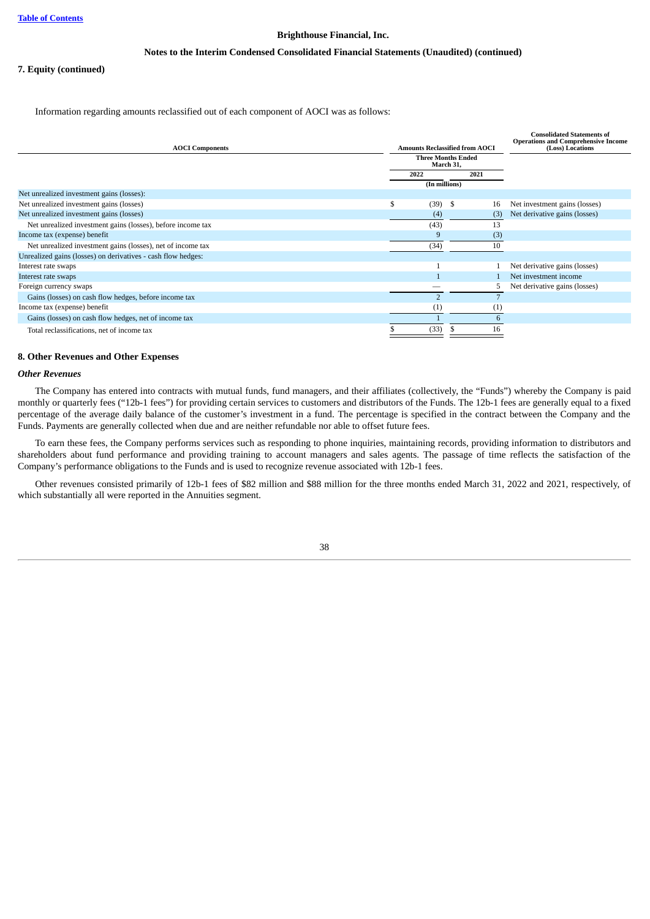# Brighthouse Financial, Inc.

## Notes to the Interim Condensed Consolidated Financial Statements (Unaudited) (continued)

### 7. Equity (continued)

Information regarding amounts reclassified out of each component of AOCI was as follows:

| AOCI Components | Amounts Reclassified from AOCI | | Consolidated Statements of Operations and Comprehensive Income (Loss) Locations |
|---|---|---|---|
| | Three Months Ended March 31, | | |
| | 2022 | 2021 | |
| | (In millions) | | |
| Net unrealized investment gains (losses): | | | |
| Net unrealized investment gains (losses) | $ (39) | $ 16 | Net investment gains (losses) |
| Net unrealized investment gains (losses) | (4) | (3) | Net derivative gains (losses) |
| Net unrealized investment gains (losses), before income tax | (43) | 13 | |
| Income tax (expense) benefit | 9 | (3) | |
| Net unrealized investment gains (losses), net of income tax | (34) | 10 | |
| Unrealized gains (losses) on derivatives - cash flow hedges: | | | |
| Interest rate swaps | 1 | 1 | Net derivative gains (losses) |
| Interest rate swaps | 1 | 1 | Net investment income |
| Foreign currency swaps | — | 5 | Net derivative gains (losses) |
| Gains (losses) on cash flow hedges, before income tax | 2 | 7 | |
| Income tax (expense) benefit | (1) | (1) | |
| Gains (losses) on cash flow hedges, net of income tax | 1 | 6 | |
| Total reclassifications, net of income tax | $ (33) | $ 16 | |

### 8. Other Revenues and Other Expenses

#### *Other Revenues*

The Company has entered into contracts with mutual funds, fund managers, and their affiliates (collectively, the "Funds") whereby the Company is paid monthly or quarterly fees ("12b-1 fees") for providing certain services to customers and distributors of the Funds. The 12b-1 fees are generally equal to a fixed percentage of the average daily balance of the customer's investment in a fund. The percentage is specified in the contract between the Company and the Funds. Payments are generally collected when due and are neither refundable nor able to offset future fees.

To earn these fees, the Company performs services such as responding to phone inquiries, maintaining records, providing information to distributors and shareholders about fund performance and providing training to account managers and sales agents. The passage of time reflects the satisfaction of the Company's performance obligations to the Funds and is used to recognize revenue associated with 12b-1 fees.

Other revenues consisted primarily of 12b-1 fees of $82 million and $88 million for the three months ended March 31, 2022 and 2021, respectively, of which substantially all were reported in the Annuities segment.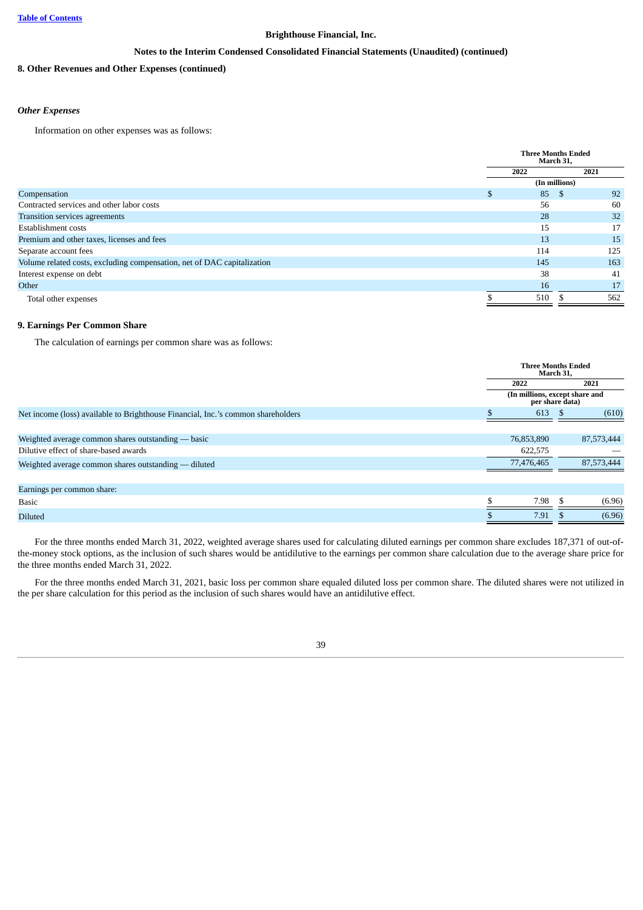**Brighthouse Financial, Inc.**

**Notes to the Interim Condensed Consolidated Financial Statements (Unaudited) (continued)**

**8. Other Revenues and Other Expenses (continued)**

*Other Expenses*

Information on other expenses was as follows:

| | Three Months Ended March 31, | |
|---|---|---|
| | 2022 | 2021 |
| | (In millions) | |
| Compensation | $ 85 | $ 92 |
| Contracted services and other labor costs | 56 | 60 |
| Transition services agreements | 28 | 32 |
| Establishment costs | 15 | 17 |
| Premium and other taxes, licenses and fees | 13 | 15 |
| Separate account fees | 114 | 125 |
| Volume related costs, excluding compensation, net of DAC capitalization | 145 | 163 |
| Interest expense on debt | 38 | 41 |
| Other | 16 | 17 |
| Total other expenses | $ 510 | $ 562 |

**9. Earnings Per Common Share**

The calculation of earnings per common share was as follows:

| | Three Months Ended March 31, | |
|---|---|---|
| | 2022 | 2021 |
| | (In millions, except share and per share data) | |
| Net income (loss) available to Brighthouse Financial, Inc.'s common shareholders | $ 613 | $ (610) |
| | | |
| Weighted average common shares outstanding — basic | 76,853,890 | 87,573,444 |
| Dilutive effect of share-based awards | 622,575 | — |
| Weighted average common shares outstanding — diluted | 77,476,465 | 87,573,444 |
| | | |
| Earnings per common share: | | |
| Basic | $ 7.98 | $ (6.96) |
| Diluted | $ 7.91 | $ (6.96) |

For the three months ended March 31, 2022, weighted average shares used for calculating diluted earnings per common share excludes 187,371 of out-of-the-money stock options, as the inclusion of such shares would be antidilutive to the earnings per common share calculation due to the average share price for the three months ended March 31, 2022.

For the three months ended March 31, 2021, basic loss per common share equaled diluted loss per common share. The diluted shares were not utilized in the per share calculation for this period as the inclusion of such shares would have an antidilutive effect.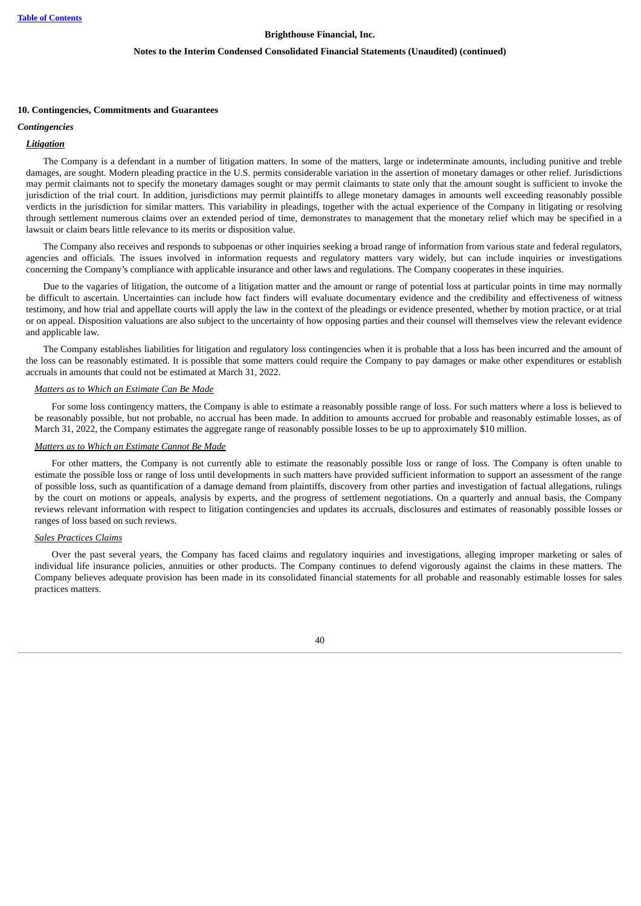## 10. Contingencies, Commitments and Guarantees

### *Contingencies*

#### ***Litigation***

The Company is a defendant in a number of litigation matters. In some of the matters, large or indeterminate amounts, including punitive and treble damages, are sought. Modern pleading practice in the U.S. permits considerable variation in the assertion of monetary damages or other relief. Jurisdictions may permit claimants not to specify the monetary damages sought or may permit claimants to state only that the amount sought is sufficient to invoke the jurisdiction of the trial court. In addition, jurisdictions may permit plaintiffs to allege monetary damages in amounts well exceeding reasonably possible verdicts in the jurisdiction for similar matters. This variability in pleadings, together with the actual experience of the Company in litigating or resolving through settlement numerous claims over an extended period of time, demonstrates to management that the monetary relief which may be specified in a lawsuit or claim bears little relevance to its merits or disposition value.

The Company also receives and responds to subpoenas or other inquiries seeking a broad range of information from various state and federal regulators, agencies and officials. The issues involved in information requests and regulatory matters vary widely, but can include inquiries or investigations concerning the Company's compliance with applicable insurance and other laws and regulations. The Company cooperates in these inquiries.

Due to the vagaries of litigation, the outcome of a litigation matter and the amount or range of potential loss at particular points in time may normally be difficult to ascertain. Uncertainties can include how fact finders will evaluate documentary evidence and the credibility and effectiveness of witness testimony, and how trial and appellate courts will apply the law in the context of the pleadings or evidence presented, whether by motion practice, or at trial or on appeal. Disposition valuations are also subject to the uncertainty of how opposing parties and their counsel will themselves view the relevant evidence and applicable law.

The Company establishes liabilities for litigation and regulatory loss contingencies when it is probable that a loss has been incurred and the amount of the loss can be reasonably estimated. It is possible that some matters could require the Company to pay damages or make other expenditures or establish accruals in amounts that could not be estimated at March 31, 2022.

*Matters as to Which an Estimate Can Be Made*

For some loss contingency matters, the Company is able to estimate a reasonably possible range of loss. For such matters where a loss is believed to be reasonably possible, but not probable, no accrual has been made. In addition to amounts accrued for probable and reasonably estimable losses, as of March 31, 2022, the Company estimates the aggregate range of reasonably possible losses to be up to approximately $10 million.

*Matters as to Which an Estimate Cannot Be Made*

For other matters, the Company is not currently able to estimate the reasonably possible loss or range of loss. The Company is often unable to estimate the possible loss or range of loss until developments in such matters have provided sufficient information to support an assessment of the range of possible loss, such as quantification of a damage demand from plaintiffs, discovery from other parties and investigation of factual allegations, rulings by the court on motions or appeals, analysis by experts, and the progress of settlement negotiations. On a quarterly and annual basis, the Company reviews relevant information with respect to litigation contingencies and updates its accruals, disclosures and estimates of reasonably possible losses or ranges of loss based on such reviews.

*Sales Practices Claims*

Over the past several years, the Company has faced claims and regulatory inquiries and investigations, alleging improper marketing or sales of individual life insurance policies, annuities or other products. The Company continues to defend vigorously against the claims in these matters. The Company believes adequate provision has been made in its consolidated financial statements for all probable and reasonably estimable losses for sales practices matters.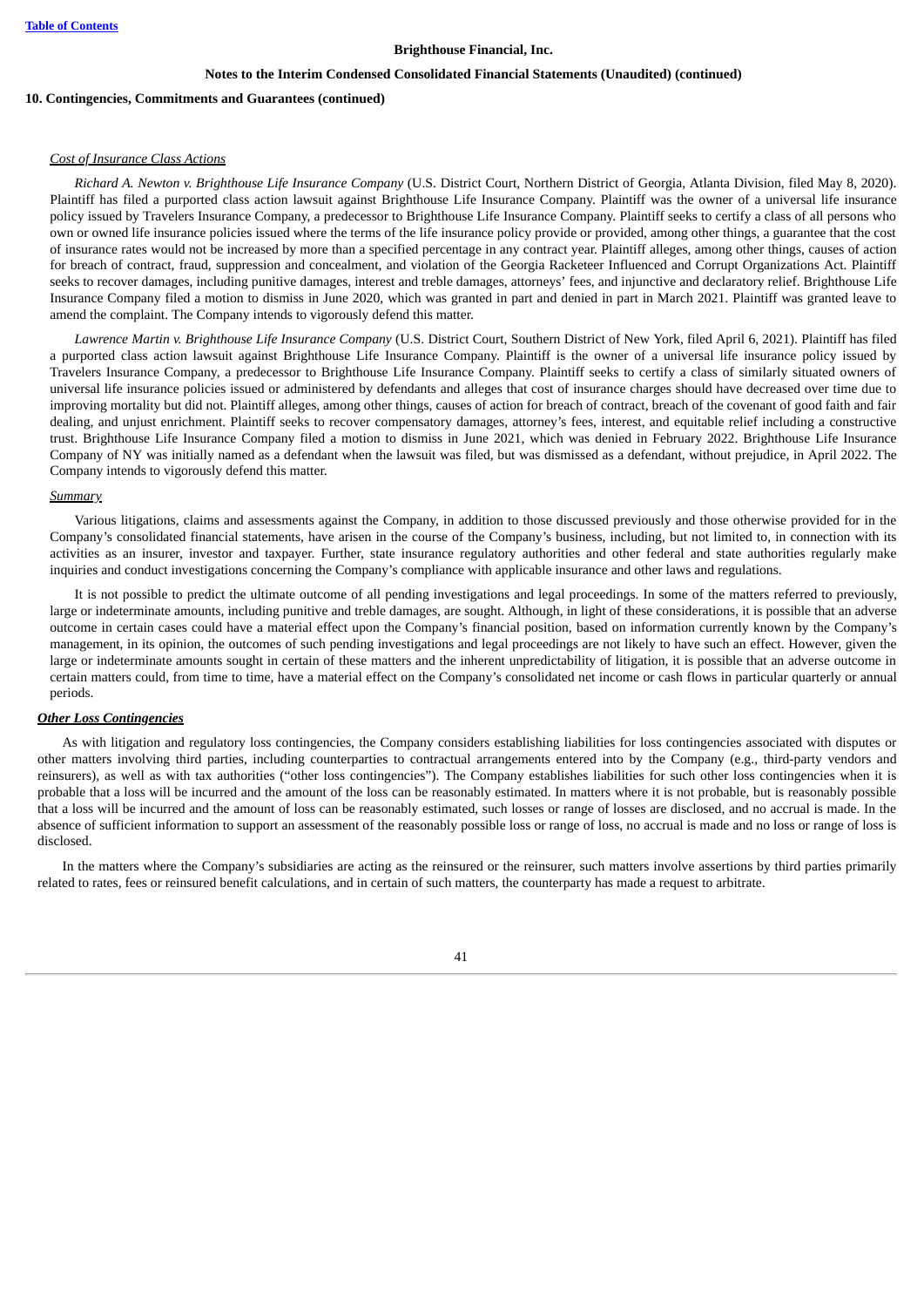**10. Contingencies, Commitments and Guarantees (continued)**

*Cost of Insurance Class Actions*

*Richard A. Newton v. Brighthouse Life Insurance Company* (U.S. District Court, Northern District of Georgia, Atlanta Division, filed May 8, 2020). Plaintiff has filed a purported class action lawsuit against Brighthouse Life Insurance Company. Plaintiff was the owner of a universal life insurance policy issued by Travelers Insurance Company, a predecessor to Brighthouse Life Insurance Company. Plaintiff seeks to certify a class of all persons who own or owned life insurance policies issued where the terms of the life insurance policy provide or provided, among other things, a guarantee that the cost of insurance rates would not be increased by more than a specified percentage in any contract year. Plaintiff alleges, among other things, causes of action for breach of contract, fraud, suppression and concealment, and violation of the Georgia Racketeer Influenced and Corrupt Organizations Act. Plaintiff seeks to recover damages, including punitive damages, interest and treble damages, attorneys' fees, and injunctive and declaratory relief. Brighthouse Life Insurance Company filed a motion to dismiss in June 2020, which was granted in part and denied in part in March 2021. Plaintiff was granted leave to amend the complaint. The Company intends to vigorously defend this matter.

*Lawrence Martin v. Brighthouse Life Insurance Company* (U.S. District Court, Southern District of New York, filed April 6, 2021). Plaintiff has filed a purported class action lawsuit against Brighthouse Life Insurance Company. Plaintiff is the owner of a universal life insurance policy issued by Travelers Insurance Company, a predecessor to Brighthouse Life Insurance Company. Plaintiff seeks to certify a class of similarly situated owners of universal life insurance policies issued or administered by defendants and alleges that cost of insurance charges should have decreased over time due to improving mortality but did not. Plaintiff alleges, among other things, causes of action for breach of contract, breach of the covenant of good faith and fair dealing, and unjust enrichment. Plaintiff seeks to recover compensatory damages, attorney's fees, interest, and equitable relief including a constructive trust. Brighthouse Life Insurance Company filed a motion to dismiss in June 2021, which was denied in February 2022. Brighthouse Life Insurance Company of NY was initially named as a defendant when the lawsuit was filed, but was dismissed as a defendant, without prejudice, in April 2022. The Company intends to vigorously defend this matter.

*Summary*

Various litigations, claims and assessments against the Company, in addition to those discussed previously and those otherwise provided for in the Company's consolidated financial statements, have arisen in the course of the Company's business, including, but not limited to, in connection with its activities as an insurer, investor and taxpayer. Further, state insurance regulatory authorities and other federal and state authorities regularly make inquiries and conduct investigations concerning the Company's compliance with applicable insurance and other laws and regulations.

It is not possible to predict the ultimate outcome of all pending investigations and legal proceedings. In some of the matters referred to previously, large or indeterminate amounts, including punitive and treble damages, are sought. Although, in light of these considerations, it is possible that an adverse outcome in certain cases could have a material effect upon the Company's financial position, based on information currently known by the Company's management, in its opinion, the outcomes of such pending investigations and legal proceedings are not likely to have such an effect. However, given the large or indeterminate amounts sought in certain of these matters and the inherent unpredictability of litigation, it is possible that an adverse outcome in certain matters could, from time to time, have a material effect on the Company's consolidated net income or cash flows in particular quarterly or annual periods.

***Other Loss Contingencies***

As with litigation and regulatory loss contingencies, the Company considers establishing liabilities for loss contingencies associated with disputes or other matters involving third parties, including counterparties to contractual arrangements entered into by the Company (e.g., third-party vendors and reinsurers), as well as with tax authorities ("other loss contingencies"). The Company establishes liabilities for such other loss contingencies when it is probable that a loss will be incurred and the amount of the loss can be reasonably estimated. In matters where it is not probable, but is reasonably possible that a loss will be incurred and the amount of loss can be reasonably estimated, such losses or range of losses are disclosed, and no accrual is made. In the absence of sufficient information to support an assessment of the reasonably possible loss or range of loss, no accrual is made and no loss or range of loss is disclosed.

In the matters where the Company's subsidiaries are acting as the reinsured or the reinsurer, such matters involve assertions by third parties primarily related to rates, fees or reinsured benefit calculations, and in certain of such matters, the counterparty has made a request to arbitrate.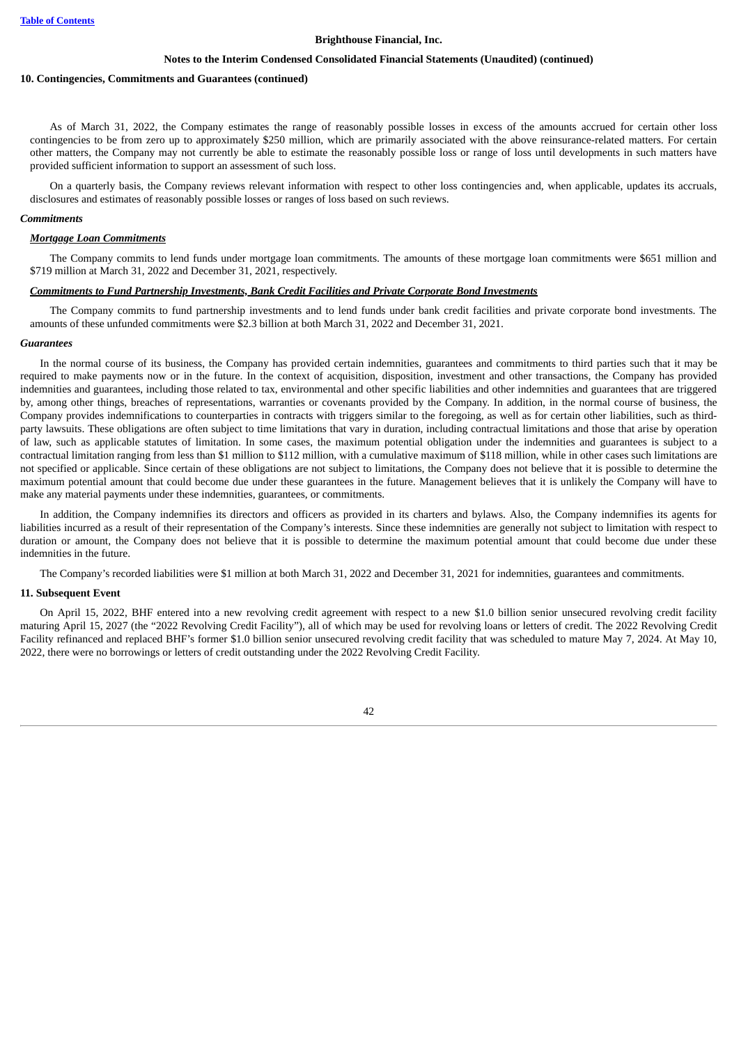#### 10. Contingencies, Commitments and Guarantees (continued)

As of March 31, 2022, the Company estimates the range of reasonably possible losses in excess of the amounts accrued for certain other loss contingencies to be from zero up to approximately $250 million, which are primarily associated with the above reinsurance-related matters. For certain other matters, the Company may not currently be able to estimate the reasonably possible loss or range of loss until developments in such matters have provided sufficient information to support an assessment of such loss.

On a quarterly basis, the Company reviews relevant information with respect to other loss contingencies and, when applicable, updates its accruals, disclosures and estimates of reasonably possible losses or ranges of loss based on such reviews.

***Commitments***

***Mortgage Loan Commitments***

The Company commits to lend funds under mortgage loan commitments. The amounts of these mortgage loan commitments were $651 million and $719 million at March 31, 2022 and December 31, 2021, respectively.

***Commitments to Fund Partnership Investments, Bank Credit Facilities and Private Corporate Bond Investments***

The Company commits to fund partnership investments and to lend funds under bank credit facilities and private corporate bond investments. The amounts of these unfunded commitments were $2.3 billion at both March 31, 2022 and December 31, 2021.

***Guarantees***

In the normal course of its business, the Company has provided certain indemnities, guarantees and commitments to third parties such that it may be required to make payments now or in the future. In the context of acquisition, disposition, investment and other transactions, the Company has provided indemnities and guarantees, including those related to tax, environmental and other specific liabilities and other indemnities and guarantees that are triggered by, among other things, breaches of representations, warranties or covenants provided by the Company. In addition, in the normal course of business, the Company provides indemnifications to counterparties in contracts with triggers similar to the foregoing, as well as for certain other liabilities, such as third-party lawsuits. These obligations are often subject to time limitations that vary in duration, including contractual limitations and those that arise by operation of law, such as applicable statutes of limitation. In some cases, the maximum potential obligation under the indemnities and guarantees is subject to a contractual limitation ranging from less than $1 million to $112 million, with a cumulative maximum of $118 million, while in other cases such limitations are not specified or applicable. Since certain of these obligations are not subject to limitations, the Company does not believe that it is possible to determine the maximum potential amount that could become due under these guarantees in the future. Management believes that it is unlikely the Company will have to make any material payments under these indemnities, guarantees, or commitments.

In addition, the Company indemnifies its directors and officers as provided in its charters and bylaws. Also, the Company indemnifies its agents for liabilities incurred as a result of their representation of the Company's interests. Since these indemnities are generally not subject to limitation with respect to duration or amount, the Company does not believe that it is possible to determine the maximum potential amount that could become due under these indemnities in the future.

The Company's recorded liabilities were $1 million at both March 31, 2022 and December 31, 2021 for indemnities, guarantees and commitments.

#### 11. Subsequent Event

On April 15, 2022, BHF entered into a new revolving credit agreement with respect to a new $1.0 billion senior unsecured revolving credit facility maturing April 15, 2027 (the "2022 Revolving Credit Facility"), all of which may be used for revolving loans or letters of credit. The 2022 Revolving Credit Facility refinanced and replaced BHF's former $1.0 billion senior unsecured revolving credit facility that was scheduled to mature May 7, 2024. At May 10, 2022, there were no borrowings or letters of credit outstanding under the 2022 Revolving Credit Facility.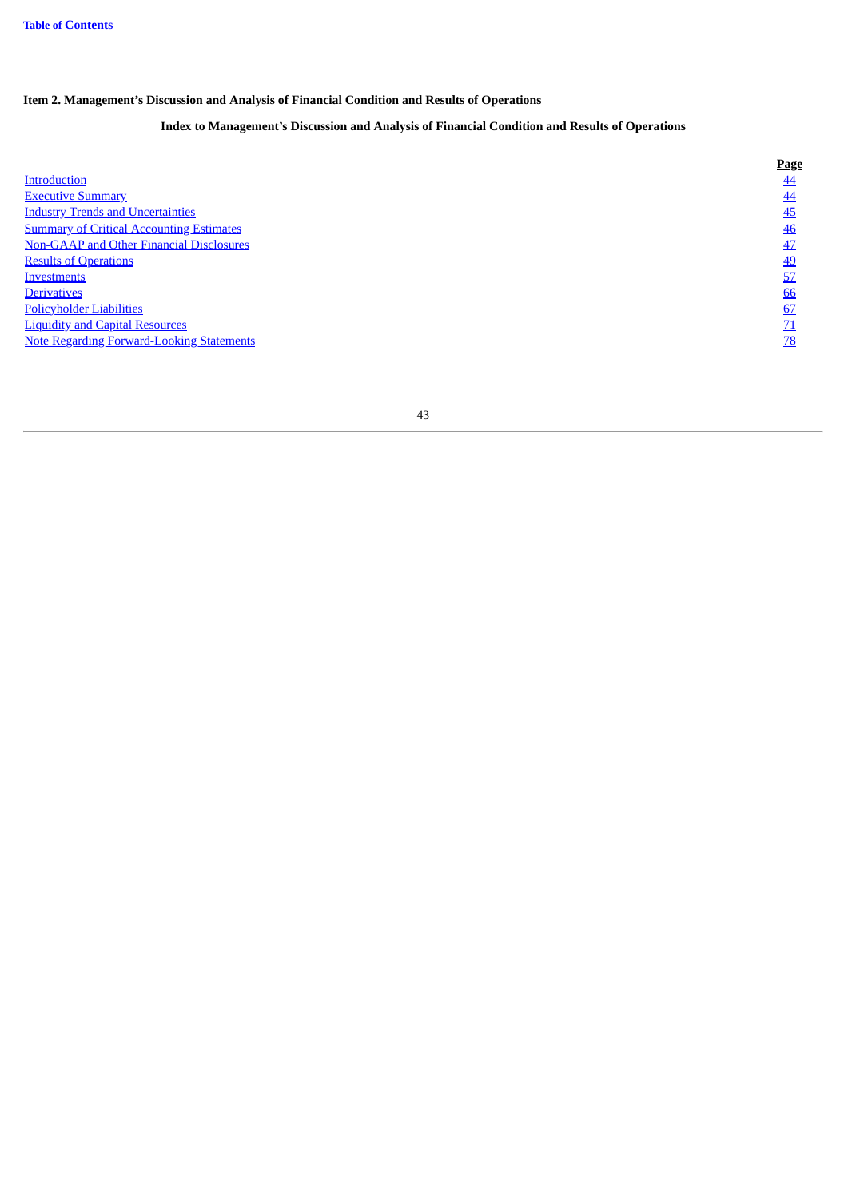# Item 2. Management's Discussion and Analysis of Financial Condition and Results of Operations

## Index to Management's Discussion and Analysis of Financial Condition and Results of Operations

| | Page |
|---|---|
| Introduction | 44 |
| Executive Summary | 44 |
| Industry Trends and Uncertainties | 45 |
| Summary of Critical Accounting Estimates | 46 |
| Non-GAAP and Other Financial Disclosures | 47 |
| Results of Operations | 49 |
| Investments | 57 |
| Derivatives | 66 |
| Policyholder Liabilities | 67 |
| Liquidity and Capital Resources | 71 |
| Note Regarding Forward-Looking Statements | 78 |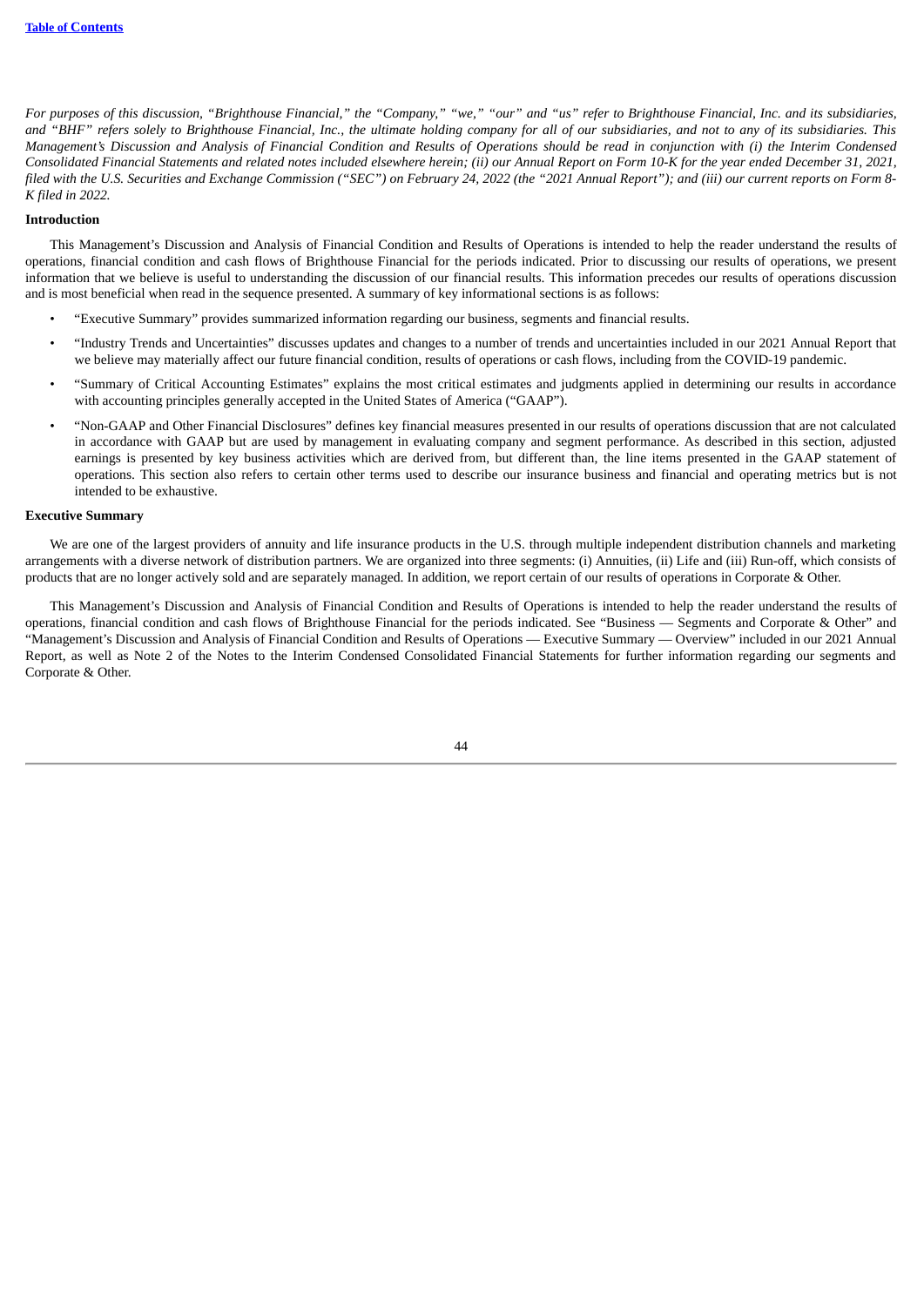*For purposes of this discussion, "Brighthouse Financial," the "Company," "we," "our" and "us" refer to Brighthouse Financial, Inc. and its subsidiaries, and "BHF" refers solely to Brighthouse Financial, Inc., the ultimate holding company for all of our subsidiaries, and not to any of its subsidiaries. This Management's Discussion and Analysis of Financial Condition and Results of Operations should be read in conjunction with (i) the Interim Condensed Consolidated Financial Statements and related notes included elsewhere herein; (ii) our Annual Report on Form 10-K for the year ended December 31, 2021, filed with the U.S. Securities and Exchange Commission ("SEC") on February 24, 2022 (the "2021 Annual Report"); and (iii) our current reports on Form 8-K filed in 2022.*

**Introduction**

This Management's Discussion and Analysis of Financial Condition and Results of Operations is intended to help the reader understand the results of operations, financial condition and cash flows of Brighthouse Financial for the periods indicated. Prior to discussing our results of operations, we present information that we believe is useful to understanding the discussion of our financial results. This information precedes our results of operations discussion and is most beneficial when read in the sequence presented. A summary of key informational sections is as follows:

- "Executive Summary" provides summarized information regarding our business, segments and financial results.
- "Industry Trends and Uncertainties" discusses updates and changes to a number of trends and uncertainties included in our 2021 Annual Report that we believe may materially affect our future financial condition, results of operations or cash flows, including from the COVID-19 pandemic.
- "Summary of Critical Accounting Estimates" explains the most critical estimates and judgments applied in determining our results in accordance with accounting principles generally accepted in the United States of America ("GAAP").
- "Non-GAAP and Other Financial Disclosures" defines key financial measures presented in our results of operations discussion that are not calculated in accordance with GAAP but are used by management in evaluating company and segment performance. As described in this section, adjusted earnings is presented by key business activities which are derived from, but different than, the line items presented in the GAAP statement of operations. This section also refers to certain other terms used to describe our insurance business and financial and operating metrics but is not intended to be exhaustive.

**Executive Summary**

We are one of the largest providers of annuity and life insurance products in the U.S. through multiple independent distribution channels and marketing arrangements with a diverse network of distribution partners. We are organized into three segments: (i) Annuities, (ii) Life and (iii) Run-off, which consists of products that are no longer actively sold and are separately managed. In addition, we report certain of our results of operations in Corporate & Other.

This Management's Discussion and Analysis of Financial Condition and Results of Operations is intended to help the reader understand the results of operations, financial condition and cash flows of Brighthouse Financial for the periods indicated. See "Business — Segments and Corporate & Other" and "Management's Discussion and Analysis of Financial Condition and Results of Operations — Executive Summary — Overview" included in our 2021 Annual Report, as well as Note 2 of the Notes to the Interim Condensed Consolidated Financial Statements for further information regarding our segments and Corporate & Other.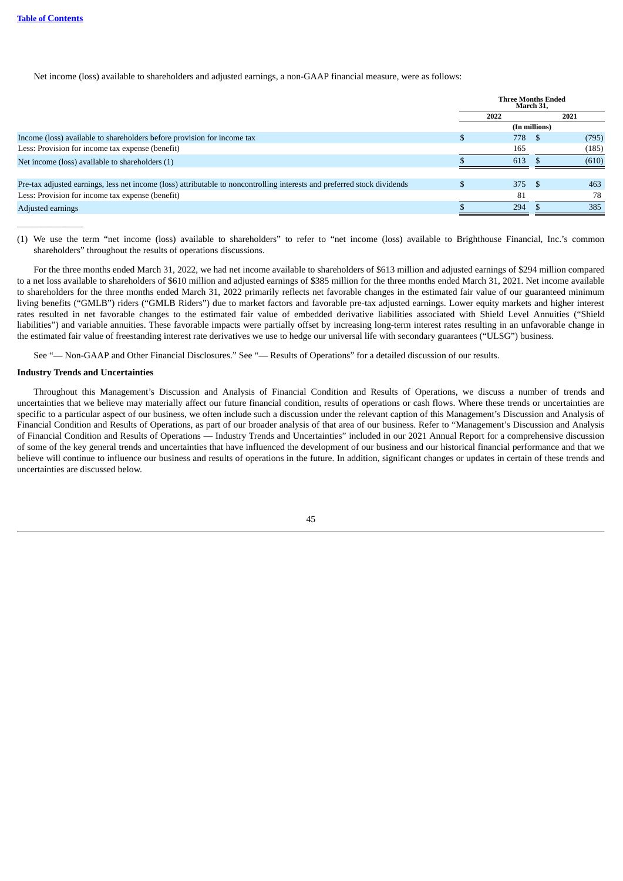Net income (loss) available to shareholders and adjusted earnings, a non-GAAP financial measure, were as follows:

| | Three Months Ended March 31, | |
|---|---|---|
| | 2022 | 2021 |
| | (In millions) | |
| Income (loss) available to shareholders before provision for income tax | $ 778 | $ (795) |
| Less: Provision for income tax expense (benefit) | 165 | (185) |
| Net income (loss) available to shareholders (1) | $ 613 | $ (610) |
| | | |
| Pre-tax adjusted earnings, less net income (loss) attributable to noncontrolling interests and preferred stock dividends | $ 375 | $ 463 |
| Less: Provision for income tax expense (benefit) | 81 | 78 |
| Adjusted earnings | $ 294 | $ 385 |

(1) We use the term "net income (loss) available to shareholders" to refer to "net income (loss) available to Brighthouse Financial, Inc.'s common shareholders" throughout the results of operations discussions.

For the three months ended March 31, 2022, we had net income available to shareholders of $613 million and adjusted earnings of $294 million compared to a net loss available to shareholders of $610 million and adjusted earnings of $385 million for the three months ended March 31, 2021. Net income available to shareholders for the three months ended March 31, 2022 primarily reflects net favorable changes in the estimated fair value of our guaranteed minimum living benefits ("GMLB") riders ("GMLB Riders") due to market factors and favorable pre-tax adjusted earnings. Lower equity markets and higher interest rates resulted in net favorable changes to the estimated fair value of embedded derivative liabilities associated with Shield Level Annuities ("Shield liabilities") and variable annuities. These favorable impacts were partially offset by increasing long-term interest rates resulting in an unfavorable change in the estimated fair value of freestanding interest rate derivatives we use to hedge our universal life with secondary guarantees ("ULSG") business.

See "— Non-GAAP and Other Financial Disclosures." See "— Results of Operations" for a detailed discussion of our results.

**Industry Trends and Uncertainties**

Throughout this Management's Discussion and Analysis of Financial Condition and Results of Operations, we discuss a number of trends and uncertainties that we believe may materially affect our future financial condition, results of operations or cash flows. Where these trends or uncertainties are specific to a particular aspect of our business, we often include such a discussion under the relevant caption of this Management's Discussion and Analysis of Financial Condition and Results of Operations, as part of our broader analysis of that area of our business. Refer to "Management's Discussion and Analysis of Financial Condition and Results of Operations — Industry Trends and Uncertainties" included in our 2021 Annual Report for a comprehensive discussion of some of the key general trends and uncertainties that have influenced the development of our business and our historical financial performance and that we believe will continue to influence our business and results of operations in the future. In addition, significant changes or updates in certain of these trends and uncertainties are discussed below.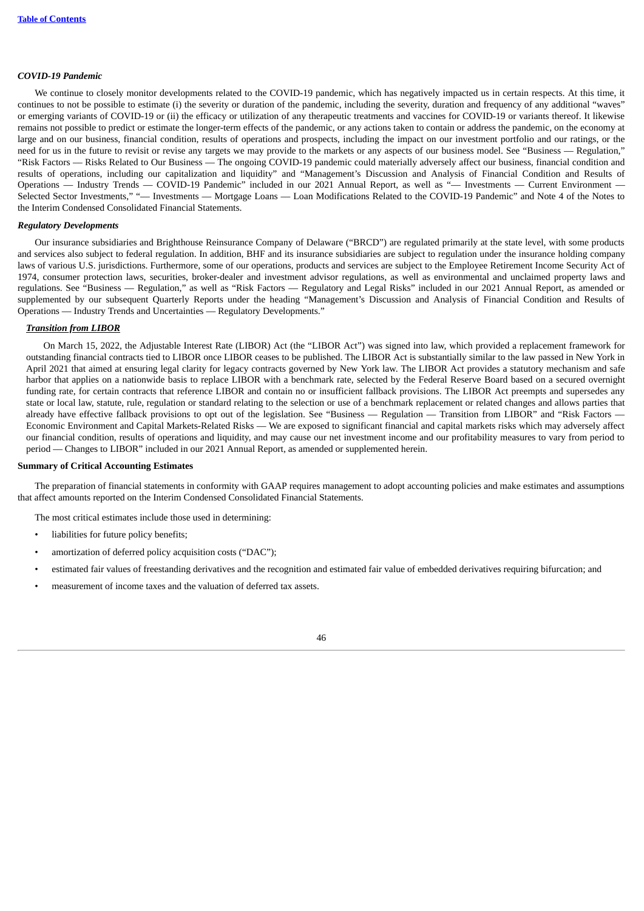*COVID-19 Pandemic*

We continue to closely monitor developments related to the COVID-19 pandemic, which has negatively impacted us in certain respects. At this time, it continues to not be possible to estimate (i) the severity or duration of the pandemic, including the severity, duration and frequency of any additional "waves" or emerging variants of COVID-19 or (ii) the efficacy or utilization of any therapeutic treatments and vaccines for COVID-19 or variants thereof. It likewise remains not possible to predict or estimate the longer-term effects of the pandemic, or any actions taken to contain or address the pandemic, on the economy at large and on our business, financial condition, results of operations and prospects, including the impact on our investment portfolio and our ratings, or the need for us in the future to revisit or revise any targets we may provide to the markets or any aspects of our business model. See "Business — Regulation," "Risk Factors — Risks Related to Our Business — The ongoing COVID-19 pandemic could materially adversely affect our business, financial condition and results of operations, including our capitalization and liquidity" and "Management's Discussion and Analysis of Financial Condition and Results of Operations — Industry Trends — COVID-19 Pandemic" included in our 2021 Annual Report, as well as "— Investments — Current Environment — Selected Sector Investments," "— Investments — Mortgage Loans — Loan Modifications Related to the COVID-19 Pandemic" and Note 4 of the Notes to the Interim Condensed Consolidated Financial Statements.

*Regulatory Developments*

Our insurance subsidiaries and Brighthouse Reinsurance Company of Delaware ("BRCD") are regulated primarily at the state level, with some products and services also subject to federal regulation. In addition, BHF and its insurance subsidiaries are subject to regulation under the insurance holding company laws of various U.S. jurisdictions. Furthermore, some of our operations, products and services are subject to the Employee Retirement Income Security Act of 1974, consumer protection laws, securities, broker-dealer and investment advisor regulations, as well as environmental and unclaimed property laws and regulations. See "Business — Regulation," as well as "Risk Factors — Regulatory and Legal Risks" included in our 2021 Annual Report, as amended or supplemented by our subsequent Quarterly Reports under the heading "Management's Discussion and Analysis of Financial Condition and Results of Operations — Industry Trends and Uncertainties — Regulatory Developments."

***Transition from LIBOR***

On March 15, 2022, the Adjustable Interest Rate (LIBOR) Act (the "LIBOR Act") was signed into law, which provided a replacement framework for outstanding financial contracts tied to LIBOR once LIBOR ceases to be published. The LIBOR Act is substantially similar to the law passed in New York in April 2021 that aimed at ensuring legal clarity for legacy contracts governed by New York law. The LIBOR Act provides a statutory mechanism and safe harbor that applies on a nationwide basis to replace LIBOR with a benchmark rate, selected by the Federal Reserve Board based on a secured overnight funding rate, for certain contracts that reference LIBOR and contain no or insufficient fallback provisions. The LIBOR Act preempts and supersedes any state or local law, statute, rule, regulation or standard relating to the selection or use of a benchmark replacement or related changes and allows parties that already have effective fallback provisions to opt out of the legislation. See "Business — Regulation — Transition from LIBOR" and "Risk Factors — Economic Environment and Capital Markets-Related Risks — We are exposed to significant financial and capital markets risks which may adversely affect our financial condition, results of operations and liquidity, and may cause our net investment income and our profitability measures to vary from period to period — Changes to LIBOR" included in our 2021 Annual Report, as amended or supplemented herein.

**Summary of Critical Accounting Estimates**

The preparation of financial statements in conformity with GAAP requires management to adopt accounting policies and make estimates and assumptions that affect amounts reported on the Interim Condensed Consolidated Financial Statements.

The most critical estimates include those used in determining:

- liabilities for future policy benefits;
- amortization of deferred policy acquisition costs ("DAC");
- estimated fair values of freestanding derivatives and the recognition and estimated fair value of embedded derivatives requiring bifurcation; and
- measurement of income taxes and the valuation of deferred tax assets.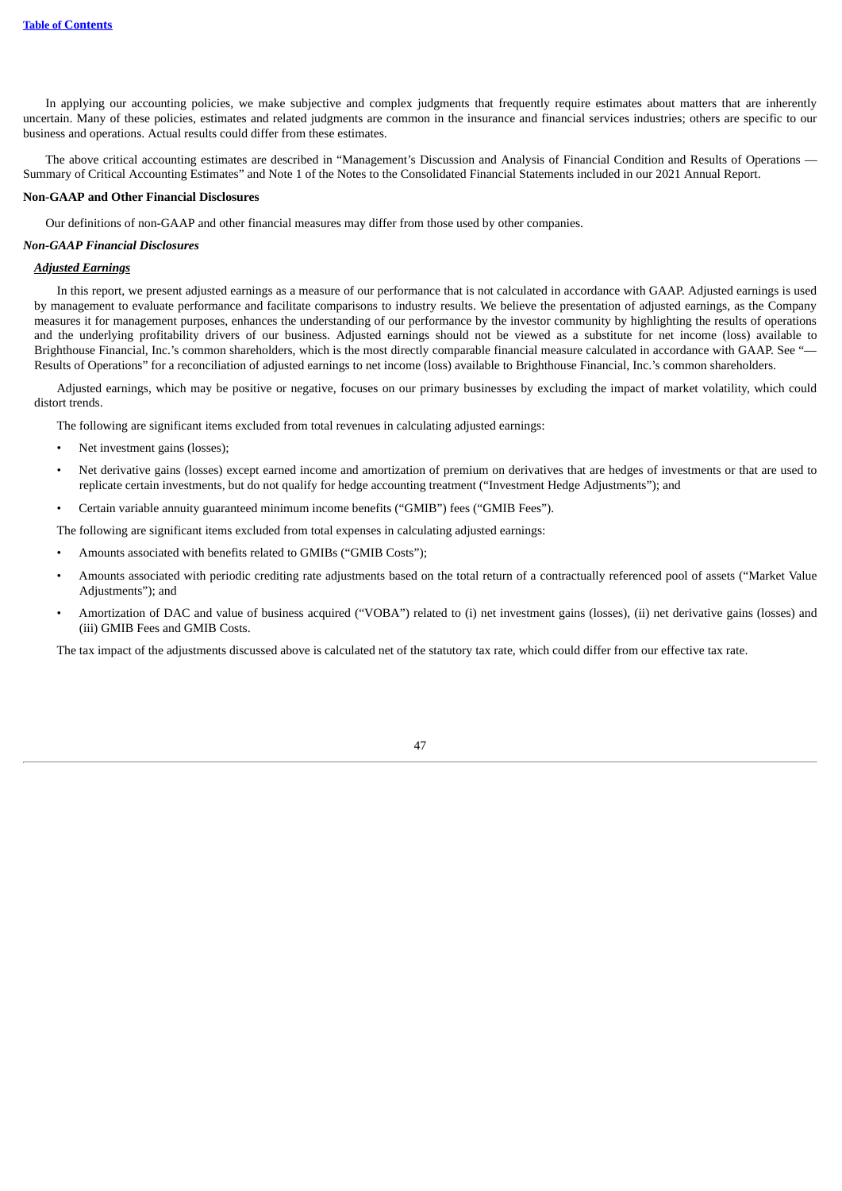In applying our accounting policies, we make subjective and complex judgments that frequently require estimates about matters that are inherently uncertain. Many of these policies, estimates and related judgments are common in the insurance and financial services industries; others are specific to our business and operations. Actual results could differ from these estimates.

The above critical accounting estimates are described in "Management's Discussion and Analysis of Financial Condition and Results of Operations — Summary of Critical Accounting Estimates" and Note 1 of the Notes to the Consolidated Financial Statements included in our 2021 Annual Report.

**Non-GAAP and Other Financial Disclosures**

Our definitions of non-GAAP and other financial measures may differ from those used by other companies.

***Non-GAAP Financial Disclosures***

***Adjusted Earnings***

In this report, we present adjusted earnings as a measure of our performance that is not calculated in accordance with GAAP. Adjusted earnings is used by management to evaluate performance and facilitate comparisons to industry results. We believe the presentation of adjusted earnings, as the Company measures it for management purposes, enhances the understanding of our performance by the investor community by highlighting the results of operations and the underlying profitability drivers of our business. Adjusted earnings should not be viewed as a substitute for net income (loss) available to Brighthouse Financial, Inc.'s common shareholders, which is the most directly comparable financial measure calculated in accordance with GAAP. See "— Results of Operations" for a reconciliation of adjusted earnings to net income (loss) available to Brighthouse Financial, Inc.'s common shareholders.

Adjusted earnings, which may be positive or negative, focuses on our primary businesses by excluding the impact of market volatility, which could distort trends.

The following are significant items excluded from total revenues in calculating adjusted earnings:

- Net investment gains (losses);
- Net derivative gains (losses) except earned income and amortization of premium on derivatives that are hedges of investments or that are used to replicate certain investments, but do not qualify for hedge accounting treatment ("Investment Hedge Adjustments"); and
- Certain variable annuity guaranteed minimum income benefits ("GMIB") fees ("GMIB Fees").

The following are significant items excluded from total expenses in calculating adjusted earnings:

- Amounts associated with benefits related to GMIBs ("GMIB Costs");
- Amounts associated with periodic crediting rate adjustments based on the total return of a contractually referenced pool of assets ("Market Value Adjustments"); and
- Amortization of DAC and value of business acquired ("VOBA") related to (i) net investment gains (losses), (ii) net derivative gains (losses) and (iii) GMIB Fees and GMIB Costs.

The tax impact of the adjustments discussed above is calculated net of the statutory tax rate, which could differ from our effective tax rate.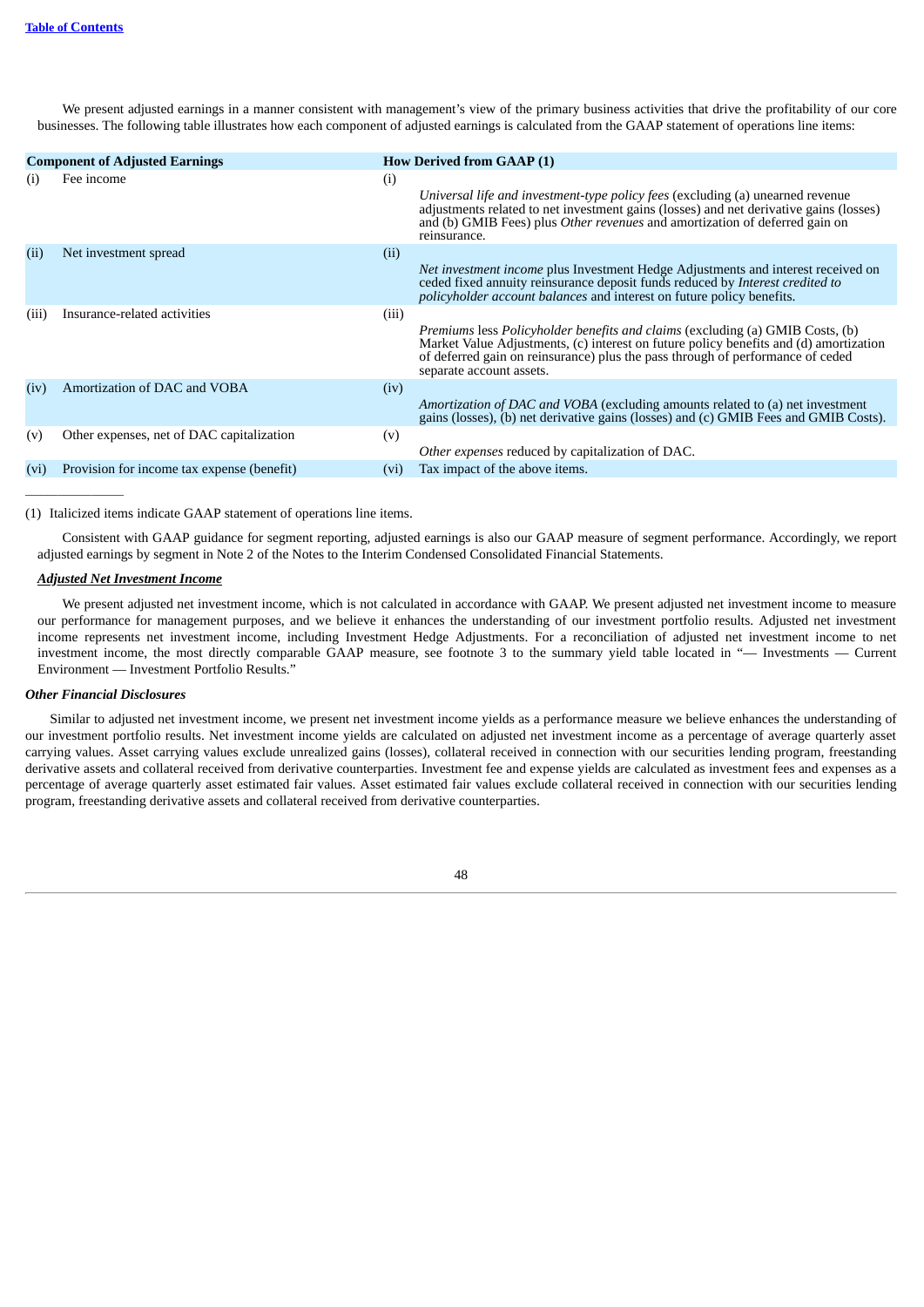We present adjusted earnings in a manner consistent with management's view of the primary business activities that drive the profitability of our core businesses. The following table illustrates how each component of adjusted earnings is calculated from the GAAP statement of operations line items:

| Component of Adjusted Earnings | | How Derived from GAAP (1) | |
|---|---|---|---|
| (i) | Fee income | (i) | *Universal life and investment-type policy fees* (excluding (a) unearned revenue adjustments related to net investment gains (losses) and net derivative gains (losses) and (b) GMIB Fees) plus *Other revenues* and amortization of deferred gain on reinsurance. |
| (ii) | Net investment spread | (ii) | *Net investment income* plus Investment Hedge Adjustments and interest received on ceded fixed annuity reinsurance deposit funds reduced by *Interest credited to policyholder account balances* and interest on future policy benefits. |
| (iii) | Insurance-related activities | (iii) | *Premiums* less *Policyholder benefits and claims* (excluding (a) GMIB Costs, (b) Market Value Adjustments, (c) interest on future policy benefits and (d) amortization of deferred gain on reinsurance) plus the pass through of performance of ceded separate account assets. |
| (iv) | Amortization of DAC and VOBA | (iv) | *Amortization of DAC and VOBA* (excluding amounts related to (a) net investment gains (losses), (b) net derivative gains (losses) and (c) GMIB Fees and GMIB Costs). |
| (v) | Other expenses, net of DAC capitalization | (v) | *Other expenses* reduced by capitalization of DAC. |
| (vi) | Provision for income tax expense (benefit) | (vi) | Tax impact of the above items. |

(1) Italicized items indicate GAAP statement of operations line items.

Consistent with GAAP guidance for segment reporting, adjusted earnings is also our GAAP measure of segment performance. Accordingly, we report adjusted earnings by segment in Note 2 of the Notes to the Interim Condensed Consolidated Financial Statements.

***Adjusted Net Investment Income***

We present adjusted net investment income, which is not calculated in accordance with GAAP. We present adjusted net investment income to measure our performance for management purposes, and we believe it enhances the understanding of our investment portfolio results. Adjusted net investment income represents net investment income, including Investment Hedge Adjustments. For a reconciliation of adjusted net investment income to net investment income, the most directly comparable GAAP measure, see footnote 3 to the summary yield table located in "— Investments — Current Environment — Investment Portfolio Results."

***Other Financial Disclosures***

Similar to adjusted net investment income, we present net investment income yields as a performance measure we believe enhances the understanding of our investment portfolio results. Net investment income yields are calculated on adjusted net investment income as a percentage of average quarterly asset carrying values. Asset carrying values exclude unrealized gains (losses), collateral received in connection with our securities lending program, freestanding derivative assets and collateral received from derivative counterparties. Investment fee and expense yields are calculated as investment fees and expenses as a percentage of average quarterly asset estimated fair values. Asset estimated fair values exclude collateral received in connection with our securities lending program, freestanding derivative assets and collateral received from derivative counterparties.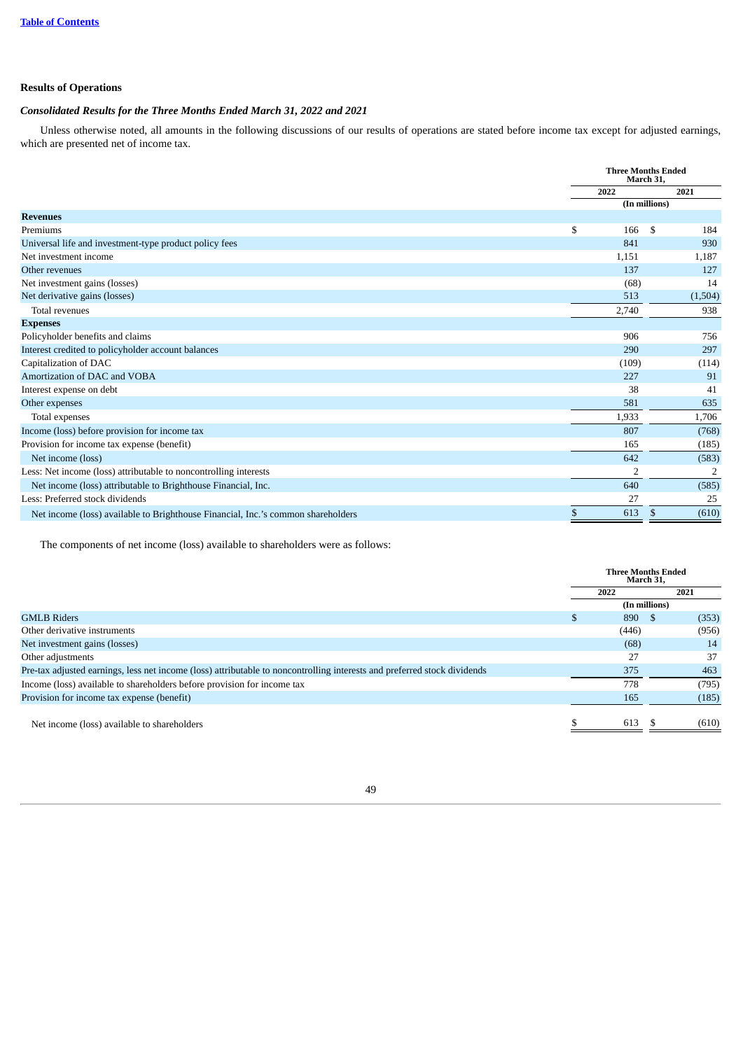## Results of Operations

### *Consolidated Results for the Three Months Ended March 31, 2022 and 2021*

Unless otherwise noted, all amounts in the following discussions of our results of operations are stated before income tax except for adjusted earnings, which are presented net of income tax.

| | Three Months Ended March 31, | |
|---|---|---|
| | 2022 | 2021 |
| | (In millions) | |
| **Revenues** | | |
| Premiums | $ 166 | $ 184 |
| Universal life and investment-type product policy fees | 841 | 930 |
| Net investment income | 1,151 | 1,187 |
| Other revenues | 137 | 127 |
| Net investment gains (losses) | (68) | 14 |
| Net derivative gains (losses) | 513 | (1,504) |
| Total revenues | 2,740 | 938 |
| **Expenses** | | |
| Policyholder benefits and claims | 906 | 756 |
| Interest credited to policyholder account balances | 290 | 297 |
| Capitalization of DAC | (109) | (114) |
| Amortization of DAC and VOBA | 227 | 91 |
| Interest expense on debt | 38 | 41 |
| Other expenses | 581 | 635 |
| Total expenses | 1,933 | 1,706 |
| Income (loss) before provision for income tax | 807 | (768) |
| Provision for income tax expense (benefit) | 165 | (185) |
| Net income (loss) | 642 | (583) |
| Less: Net income (loss) attributable to noncontrolling interests | 2 | 2 |
| Net income (loss) attributable to Brighthouse Financial, Inc. | 640 | (585) |
| Less: Preferred stock dividends | 27 | 25 |
| Net income (loss) available to Brighthouse Financial, Inc.'s common shareholders | $ 613 | $ (610) |

The components of net income (loss) available to shareholders were as follows:

| | Three Months Ended March 31, | |
|---|---|---|
| | 2022 | 2021 |
| | (In millions) | |
| GMLB Riders | $ 890 | $ (353) |
| Other derivative instruments | (446) | (956) |
| Net investment gains (losses) | (68) | 14 |
| Other adjustments | 27 | 37 |
| Pre-tax adjusted earnings, less net income (loss) attributable to noncontrolling interests and preferred stock dividends | 375 | 463 |
| Income (loss) available to shareholders before provision for income tax | 778 | (795) |
| Provision for income tax expense (benefit) | 165 | (185) |
| Net income (loss) available to shareholders | $ 613 | $ (610) |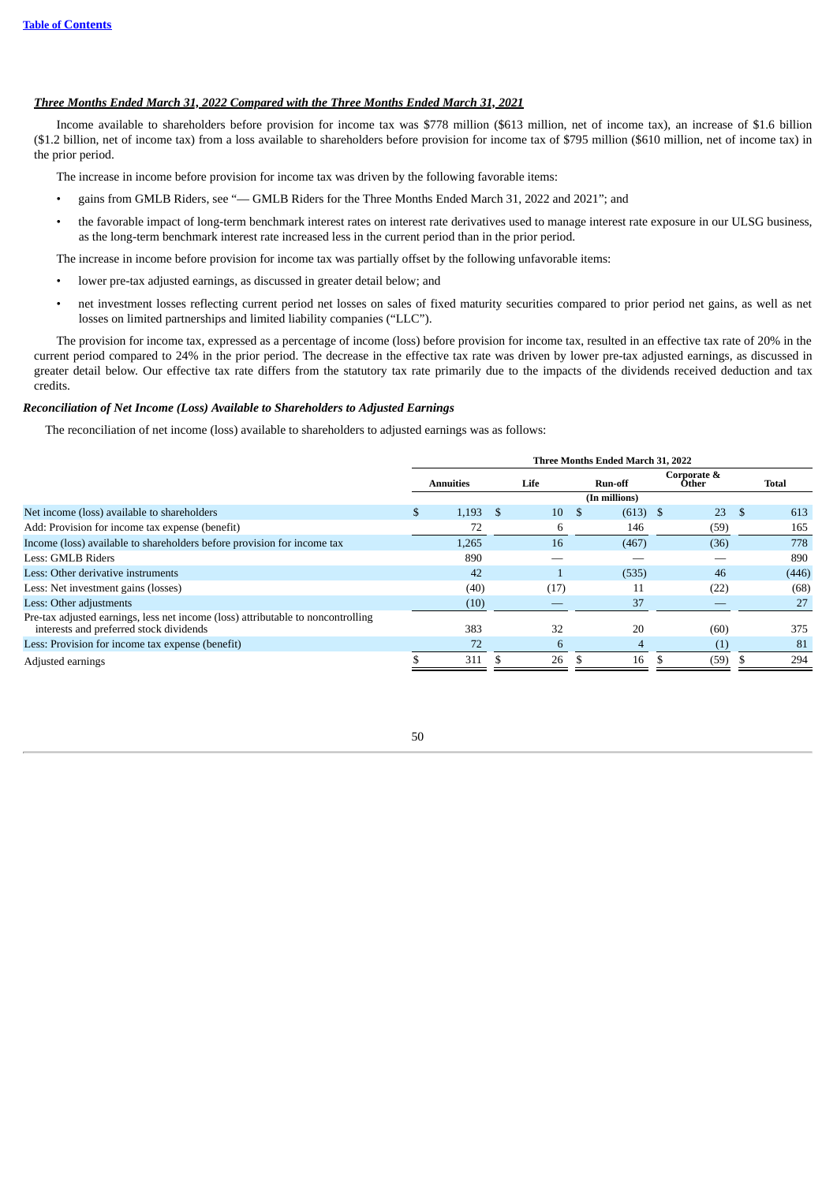***Three Months Ended March 31, 2022 Compared with the Three Months Ended March 31, 2021***

Income available to shareholders before provision for income tax was $778 million ($613 million, net of income tax), an increase of $1.6 billion ($1.2 billion, net of income tax) from a loss available to shareholders before provision for income tax of $795 million ($610 million, net of income tax) in the prior period.

The increase in income before provision for income tax was driven by the following favorable items:

- gains from GMLB Riders, see "— GMLB Riders for the Three Months Ended March 31, 2022 and 2021"; and
- the favorable impact of long-term benchmark interest rates on interest rate derivatives used to manage interest rate exposure in our ULSG business, as the long-term benchmark interest rate increased less in the current period than in the prior period.

The increase in income before provision for income tax was partially offset by the following unfavorable items:

- lower pre-tax adjusted earnings, as discussed in greater detail below; and
- net investment losses reflecting current period net losses on sales of fixed maturity securities compared to prior period net gains, as well as net losses on limited partnerships and limited liability companies ("LLC").

The provision for income tax, expressed as a percentage of income (loss) before provision for income tax, resulted in an effective tax rate of 20% in the current period compared to 24% in the prior period. The decrease in the effective tax rate was driven by lower pre-tax adjusted earnings, as discussed in greater detail below. Our effective tax rate differs from the statutory tax rate primarily due to the impacts of the dividends received deduction and tax credits.

***Reconciliation of Net Income (Loss) Available to Shareholders to Adjusted Earnings***

The reconciliation of net income (loss) available to shareholders to adjusted earnings was as follows:

| | Three Months Ended March 31, 2022 | | | | |
|---|---|---|---|---|---|
| | Annuities | Life | Run-off | Corporate & Other | Total |
| | (In millions) | | | | |
| Net income (loss) available to shareholders | $ 1,193 | $ 10 | $ (613) | $ 23 | $ 613 |
| Add: Provision for income tax expense (benefit) | 72 | 6 | 146 | (59) | 165 |
| Income (loss) available to shareholders before provision for income tax | 1,265 | 16 | (467) | (36) | 778 |
| Less: GMLB Riders | 890 | — | — | — | 890 |
| Less: Other derivative instruments | 42 | 1 | (535) | 46 | (446) |
| Less: Net investment gains (losses) | (40) | (17) | 11 | (22) | (68) |
| Less: Other adjustments | (10) | — | 37 | — | 27 |
| Pre-tax adjusted earnings, less net income (loss) attributable to noncontrolling interests and preferred stock dividends | 383 | 32 | 20 | (60) | 375 |
| Less: Provision for income tax expense (benefit) | 72 | 6 | 4 | (1) | 81 |
| Adjusted earnings | $ 311 | $ 26 | $ 16 | $ (59) | $ 294 |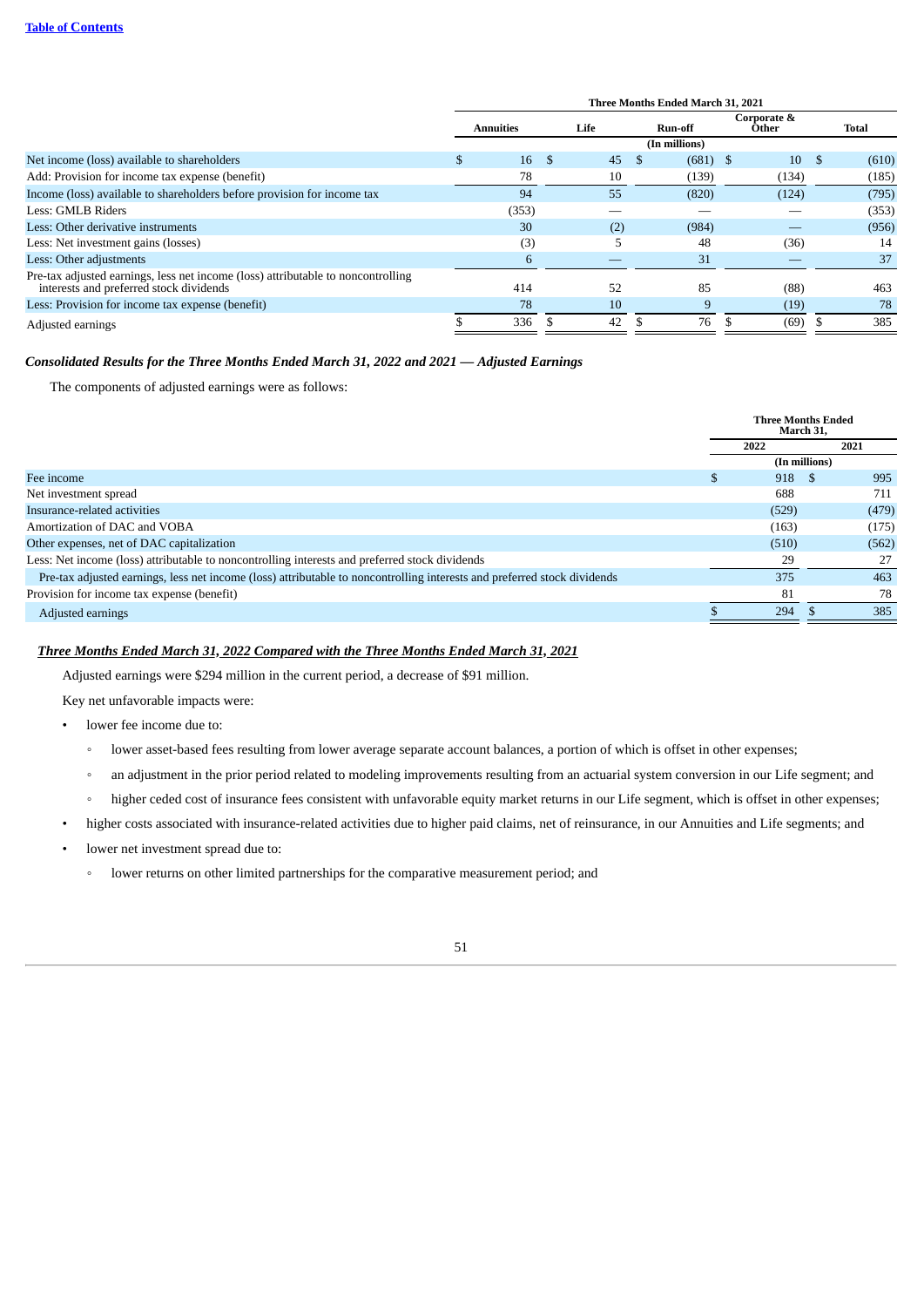| | Three Months Ended March 31, 2021 | | | | |
|---|---|---|---|---|---|
| | Annuities | Life | Run-off | Corporate & Other | Total |
| | (In millions) | | | | |
| Net income (loss) available to shareholders | $ 16 | $ 45 | $ (681) | $ 10 | $ (610) |
| Add: Provision for income tax expense (benefit) | 78 | 10 | (139) | (134) | (185) |
| Income (loss) available to shareholders before provision for income tax | 94 | 55 | (820) | (124) | (795) |
| Less: GMLB Riders | (353) | — | — | — | (353) |
| Less: Other derivative instruments | 30 | (2) | (984) | — | (956) |
| Less: Net investment gains (losses) | (3) | 5 | 48 | (36) | 14 |
| Less: Other adjustments | 6 | — | 31 | — | 37 |
| Pre-tax adjusted earnings, less net income (loss) attributable to noncontrolling interests and preferred stock dividends | 414 | 52 | 85 | (88) | 463 |
| Less: Provision for income tax expense (benefit) | 78 | 10 | 9 | (19) | 78 |
| Adjusted earnings | $ 336 | $ 42 | $ 76 | $ (69) | $ 385 |

### *Consolidated Results for the Three Months Ended March 31, 2022 and 2021 — Adjusted Earnings*

The components of adjusted earnings were as follows:

| | Three Months Ended March 31, | |
|---|---|---|
| | 2022 | 2021 |
| | (In millions) | |
| Fee income | $ 918 | $ 995 |
| Net investment spread | 688 | 711 |
| Insurance-related activities | (529) | (479) |
| Amortization of DAC and VOBA | (163) | (175) |
| Other expenses, net of DAC capitalization | (510) | (562) |
| Less: Net income (loss) attributable to noncontrolling interests and preferred stock dividends | 29 | 27 |
| Pre-tax adjusted earnings, less net income (loss) attributable to noncontrolling interests and preferred stock dividends | 375 | 463 |
| Provision for income tax expense (benefit) | 81 | 78 |
| Adjusted earnings | $ 294 | $ 385 |

***Three Months Ended March 31, 2022 Compared with the Three Months Ended March 31, 2021***

Adjusted earnings were $294 million in the current period, a decrease of $91 million.

Key net unfavorable impacts were:

- lower fee income due to:
  - lower asset-based fees resulting from lower average separate account balances, a portion of which is offset in other expenses;
  - an adjustment in the prior period related to modeling improvements resulting from an actuarial system conversion in our Life segment; and
  - higher ceded cost of insurance fees consistent with unfavorable equity market returns in our Life segment, which is offset in other expenses;
- higher costs associated with insurance-related activities due to higher paid claims, net of reinsurance, in our Annuities and Life segments; and
- lower net investment spread due to:
  - lower returns on other limited partnerships for the comparative measurement period; and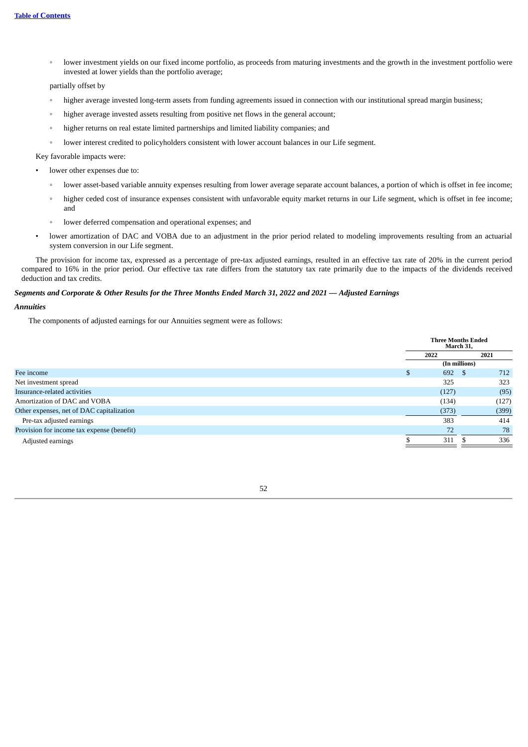- lower investment yields on our fixed income portfolio, as proceeds from maturing investments and the growth in the investment portfolio were invested at lower yields than the portfolio average;

  partially offset by

  - higher average invested long-term assets from funding agreements issued in connection with our institutional spread margin business;
  - higher average invested assets resulting from positive net flows in the general account;
  - higher returns on real estate limited partnerships and limited liability companies; and
  - lower interest credited to policyholders consistent with lower account balances in our Life segment.

Key favorable impacts were:

- lower other expenses due to:
  - lower asset-based variable annuity expenses resulting from lower average separate account balances, a portion of which is offset in fee income;
  - higher ceded cost of insurance expenses consistent with unfavorable equity market returns in our Life segment, which is offset in fee income; and
  - lower deferred compensation and operational expenses; and
- lower amortization of DAC and VOBA due to an adjustment in the prior period related to modeling improvements resulting from an actuarial system conversion in our Life segment.

The provision for income tax, expressed as a percentage of pre-tax adjusted earnings, resulted in an effective tax rate of 20% in the current period compared to 16% in the prior period. Our effective tax rate differs from the statutory tax rate primarily due to the impacts of the dividends received deduction and tax credits.

***Segments and Corporate & Other Results for the Three Months Ended March 31, 2022 and 2021 — Adjusted Earnings***

***Annuities***

The components of adjusted earnings for our Annuities segment were as follows:

| | Three Months Ended March 31, | |
|---|---|---|
| | 2022 | 2021 |
| | (In millions) | |
| Fee income | $ 692 | $ 712 |
| Net investment spread | 325 | 323 |
| Insurance-related activities | (127) | (95) |
| Amortization of DAC and VOBA | (134) | (127) |
| Other expenses, net of DAC capitalization | (373) | (399) |
| Pre-tax adjusted earnings | 383 | 414 |
| Provision for income tax expense (benefit) | 72 | 78 |
| Adjusted earnings | $ 311 | $ 336 |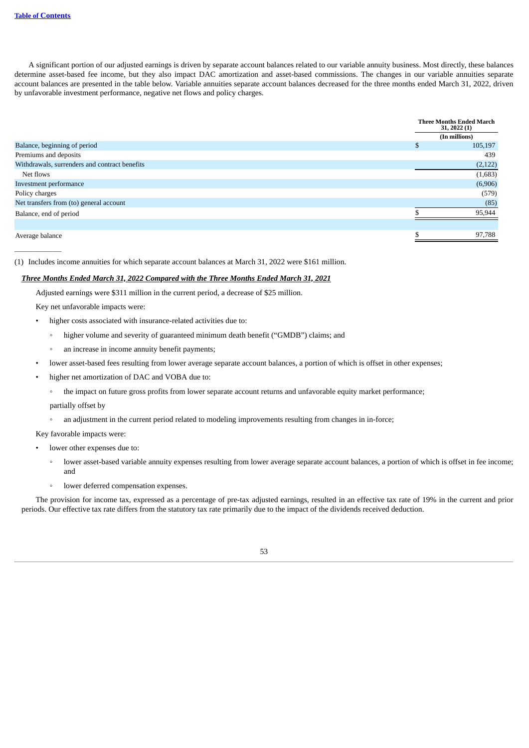A significant portion of our adjusted earnings is driven by separate account balances related to our variable annuity business. Most directly, these balances determine asset-based fee income, but they also impact DAC amortization and asset-based commissions. The changes in our variable annuities separate account balances are presented in the table below. Variable annuities separate account balances decreased for the three months ended March 31, 2022, driven by unfavorable investment performance, negative net flows and policy charges.

| | Three Months Ended March 31, 2022 (1) |
|---|---|
| | (In millions) |
| Balance, beginning of period | $ 105,197 |
| Premiums and deposits | 439 |
| Withdrawals, surrenders and contract benefits | (2,122) |
| Net flows | (1,683) |
| Investment performance | (6,906) |
| Policy charges | (579) |
| Net transfers from (to) general account | (85) |
| Balance, end of period | $ 95,944 |
| | |
| Average balance | $ 97,788 |

(1) Includes income annuities for which separate account balances at March 31, 2022 were $161 million.

***Three Months Ended March 31, 2022 Compared with the Three Months Ended March 31, 2021***

Adjusted earnings were $311 million in the current period, a decrease of $25 million.

Key net unfavorable impacts were:

- higher costs associated with insurance-related activities due to:
  - higher volume and severity of guaranteed minimum death benefit ("GMDB") claims; and
  - an increase in income annuity benefit payments;
- lower asset-based fees resulting from lower average separate account balances, a portion of which is offset in other expenses;
- higher net amortization of DAC and VOBA due to:
  - the impact on future gross profits from lower separate account returns and unfavorable equity market performance;

  partially offset by

  - an adjustment in the current period related to modeling improvements resulting from changes in in-force;

Key favorable impacts were:

- lower other expenses due to:
  - lower asset-based variable annuity expenses resulting from lower average separate account balances, a portion of which is offset in fee income; and
  - lower deferred compensation expenses.

The provision for income tax, expressed as a percentage of pre-tax adjusted earnings, resulted in an effective tax rate of 19% in the current and prior periods. Our effective tax rate differs from the statutory tax rate primarily due to the impact of the dividends received deduction.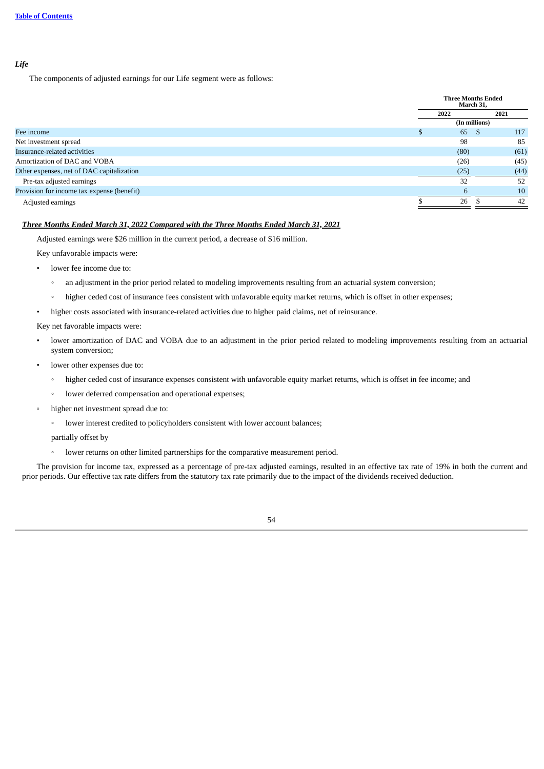*Life*

The components of adjusted earnings for our Life segment were as follows:

| | Three Months Ended March 31, | |
|---|---|---|
| | 2022 | 2021 |
| | (In millions) | |
| Fee income | $ 65 | $ 117 |
| Net investment spread | 98 | 85 |
| Insurance-related activities | (80) | (61) |
| Amortization of DAC and VOBA | (26) | (45) |
| Other expenses, net of DAC capitalization | (25) | (44) |
| Pre-tax adjusted earnings | 32 | 52 |
| Provision for income tax expense (benefit) | 6 | 10 |
| Adjusted earnings | $ 26 | $ 42 |

***Three Months Ended March 31, 2022 Compared with the Three Months Ended March 31, 2021***

Adjusted earnings were $26 million in the current period, a decrease of $16 million.

Key unfavorable impacts were:

- lower fee income due to:
  - an adjustment in the prior period related to modeling improvements resulting from an actuarial system conversion;
  - higher ceded cost of insurance fees consistent with unfavorable equity market returns, which is offset in other expenses;
- higher costs associated with insurance-related activities due to higher paid claims, net of reinsurance.

Key net favorable impacts were:

- lower amortization of DAC and VOBA due to an adjustment in the prior period related to modeling improvements resulting from an actuarial system conversion;
- lower other expenses due to:
  - higher ceded cost of insurance expenses consistent with unfavorable equity market returns, which is offset in fee income; and
  - lower deferred compensation and operational expenses;
- higher net investment spread due to:
  - lower interest credited to policyholders consistent with lower account balances;

  partially offset by

  - lower returns on other limited partnerships for the comparative measurement period.

The provision for income tax, expressed as a percentage of pre-tax adjusted earnings, resulted in an effective tax rate of 19% in both the current and prior periods. Our effective tax rate differs from the statutory tax rate primarily due to the impact of the dividends received deduction.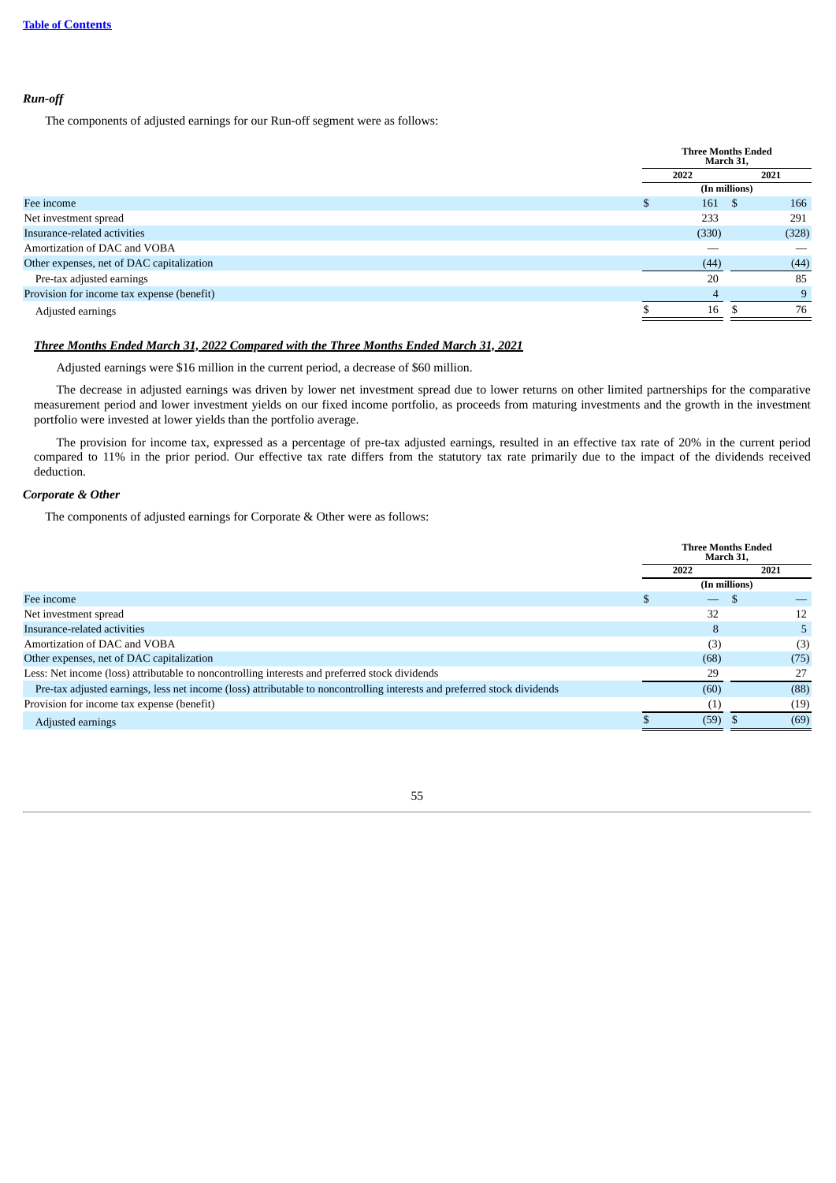### *Run-off*

The components of adjusted earnings for our Run-off segment were as follows:

| | Three Months Ended March 31, | |
|---|---|---|
| | 2022 | 2021 |
| | (In millions) | |
| Fee income | $ 161 | $ 166 |
| Net investment spread | 233 | 291 |
| Insurance-related activities | (330) | (328) |
| Amortization of DAC and VOBA | — | — |
| Other expenses, net of DAC capitalization | (44) | (44) |
| Pre-tax adjusted earnings | 20 | 85 |
| Provision for income tax expense (benefit) | 4 | 9 |
| Adjusted earnings | $ 16 | $ 76 |

***Three Months Ended March 31, 2022 Compared with the Three Months Ended March 31, 2021***

Adjusted earnings were $16 million in the current period, a decrease of $60 million.

The decrease in adjusted earnings was driven by lower net investment spread due to lower returns on other limited partnerships for the comparative measurement period and lower investment yields on our fixed income portfolio, as proceeds from maturing investments and the growth in the investment portfolio were invested at lower yields than the portfolio average.

The provision for income tax, expressed as a percentage of pre-tax adjusted earnings, resulted in an effective tax rate of 20% in the current period compared to 11% in the prior period. Our effective tax rate differs from the statutory tax rate primarily due to the impact of the dividends received deduction.

### *Corporate & Other*

The components of adjusted earnings for Corporate & Other were as follows:

| | Three Months Ended March 31, | |
|---|---|---|
| | 2022 | 2021 |
| | (In millions) | |
| Fee income | $ — | $ — |
| Net investment spread | 32 | 12 |
| Insurance-related activities | 8 | 5 |
| Amortization of DAC and VOBA | (3) | (3) |
| Other expenses, net of DAC capitalization | (68) | (75) |
| Less: Net income (loss) attributable to noncontrolling interests and preferred stock dividends | 29 | 27 |
| Pre-tax adjusted earnings, less net income (loss) attributable to noncontrolling interests and preferred stock dividends | (60) | (88) |
| Provision for income tax expense (benefit) | (1) | (19) |
| Adjusted earnings | $ (59) | $ (69) |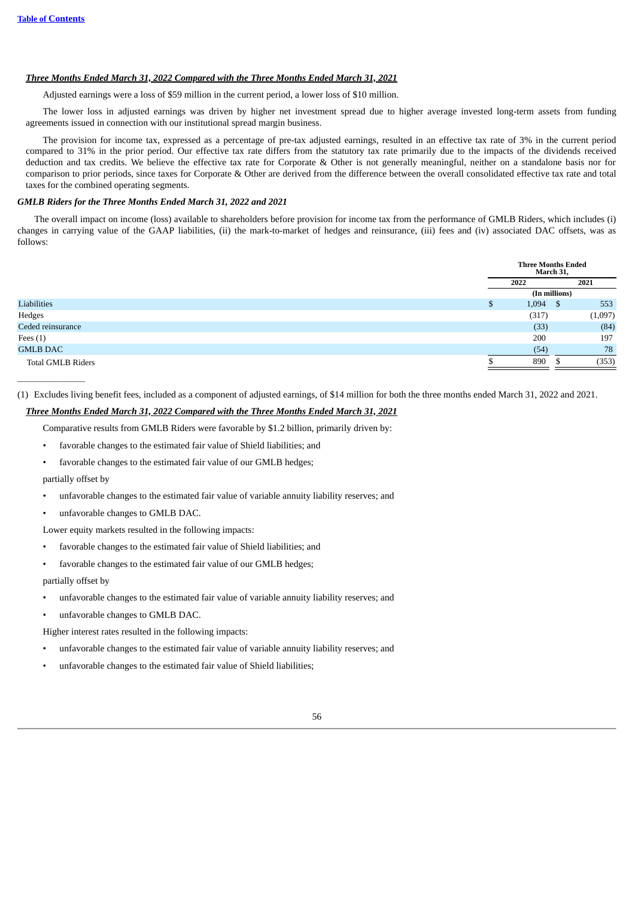***Three Months Ended March 31, 2022 Compared with the Three Months Ended March 31, 2021***

Adjusted earnings were a loss of $59 million in the current period, a lower loss of $10 million.

The lower loss in adjusted earnings was driven by higher net investment spread due to higher average invested long-term assets from funding agreements issued in connection with our institutional spread margin business.

The provision for income tax, expressed as a percentage of pre-tax adjusted earnings, resulted in an effective tax rate of 3% in the current period compared to 31% in the prior period. Our effective tax rate differs from the statutory tax rate primarily due to the impacts of the dividends received deduction and tax credits. We believe the effective tax rate for Corporate & Other is not generally meaningful, neither on a standalone basis nor for comparison to prior periods, since taxes for Corporate & Other are derived from the difference between the overall consolidated effective tax rate and total taxes for the combined operating segments.

***GMLB Riders for the Three Months Ended March 31, 2022 and 2021***

The overall impact on income (loss) available to shareholders before provision for income tax from the performance of GMLB Riders, which includes (i) changes in carrying value of the GAAP liabilities, (ii) the mark-to-market of hedges and reinsurance, (iii) fees and (iv) associated DAC offsets, was as follows:

| | Three Months Ended March 31, | |
|---|---|---|
| | 2022 | 2021 |
| | (In millions) | |
| Liabilities | $ 1,094 | $ 553 |
| Hedges | (317) | (1,097) |
| Ceded reinsurance | (33) | (84) |
| Fees (1) | 200 | 197 |
| GMLB DAC | (54) | 78 |
| Total GMLB Riders | $ 890 | $ (353) |

(1) Excludes living benefit fees, included as a component of adjusted earnings, of $14 million for both the three months ended March 31, 2022 and 2021.

***Three Months Ended March 31, 2022 Compared with the Three Months Ended March 31, 2021***

Comparative results from GMLB Riders were favorable by $1.2 billion, primarily driven by:

- favorable changes to the estimated fair value of Shield liabilities; and
- favorable changes to the estimated fair value of our GMLB hedges;

partially offset by

- unfavorable changes to the estimated fair value of variable annuity liability reserves; and
- unfavorable changes to GMLB DAC.

Lower equity markets resulted in the following impacts:

- favorable changes to the estimated fair value of Shield liabilities; and
- favorable changes to the estimated fair value of our GMLB hedges;

partially offset by

- unfavorable changes to the estimated fair value of variable annuity liability reserves; and
- unfavorable changes to GMLB DAC.

Higher interest rates resulted in the following impacts:

- unfavorable changes to the estimated fair value of variable annuity liability reserves; and
- unfavorable changes to the estimated fair value of Shield liabilities;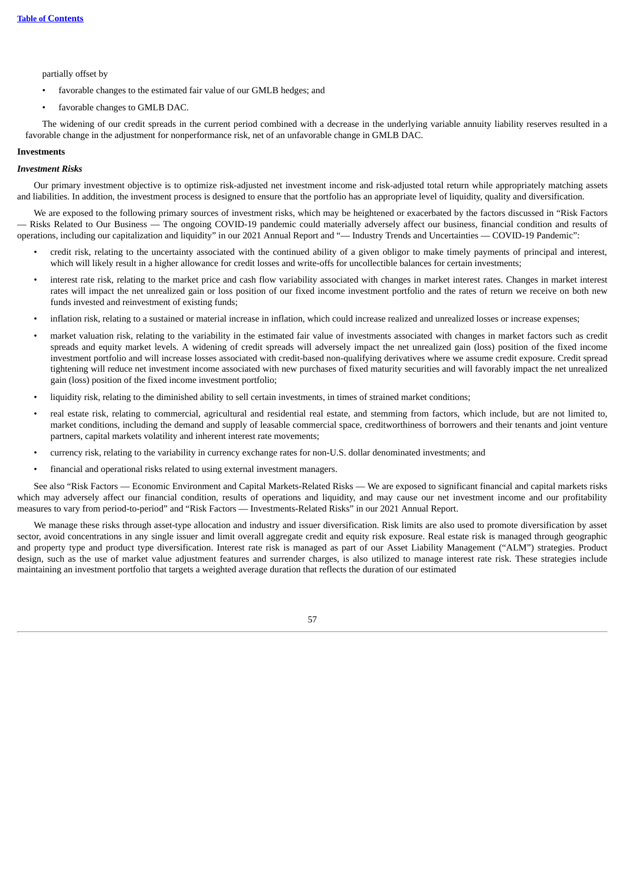partially offset by

- favorable changes to the estimated fair value of our GMLB hedges; and
- favorable changes to GMLB DAC.

The widening of our credit spreads in the current period combined with a decrease in the underlying variable annuity liability reserves resulted in a favorable change in the adjustment for nonperformance risk, net of an unfavorable change in GMLB DAC.

**Investments**

***Investment Risks***

Our primary investment objective is to optimize risk-adjusted net investment income and risk-adjusted total return while appropriately matching assets and liabilities. In addition, the investment process is designed to ensure that the portfolio has an appropriate level of liquidity, quality and diversification.

We are exposed to the following primary sources of investment risks, which may be heightened or exacerbated by the factors discussed in "Risk Factors — Risks Related to Our Business — The ongoing COVID-19 pandemic could materially adversely affect our business, financial condition and results of operations, including our capitalization and liquidity" in our 2021 Annual Report and "— Industry Trends and Uncertainties — COVID-19 Pandemic":

- credit risk, relating to the uncertainty associated with the continued ability of a given obligor to make timely payments of principal and interest, which will likely result in a higher allowance for credit losses and write-offs for uncollectible balances for certain investments;
- interest rate risk, relating to the market price and cash flow variability associated with changes in market interest rates. Changes in market interest rates will impact the net unrealized gain or loss position of our fixed income investment portfolio and the rates of return we receive on both new funds invested and reinvestment of existing funds;
- inflation risk, relating to a sustained or material increase in inflation, which could increase realized and unrealized losses or increase expenses;
- market valuation risk, relating to the variability in the estimated fair value of investments associated with changes in market factors such as credit spreads and equity market levels. A widening of credit spreads will adversely impact the net unrealized gain (loss) position of the fixed income investment portfolio and will increase losses associated with credit-based non-qualifying derivatives where we assume credit exposure. Credit spread tightening will reduce net investment income associated with new purchases of fixed maturity securities and will favorably impact the net unrealized gain (loss) position of the fixed income investment portfolio;
- liquidity risk, relating to the diminished ability to sell certain investments, in times of strained market conditions;
- real estate risk, relating to commercial, agricultural and residential real estate, and stemming from factors, which include, but are not limited to, market conditions, including the demand and supply of leasable commercial space, creditworthiness of borrowers and their tenants and joint venture partners, capital markets volatility and inherent interest rate movements;
- currency risk, relating to the variability in currency exchange rates for non-U.S. dollar denominated investments; and
- financial and operational risks related to using external investment managers.

See also "Risk Factors — Economic Environment and Capital Markets-Related Risks — We are exposed to significant financial and capital markets risks which may adversely affect our financial condition, results of operations and liquidity, and may cause our net investment income and our profitability measures to vary from period-to-period" and "Risk Factors — Investments-Related Risks" in our 2021 Annual Report.

We manage these risks through asset-type allocation and industry and issuer diversification. Risk limits are also used to promote diversification by asset sector, avoid concentrations in any single issuer and limit overall aggregate credit and equity risk exposure. Real estate risk is managed through geographic and property type and product type diversification. Interest rate risk is managed as part of our Asset Liability Management ("ALM") strategies. Product design, such as the use of market value adjustment features and surrender charges, is also utilized to manage interest rate risk. These strategies include maintaining an investment portfolio that targets a weighted average duration that reflects the duration of our estimated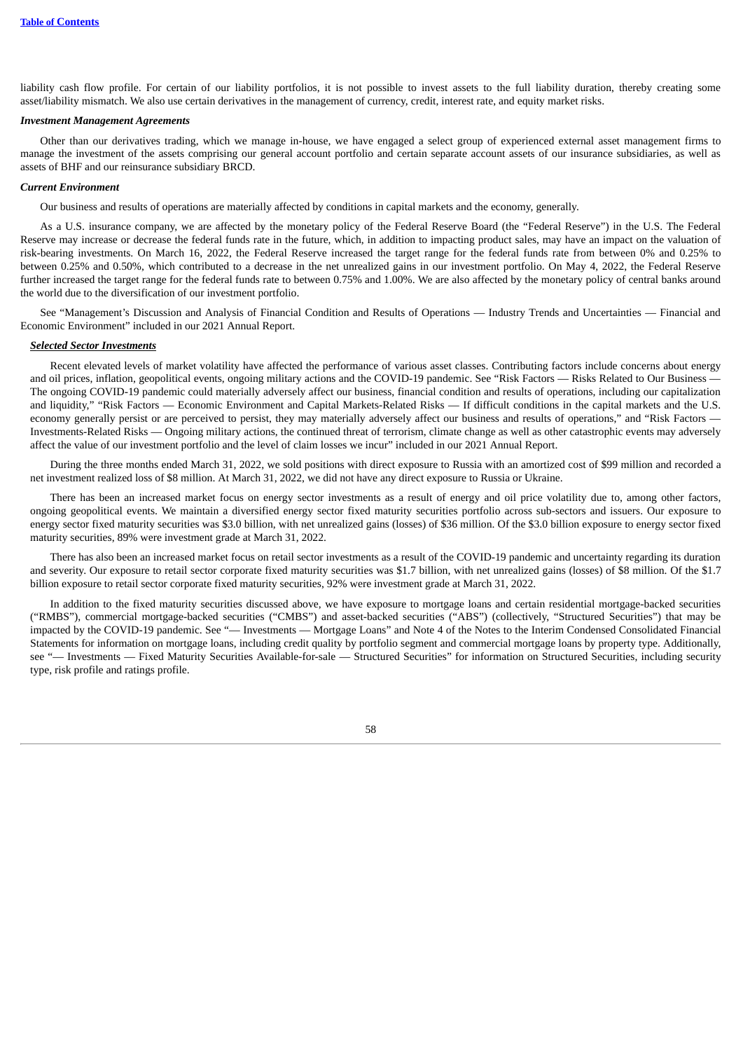liability cash flow profile. For certain of our liability portfolios, it is not possible to invest assets to the full liability duration, thereby creating some asset/liability mismatch. We also use certain derivatives in the management of currency, credit, interest rate, and equity market risks.

***Investment Management Agreements***

Other than our derivatives trading, which we manage in-house, we have engaged a select group of experienced external asset management firms to manage the investment of the assets comprising our general account portfolio and certain separate account assets of our insurance subsidiaries, as well as assets of BHF and our reinsurance subsidiary BRCD.

***Current Environment***

Our business and results of operations are materially affected by conditions in capital markets and the economy, generally.

As a U.S. insurance company, we are affected by the monetary policy of the Federal Reserve Board (the "Federal Reserve") in the U.S. The Federal Reserve may increase or decrease the federal funds rate in the future, which, in addition to impacting product sales, may have an impact on the valuation of risk-bearing investments. On March 16, 2022, the Federal Reserve increased the target range for the federal funds rate from between 0% and 0.25% to between 0.25% and 0.50%, which contributed to a decrease in the net unrealized gains in our investment portfolio. On May 4, 2022, the Federal Reserve further increased the target range for the federal funds rate to between 0.75% and 1.00%. We are also affected by the monetary policy of central banks around the world due to the diversification of our investment portfolio.

See "Management's Discussion and Analysis of Financial Condition and Results of Operations — Industry Trends and Uncertainties — Financial and Economic Environment" included in our 2021 Annual Report.

***Selected Sector Investments***

Recent elevated levels of market volatility have affected the performance of various asset classes. Contributing factors include concerns about energy and oil prices, inflation, geopolitical events, ongoing military actions and the COVID-19 pandemic. See "Risk Factors — Risks Related to Our Business — The ongoing COVID-19 pandemic could materially adversely affect our business, financial condition and results of operations, including our capitalization and liquidity," "Risk Factors — Economic Environment and Capital Markets-Related Risks — If difficult conditions in the capital markets and the U.S. economy generally persist or are perceived to persist, they may materially adversely affect our business and results of operations," and "Risk Factors — Investments-Related Risks — Ongoing military actions, the continued threat of terrorism, climate change as well as other catastrophic events may adversely affect the value of our investment portfolio and the level of claim losses we incur" included in our 2021 Annual Report.

During the three months ended March 31, 2022, we sold positions with direct exposure to Russia with an amortized cost of $99 million and recorded a net investment realized loss of $8 million. At March 31, 2022, we did not have any direct exposure to Russia or Ukraine.

There has been an increased market focus on energy sector investments as a result of energy and oil price volatility due to, among other factors, ongoing geopolitical events. We maintain a diversified energy sector fixed maturity securities portfolio across sub-sectors and issuers. Our exposure to energy sector fixed maturity securities was $3.0 billion, with net unrealized gains (losses) of $36 million. Of the $3.0 billion exposure to energy sector fixed maturity securities, 89% were investment grade at March 31, 2022.

There has also been an increased market focus on retail sector investments as a result of the COVID-19 pandemic and uncertainty regarding its duration and severity. Our exposure to retail sector corporate fixed maturity securities was $1.7 billion, with net unrealized gains (losses) of $8 million. Of the $1.7 billion exposure to retail sector corporate fixed maturity securities, 92% were investment grade at March 31, 2022.

In addition to the fixed maturity securities discussed above, we have exposure to mortgage loans and certain residential mortgage-backed securities ("RMBS"), commercial mortgage-backed securities ("CMBS") and asset-backed securities ("ABS") (collectively, "Structured Securities") that may be impacted by the COVID-19 pandemic. See "— Investments — Mortgage Loans" and Note 4 of the Notes to the Interim Condensed Consolidated Financial Statements for information on mortgage loans, including credit quality by portfolio segment and commercial mortgage loans by property type. Additionally, see "— Investments — Fixed Maturity Securities Available-for-sale — Structured Securities" for information on Structured Securities, including security type, risk profile and ratings profile.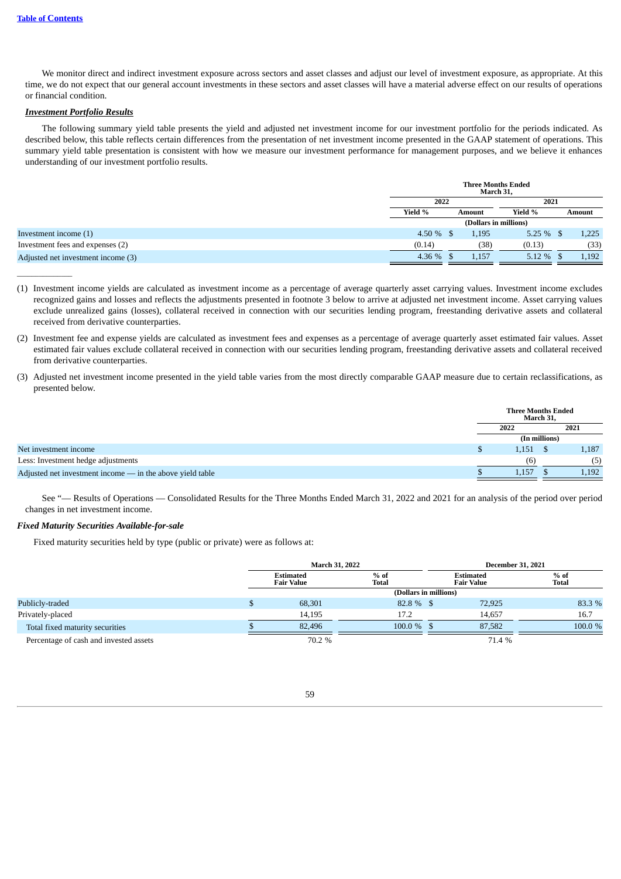We monitor direct and indirect investment exposure across sectors and asset classes and adjust our level of investment exposure, as appropriate. At this time, we do not expect that our general account investments in these sectors and asset classes will have a material adverse effect on our results of operations or financial condition.

***Investment Portfolio Results***

The following summary yield table presents the yield and adjusted net investment income for our investment portfolio for the periods indicated. As described below, this table reflects certain differences from the presentation of net investment income presented in the GAAP statement of operations. This summary yield table presentation is consistent with how we measure our investment performance for management purposes, and we believe it enhances understanding of our investment portfolio results.

| | Three Months Ended March 31, | | | |
|---|---|---|---|---|
| | 2022 | | 2021 | |
| | Yield % | Amount | Yield % | Amount |
| | (Dollars in millions) | | | |
| Investment income (1) | 4.50 % | $ 1,195 | 5.25 % | $ 1,225 |
| Investment fees and expenses (2) | (0.14) | (38) | (0.13) | (33) |
| Adjusted net investment income (3) | 4.36 % | $ 1,157 | 5.12 % | $ 1,192 |

(1) Investment income yields are calculated as investment income as a percentage of average quarterly asset carrying values. Investment income excludes recognized gains and losses and reflects the adjustments presented in footnote 3 below to arrive at adjusted net investment income. Asset carrying values exclude unrealized gains (losses), collateral received in connection with our securities lending program, freestanding derivative assets and collateral received from derivative counterparties.

(2) Investment fee and expense yields are calculated as investment fees and expenses as a percentage of average quarterly asset estimated fair values. Asset estimated fair values exclude collateral received in connection with our securities lending program, freestanding derivative assets and collateral received from derivative counterparties.

(3) Adjusted net investment income presented in the yield table varies from the most directly comparable GAAP measure due to certain reclassifications, as presented below.

| | Three Months Ended March 31, | |
|---|---|---|
| | 2022 | 2021 |
| | (In millions) | |
| Net investment income | $ 1,151 | $ 1,187 |
| Less: Investment hedge adjustments | (6) | (5) |
| Adjusted net investment income — in the above yield table | $ 1,157 | $ 1,192 |

See "— Results of Operations — Consolidated Results for the Three Months Ended March 31, 2022 and 2021 for an analysis of the period over period changes in net investment income.

***Fixed Maturity Securities Available-for-sale***

Fixed maturity securities held by type (public or private) were as follows at:

| | March 31, 2022 | | December 31, 2021 | |
|---|---|---|---|---|
| | Estimated Fair Value | % of Total | Estimated Fair Value | % of Total |
| | (Dollars in millions) | | | |
| Publicly-traded | $ 68,301 | 82.8 % | $ 72,925 | 83.3 % |
| Privately-placed | 14,195 | 17.2 | 14,657 | 16.7 |
| Total fixed maturity securities | $ 82,496 | 100.0 % | $ 87,582 | 100.0 % |
| Percentage of cash and invested assets | 70.2 % | | 71.4 % | |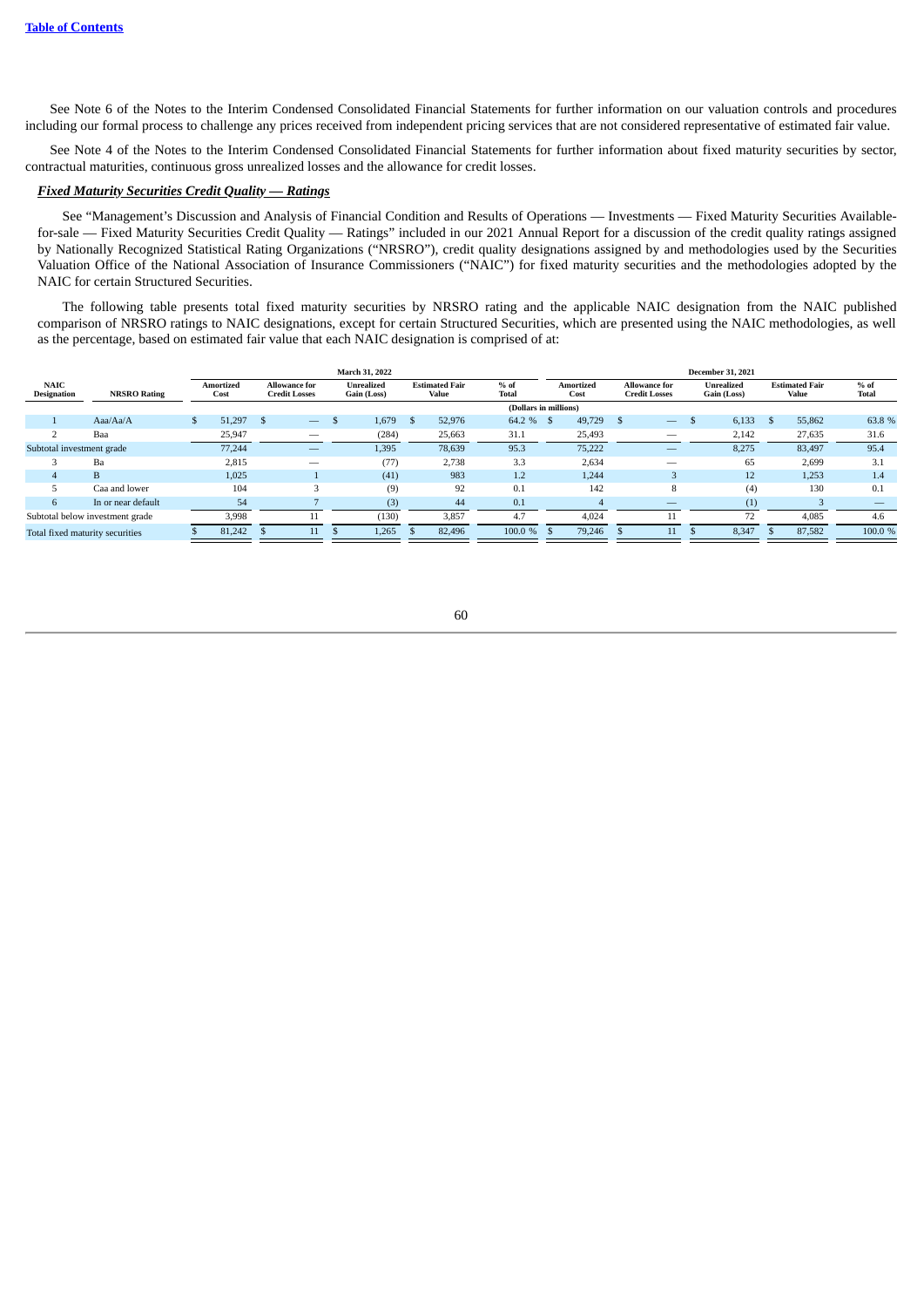See Note 6 of the Notes to the Interim Condensed Consolidated Financial Statements for further information on our valuation controls and procedures including our formal process to challenge any prices received from independent pricing services that are not considered representative of estimated fair value.

See Note 4 of the Notes to the Interim Condensed Consolidated Financial Statements for further information about fixed maturity securities by sector, contractual maturities, continuous gross unrealized losses and the allowance for credit losses.

***Fixed Maturity Securities Credit Quality — Ratings***

See "Management's Discussion and Analysis of Financial Condition and Results of Operations — Investments — Fixed Maturity Securities Available-for-sale — Fixed Maturity Securities Credit Quality — Ratings" included in our 2021 Annual Report for a discussion of the credit quality ratings assigned by Nationally Recognized Statistical Rating Organizations ("NRSRO"), credit quality designations assigned by and methodologies used by the Securities Valuation Office of the National Association of Insurance Commissioners ("NAIC") for fixed maturity securities and the methodologies adopted by the NAIC for certain Structured Securities.

The following table presents total fixed maturity securities by NRSRO rating and the applicable NAIC designation from the NAIC published comparison of NRSRO ratings to NAIC designations, except for certain Structured Securities, which are presented using the NAIC methodologies, as well as the percentage, based on estimated fair value that each NAIC designation is comprised of at:

| | | March 31, 2022 | | | | | December 31, 2021 | | | | |
|---|---|---|---|---|---|---|---|---|---|---|---|
| NAIC Designation | NRSRO Rating | Amortized Cost | Allowance for Credit Losses | Unrealized Gain (Loss) | Estimated Fair Value | % of Total | Amortized Cost | Allowance for Credit Losses | Unrealized Gain (Loss) | Estimated Fair Value | % of Total |
| | | (Dollars in millions) | | | | | | | | | |
| 1 | Aaa/Aa/A | $ 51,297 | $ — | $ 1,679 | $ 52,976 | 64.2 % | $ 49,729 | $ — | $ 6,133 | $ 55,862 | 63.8 % |
| 2 | Baa | 25,947 | — | (284) | 25,663 | 31.1 | 25,493 | — | 2,142 | 27,635 | 31.6 |
| Subtotal investment grade | | 77,244 | — | 1,395 | 78,639 | 95.3 | 75,222 | — | 8,275 | 83,497 | 95.4 |
| 3 | Ba | 2,815 | — | (77) | 2,738 | 3.3 | 2,634 | — | 65 | 2,699 | 3.1 |
| 4 | B | 1,025 | 1 | (41) | 983 | 1.2 | 1,244 | 3 | 12 | 1,253 | 1.4 |
| 5 | Caa and lower | 104 | 3 | (9) | 92 | 0.1 | 142 | 8 | (4) | 130 | 0.1 |
| 6 | In or near default | 54 | 7 | (3) | 44 | 0.1 | 4 | — | (1) | 3 | — |
| Subtotal below investment grade | | 3,998 | 11 | (130) | 3,857 | 4.7 | 4,024 | 11 | 72 | 4,085 | 4.6 |
| Total fixed maturity securities | | $ 81,242 | $ 11 | $ 1,265 | $ 82,496 | 100.0 % | $ 79,246 | $ 11 | $ 8,347 | $ 87,582 | 100.0 % |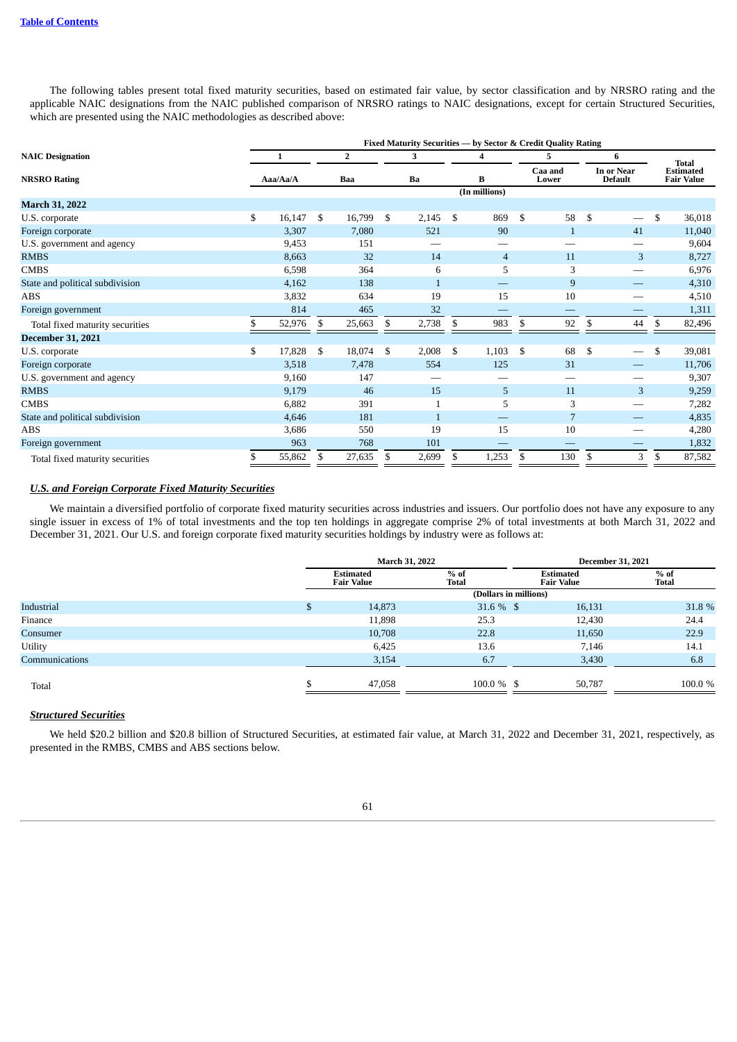The following tables present total fixed maturity securities, based on estimated fair value, by sector classification and by NRSRO rating and the applicable NAIC designations from the NAIC published comparison of NRSRO ratings to NAIC designations, except for certain Structured Securities, which are presented using the NAIC methodologies as described above:

| | Fixed Maturity Securities — by Sector & Credit Quality Rating | | | | | | |
|---|---|---|---|---|---|---|---|
| **NAIC Designation** | **1** | **2** | **3** | **4** | **5** | **6** | |
| **NRSRO Rating** | **Aaa/Aa/A** | **Baa** | **Ba** | **B** | **Caa and Lower** | **In or Near Default** | **Total Estimated Fair Value** |
| | | | | (In millions) | | | |
| **March 31, 2022** | | | | | | | |
| U.S. corporate | $ 16,147 | $ 16,799 | $ 2,145 | $ 869 | $ 58 | $ — | $ 36,018 |
| Foreign corporate | 3,307 | 7,080 | 521 | 90 | 1 | 41 | 11,040 |
| U.S. government and agency | 9,453 | 151 | — | — | — | — | 9,604 |
| RMBS | 8,663 | 32 | 14 | 4 | 11 | 3 | 8,727 |
| CMBS | 6,598 | 364 | 6 | 5 | 3 | — | 6,976 |
| State and political subdivision | 4,162 | 138 | 1 | — | 9 | — | 4,310 |
| ABS | 3,832 | 634 | 19 | 15 | 10 | — | 4,510 |
| Foreign government | 814 | 465 | 32 | — | — | — | 1,311 |
| Total fixed maturity securities | $ 52,976 | $ 25,663 | $ 2,738 | $ 983 | $ 92 | $ 44 | $ 82,496 |
| **December 31, 2021** | | | | | | | |
| U.S. corporate | $ 17,828 | $ 18,074 | $ 2,008 | $ 1,103 | $ 68 | $ — | $ 39,081 |
| Foreign corporate | 3,518 | 7,478 | 554 | 125 | 31 | — | 11,706 |
| U.S. government and agency | 9,160 | 147 | — | — | — | — | 9,307 |
| RMBS | 9,179 | 46 | 15 | 5 | 11 | 3 | 9,259 |
| CMBS | 6,882 | 391 | 1 | 5 | 3 | — | 7,282 |
| State and political subdivision | 4,646 | 181 | 1 | — | 7 | — | 4,835 |
| ABS | 3,686 | 550 | 19 | 15 | 10 | — | 4,280 |
| Foreign government | 963 | 768 | 101 | — | — | — | 1,832 |
| Total fixed maturity securities | $ 55,862 | $ 27,635 | $ 2,699 | $ 1,253 | $ 130 | $ 3 | $ 87,582 |

***U.S. and Foreign Corporate Fixed Maturity Securities***

We maintain a diversified portfolio of corporate fixed maturity securities across industries and issuers. Our portfolio does not have any exposure to any single issuer in excess of 1% of total investments and the top ten holdings in aggregate comprise 2% of total investments at both March 31, 2022 and December 31, 2021. Our U.S. and foreign corporate fixed maturity securities holdings by industry were as follows at:

| | March 31, 2022 | | December 31, 2021 | |
|---|---|---|---|---|
| | **Estimated Fair Value** | **% of Total** | **Estimated Fair Value** | **% of Total** |
| | | (Dollars in millions) | | |
| Industrial | $ 14,873 | 31.6 % | $ 16,131 | 31.8 % |
| Finance | 11,898 | 25.3 | 12,430 | 24.4 |
| Consumer | 10,708 | 22.8 | 11,650 | 22.9 |
| Utility | 6,425 | 13.6 | 7,146 | 14.1 |
| Communications | 3,154 | 6.7 | 3,430 | 6.8 |
| Total | $ 47,058 | 100.0 % | $ 50,787 | 100.0 % |

***Structured Securities***

We held $20.2 billion and $20.8 billion of Structured Securities, at estimated fair value, at March 31, 2022 and December 31, 2021, respectively, as presented in the RMBS, CMBS and ABS sections below.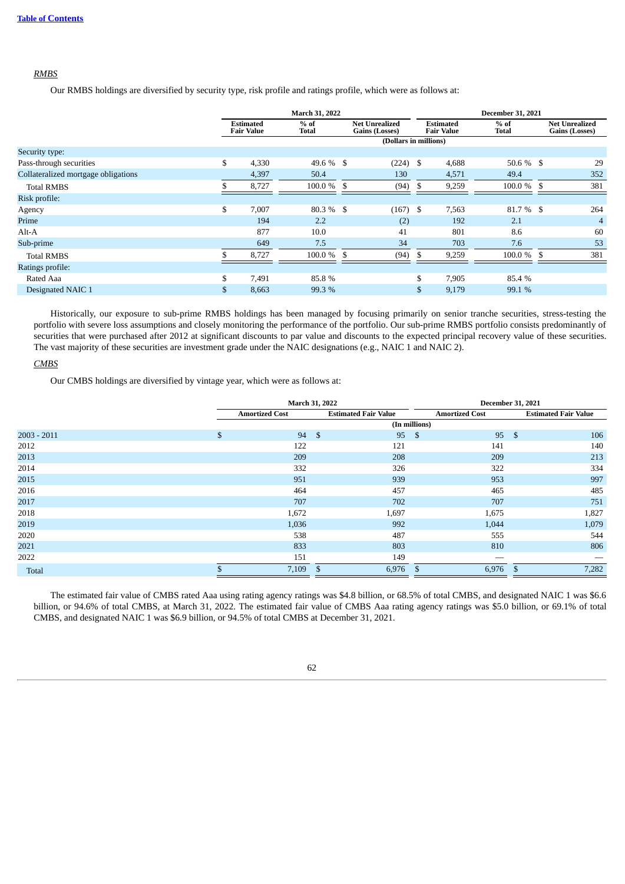*RMBS*

Our RMBS holdings are diversified by security type, risk profile and ratings profile, which were as follows at:

| | March 31, 2022 | | | December 31, 2021 | | |
|---|---|---|---|---|---|---|
| | Estimated Fair Value | % of Total | Net Unrealized Gains (Losses) | Estimated Fair Value | % of Total | Net Unrealized Gains (Losses) |
| | (Dollars in millions) | | | | | |
| Security type: | | | | | | |
| Pass-through securities | $ 4,330 | 49.6 % | $ (224) | $ 4,688 | 50.6 % | $ 29 |
| Collateralized mortgage obligations | 4,397 | 50.4 | 130 | 4,571 | 49.4 | 352 |
| Total RMBS | $ 8,727 | 100.0 % | $ (94) | $ 9,259 | 100.0 % | $ 381 |
| Risk profile: | | | | | | |
| Agency | $ 7,007 | 80.3 % | $ (167) | $ 7,563 | 81.7 % | $ 264 |
| Prime | 194 | 2.2 | (2) | 192 | 2.1 | 4 |
| Alt-A | 877 | 10.0 | 41 | 801 | 8.6 | 60 |
| Sub-prime | 649 | 7.5 | 34 | 703 | 7.6 | 53 |
| Total RMBS | $ 8,727 | 100.0 % | $ (94) | $ 9,259 | 100.0 % | $ 381 |
| Ratings profile: | | | | | | |
| Rated Aaa | $ 7,491 | 85.8 % | | $ 7,905 | 85.4 % | |
| Designated NAIC 1 | $ 8,663 | 99.3 % | | $ 9,179 | 99.1 % | |

Historically, our exposure to sub-prime RMBS holdings has been managed by focusing primarily on senior tranche securities, stress-testing the portfolio with severe loss assumptions and closely monitoring the performance of the portfolio. Our sub-prime RMBS portfolio consists predominantly of securities that were purchased after 2012 at significant discounts to par value and discounts to the expected principal recovery value of these securities. The vast majority of these securities are investment grade under the NAIC designations (e.g., NAIC 1 and NAIC 2).

*CMBS*

Our CMBS holdings are diversified by vintage year, which were as follows at:

| | March 31, 2022 | | December 31, 2021 | |
|---|---|---|---|---|
| | Amortized Cost | Estimated Fair Value | Amortized Cost | Estimated Fair Value |
| | (In millions) | | | |
| 2003 - 2011 | $ 94 | $ 95 | $ 95 | $ 106 |
| 2012 | 122 | 121 | 141 | 140 |
| 2013 | 209 | 208 | 209 | 213 |
| 2014 | 332 | 326 | 322 | 334 |
| 2015 | 951 | 939 | 953 | 997 |
| 2016 | 464 | 457 | 465 | 485 |
| 2017 | 707 | 702 | 707 | 751 |
| 2018 | 1,672 | 1,697 | 1,675 | 1,827 |
| 2019 | 1,036 | 992 | 1,044 | 1,079 |
| 2020 | 538 | 487 | 555 | 544 |
| 2021 | 833 | 803 | 810 | 806 |
| 2022 | 151 | 149 | — | — |
| Total | $ 7,109 | $ 6,976 | $ 6,976 | $ 7,282 |

The estimated fair value of CMBS rated Aaa using rating agency ratings was $4.8 billion, or 68.5% of total CMBS, and designated NAIC 1 was $6.6 billion, or 94.6% of total CMBS, at March 31, 2022. The estimated fair value of CMBS Aaa rating agency ratings was $5.0 billion, or 69.1% of total CMBS, and designated NAIC 1 was $6.9 billion, or 94.5% of total CMBS at December 31, 2021.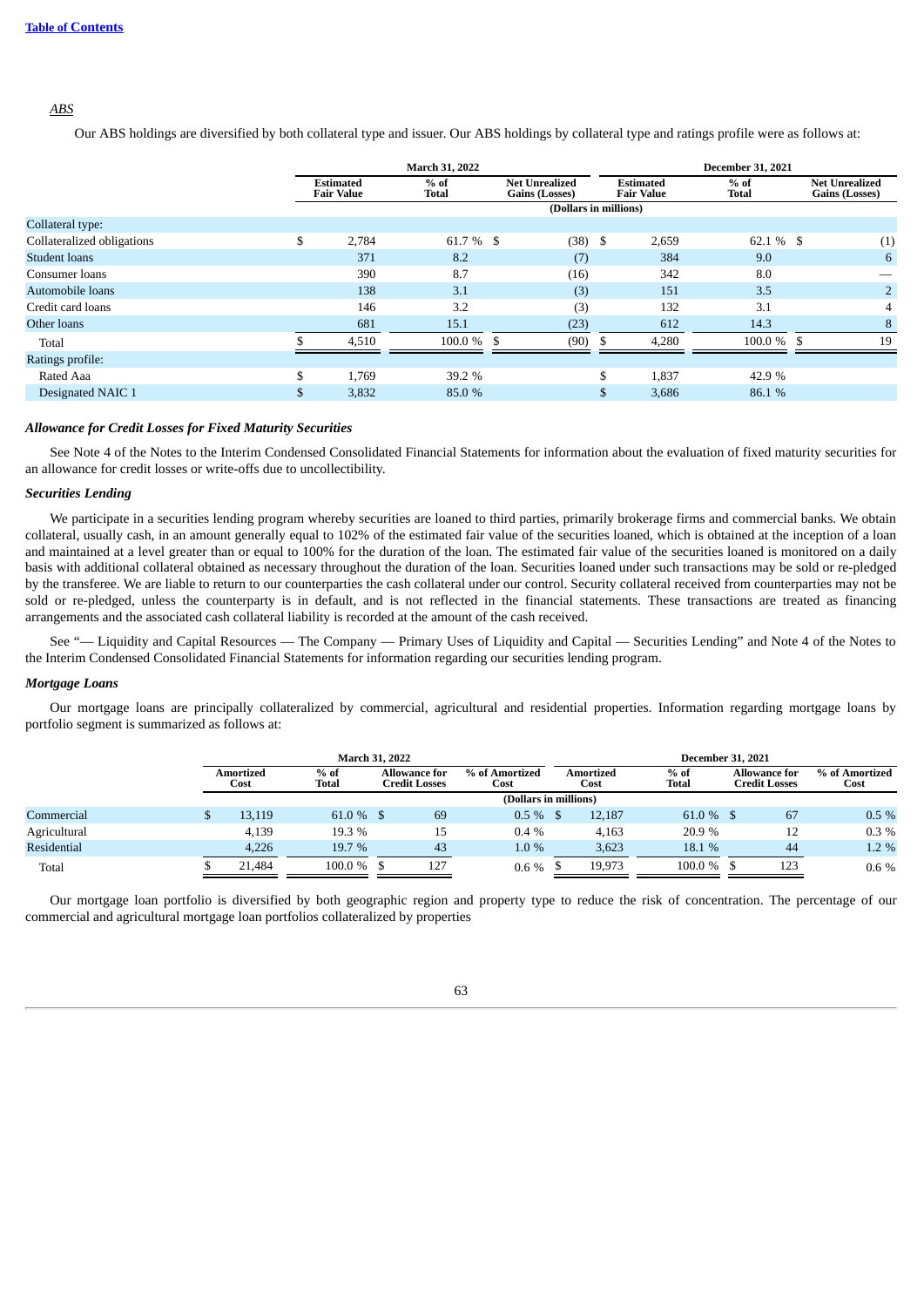*ABS*

Our ABS holdings are diversified by both collateral type and issuer. Our ABS holdings by collateral type and ratings profile were as follows at:

| | March 31, 2022 | | | December 31, 2021 | | |
|---|---|---|---|---|---|---|
| | Estimated Fair Value | % of Total | Net Unrealized Gains (Losses) | Estimated Fair Value | % of Total | Net Unrealized Gains (Losses) |
| | (Dollars in millions) | | | | | |
| Collateral type: | | | | | | |
| Collateralized obligations | $ 2,784 | 61.7 % | $ (38) | $ 2,659 | 62.1 % | $ (1) |
| Student loans | 371 | 8.2 | (7) | 384 | 9.0 | 6 |
| Consumer loans | 390 | 8.7 | (16) | 342 | 8.0 | — |
| Automobile loans | 138 | 3.1 | (3) | 151 | 3.5 | 2 |
| Credit card loans | 146 | 3.2 | (3) | 132 | 3.1 | 4 |
| Other loans | 681 | 15.1 | (23) | 612 | 14.3 | 8 |
| Total | $ 4,510 | 100.0 % | $ (90) | $ 4,280 | 100.0 % | $ 19 |
| Ratings profile: | | | | | | |
| Rated Aaa | $ 1,769 | 39.2 % | | $ 1,837 | 42.9 % | |
| Designated NAIC 1 | $ 3,832 | 85.0 % | | $ 3,686 | 86.1 % | |

### *Allowance for Credit Losses for Fixed Maturity Securities*

See Note 4 of the Notes to the Interim Condensed Consolidated Financial Statements for information about the evaluation of fixed maturity securities for an allowance for credit losses or write-offs due to uncollectibility.

### *Securities Lending*

We participate in a securities lending program whereby securities are loaned to third parties, primarily brokerage firms and commercial banks. We obtain collateral, usually cash, in an amount generally equal to 102% of the estimated fair value of the securities loaned, which is obtained at the inception of a loan and maintained at a level greater than or equal to 100% for the duration of the loan. The estimated fair value of the securities loaned is monitored on a daily basis with additional collateral obtained as necessary throughout the duration of the loan. Securities loaned under such transactions may be sold or re-pledged by the transferee. We are liable to return to our counterparties the cash collateral under our control. Security collateral received from counterparties may not be sold or re-pledged, unless the counterparty is in default, and is not reflected in the financial statements. These transactions are treated as financing arrangements and the associated cash collateral liability is recorded at the amount of the cash received.

See "— Liquidity and Capital Resources — The Company — Primary Uses of Liquidity and Capital — Securities Lending" and Note 4 of the Notes to the Interim Condensed Consolidated Financial Statements for information regarding our securities lending program.

### *Mortgage Loans*

Our mortgage loans are principally collateralized by commercial, agricultural and residential properties. Information regarding mortgage loans by portfolio segment is summarized as follows at:

| | March 31, 2022 | | | | December 31, 2021 | | | |
|---|---|---|---|---|---|---|---|---|
| | Amortized Cost | % of Total | Allowance for Credit Losses | % of Amortized Cost | Amortized Cost | % of Total | Allowance for Credit Losses | % of Amortized Cost |
| | (Dollars in millions) | | | | | | | |
| Commercial | $ 13,119 | 61.0 % | $ 69 | 0.5 % | $ 12,187 | 61.0 % | $ 67 | 0.5 % |
| Agricultural | 4,139 | 19.3 % | 15 | 0.4 % | 4,163 | 20.9 % | 12 | 0.3 % |
| Residential | 4,226 | 19.7 % | 43 | 1.0 % | 3,623 | 18.1 % | 44 | 1.2 % |
| Total | $ 21,484 | 100.0 % | $ 127 | 0.6 % | $ 19,973 | 100.0 % | $ 123 | 0.6 % |

Our mortgage loan portfolio is diversified by both geographic region and property type to reduce the risk of concentration. The percentage of our commercial and agricultural mortgage loan portfolios collateralized by properties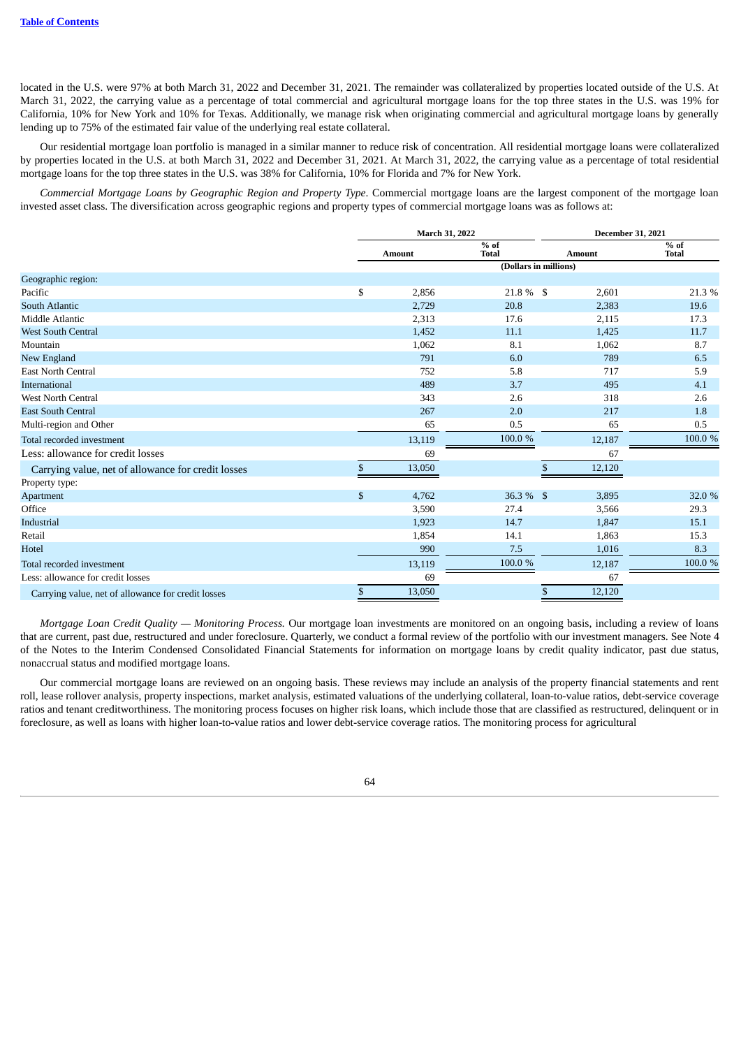located in the U.S. were 97% at both March 31, 2022 and December 31, 2021. The remainder was collateralized by properties located outside of the U.S. At March 31, 2022, the carrying value as a percentage of total commercial and agricultural mortgage loans for the top three states in the U.S. was 19% for California, 10% for New York and 10% for Texas. Additionally, we manage risk when originating commercial and agricultural mortgage loans by generally lending up to 75% of the estimated fair value of the underlying real estate collateral.

Our residential mortgage loan portfolio is managed in a similar manner to reduce risk of concentration. All residential mortgage loans were collateralized by properties located in the U.S. at both March 31, 2022 and December 31, 2021. At March 31, 2022, the carrying value as a percentage of total residential mortgage loans for the top three states in the U.S. was 38% for California, 10% for Florida and 7% for New York.

*Commercial Mortgage Loans by Geographic Region and Property Type*. Commercial mortgage loans are the largest component of the mortgage loan invested asset class. The diversification across geographic regions and property types of commercial mortgage loans was as follows at:

| | March 31, 2022 | | December 31, 2021 | |
|---|---|---|---|---|
| | Amount | % of Total | Amount | % of Total |
| | (Dollars in millions) | | | |
| Geographic region: | | | | |
| Pacific | $ 2,856 | 21.8 % | $ 2,601 | 21.3 % |
| South Atlantic | 2,729 | 20.8 | 2,383 | 19.6 |
| Middle Atlantic | 2,313 | 17.6 | 2,115 | 17.3 |
| West South Central | 1,452 | 11.1 | 1,425 | 11.7 |
| Mountain | 1,062 | 8.1 | 1,062 | 8.7 |
| New England | 791 | 6.0 | 789 | 6.5 |
| East North Central | 752 | 5.8 | 717 | 5.9 |
| International | 489 | 3.7 | 495 | 4.1 |
| West North Central | 343 | 2.6 | 318 | 2.6 |
| East South Central | 267 | 2.0 | 217 | 1.8 |
| Multi-region and Other | 65 | 0.5 | 65 | 0.5 |
| Total recorded investment | 13,119 | 100.0 % | 12,187 | 100.0 % |
| Less: allowance for credit losses | 69 | | 67 | |
| Carrying value, net of allowance for credit losses | $ 13,050 | | $ 12,120 | |
| Property type: | | | | |
| Apartment | $ 4,762 | 36.3 % | $ 3,895 | 32.0 % |
| Office | 3,590 | 27.4 | 3,566 | 29.3 |
| Industrial | 1,923 | 14.7 | 1,847 | 15.1 |
| Retail | 1,854 | 14.1 | 1,863 | 15.3 |
| Hotel | 990 | 7.5 | 1,016 | 8.3 |
| Total recorded investment | 13,119 | 100.0 % | 12,187 | 100.0 % |
| Less: allowance for credit losses | 69 | | 67 | |
| Carrying value, net of allowance for credit losses | $ 13,050 | | $ 12,120 | |

*Mortgage Loan Credit Quality — Monitoring Process.* Our mortgage loan investments are monitored on an ongoing basis, including a review of loans that are current, past due, restructured and under foreclosure. Quarterly, we conduct a formal review of the portfolio with our investment managers. See Note 4 of the Notes to the Interim Condensed Consolidated Financial Statements for information on mortgage loans by credit quality indicator, past due status, nonaccrual status and modified mortgage loans.

Our commercial mortgage loans are reviewed on an ongoing basis. These reviews may include an analysis of the property financial statements and rent roll, lease rollover analysis, property inspections, market analysis, estimated valuations of the underlying collateral, loan-to-value ratios, debt-service coverage ratios and tenant creditworthiness. The monitoring process focuses on higher risk loans, which include those that are classified as restructured, delinquent or in foreclosure, as well as loans with higher loan-to-value ratios and lower debt-service coverage ratios. The monitoring process for agricultural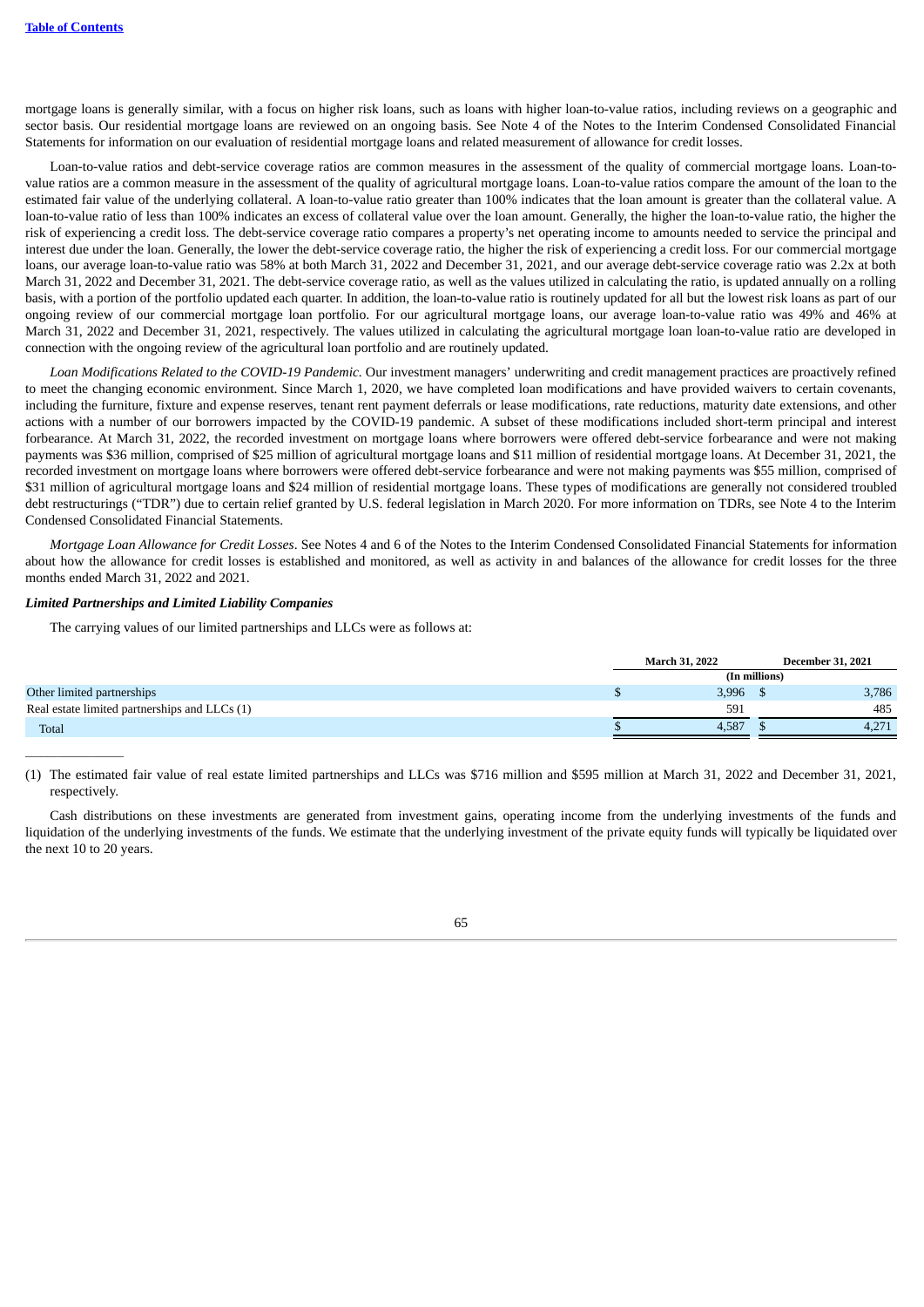mortgage loans is generally similar, with a focus on higher risk loans, such as loans with higher loan-to-value ratios, including reviews on a geographic and sector basis. Our residential mortgage loans are reviewed on an ongoing basis. See Note 4 of the Notes to the Interim Condensed Consolidated Financial Statements for information on our evaluation of residential mortgage loans and related measurement of allowance for credit losses.

Loan-to-value ratios and debt-service coverage ratios are common measures in the assessment of the quality of commercial mortgage loans. Loan-to-value ratios are a common measure in the assessment of the quality of agricultural mortgage loans. Loan-to-value ratios compare the amount of the loan to the estimated fair value of the underlying collateral. A loan-to-value ratio greater than 100% indicates that the loan amount is greater than the collateral value. A loan-to-value ratio of less than 100% indicates an excess of collateral value over the loan amount. Generally, the higher the loan-to-value ratio, the higher the risk of experiencing a credit loss. The debt-service coverage ratio compares a property's net operating income to amounts needed to service the principal and interest due under the loan. Generally, the lower the debt-service coverage ratio, the higher the risk of experiencing a credit loss. For our commercial mortgage loans, our average loan-to-value ratio was 58% at both March 31, 2022 and December 31, 2021, and our average debt-service coverage ratio was 2.2x at both March 31, 2022 and December 31, 2021. The debt-service coverage ratio, as well as the values utilized in calculating the ratio, is updated annually on a rolling basis, with a portion of the portfolio updated each quarter. In addition, the loan-to-value ratio is routinely updated for all but the lowest risk loans as part of our ongoing review of our commercial mortgage loan portfolio. For our agricultural mortgage loans, our average loan-to-value ratio was 49% and 46% at March 31, 2022 and December 31, 2021, respectively. The values utilized in calculating the agricultural mortgage loan loan-to-value ratio are developed in connection with the ongoing review of the agricultural loan portfolio and are routinely updated.

*Loan Modifications Related to the COVID-19 Pandemic.* Our investment managers' underwriting and credit management practices are proactively refined to meet the changing economic environment. Since March 1, 2020, we have completed loan modifications and have provided waivers to certain covenants, including the furniture, fixture and expense reserves, tenant rent payment deferrals or lease modifications, rate reductions, maturity date extensions, and other actions with a number of our borrowers impacted by the COVID-19 pandemic. A subset of these modifications included short-term principal and interest forbearance. At March 31, 2022, the recorded investment on mortgage loans where borrowers were offered debt-service forbearance and were not making payments was $36 million, comprised of $25 million of agricultural mortgage loans and $11 million of residential mortgage loans. At December 31, 2021, the recorded investment on mortgage loans where borrowers were offered debt-service forbearance and were not making payments was $55 million, comprised of $31 million of agricultural mortgage loans and $24 million of residential mortgage loans. These types of modifications are generally not considered troubled debt restructurings ("TDR") due to certain relief granted by U.S. federal legislation in March 2020. For more information on TDRs, see Note 4 to the Interim Condensed Consolidated Financial Statements.

*Mortgage Loan Allowance for Credit Losses*. See Notes 4 and 6 of the Notes to the Interim Condensed Consolidated Financial Statements for information about how the allowance for credit losses is established and monitored, as well as activity in and balances of the allowance for credit losses for the three months ended March 31, 2022 and 2021.

***Limited Partnerships and Limited Liability Companies***

The carrying values of our limited partnerships and LLCs were as follows at:

| | March 31, 2022 | December 31, 2021 |
|---|---|---|
| | (In millions) | |
| Other limited partnerships | $ 3,996 | $ 3,786 |
| Real estate limited partnerships and LLCs (1) | 591 | 485 |
| Total | $ 4,587 | $ 4,271 |

(1) The estimated fair value of real estate limited partnerships and LLCs was $716 million and $595 million at March 31, 2022 and December 31, 2021, respectively.

Cash distributions on these investments are generated from investment gains, operating income from the underlying investments of the funds and liquidation of the underlying investments of the funds. We estimate that the underlying investment of the private equity funds will typically be liquidated over the next 10 to 20 years.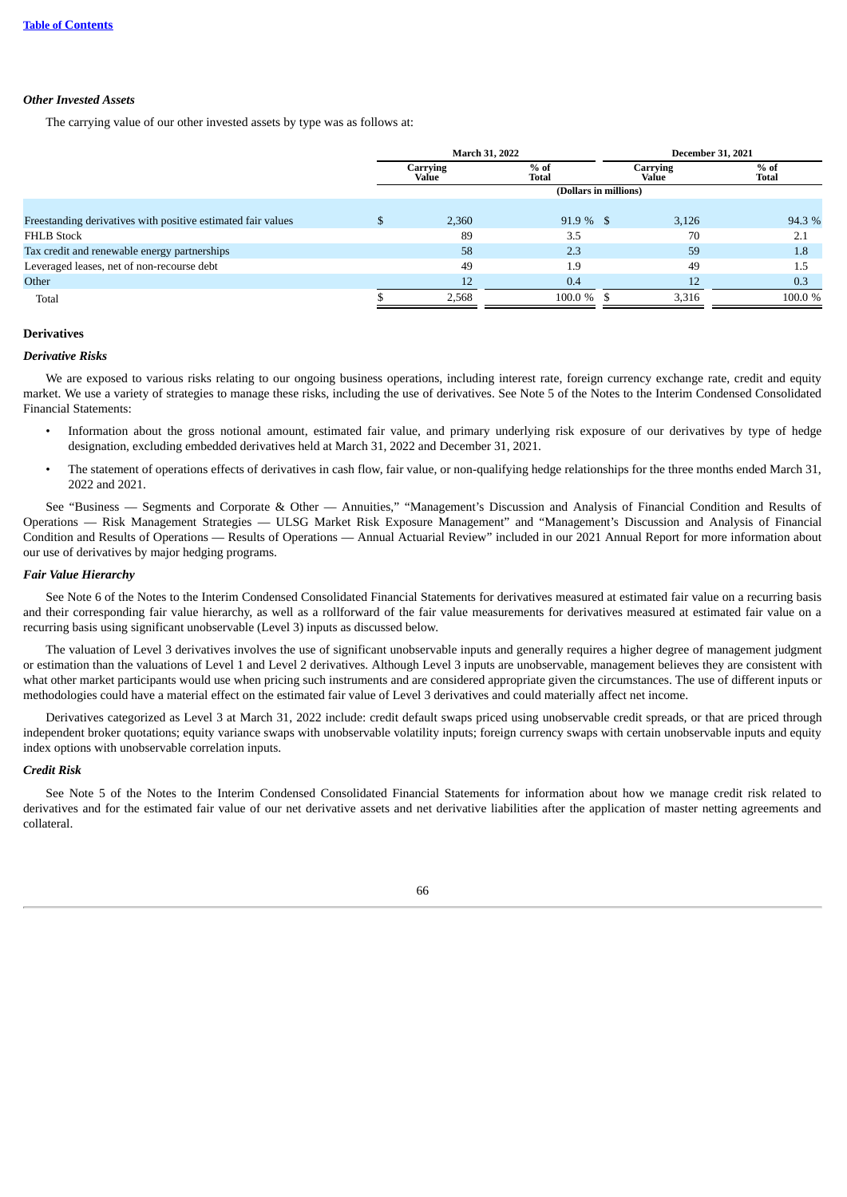*Other Invested Assets*

The carrying value of our other invested assets by type was as follows at:

| | March 31, 2022 | | December 31, 2021 | |
|---|---|---|---|---|
| | Carrying Value | % of Total | Carrying Value | % of Total |
| | (Dollars in millions) | | | |
| Freestanding derivatives with positive estimated fair values | $ 2,360 | 91.9 % | $ 3,126 | 94.3 % |
| FHLB Stock | 89 | 3.5 | 70 | 2.1 |
| Tax credit and renewable energy partnerships | 58 | 2.3 | 59 | 1.8 |
| Leveraged leases, net of non-recourse debt | 49 | 1.9 | 49 | 1.5 |
| Other | 12 | 0.4 | 12 | 0.3 |
| Total | $ 2,568 | 100.0 % | $ 3,316 | 100.0 % |

**Derivatives**

*Derivative Risks*

We are exposed to various risks relating to our ongoing business operations, including interest rate, foreign currency exchange rate, credit and equity market. We use a variety of strategies to manage these risks, including the use of derivatives. See Note 5 of the Notes to the Interim Condensed Consolidated Financial Statements:

- Information about the gross notional amount, estimated fair value, and primary underlying risk exposure of our derivatives by type of hedge designation, excluding embedded derivatives held at March 31, 2022 and December 31, 2021.
- The statement of operations effects of derivatives in cash flow, fair value, or non-qualifying hedge relationships for the three months ended March 31, 2022 and 2021.

See "Business — Segments and Corporate & Other — Annuities," "Management's Discussion and Analysis of Financial Condition and Results of Operations — Risk Management Strategies — ULSG Market Risk Exposure Management" and "Management's Discussion and Analysis of Financial Condition and Results of Operations — Results of Operations — Annual Actuarial Review" included in our 2021 Annual Report for more information about our use of derivatives by major hedging programs.

*Fair Value Hierarchy*

See Note 6 of the Notes to the Interim Condensed Consolidated Financial Statements for derivatives measured at estimated fair value on a recurring basis and their corresponding fair value hierarchy, as well as a rollforward of the fair value measurements for derivatives measured at estimated fair value on a recurring basis using significant unobservable (Level 3) inputs as discussed below.

The valuation of Level 3 derivatives involves the use of significant unobservable inputs and generally requires a higher degree of management judgment or estimation than the valuations of Level 1 and Level 2 derivatives. Although Level 3 inputs are unobservable, management believes they are consistent with what other market participants would use when pricing such instruments and are considered appropriate given the circumstances. The use of different inputs or methodologies could have a material effect on the estimated fair value of Level 3 derivatives and could materially affect net income.

Derivatives categorized as Level 3 at March 31, 2022 include: credit default swaps priced using unobservable credit spreads, or that are priced through independent broker quotations; equity variance swaps with unobservable volatility inputs; foreign currency swaps with certain unobservable inputs and equity index options with unobservable correlation inputs.

*Credit Risk*

See Note 5 of the Notes to the Interim Condensed Consolidated Financial Statements for information about how we manage credit risk related to derivatives and for the estimated fair value of our net derivative assets and net derivative liabilities after the application of master netting agreements and collateral.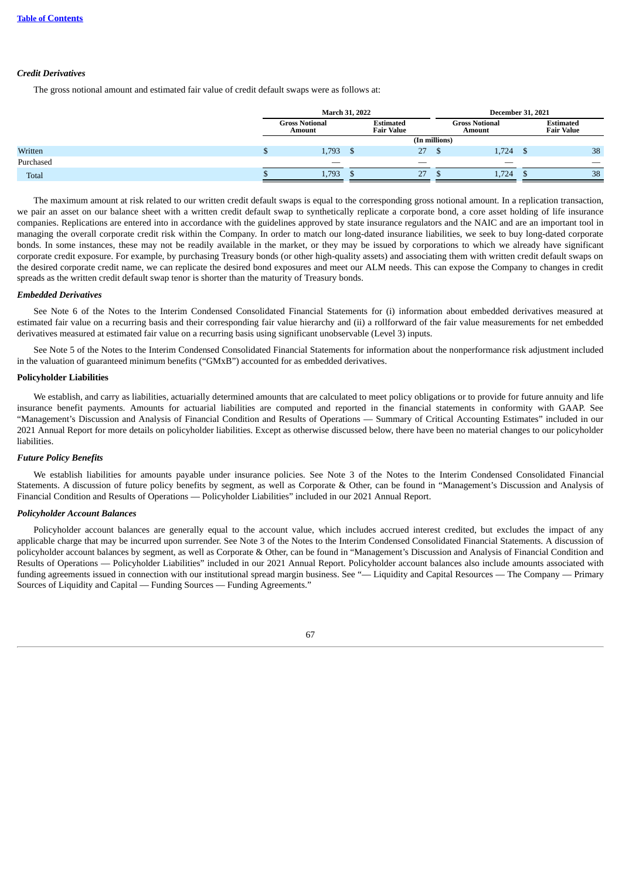*Credit Derivatives*

The gross notional amount and estimated fair value of credit default swaps were as follows at:

| | March 31, 2022 | | December 31, 2021 | |
|---|---|---|---|---|
| | Gross Notional Amount | Estimated Fair Value | Gross Notional Amount | Estimated Fair Value |
| | (In millions) | | | |
| Written | $ 1,793 | $ 27 | $ 1,724 | $ 38 |
| Purchased | — | — | — | — |
| Total | $ 1,793 | $ 27 | $ 1,724 | $ 38 |

The maximum amount at risk related to our written credit default swaps is equal to the corresponding gross notional amount. In a replication transaction, we pair an asset on our balance sheet with a written credit default swap to synthetically replicate a corporate bond, a core asset holding of life insurance companies. Replications are entered into in accordance with the guidelines approved by state insurance regulators and the NAIC and are an important tool in managing the overall corporate credit risk within the Company. In order to match our long-dated insurance liabilities, we seek to buy long-dated corporate bonds. In some instances, these may not be readily available in the market, or they may be issued by corporations to which we already have significant corporate credit exposure. For example, by purchasing Treasury bonds (or other high-quality assets) and associating them with written credit default swaps on the desired corporate credit name, we can replicate the desired bond exposures and meet our ALM needs. This can expose the Company to changes in credit spreads as the written credit default swap tenor is shorter than the maturity of Treasury bonds.

*Embedded Derivatives*

See Note 6 of the Notes to the Interim Condensed Consolidated Financial Statements for (i) information about embedded derivatives measured at estimated fair value on a recurring basis and their corresponding fair value hierarchy and (ii) a rollforward of the fair value measurements for net embedded derivatives measured at estimated fair value on a recurring basis using significant unobservable (Level 3) inputs.

See Note 5 of the Notes to the Interim Condensed Consolidated Financial Statements for information about the nonperformance risk adjustment included in the valuation of guaranteed minimum benefits ("GMxB") accounted for as embedded derivatives.

**Policyholder Liabilities**

We establish, and carry as liabilities, actuarially determined amounts that are calculated to meet policy obligations or to provide for future annuity and life insurance benefit payments. Amounts for actuarial liabilities are computed and reported in the financial statements in conformity with GAAP. See "Management's Discussion and Analysis of Financial Condition and Results of Operations — Summary of Critical Accounting Estimates" included in our 2021 Annual Report for more details on policyholder liabilities. Except as otherwise discussed below, there have been no material changes to our policyholder liabilities.

*Future Policy Benefits*

We establish liabilities for amounts payable under insurance policies. See Note 3 of the Notes to the Interim Condensed Consolidated Financial Statements. A discussion of future policy benefits by segment, as well as Corporate & Other, can be found in "Management's Discussion and Analysis of Financial Condition and Results of Operations — Policyholder Liabilities" included in our 2021 Annual Report.

*Policyholder Account Balances*

Policyholder account balances are generally equal to the account value, which includes accrued interest credited, but excludes the impact of any applicable charge that may be incurred upon surrender. See Note 3 of the Notes to the Interim Condensed Consolidated Financial Statements. A discussion of policyholder account balances by segment, as well as Corporate & Other, can be found in "Management's Discussion and Analysis of Financial Condition and Results of Operations — Policyholder Liabilities" included in our 2021 Annual Report. Policyholder account balances also include amounts associated with funding agreements issued in connection with our institutional spread margin business. See "— Liquidity and Capital Resources — The Company — Primary Sources of Liquidity and Capital — Funding Sources — Funding Agreements."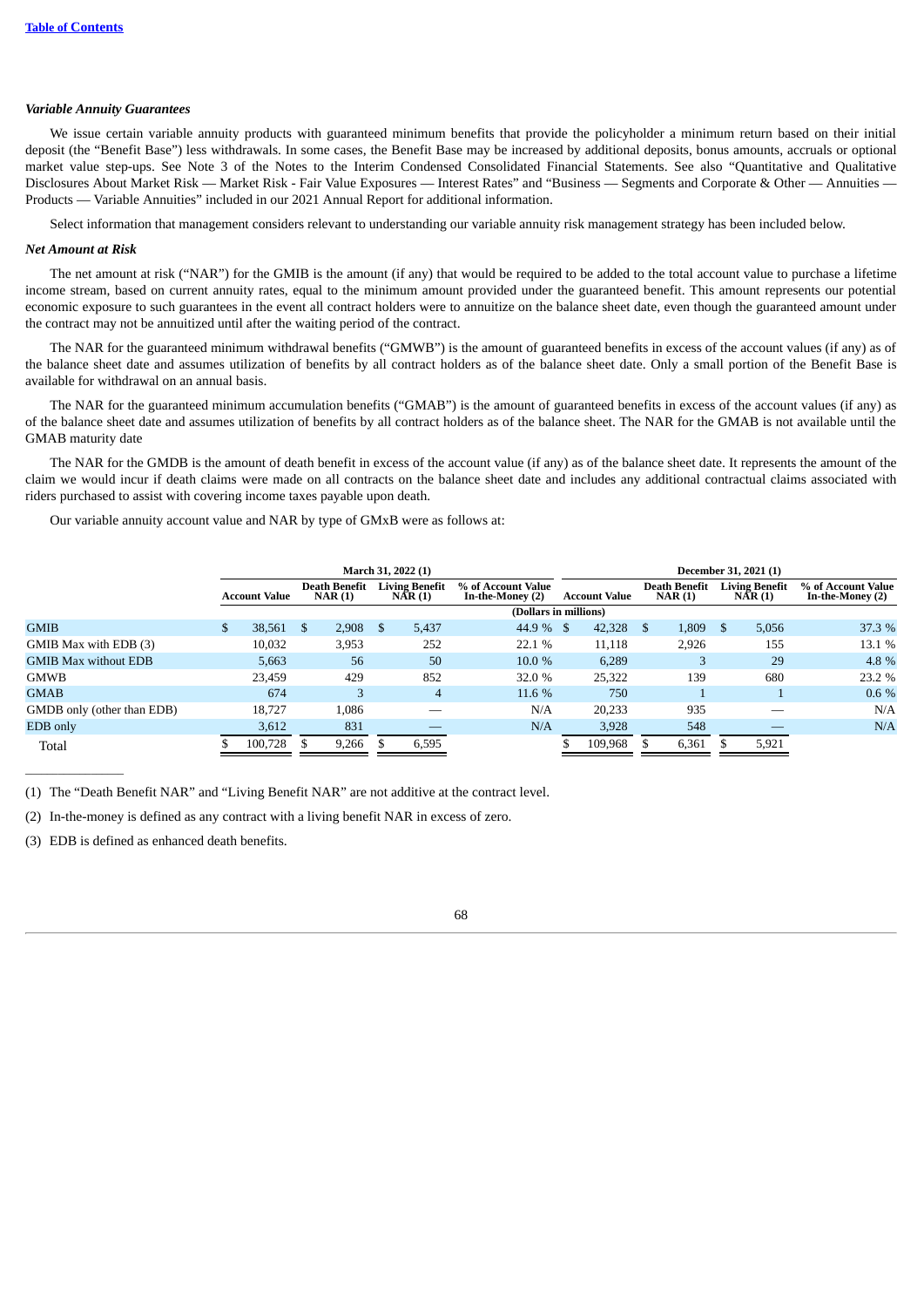### *Variable Annuity Guarantees*

We issue certain variable annuity products with guaranteed minimum benefits that provide the policyholder a minimum return based on their initial deposit (the "Benefit Base") less withdrawals. In some cases, the Benefit Base may be increased by additional deposits, bonus amounts, accruals or optional market value step-ups. See Note 3 of the Notes to the Interim Condensed Consolidated Financial Statements. See also "Quantitative and Qualitative Disclosures About Market Risk — Market Risk - Fair Value Exposures — Interest Rates" and "Business — Segments and Corporate & Other — Annuities — Products — Variable Annuities" included in our 2021 Annual Report for additional information.

Select information that management considers relevant to understanding our variable annuity risk management strategy has been included below.

#### *Net Amount at Risk*

The net amount at risk ("NAR") for the GMIB is the amount (if any) that would be required to be added to the total account value to purchase a lifetime income stream, based on current annuity rates, equal to the minimum amount provided under the guaranteed benefit. This amount represents our potential economic exposure to such guarantees in the event all contract holders were to annuitize on the balance sheet date, even though the guaranteed amount under the contract may not be annuitized until after the waiting period of the contract.

The NAR for the guaranteed minimum withdrawal benefits ("GMWB") is the amount of guaranteed benefits in excess of the account values (if any) as of the balance sheet date and assumes utilization of benefits by all contract holders as of the balance sheet date. Only a small portion of the Benefit Base is available for withdrawal on an annual basis.

The NAR for the guaranteed minimum accumulation benefits ("GMAB") is the amount of guaranteed benefits in excess of the account values (if any) as of the balance sheet date and assumes utilization of benefits by all contract holders as of the balance sheet. The NAR for the GMAB is not available until the GMAB maturity date

The NAR for the GMDB is the amount of death benefit in excess of the account value (if any) as of the balance sheet date. It represents the amount of the claim we would incur if death claims were made on all contracts on the balance sheet date and includes any additional contractual claims associated with riders purchased to assist with covering income taxes payable upon death.

Our variable annuity account value and NAR by type of GMxB were as follows at:

| | March 31, 2022 (1) | | | | December 31, 2021 (1) | | | |
|---|---|---|---|---|---|---|---|---|
| | Account Value | Death Benefit NAR (1) | Living Benefit NAR (1) | % of Account Value In-the-Money (2) | Account Value | Death Benefit NAR (1) | Living Benefit NAR (1) | % of Account Value In-the-Money (2) |
| | (Dollars in millions) | | | | | | | |
| GMIB | $ 38,561 | $ 2,908 | $ 5,437 | 44.9 % | $ 42,328 | $ 1,809 | $ 5,056 | 37.3 % |
| GMIB Max with EDB (3) | 10,032 | 3,953 | 252 | 22.1 % | 11,118 | 2,926 | 155 | 13.1 % |
| GMIB Max without EDB | 5,663 | 56 | 50 | 10.0 % | 6,289 | 3 | 29 | 4.8 % |
| GMWB | 23,459 | 429 | 852 | 32.0 % | 25,322 | 139 | 680 | 23.2 % |
| GMAB | 674 | 3 | 4 | 11.6 % | 750 | 1 | 1 | 0.6 % |
| GMDB only (other than EDB) | 18,727 | 1,086 | — | N/A | 20,233 | 935 | — | N/A |
| EDB only | 3,612 | 831 | — | N/A | 3,928 | 548 | — | N/A |
| Total | $ 100,728 | $ 9,266 | $ 6,595 | | $ 109,968 | $ 6,361 | $ 5,921 | |

(1) The "Death Benefit NAR" and "Living Benefit NAR" are not additive at the contract level.

(2) In-the-money is defined as any contract with a living benefit NAR in excess of zero.

(3) EDB is defined as enhanced death benefits.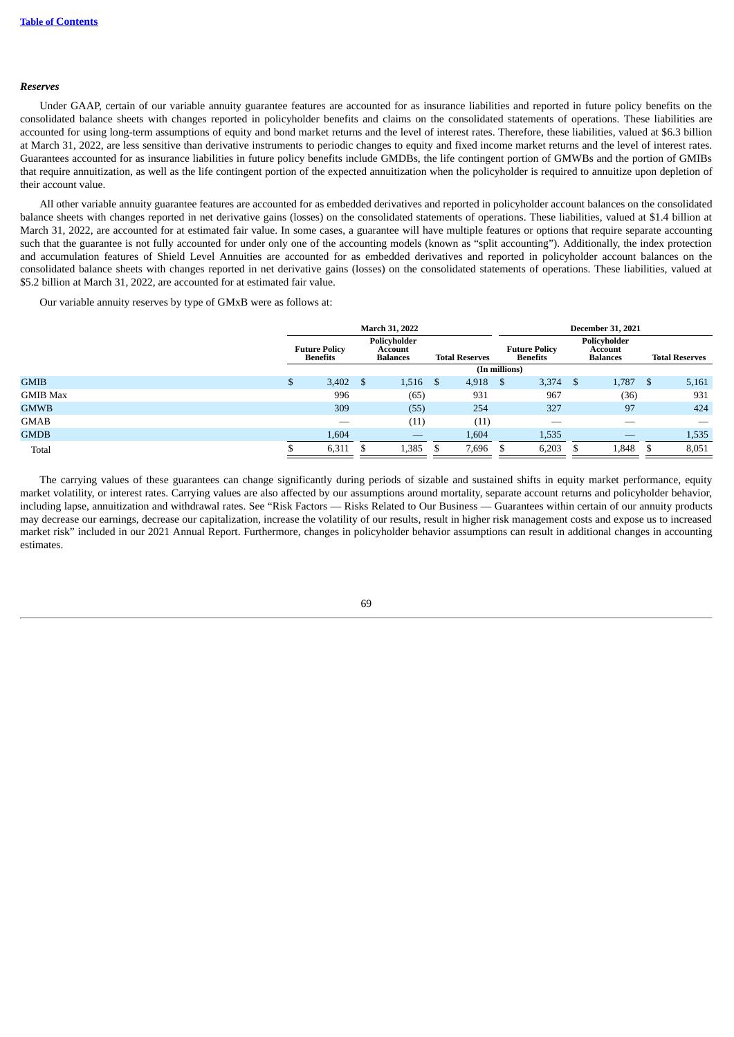### *Reserves*

Under GAAP, certain of our variable annuity guarantee features are accounted for as insurance liabilities and reported in future policy benefits on the consolidated balance sheets with changes reported in policyholder benefits and claims on the consolidated statements of operations. These liabilities are accounted for using long-term assumptions of equity and bond market returns and the level of interest rates. Therefore, these liabilities, valued at $6.3 billion at March 31, 2022, are less sensitive than derivative instruments to periodic changes to equity and fixed income market returns and the level of interest rates. Guarantees accounted for as insurance liabilities in future policy benefits include GMDBs, the life contingent portion of GMWBs and the portion of GMIBs that require annuitization, as well as the life contingent portion of the expected annuitization when the policyholder is required to annuitize upon depletion of their account value.

All other variable annuity guarantee features are accounted for as embedded derivatives and reported in policyholder account balances on the consolidated balance sheets with changes reported in net derivative gains (losses) on the consolidated statements of operations. These liabilities, valued at $1.4 billion at March 31, 2022, are accounted for at estimated fair value. In some cases, a guarantee will have multiple features or options that require separate accounting such that the guarantee is not fully accounted for under only one of the accounting models (known as "split accounting"). Additionally, the index protection and accumulation features of Shield Level Annuities are accounted for as embedded derivatives and reported in policyholder account balances on the consolidated balance sheets with changes reported in net derivative gains (losses) on the consolidated statements of operations. These liabilities, valued at $5.2 billion at March 31, 2022, are accounted for at estimated fair value.

Our variable annuity reserves by type of GMxB were as follows at:

| | March 31, 2022 | | | December 31, 2021 | | |
|---|---|---|---|---|---|---|
| | Future Policy Benefits | Policyholder Account Balances | Total Reserves | Future Policy Benefits | Policyholder Account Balances | Total Reserves |
| | (In millions) | | | | | |
| GMIB | $ 3,402 | $ 1,516 | $ 4,918 | $ 3,374 | $ 1,787 | $ 5,161 |
| GMIB Max | 996 | (65) | 931 | 967 | (36) | 931 |
| GMWB | 309 | (55) | 254 | 327 | 97 | 424 |
| GMAB | — | (11) | (11) | — | — | — |
| GMDB | 1,604 | — | 1,604 | 1,535 | — | 1,535 |
| Total | $ 6,311 | $ 1,385 | $ 7,696 | $ 6,203 | $ 1,848 | $ 8,051 |

The carrying values of these guarantees can change significantly during periods of sizable and sustained shifts in equity market performance, equity market volatility, or interest rates. Carrying values are also affected by our assumptions around mortality, separate account returns and policyholder behavior, including lapse, annuitization and withdrawal rates. See "Risk Factors — Risks Related to Our Business — Guarantees within certain of our annuity products may decrease our earnings, decrease our capitalization, increase the volatility of our results, result in higher risk management costs and expose us to increased market risk" included in our 2021 Annual Report. Furthermore, changes in policyholder behavior assumptions can result in additional changes in accounting estimates.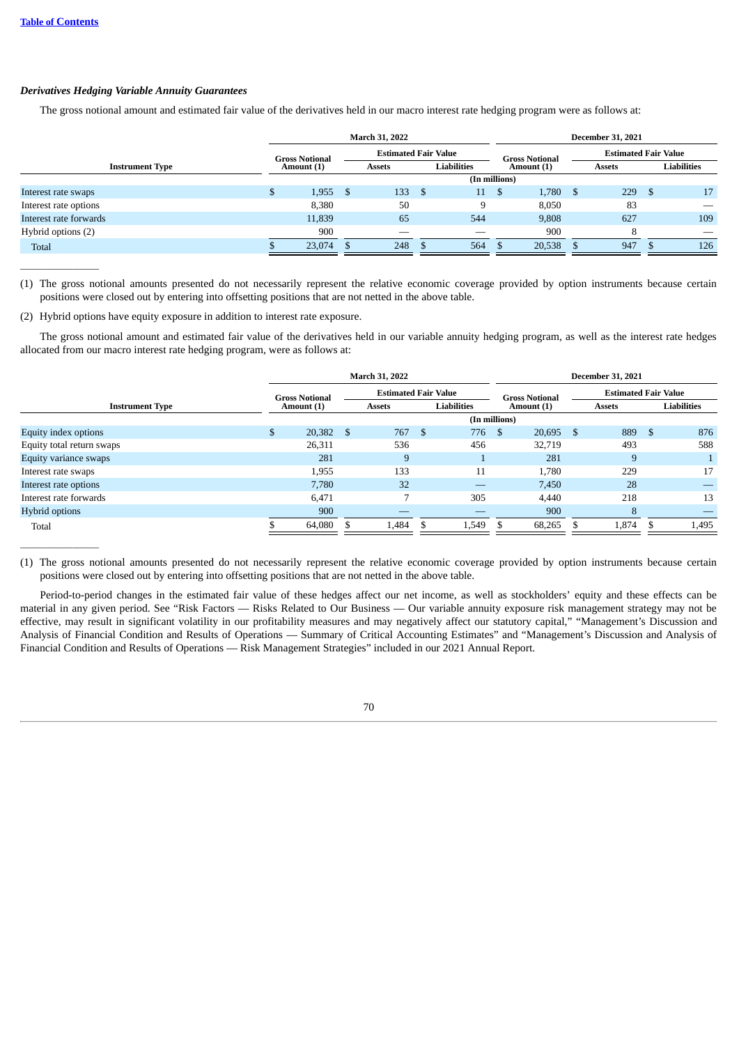***Derivatives Hedging Variable Annuity Guarantees***

The gross notional amount and estimated fair value of the derivatives held in our macro interest rate hedging program were as follows at:

| Instrument Type | March 31, 2022 | | | December 31, 2021 | | |
|---|---|---|---|---|---|---|
| | Gross Notional Amount (1) | Estimated Fair Value | | Gross Notional Amount (1) | Estimated Fair Value | |
| | | Assets | Liabilities | | Assets | Liabilities |
| | (In millions) | | | | | |
| Interest rate swaps | $ 1,955 | $ 133 | $ 11 | $ 1,780 | $ 229 | $ 17 |
| Interest rate options | 8,380 | 50 | 9 | 8,050 | 83 | — |
| Interest rate forwards | 11,839 | 65 | 544 | 9,808 | 627 | 109 |
| Hybrid options (2) | 900 | — | — | 900 | 8 | — |
| Total | $ 23,074 | $ 248 | $ 564 | $ 20,538 | $ 947 | $ 126 |

(1) The gross notional amounts presented do not necessarily represent the relative economic coverage provided by option instruments because certain positions were closed out by entering into offsetting positions that are not netted in the above table.

(2) Hybrid options have equity exposure in addition to interest rate exposure.

The gross notional amount and estimated fair value of the derivatives held in our variable annuity hedging program, as well as the interest rate hedges allocated from our macro interest rate hedging program, were as follows at:

| Instrument Type | March 31, 2022 | | | December 31, 2021 | | |
|---|---|---|---|---|---|---|
| | Gross Notional Amount (1) | Estimated Fair Value | | Gross Notional Amount (1) | Estimated Fair Value | |
| | | Assets | Liabilities | | Assets | Liabilities |
| | (In millions) | | | | | |
| Equity index options | $ 20,382 | $ 767 | $ 776 | $ 20,695 | $ 889 | $ 876 |
| Equity total return swaps | 26,311 | 536 | 456 | 32,719 | 493 | 588 |
| Equity variance swaps | 281 | 9 | 1 | 281 | 9 | 1 |
| Interest rate swaps | 1,955 | 133 | 11 | 1,780 | 229 | 17 |
| Interest rate options | 7,780 | 32 | — | 7,450 | 28 | — |
| Interest rate forwards | 6,471 | 7 | 305 | 4,440 | 218 | 13 |
| Hybrid options | 900 | — | — | 900 | 8 | — |
| Total | $ 64,080 | $ 1,484 | $ 1,549 | $ 68,265 | $ 1,874 | $ 1,495 |

(1) The gross notional amounts presented do not necessarily represent the relative economic coverage provided by option instruments because certain positions were closed out by entering into offsetting positions that are not netted in the above table.

Period-to-period changes in the estimated fair value of these hedges affect our net income, as well as stockholders' equity and these effects can be material in any given period. See "Risk Factors — Risks Related to Our Business — Our variable annuity exposure risk management strategy may not be effective, may result in significant volatility in our profitability measures and may negatively affect our statutory capital," "Management's Discussion and Analysis of Financial Condition and Results of Operations — Summary of Critical Accounting Estimates" and "Management's Discussion and Analysis of Financial Condition and Results of Operations — Risk Management Strategies" included in our 2021 Annual Report.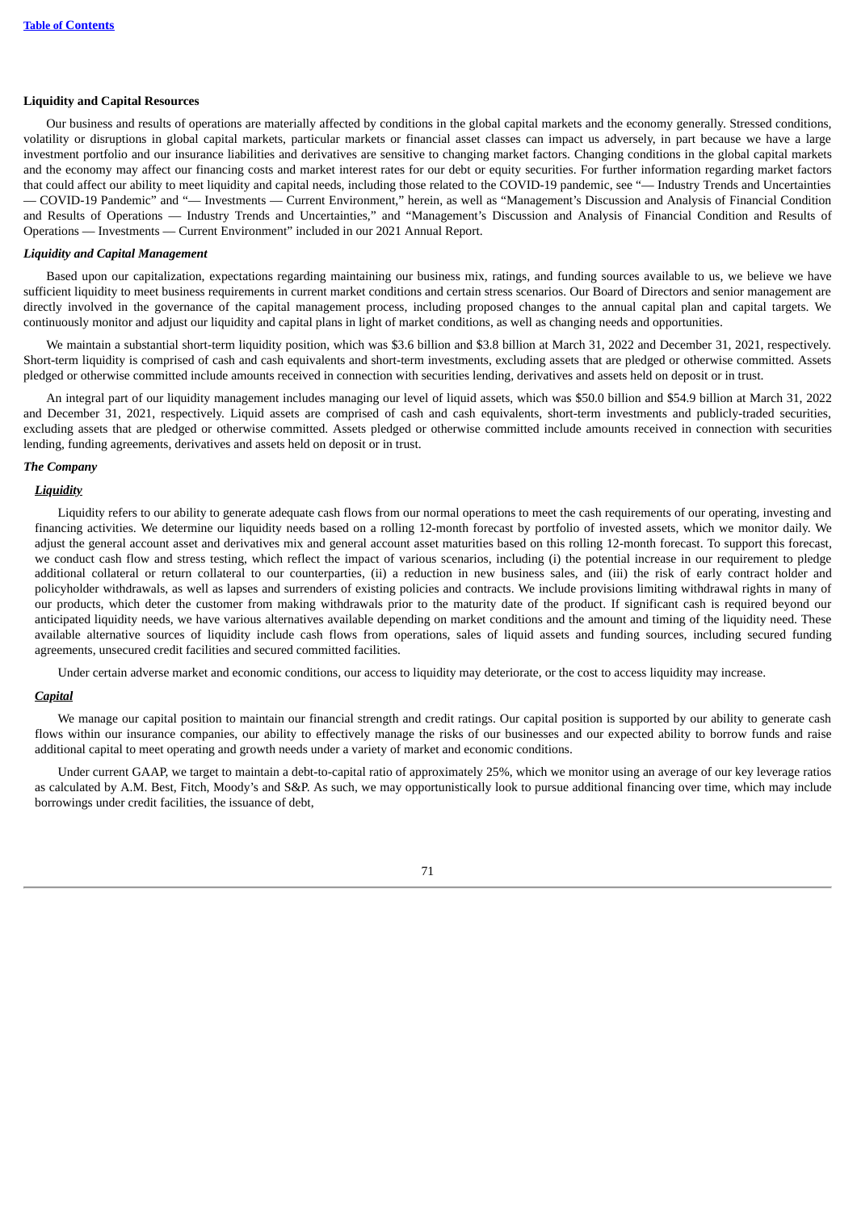**Liquidity and Capital Resources**

Our business and results of operations are materially affected by conditions in the global capital markets and the economy generally. Stressed conditions, volatility or disruptions in global capital markets, particular markets or financial asset classes can impact us adversely, in part because we have a large investment portfolio and our insurance liabilities and derivatives are sensitive to changing market factors. Changing conditions in the global capital markets and the economy may affect our financing costs and market interest rates for our debt or equity securities. For further information regarding market factors that could affect our ability to meet liquidity and capital needs, including those related to the COVID-19 pandemic, see "— Industry Trends and Uncertainties — COVID-19 Pandemic" and "— Investments — Current Environment," herein, as well as "Management's Discussion and Analysis of Financial Condition and Results of Operations — Industry Trends and Uncertainties," and "Management's Discussion and Analysis of Financial Condition and Results of Operations — Investments — Current Environment" included in our 2021 Annual Report.

***Liquidity and Capital Management***

Based upon our capitalization, expectations regarding maintaining our business mix, ratings, and funding sources available to us, we believe we have sufficient liquidity to meet business requirements in current market conditions and certain stress scenarios. Our Board of Directors and senior management are directly involved in the governance of the capital management process, including proposed changes to the annual capital plan and capital targets. We continuously monitor and adjust our liquidity and capital plans in light of market conditions, as well as changing needs and opportunities.

We maintain a substantial short-term liquidity position, which was $3.6 billion and $3.8 billion at March 31, 2022 and December 31, 2021, respectively. Short-term liquidity is comprised of cash and cash equivalents and short-term investments, excluding assets that are pledged or otherwise committed. Assets pledged or otherwise committed include amounts received in connection with securities lending, derivatives and assets held on deposit or in trust.

An integral part of our liquidity management includes managing our level of liquid assets, which was $50.0 billion and $54.9 billion at March 31, 2022 and December 31, 2021, respectively. Liquid assets are comprised of cash and cash equivalents, short-term investments and publicly-traded securities, excluding assets that are pledged or otherwise committed. Assets pledged or otherwise committed include amounts received in connection with securities lending, funding agreements, derivatives and assets held on deposit or in trust.

***The Company***

***<u>Liquidity</u>***

Liquidity refers to our ability to generate adequate cash flows from our normal operations to meet the cash requirements of our operating, investing and financing activities. We determine our liquidity needs based on a rolling 12-month forecast by portfolio of invested assets, which we monitor daily. We adjust the general account asset and derivatives mix and general account asset maturities based on this rolling 12-month forecast. To support this forecast, we conduct cash flow and stress testing, which reflect the impact of various scenarios, including (i) the potential increase in our requirement to pledge additional collateral or return collateral to our counterparties, (ii) a reduction in new business sales, and (iii) the risk of early contract holder and policyholder withdrawals, as well as lapses and surrenders of existing policies and contracts. We include provisions limiting withdrawal rights in many of our products, which deter the customer from making withdrawals prior to the maturity date of the product. If significant cash is required beyond our anticipated liquidity needs, we have various alternatives available depending on market conditions and the amount and timing of the liquidity need. These available alternative sources of liquidity include cash flows from operations, sales of liquid assets and funding sources, including secured funding agreements, unsecured credit facilities and secured committed facilities.

Under certain adverse market and economic conditions, our access to liquidity may deteriorate, or the cost to access liquidity may increase.

***<u>Capital</u>***

We manage our capital position to maintain our financial strength and credit ratings. Our capital position is supported by our ability to generate cash flows within our insurance companies, our ability to effectively manage the risks of our businesses and our expected ability to borrow funds and raise additional capital to meet operating and growth needs under a variety of market and economic conditions.

Under current GAAP, we target to maintain a debt-to-capital ratio of approximately 25%, which we monitor using an average of our key leverage ratios as calculated by A.M. Best, Fitch, Moody's and S&P. As such, we may opportunistically look to pursue additional financing over time, which may include borrowings under credit facilities, the issuance of debt,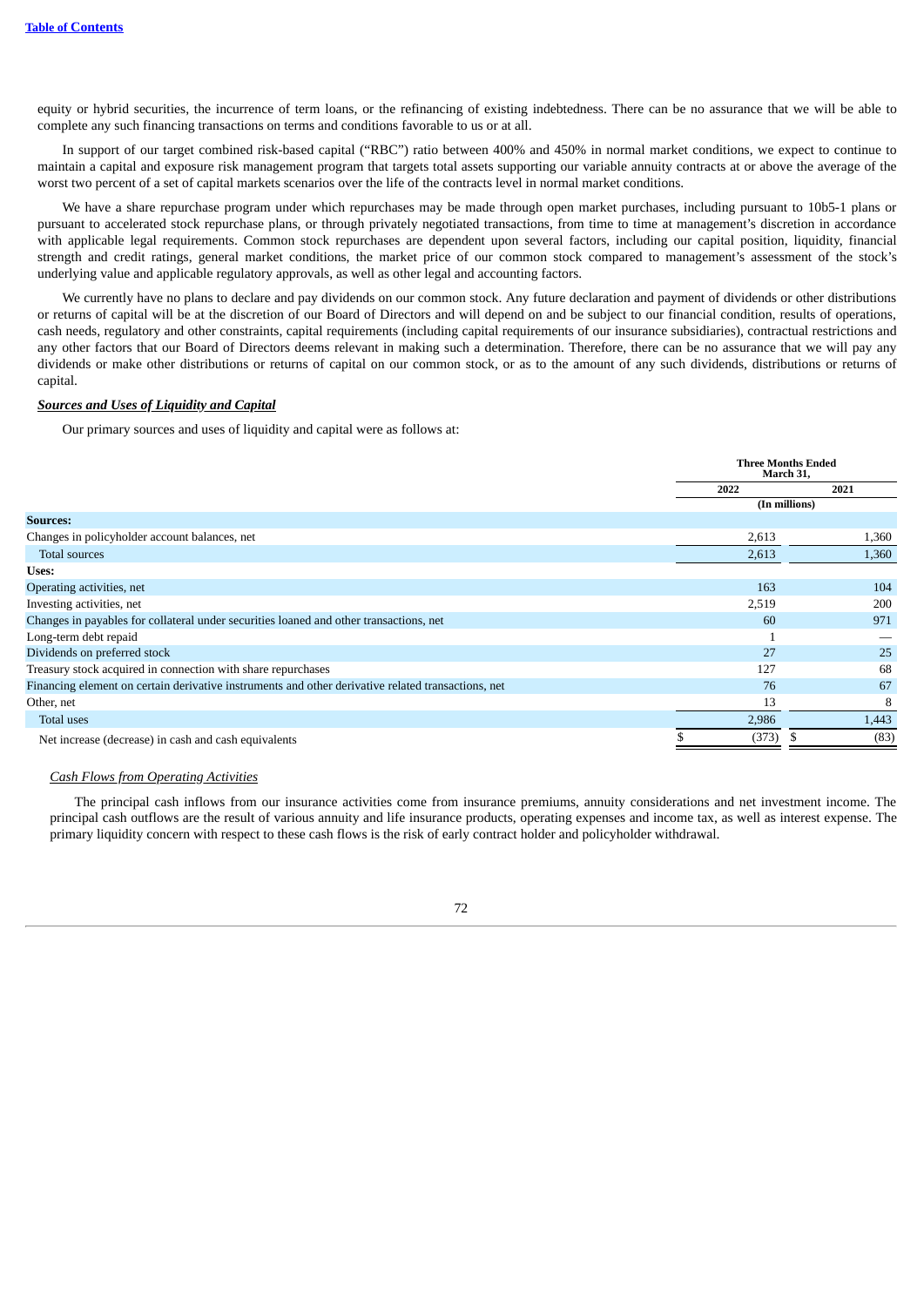equity or hybrid securities, the incurrence of term loans, or the refinancing of existing indebtedness. There can be no assurance that we will be able to complete any such financing transactions on terms and conditions favorable to us or at all.

In support of our target combined risk-based capital ("RBC") ratio between 400% and 450% in normal market conditions, we expect to continue to maintain a capital and exposure risk management program that targets total assets supporting our variable annuity contracts at or above the average of the worst two percent of a set of capital markets scenarios over the life of the contracts level in normal market conditions.

We have a share repurchase program under which repurchases may be made through open market purchases, including pursuant to 10b5-1 plans or pursuant to accelerated stock repurchase plans, or through privately negotiated transactions, from time to time at management's discretion in accordance with applicable legal requirements. Common stock repurchases are dependent upon several factors, including our capital position, liquidity, financial strength and credit ratings, general market conditions, the market price of our common stock compared to management's assessment of the stock's underlying value and applicable regulatory approvals, as well as other legal and accounting factors.

We currently have no plans to declare and pay dividends on our common stock. Any future declaration and payment of dividends or other distributions or returns of capital will be at the discretion of our Board of Directors and will depend on and be subject to our financial condition, results of operations, cash needs, regulatory and other constraints, capital requirements (including capital requirements of our insurance subsidiaries), contractual restrictions and any other factors that our Board of Directors deems relevant in making such a determination. Therefore, there can be no assurance that we will pay any dividends or make other distributions or returns of capital on our common stock, or as to the amount of any such dividends, distributions or returns of capital.

***Sources and Uses of Liquidity and Capital***

Our primary sources and uses of liquidity and capital were as follows at:

| | Three Months Ended March 31, | |
|---|---|---|
| | 2022 | 2021 |
| | (In millions) | |
| **Sources:** | | |
| Changes in policyholder account balances, net | 2,613 | 1,360 |
| Total sources | 2,613 | 1,360 |
| **Uses:** | | |
| Operating activities, net | 163 | 104 |
| Investing activities, net | 2,519 | 200 |
| Changes in payables for collateral under securities loaned and other transactions, net | 60 | 971 |
| Long-term debt repaid | 1 | — |
| Dividends on preferred stock | 27 | 25 |
| Treasury stock acquired in connection with share repurchases | 127 | 68 |
| Financing element on certain derivative instruments and other derivative related transactions, net | 76 | 67 |
| Other, net | 13 | 8 |
| Total uses | 2,986 | 1,443 |
| Net increase (decrease) in cash and cash equivalents | $ (373) | $ (83) |

*Cash Flows from Operating Activities*

The principal cash inflows from our insurance activities come from insurance premiums, annuity considerations and net investment income. The principal cash outflows are the result of various annuity and life insurance products, operating expenses and income tax, as well as interest expense. The primary liquidity concern with respect to these cash flows is the risk of early contract holder and policyholder withdrawal.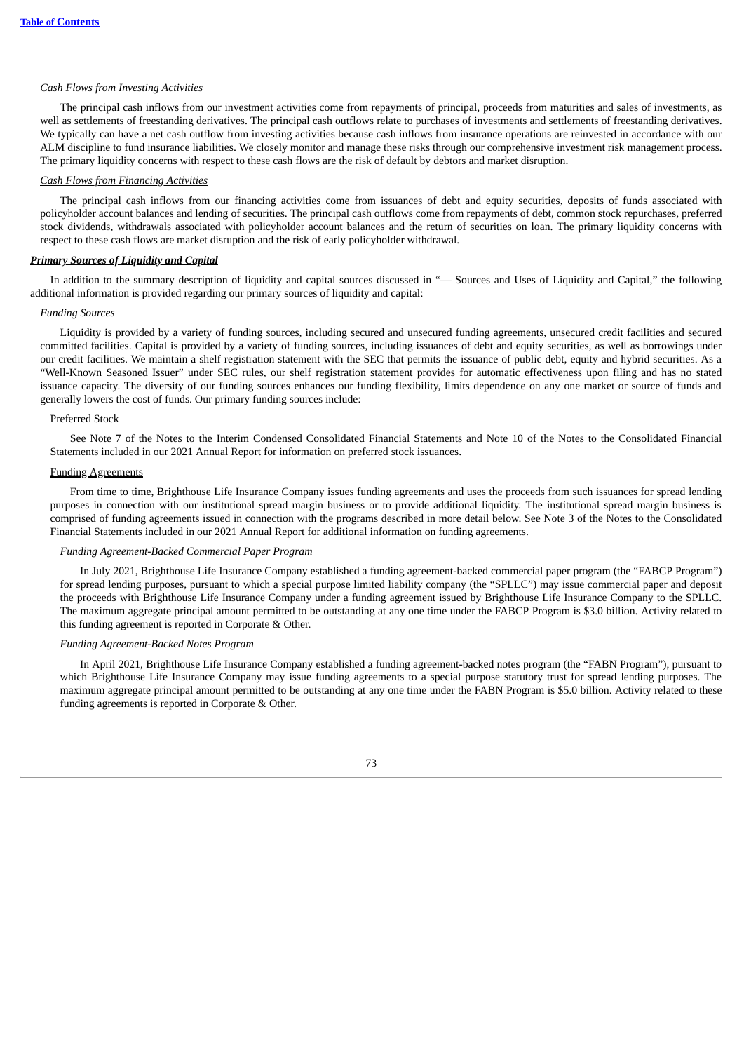*Cash Flows from Investing Activities*

The principal cash inflows from our investment activities come from repayments of principal, proceeds from maturities and sales of investments, as well as settlements of freestanding derivatives. The principal cash outflows relate to purchases of investments and settlements of freestanding derivatives. We typically can have a net cash outflow from investing activities because cash inflows from insurance operations are reinvested in accordance with our ALM discipline to fund insurance liabilities. We closely monitor and manage these risks through our comprehensive investment risk management process. The primary liquidity concerns with respect to these cash flows are the risk of default by debtors and market disruption.

*Cash Flows from Financing Activities*

The principal cash inflows from our financing activities come from issuances of debt and equity securities, deposits of funds associated with policyholder account balances and lending of securities. The principal cash outflows come from repayments of debt, common stock repurchases, preferred stock dividends, withdrawals associated with policyholder account balances and the return of securities on loan. The primary liquidity concerns with respect to these cash flows are market disruption and the risk of early policyholder withdrawal.

***Primary Sources of Liquidity and Capital***

In addition to the summary description of liquidity and capital sources discussed in "— Sources and Uses of Liquidity and Capital," the following additional information is provided regarding our primary sources of liquidity and capital:

*Funding Sources*

Liquidity is provided by a variety of funding sources, including secured and unsecured funding agreements, unsecured credit facilities and secured committed facilities. Capital is provided by a variety of funding sources, including issuances of debt and equity securities, as well as borrowings under our credit facilities. We maintain a shelf registration statement with the SEC that permits the issuance of public debt, equity and hybrid securities. As a "Well-Known Seasoned Issuer" under SEC rules, our shelf registration statement provides for automatic effectiveness upon filing and has no stated issuance capacity. The diversity of our funding sources enhances our funding flexibility, limits dependence on any one market or source of funds and generally lowers the cost of funds. Our primary funding sources include:

Preferred Stock

See Note 7 of the Notes to the Interim Condensed Consolidated Financial Statements and Note 10 of the Notes to the Consolidated Financial Statements included in our 2021 Annual Report for information on preferred stock issuances.

Funding Agreements

From time to time, Brighthouse Life Insurance Company issues funding agreements and uses the proceeds from such issuances for spread lending purposes in connection with our institutional spread margin business or to provide additional liquidity. The institutional spread margin business is comprised of funding agreements issued in connection with the programs described in more detail below. See Note 3 of the Notes to the Consolidated Financial Statements included in our 2021 Annual Report for additional information on funding agreements.

*Funding Agreement-Backed Commercial Paper Program*

In July 2021, Brighthouse Life Insurance Company established a funding agreement-backed commercial paper program (the "FABCP Program") for spread lending purposes, pursuant to which a special purpose limited liability company (the "SPLLC") may issue commercial paper and deposit the proceeds with Brighthouse Life Insurance Company under a funding agreement issued by Brighthouse Life Insurance Company to the SPLLC. The maximum aggregate principal amount permitted to be outstanding at any one time under the FABCP Program is $3.0 billion. Activity related to this funding agreement is reported in Corporate & Other.

*Funding Agreement-Backed Notes Program*

In April 2021, Brighthouse Life Insurance Company established a funding agreement-backed notes program (the "FABN Program"), pursuant to which Brighthouse Life Insurance Company may issue funding agreements to a special purpose statutory trust for spread lending purposes. The maximum aggregate principal amount permitted to be outstanding at any one time under the FABN Program is $5.0 billion. Activity related to these funding agreements is reported in Corporate & Other.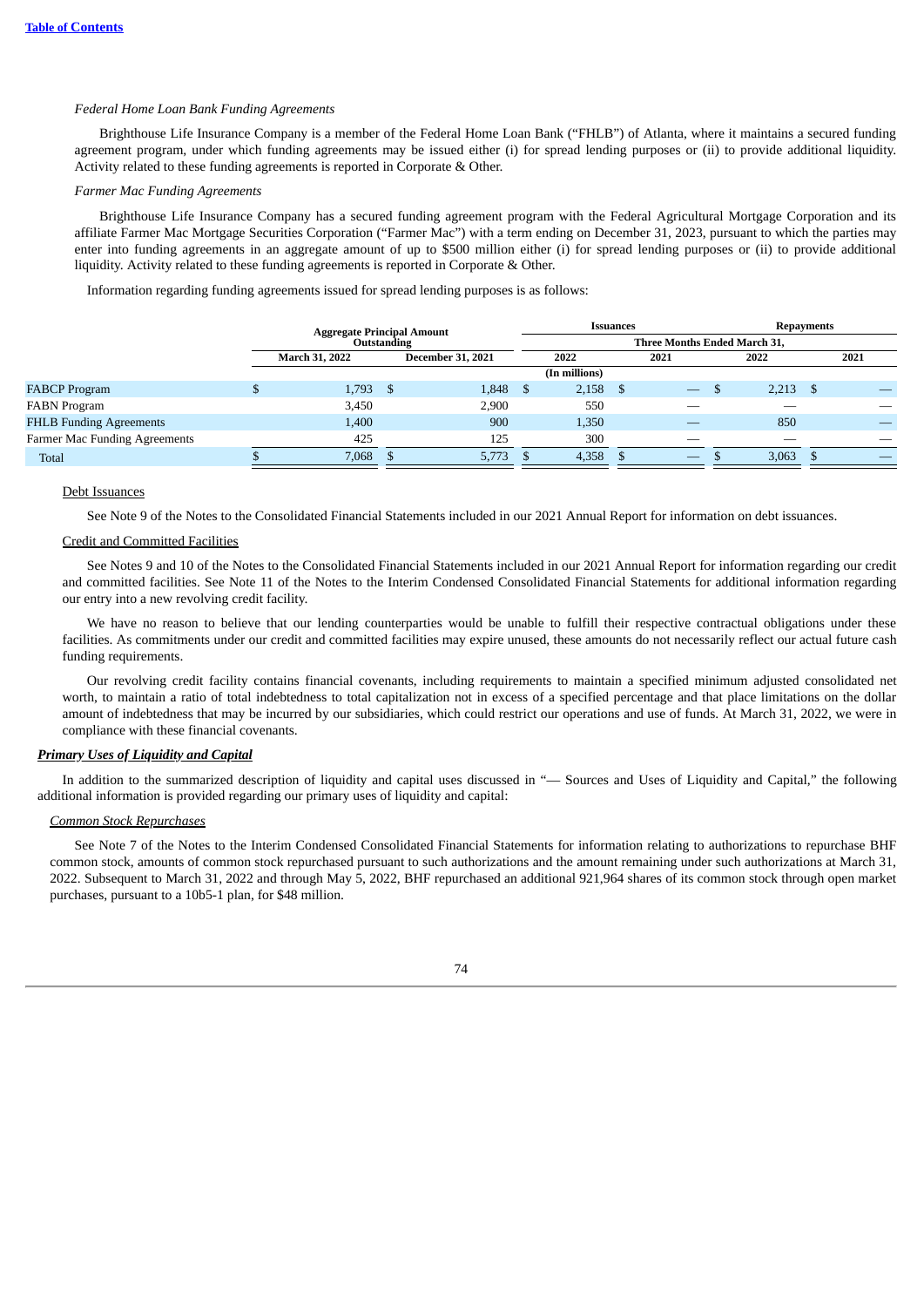*Federal Home Loan Bank Funding Agreements*

Brighthouse Life Insurance Company is a member of the Federal Home Loan Bank ("FHLB") of Atlanta, where it maintains a secured funding agreement program, under which funding agreements may be issued either (i) for spread lending purposes or (ii) to provide additional liquidity. Activity related to these funding agreements is reported in Corporate & Other.

*Farmer Mac Funding Agreements*

Brighthouse Life Insurance Company has a secured funding agreement program with the Federal Agricultural Mortgage Corporation and its affiliate Farmer Mac Mortgage Securities Corporation ("Farmer Mac") with a term ending on December 31, 2023, pursuant to which the parties may enter into funding agreements in an aggregate amount of up to $500 million either (i) for spread lending purposes or (ii) to provide additional liquidity. Activity related to these funding agreements is reported in Corporate & Other.

Information regarding funding agreements issued for spread lending purposes is as follows:

| | Aggregate Principal Amount Outstanding | | Issuances | | Repayments | |
|---|---|---|---|---|---|---|
| | | | Three Months Ended March 31, | | | |
| | March 31, 2022 | December 31, 2021 | 2022 | 2021 | 2022 | 2021 |
| | (In millions) | | | | | |
| FABCP Program | $ 1,793 | $ 1,848 | $ 2,158 | $ — | $ 2,213 | $ — |
| FABN Program | 3,450 | 2,900 | 550 | — | — | — |
| FHLB Funding Agreements | 1,400 | 900 | 1,350 | — | 850 | — |
| Farmer Mac Funding Agreements | 425 | 125 | 300 | — | — | — |
| Total | $ 7,068 | $ 5,773 | $ 4,358 | $ — | $ 3,063 | $ — |

Debt Issuances

See Note 9 of the Notes to the Consolidated Financial Statements included in our 2021 Annual Report for information on debt issuances.

Credit and Committed Facilities

See Notes 9 and 10 of the Notes to the Consolidated Financial Statements included in our 2021 Annual Report for information regarding our credit and committed facilities. See Note 11 of the Notes to the Interim Condensed Consolidated Financial Statements for additional information regarding our entry into a new revolving credit facility.

We have no reason to believe that our lending counterparties would be unable to fulfill their respective contractual obligations under these facilities. As commitments under our credit and committed facilities may expire unused, these amounts do not necessarily reflect our actual future cash funding requirements.

Our revolving credit facility contains financial covenants, including requirements to maintain a specified minimum adjusted consolidated net worth, to maintain a ratio of total indebtedness to total capitalization not in excess of a specified percentage and that place limitations on the dollar amount of indebtedness that may be incurred by our subsidiaries, which could restrict our operations and use of funds. At March 31, 2022, we were in compliance with these financial covenants.

***Primary Uses of Liquidity and Capital***

In addition to the summarized description of liquidity and capital uses discussed in "— Sources and Uses of Liquidity and Capital," the following additional information is provided regarding our primary uses of liquidity and capital:

*Common Stock Repurchases*

See Note 7 of the Notes to the Interim Condensed Consolidated Financial Statements for information relating to authorizations to repurchase BHF common stock, amounts of common stock repurchased pursuant to such authorizations and the amount remaining under such authorizations at March 31, 2022. Subsequent to March 31, 2022 and through May 5, 2022, BHF repurchased an additional 921,964 shares of its common stock through open market purchases, pursuant to a 10b5-1 plan, for $48 million.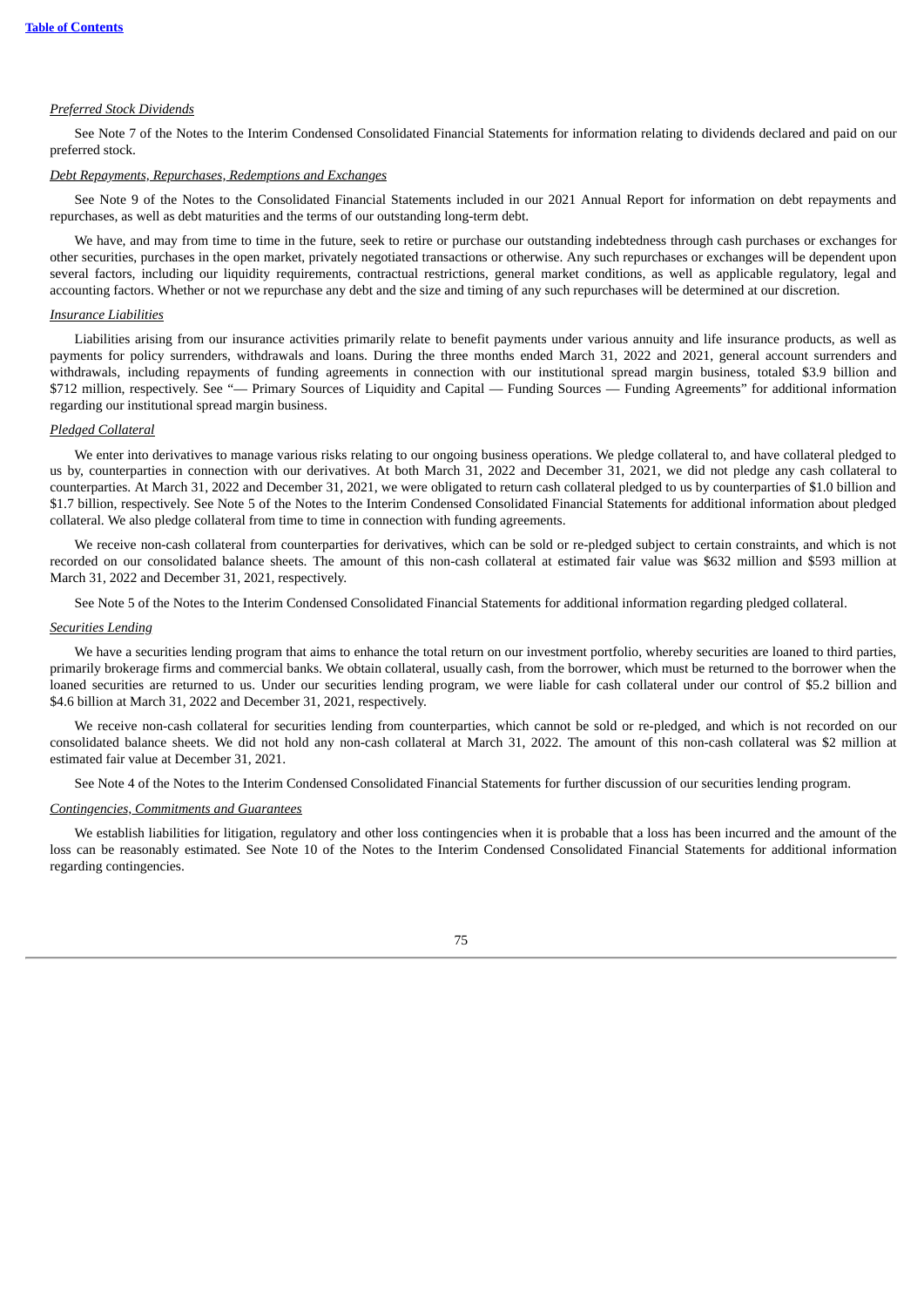*Preferred Stock Dividends*

See Note 7 of the Notes to the Interim Condensed Consolidated Financial Statements for information relating to dividends declared and paid on our preferred stock.

*Debt Repayments, Repurchases, Redemptions and Exchanges*

See Note 9 of the Notes to the Consolidated Financial Statements included in our 2021 Annual Report for information on debt repayments and repurchases, as well as debt maturities and the terms of our outstanding long-term debt.

We have, and may from time to time in the future, seek to retire or purchase our outstanding indebtedness through cash purchases or exchanges for other securities, purchases in the open market, privately negotiated transactions or otherwise. Any such repurchases or exchanges will be dependent upon several factors, including our liquidity requirements, contractual restrictions, general market conditions, as well as applicable regulatory, legal and accounting factors. Whether or not we repurchase any debt and the size and timing of any such repurchases will be determined at our discretion.

*Insurance Liabilities*

Liabilities arising from our insurance activities primarily relate to benefit payments under various annuity and life insurance products, as well as payments for policy surrenders, withdrawals and loans. During the three months ended March 31, 2022 and 2021, general account surrenders and withdrawals, including repayments of funding agreements in connection with our institutional spread margin business, totaled $3.9 billion and $712 million, respectively. See "— Primary Sources of Liquidity and Capital — Funding Sources — Funding Agreements" for additional information regarding our institutional spread margin business.

*Pledged Collateral*

We enter into derivatives to manage various risks relating to our ongoing business operations. We pledge collateral to, and have collateral pledged to us by, counterparties in connection with our derivatives. At both March 31, 2022 and December 31, 2021, we did not pledge any cash collateral to counterparties. At March 31, 2022 and December 31, 2021, we were obligated to return cash collateral pledged to us by counterparties of $1.0 billion and $1.7 billion, respectively. See Note 5 of the Notes to the Interim Condensed Consolidated Financial Statements for additional information about pledged collateral. We also pledge collateral from time to time in connection with funding agreements.

We receive non-cash collateral from counterparties for derivatives, which can be sold or re-pledged subject to certain constraints, and which is not recorded on our consolidated balance sheets. The amount of this non-cash collateral at estimated fair value was $632 million and $593 million at March 31, 2022 and December 31, 2021, respectively.

See Note 5 of the Notes to the Interim Condensed Consolidated Financial Statements for additional information regarding pledged collateral.

*Securities Lending*

We have a securities lending program that aims to enhance the total return on our investment portfolio, whereby securities are loaned to third parties, primarily brokerage firms and commercial banks. We obtain collateral, usually cash, from the borrower, which must be returned to the borrower when the loaned securities are returned to us. Under our securities lending program, we were liable for cash collateral under our control of $5.2 billion and $4.6 billion at March 31, 2022 and December 31, 2021, respectively.

We receive non-cash collateral for securities lending from counterparties, which cannot be sold or re-pledged, and which is not recorded on our consolidated balance sheets. We did not hold any non-cash collateral at March 31, 2022. The amount of this non-cash collateral was $2 million at estimated fair value at December 31, 2021.

See Note 4 of the Notes to the Interim Condensed Consolidated Financial Statements for further discussion of our securities lending program.

*Contingencies, Commitments and Guarantees*

We establish liabilities for litigation, regulatory and other loss contingencies when it is probable that a loss has been incurred and the amount of the loss can be reasonably estimated. See Note 10 of the Notes to the Interim Condensed Consolidated Financial Statements for additional information regarding contingencies.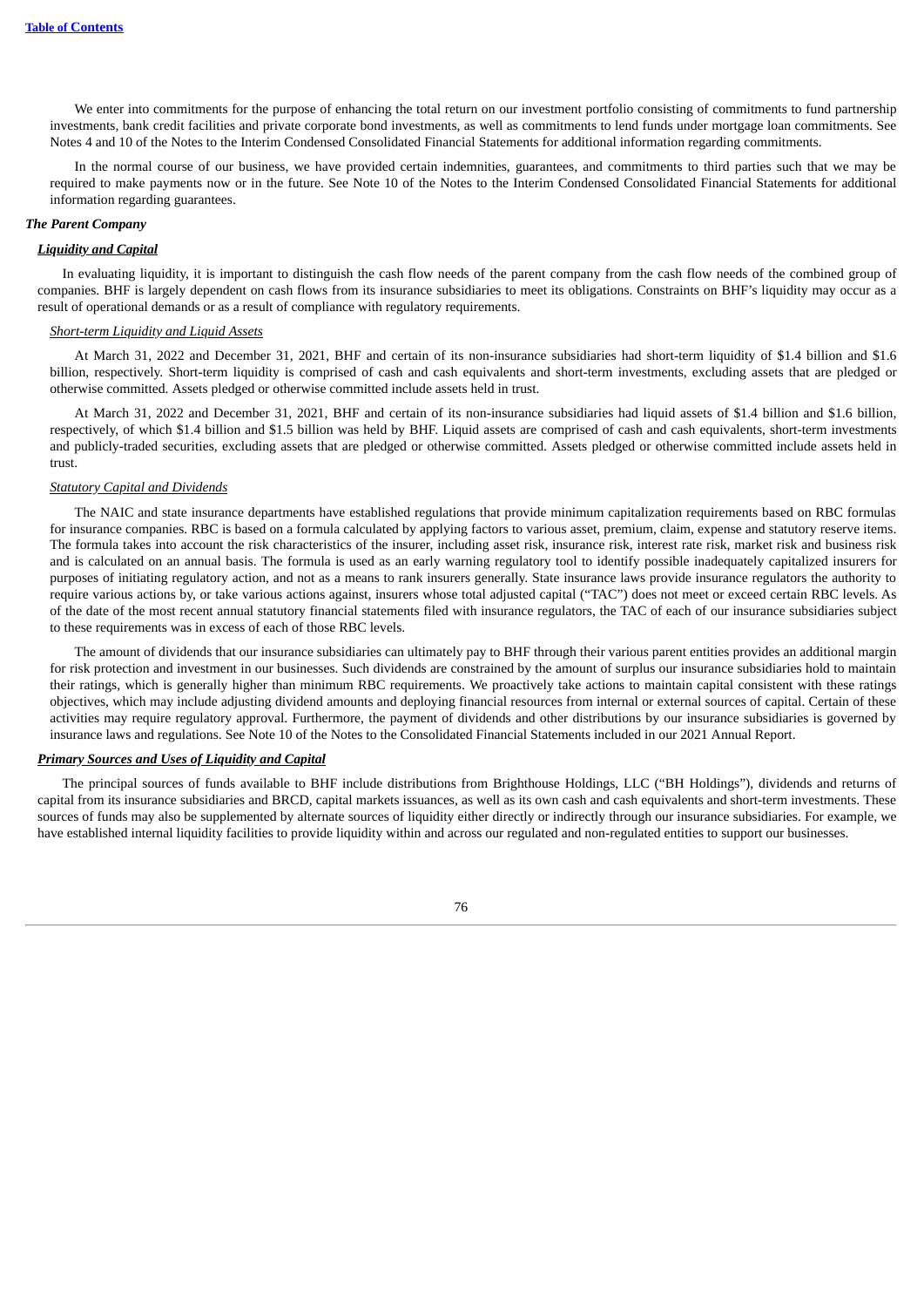We enter into commitments for the purpose of enhancing the total return on our investment portfolio consisting of commitments to fund partnership investments, bank credit facilities and private corporate bond investments, as well as commitments to lend funds under mortgage loan commitments. See Notes 4 and 10 of the Notes to the Interim Condensed Consolidated Financial Statements for additional information regarding commitments.

In the normal course of our business, we have provided certain indemnities, guarantees, and commitments to third parties such that we may be required to make payments now or in the future. See Note 10 of the Notes to the Interim Condensed Consolidated Financial Statements for additional information regarding guarantees.

***The Parent Company***

***Liquidity and Capital***

In evaluating liquidity, it is important to distinguish the cash flow needs of the parent company from the cash flow needs of the combined group of companies. BHF is largely dependent on cash flows from its insurance subsidiaries to meet its obligations. Constraints on BHF's liquidity may occur as a result of operational demands or as a result of compliance with regulatory requirements.

*Short-term Liquidity and Liquid Assets*

At March 31, 2022 and December 31, 2021, BHF and certain of its non-insurance subsidiaries had short-term liquidity of $1.4 billion and $1.6 billion, respectively. Short-term liquidity is comprised of cash and cash equivalents and short-term investments, excluding assets that are pledged or otherwise committed. Assets pledged or otherwise committed include assets held in trust.

At March 31, 2022 and December 31, 2021, BHF and certain of its non-insurance subsidiaries had liquid assets of $1.4 billion and $1.6 billion, respectively, of which $1.4 billion and $1.5 billion was held by BHF. Liquid assets are comprised of cash and cash equivalents, short-term investments and publicly-traded securities, excluding assets that are pledged or otherwise committed. Assets pledged or otherwise committed include assets held in trust.

*Statutory Capital and Dividends*

The NAIC and state insurance departments have established regulations that provide minimum capitalization requirements based on RBC formulas for insurance companies. RBC is based on a formula calculated by applying factors to various asset, premium, claim, expense and statutory reserve items. The formula takes into account the risk characteristics of the insurer, including asset risk, insurance risk, interest rate risk, market risk and business risk and is calculated on an annual basis. The formula is used as an early warning regulatory tool to identify possible inadequately capitalized insurers for purposes of initiating regulatory action, and not as a means to rank insurers generally. State insurance laws provide insurance regulators the authority to require various actions by, or take various actions against, insurers whose total adjusted capital ("TAC") does not meet or exceed certain RBC levels. As of the date of the most recent annual statutory financial statements filed with insurance regulators, the TAC of each of our insurance subsidiaries subject to these requirements was in excess of each of those RBC levels.

The amount of dividends that our insurance subsidiaries can ultimately pay to BHF through their various parent entities provides an additional margin for risk protection and investment in our businesses. Such dividends are constrained by the amount of surplus our insurance subsidiaries hold to maintain their ratings, which is generally higher than minimum RBC requirements. We proactively take actions to maintain capital consistent with these ratings objectives, which may include adjusting dividend amounts and deploying financial resources from internal or external sources of capital. Certain of these activities may require regulatory approval. Furthermore, the payment of dividends and other distributions by our insurance subsidiaries is governed by insurance laws and regulations. See Note 10 of the Notes to the Consolidated Financial Statements included in our 2021 Annual Report.

***Primary Sources and Uses of Liquidity and Capital***

The principal sources of funds available to BHF include distributions from Brighthouse Holdings, LLC ("BH Holdings"), dividends and returns of capital from its insurance subsidiaries and BRCD, capital markets issuances, as well as its own cash and cash equivalents and short-term investments. These sources of funds may also be supplemented by alternate sources of liquidity either directly or indirectly through our insurance subsidiaries. For example, we have established internal liquidity facilities to provide liquidity within and across our regulated and non-regulated entities to support our businesses.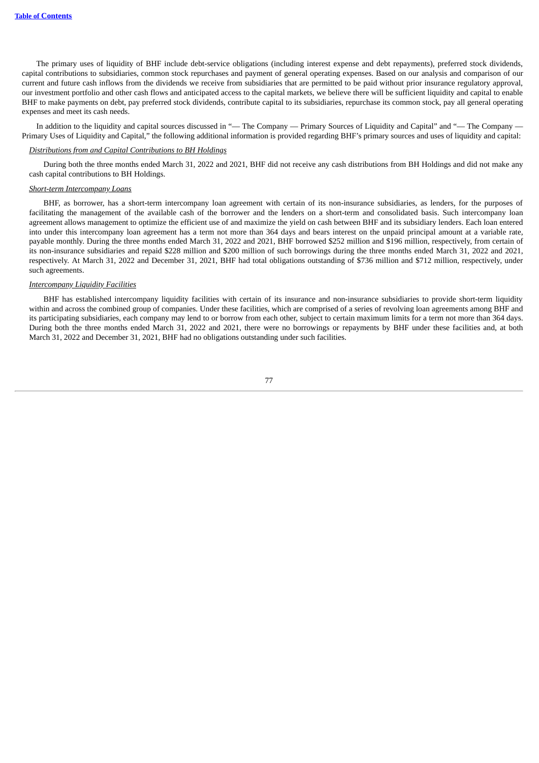The primary uses of liquidity of BHF include debt-service obligations (including interest expense and debt repayments), preferred stock dividends, capital contributions to subsidiaries, common stock repurchases and payment of general operating expenses. Based on our analysis and comparison of our current and future cash inflows from the dividends we receive from subsidiaries that are permitted to be paid without prior insurance regulatory approval, our investment portfolio and other cash flows and anticipated access to the capital markets, we believe there will be sufficient liquidity and capital to enable BHF to make payments on debt, pay preferred stock dividends, contribute capital to its subsidiaries, repurchase its common stock, pay all general operating expenses and meet its cash needs.

In addition to the liquidity and capital sources discussed in "— The Company — Primary Sources of Liquidity and Capital" and "— The Company — Primary Uses of Liquidity and Capital," the following additional information is provided regarding BHF's primary sources and uses of liquidity and capital:

*Distributions from and Capital Contributions to BH Holdings*

During both the three months ended March 31, 2022 and 2021, BHF did not receive any cash distributions from BH Holdings and did not make any cash capital contributions to BH Holdings.

*Short-term Intercompany Loans*

BHF, as borrower, has a short-term intercompany loan agreement with certain of its non-insurance subsidiaries, as lenders, for the purposes of facilitating the management of the available cash of the borrower and the lenders on a short-term and consolidated basis. Such intercompany loan agreement allows management to optimize the efficient use of and maximize the yield on cash between BHF and its subsidiary lenders. Each loan entered into under this intercompany loan agreement has a term not more than 364 days and bears interest on the unpaid principal amount at a variable rate, payable monthly. During the three months ended March 31, 2022 and 2021, BHF borrowed $252 million and $196 million, respectively, from certain of its non-insurance subsidiaries and repaid $228 million and $200 million of such borrowings during the three months ended March 31, 2022 and 2021, respectively. At March 31, 2022 and December 31, 2021, BHF had total obligations outstanding of $736 million and $712 million, respectively, under such agreements.

*Intercompany Liquidity Facilities*

BHF has established intercompany liquidity facilities with certain of its insurance and non-insurance subsidiaries to provide short-term liquidity within and across the combined group of companies. Under these facilities, which are comprised of a series of revolving loan agreements among BHF and its participating subsidiaries, each company may lend to or borrow from each other, subject to certain maximum limits for a term not more than 364 days. During both the three months ended March 31, 2022 and 2021, there were no borrowings or repayments by BHF under these facilities and, at both March 31, 2022 and December 31, 2021, BHF had no obligations outstanding under such facilities.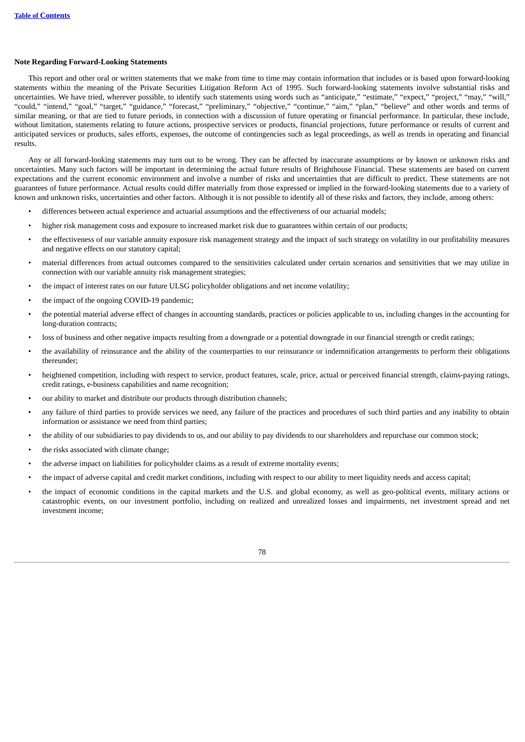**Note Regarding Forward-Looking Statements**

This report and other oral or written statements that we make from time to time may contain information that includes or is based upon forward-looking statements within the meaning of the Private Securities Litigation Reform Act of 1995. Such forward-looking statements involve substantial risks and uncertainties. We have tried, wherever possible, to identify such statements using words such as "anticipate," "estimate," "expect," "project," "may," "will," "could," "intend," "goal," "target," "guidance," "forecast," "preliminary," "objective," "continue," "aim," "plan," "believe" and other words and terms of similar meaning, or that are tied to future periods, in connection with a discussion of future operating or financial performance. In particular, these include, without limitation, statements relating to future actions, prospective services or products, financial projections, future performance or results of current and anticipated services or products, sales efforts, expenses, the outcome of contingencies such as legal proceedings, as well as trends in operating and financial results.

Any or all forward-looking statements may turn out to be wrong. They can be affected by inaccurate assumptions or by known or unknown risks and uncertainties. Many such factors will be important in determining the actual future results of Brighthouse Financial. These statements are based on current expectations and the current economic environment and involve a number of risks and uncertainties that are difficult to predict. These statements are not guarantees of future performance. Actual results could differ materially from those expressed or implied in the forward-looking statements due to a variety of known and unknown risks, uncertainties and other factors. Although it is not possible to identify all of these risks and factors, they include, among others:

- differences between actual experience and actuarial assumptions and the effectiveness of our actuarial models;
- higher risk management costs and exposure to increased market risk due to guarantees within certain of our products;
- the effectiveness of our variable annuity exposure risk management strategy and the impact of such strategy on volatility in our profitability measures and negative effects on our statutory capital;
- material differences from actual outcomes compared to the sensitivities calculated under certain scenarios and sensitivities that we may utilize in connection with our variable annuity risk management strategies;
- the impact of interest rates on our future ULSG policyholder obligations and net income volatility;
- the impact of the ongoing COVID-19 pandemic;
- the potential material adverse effect of changes in accounting standards, practices or policies applicable to us, including changes in the accounting for long-duration contracts;
- loss of business and other negative impacts resulting from a downgrade or a potential downgrade in our financial strength or credit ratings;
- the availability of reinsurance and the ability of the counterparties to our reinsurance or indemnification arrangements to perform their obligations thereunder;
- heightened competition, including with respect to service, product features, scale, price, actual or perceived financial strength, claims-paying ratings, credit ratings, e-business capabilities and name recognition;
- our ability to market and distribute our products through distribution channels;
- any failure of third parties to provide services we need, any failure of the practices and procedures of such third parties and any inability to obtain information or assistance we need from third parties;
- the ability of our subsidiaries to pay dividends to us, and our ability to pay dividends to our shareholders and repurchase our common stock;
- the risks associated with climate change;
- the adverse impact on liabilities for policyholder claims as a result of extreme mortality events;
- the impact of adverse capital and credit market conditions, including with respect to our ability to meet liquidity needs and access capital;
- the impact of economic conditions in the capital markets and the U.S. and global economy, as well as geo-political events, military actions or catastrophic events, on our investment portfolio, including on realized and unrealized losses and impairments, net investment spread and net investment income;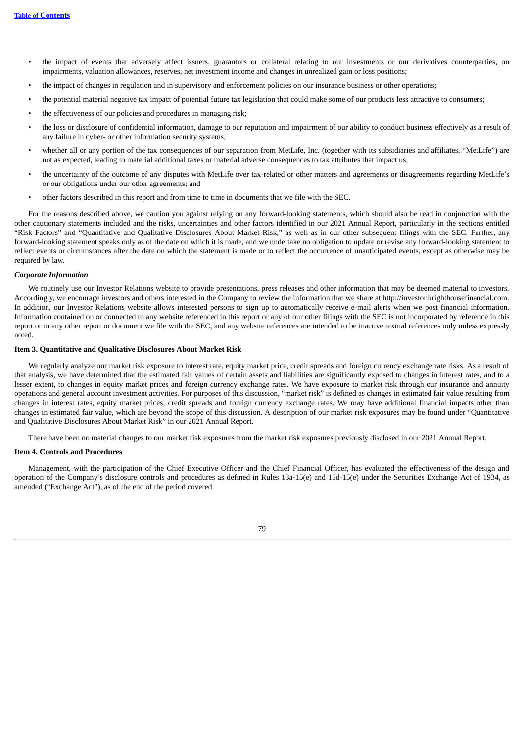- the impact of events that adversely affect issuers, guarantors or collateral relating to our investments or our derivatives counterparties, on impairments, valuation allowances, reserves, net investment income and changes in unrealized gain or loss positions;
- the impact of changes in regulation and in supervisory and enforcement policies on our insurance business or other operations;
- the potential material negative tax impact of potential future tax legislation that could make some of our products less attractive to consumers;
- the effectiveness of our policies and procedures in managing risk;
- the loss or disclosure of confidential information, damage to our reputation and impairment of our ability to conduct business effectively as a result of any failure in cyber- or other information security systems;
- whether all or any portion of the tax consequences of our separation from MetLife, Inc. (together with its subsidiaries and affiliates, "MetLife") are not as expected, leading to material additional taxes or material adverse consequences to tax attributes that impact us;
- the uncertainty of the outcome of any disputes with MetLife over tax-related or other matters and agreements or disagreements regarding MetLife's or our obligations under our other agreements; and
- other factors described in this report and from time to time in documents that we file with the SEC.

For the reasons described above, we caution you against relying on any forward-looking statements, which should also be read in conjunction with the other cautionary statements included and the risks, uncertainties and other factors identified in our 2021 Annual Report, particularly in the sections entitled "Risk Factors" and "Quantitative and Qualitative Disclosures About Market Risk," as well as in our other subsequent filings with the SEC. Further, any forward-looking statement speaks only as of the date on which it is made, and we undertake no obligation to update or revise any forward-looking statement to reflect events or circumstances after the date on which the statement is made or to reflect the occurrence of unanticipated events, except as otherwise may be required by law.

***Corporate Information***

We routinely use our Investor Relations website to provide presentations, press releases and other information that may be deemed material to investors. Accordingly, we encourage investors and others interested in the Company to review the information that we share at http://investor.brighthousefinancial.com. In addition, our Investor Relations website allows interested persons to sign up to automatically receive e-mail alerts when we post financial information. Information contained on or connected to any website referenced in this report or any of our other filings with the SEC is not incorporated by reference in this report or in any other report or document we file with the SEC, and any website references are intended to be inactive textual references only unless expressly noted.

### Item 3. Quantitative and Qualitative Disclosures About Market Risk

We regularly analyze our market risk exposure to interest rate, equity market price, credit spreads and foreign currency exchange rate risks. As a result of that analysis, we have determined that the estimated fair values of certain assets and liabilities are significantly exposed to changes in interest rates, and to a lesser extent, to changes in equity market prices and foreign currency exchange rates. We have exposure to market risk through our insurance and annuity operations and general account investment activities. For purposes of this discussion, "market risk" is defined as changes in estimated fair value resulting from changes in interest rates, equity market prices, credit spreads and foreign currency exchange rates. We may have additional financial impacts other than changes in estimated fair value, which are beyond the scope of this discussion. A description of our market risk exposures may be found under "Quantitative and Qualitative Disclosures About Market Risk" in our 2021 Annual Report.

There have been no material changes to our market risk exposures from the market risk exposures previously disclosed in our 2021 Annual Report.

### Item 4. Controls and Procedures

Management, with the participation of the Chief Executive Officer and the Chief Financial Officer, has evaluated the effectiveness of the design and operation of the Company's disclosure controls and procedures as defined in Rules 13a-15(e) and 15d-15(e) under the Securities Exchange Act of 1934, as amended ("Exchange Act"), as of the end of the period covered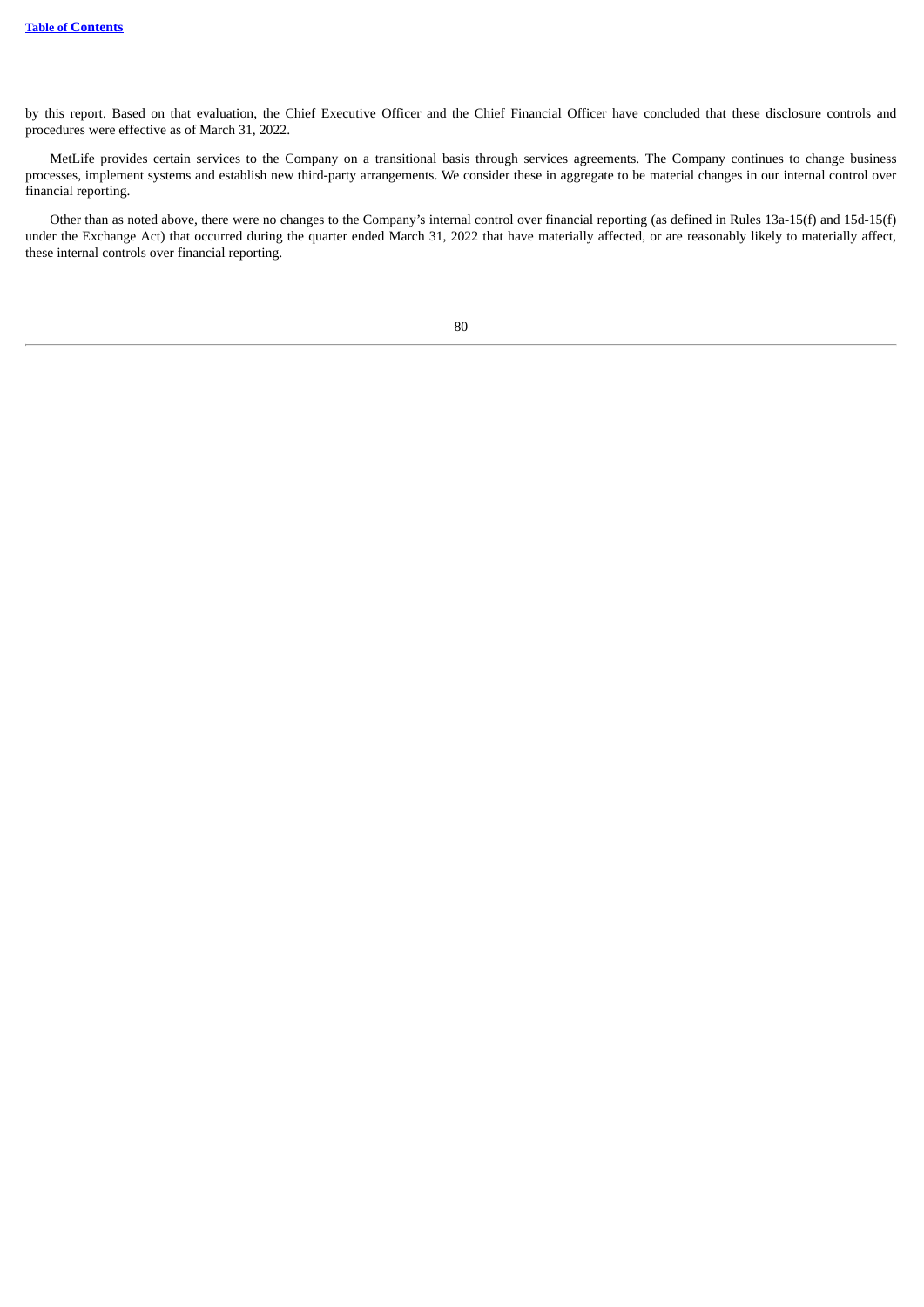by this report. Based on that evaluation, the Chief Executive Officer and the Chief Financial Officer have concluded that these disclosure controls and procedures were effective as of March 31, 2022.

MetLife provides certain services to the Company on a transitional basis through services agreements. The Company continues to change business processes, implement systems and establish new third-party arrangements. We consider these in aggregate to be material changes in our internal control over financial reporting.

Other than as noted above, there were no changes to the Company's internal control over financial reporting (as defined in Rules 13a-15(f) and 15d-15(f) under the Exchange Act) that occurred during the quarter ended March 31, 2022 that have materially affected, or are reasonably likely to materially affect, these internal controls over financial reporting.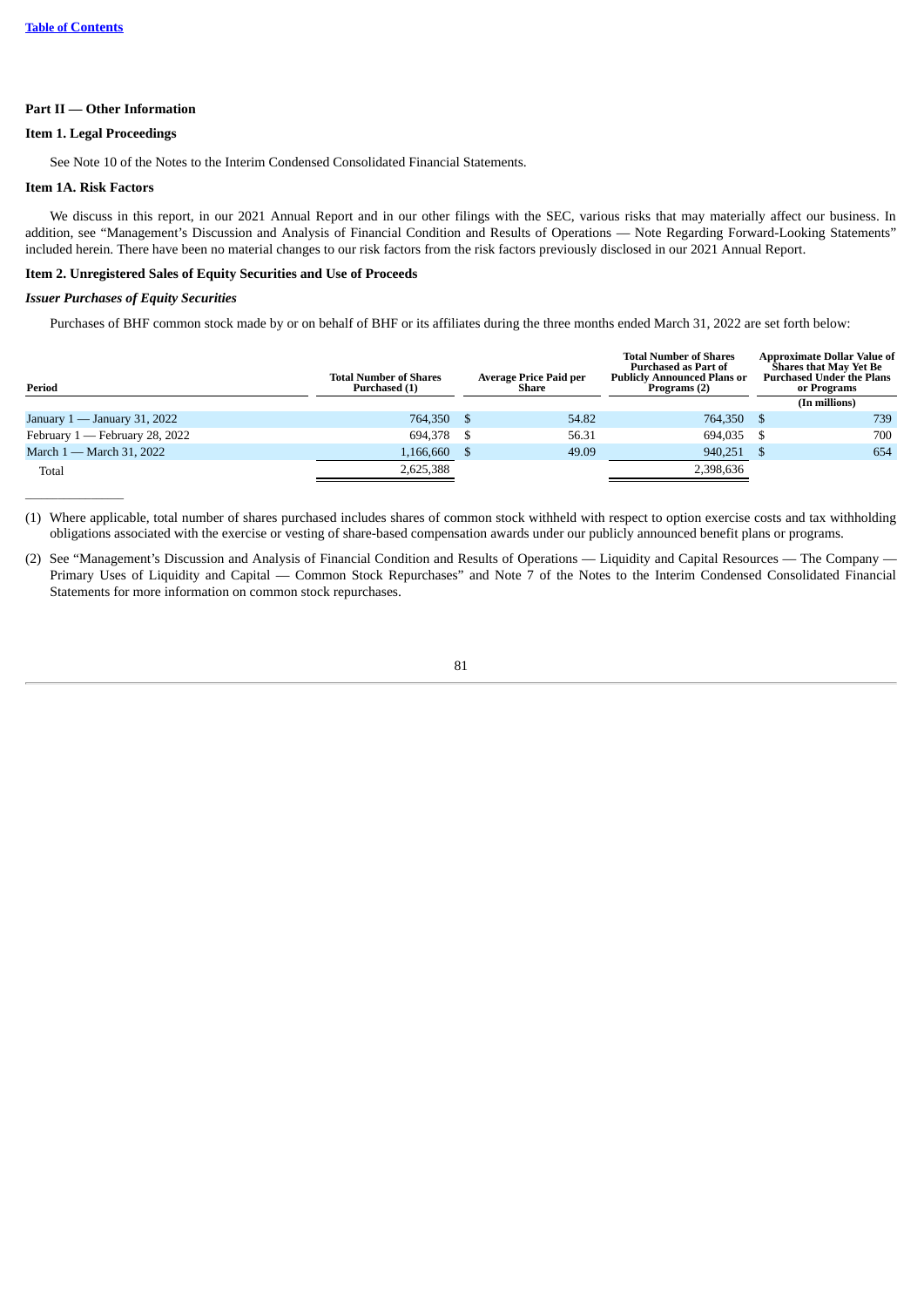[Table of Contents](#)

## Part II — Other Information

### Item 1. Legal Proceedings

See Note 10 of the Notes to the Interim Condensed Consolidated Financial Statements.

### Item 1A. Risk Factors

We discuss in this report, in our 2021 Annual Report and in our other filings with the SEC, various risks that may materially affect our business. In addition, see "Management's Discussion and Analysis of Financial Condition and Results of Operations — Note Regarding Forward-Looking Statements" included herein. There have been no material changes to our risk factors from the risk factors previously disclosed in our 2021 Annual Report.

### Item 2. Unregistered Sales of Equity Securities and Use of Proceeds

***Issuer Purchases of Equity Securities***

Purchases of BHF common stock made by or on behalf of BHF or its affiliates during the three months ended March 31, 2022 are set forth below:

| Period | Total Number of Shares Purchased (1) | Average Price Paid per Share | Total Number of Shares Purchased as Part of Publicly Announced Plans or Programs (2) | Approximate Dollar Value of Shares that May Yet Be Purchased Under the Plans or Programs |
|---|---|---|---|---|
| | | | | (In millions) |
| January 1 — January 31, 2022 | 764,350 | $ 54.82 | 764,350 | $ 739 |
| February 1 — February 28, 2022 | 694,378 | $ 56.31 | 694,035 | $ 700 |
| March 1 — March 31, 2022 | 1,166,660 | $ 49.09 | 940,251 | $ 654 |
| Total | 2,625,388 | | 2,398,636 | |

(1) Where applicable, total number of shares purchased includes shares of common stock withheld with respect to option exercise costs and tax withholding obligations associated with the exercise or vesting of share-based compensation awards under our publicly announced benefit plans or programs.

(2) See "Management's Discussion and Analysis of Financial Condition and Results of Operations — Liquidity and Capital Resources — The Company — Primary Uses of Liquidity and Capital — Common Stock Repurchases" and Note 7 of the Notes to the Interim Condensed Consolidated Financial Statements for more information on common stock repurchases.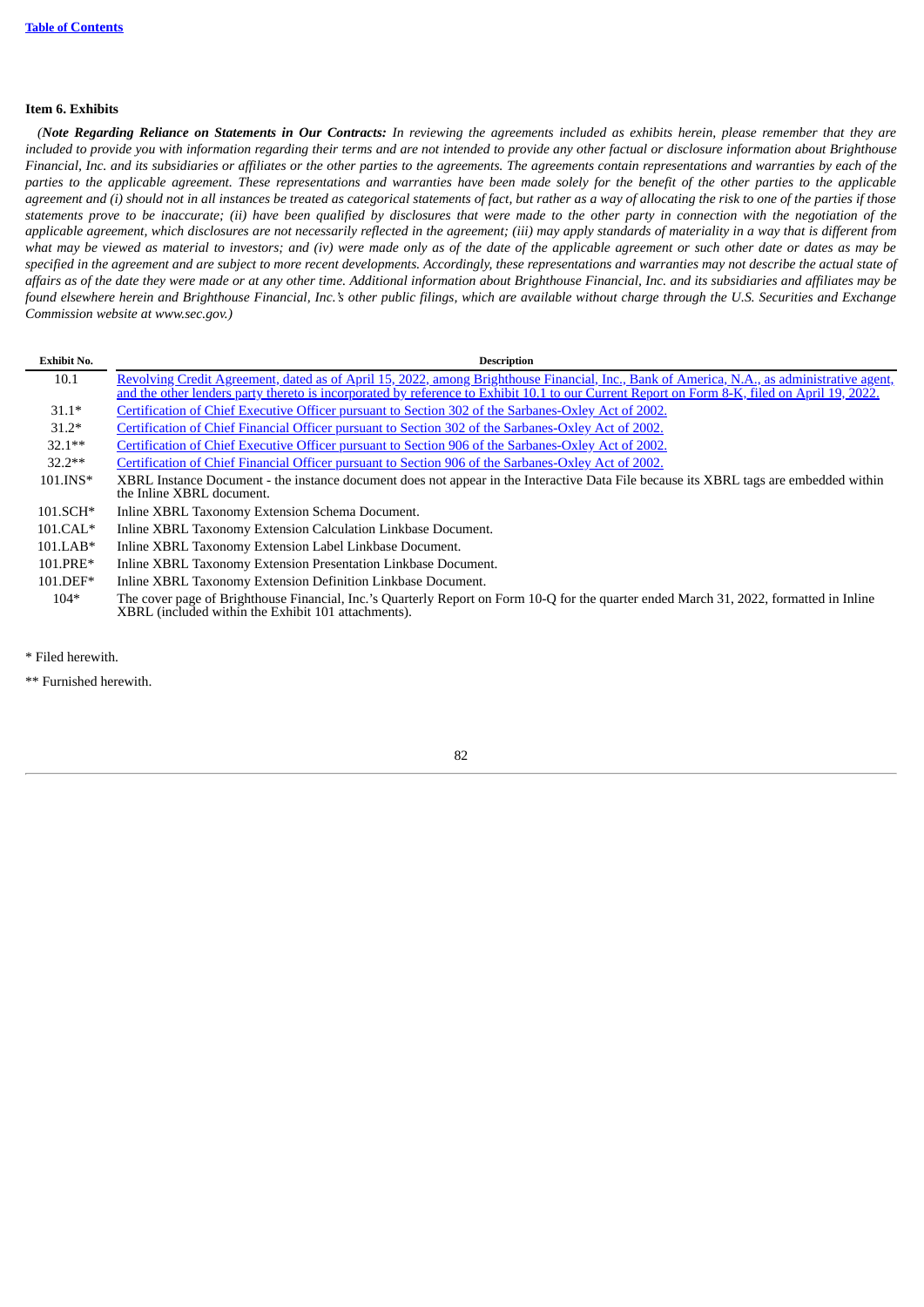**Item 6. Exhibits**

*(**Note Regarding Reliance on Statements in Our Contracts:** In reviewing the agreements included as exhibits herein, please remember that they are included to provide you with information regarding their terms and are not intended to provide any other factual or disclosure information about Brighthouse Financial, Inc. and its subsidiaries or affiliates or the other parties to the agreements. The agreements contain representations and warranties by each of the parties to the applicable agreement. These representations and warranties have been made solely for the benefit of the other parties to the applicable agreement and (i) should not in all instances be treated as categorical statements of fact, but rather as a way of allocating the risk to one of the parties if those statements prove to be inaccurate; (ii) have been qualified by disclosures that were made to the other party in connection with the negotiation of the applicable agreement, which disclosures are not necessarily reflected in the agreement; (iii) may apply standards of materiality in a way that is different from what may be viewed as material to investors; and (iv) were made only as of the date of the applicable agreement or such other date or dates as may be specified in the agreement and are subject to more recent developments. Accordingly, these representations and warranties may not describe the actual state of affairs as of the date they were made or at any other time. Additional information about Brighthouse Financial, Inc. and its subsidiaries and affiliates may be found elsewhere herein and Brighthouse Financial, Inc.'s other public filings, which are available without charge through the U.S. Securities and Exchange Commission website at www.sec.gov.)*

| Exhibit No. | Description |
|---|---|
| 10.1 | Revolving Credit Agreement, dated as of April 15, 2022, among Brighthouse Financial, Inc., Bank of America, N.A., as administrative agent, and the other lenders party thereto is incorporated by reference to Exhibit 10.1 to our Current Report on Form 8-K, filed on April 19, 2022. |
| 31.1* | Certification of Chief Executive Officer pursuant to Section 302 of the Sarbanes-Oxley Act of 2002. |
| 31.2* | Certification of Chief Financial Officer pursuant to Section 302 of the Sarbanes-Oxley Act of 2002. |
| 32.1** | Certification of Chief Executive Officer pursuant to Section 906 of the Sarbanes-Oxley Act of 2002. |
| 32.2** | Certification of Chief Financial Officer pursuant to Section 906 of the Sarbanes-Oxley Act of 2002. |
| 101.INS* | XBRL Instance Document - the instance document does not appear in the Interactive Data File because its XBRL tags are embedded within the Inline XBRL document. |
| 101.SCH* | Inline XBRL Taxonomy Extension Schema Document. |
| 101.CAL* | Inline XBRL Taxonomy Extension Calculation Linkbase Document. |
| 101.LAB* | Inline XBRL Taxonomy Extension Label Linkbase Document. |
| 101.PRE* | Inline XBRL Taxonomy Extension Presentation Linkbase Document. |
| 101.DEF* | Inline XBRL Taxonomy Extension Definition Linkbase Document. |
| 104* | The cover page of Brighthouse Financial, Inc.'s Quarterly Report on Form 10-Q for the quarter ended March 31, 2022, formatted in Inline XBRL (included within the Exhibit 101 attachments). |

\* Filed herewith.

\*\* Furnished herewith.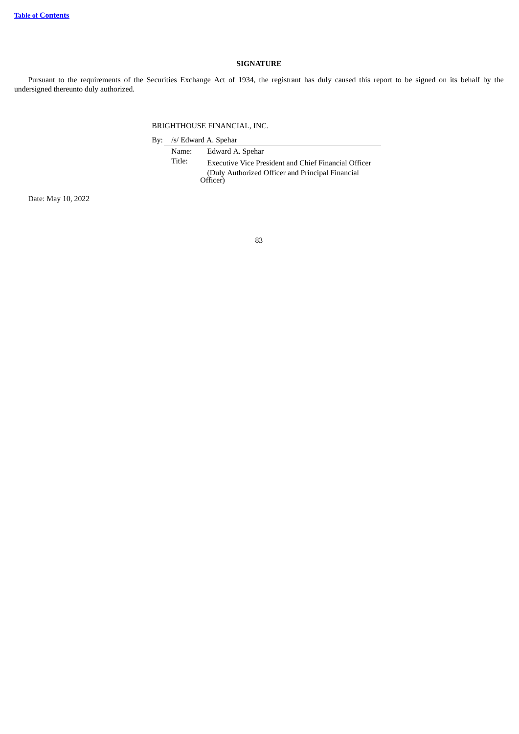## SIGNATURE

Pursuant to the requirements of the Securities Exchange Act of 1934, the registrant has duly caused this report to be signed on its behalf by the undersigned thereunto duly authorized.

BRIGHTHOUSE FINANCIAL, INC.

By: /s/ Edward A. Spehar

Name: Edward A. Spehar

Title: Executive Vice President and Chief Financial Officer (Duly Authorized Officer and Principal Financial Officer)

Date: May 10, 2022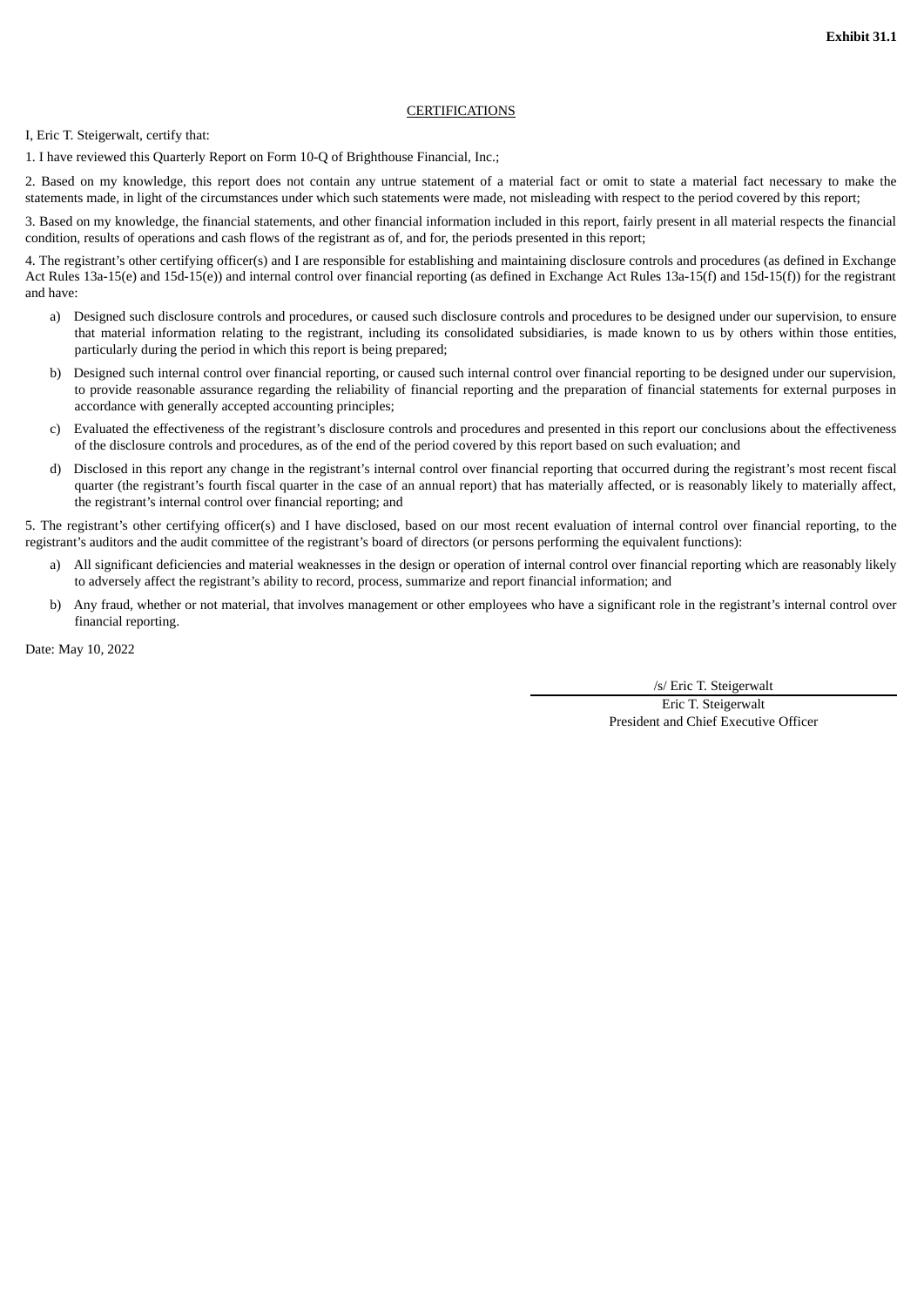**Exhibit 31.1**

CERTIFICATIONS

I, Eric T. Steigerwalt, certify that:

1. I have reviewed this Quarterly Report on Form 10-Q of Brighthouse Financial, Inc.;

2. Based on my knowledge, this report does not contain any untrue statement of a material fact or omit to state a material fact necessary to make the statements made, in light of the circumstances under which such statements were made, not misleading with respect to the period covered by this report;

3. Based on my knowledge, the financial statements, and other financial information included in this report, fairly present in all material respects the financial condition, results of operations and cash flows of the registrant as of, and for, the periods presented in this report;

4. The registrant's other certifying officer(s) and I are responsible for establishing and maintaining disclosure controls and procedures (as defined in Exchange Act Rules 13a-15(e) and 15d-15(e)) and internal control over financial reporting (as defined in Exchange Act Rules 13a-15(f) and 15d-15(f)) for the registrant and have:

a) Designed such disclosure controls and procedures, or caused such disclosure controls and procedures to be designed under our supervision, to ensure that material information relating to the registrant, including its consolidated subsidiaries, is made known to us by others within those entities, particularly during the period in which this report is being prepared;

b) Designed such internal control over financial reporting, or caused such internal control over financial reporting to be designed under our supervision, to provide reasonable assurance regarding the reliability of financial reporting and the preparation of financial statements for external purposes in accordance with generally accepted accounting principles;

c) Evaluated the effectiveness of the registrant's disclosure controls and procedures and presented in this report our conclusions about the effectiveness of the disclosure controls and procedures, as of the end of the period covered by this report based on such evaluation; and

d) Disclosed in this report any change in the registrant's internal control over financial reporting that occurred during the registrant's most recent fiscal quarter (the registrant's fourth fiscal quarter in the case of an annual report) that has materially affected, or is reasonably likely to materially affect, the registrant's internal control over financial reporting; and

5. The registrant's other certifying officer(s) and I have disclosed, based on our most recent evaluation of internal control over financial reporting, to the registrant's auditors and the audit committee of the registrant's board of directors (or persons performing the equivalent functions):

a) All significant deficiencies and material weaknesses in the design or operation of internal control over financial reporting which are reasonably likely to adversely affect the registrant's ability to record, process, summarize and report financial information; and

b) Any fraud, whether or not material, that involves management or other employees who have a significant role in the registrant's internal control over financial reporting.

Date: May 10, 2022

/s/ Eric T. Steigerwalt

Eric T. Steigerwalt
President and Chief Executive Officer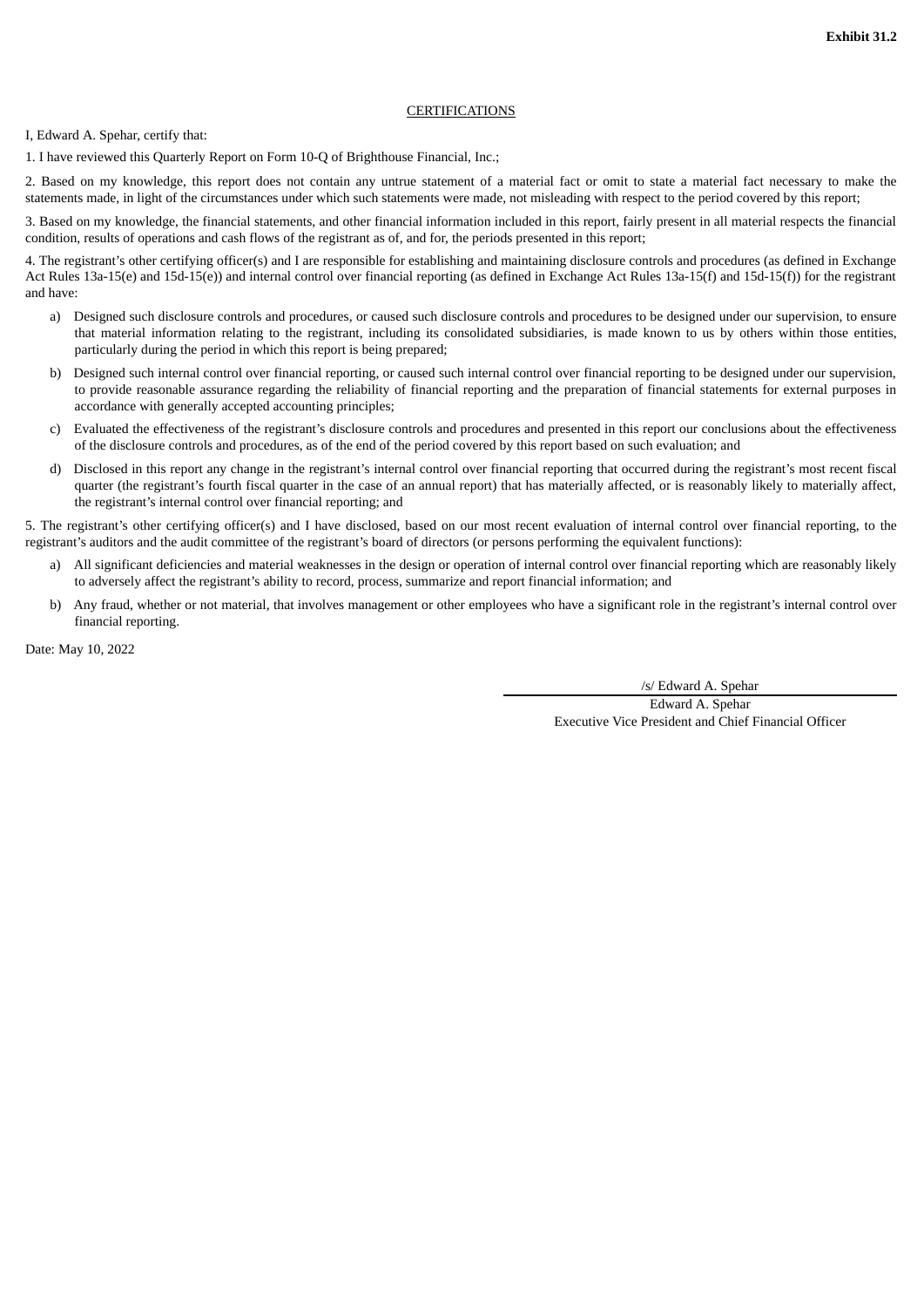**Exhibit 31.2**

CERTIFICATIONS

I, Edward A. Spehar, certify that:

1. I have reviewed this Quarterly Report on Form 10-Q of Brighthouse Financial, Inc.;

2. Based on my knowledge, this report does not contain any untrue statement of a material fact or omit to state a material fact necessary to make the statements made, in light of the circumstances under which such statements were made, not misleading with respect to the period covered by this report;

3. Based on my knowledge, the financial statements, and other financial information included in this report, fairly present in all material respects the financial condition, results of operations and cash flows of the registrant as of, and for, the periods presented in this report;

4. The registrant's other certifying officer(s) and I are responsible for establishing and maintaining disclosure controls and procedures (as defined in Exchange Act Rules 13a-15(e) and 15d-15(e)) and internal control over financial reporting (as defined in Exchange Act Rules 13a-15(f) and 15d-15(f)) for the registrant and have:

a) Designed such disclosure controls and procedures, or caused such disclosure controls and procedures to be designed under our supervision, to ensure that material information relating to the registrant, including its consolidated subsidiaries, is made known to us by others within those entities, particularly during the period in which this report is being prepared;

b) Designed such internal control over financial reporting, or caused such internal control over financial reporting to be designed under our supervision, to provide reasonable assurance regarding the reliability of financial reporting and the preparation of financial statements for external purposes in accordance with generally accepted accounting principles;

c) Evaluated the effectiveness of the registrant's disclosure controls and procedures and presented in this report our conclusions about the effectiveness of the disclosure controls and procedures, as of the end of the period covered by this report based on such evaluation; and

d) Disclosed in this report any change in the registrant's internal control over financial reporting that occurred during the registrant's most recent fiscal quarter (the registrant's fourth fiscal quarter in the case of an annual report) that has materially affected, or is reasonably likely to materially affect, the registrant's internal control over financial reporting; and

5. The registrant's other certifying officer(s) and I have disclosed, based on our most recent evaluation of internal control over financial reporting, to the registrant's auditors and the audit committee of the registrant's board of directors (or persons performing the equivalent functions):

a) All significant deficiencies and material weaknesses in the design or operation of internal control over financial reporting which are reasonably likely to adversely affect the registrant's ability to record, process, summarize and report financial information; and

b) Any fraud, whether or not material, that involves management or other employees who have a significant role in the registrant's internal control over financial reporting.

Date: May 10, 2022

/s/ Edward A. Spehar

Edward A. Spehar

Executive Vice President and Chief Financial Officer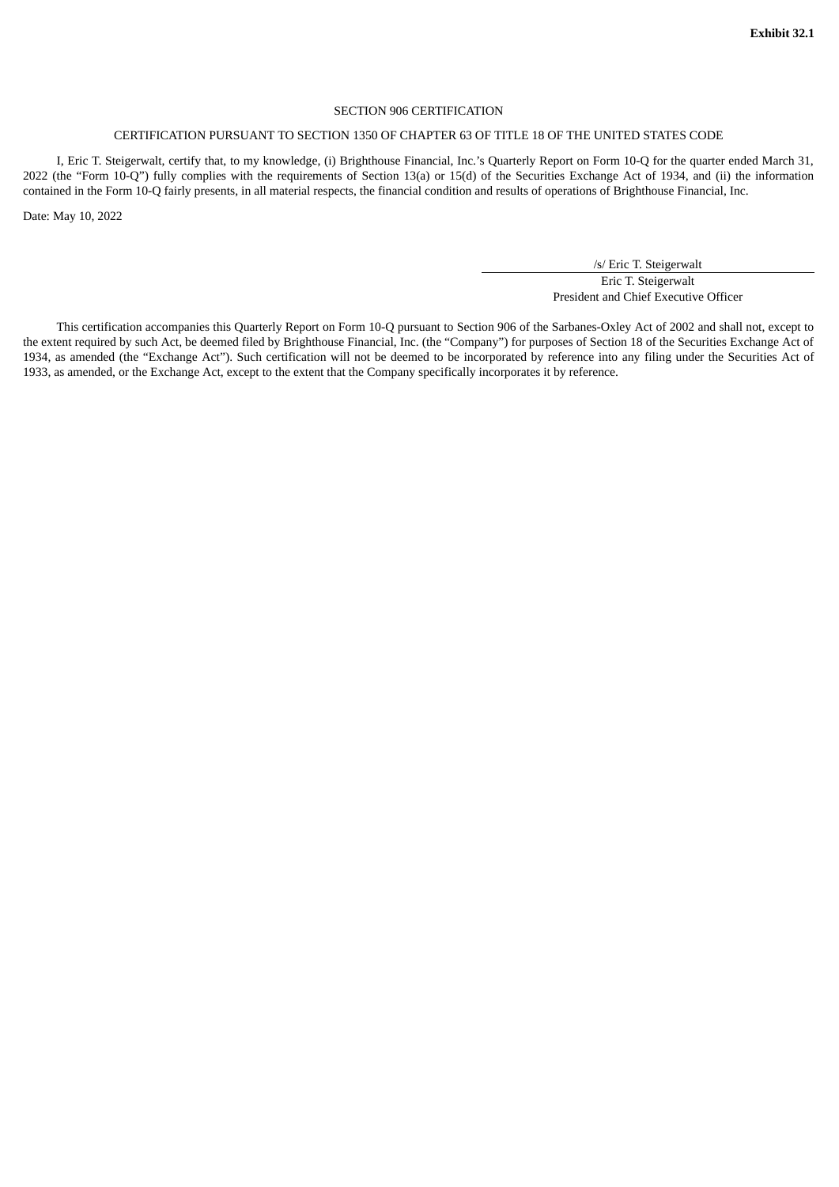**Exhibit 32.1**

SECTION 906 CERTIFICATION

CERTIFICATION PURSUANT TO SECTION 1350 OF CHAPTER 63 OF TITLE 18 OF THE UNITED STATES CODE

I, Eric T. Steigerwalt, certify that, to my knowledge, (i) Brighthouse Financial, Inc.'s Quarterly Report on Form 10-Q for the quarter ended March 31, 2022 (the "Form 10-Q") fully complies with the requirements of Section 13(a) or 15(d) of the Securities Exchange Act of 1934, and (ii) the information contained in the Form 10-Q fairly presents, in all material respects, the financial condition and results of operations of Brighthouse Financial, Inc.

Date: May 10, 2022

/s/ Eric T. Steigerwalt
Eric T. Steigerwalt
President and Chief Executive Officer

This certification accompanies this Quarterly Report on Form 10-Q pursuant to Section 906 of the Sarbanes-Oxley Act of 2002 and shall not, except to the extent required by such Act, be deemed filed by Brighthouse Financial, Inc. (the "Company") for purposes of Section 18 of the Securities Exchange Act of 1934, as amended (the "Exchange Act"). Such certification will not be deemed to be incorporated by reference into any filing under the Securities Act of 1933, as amended, or the Exchange Act, except to the extent that the Company specifically incorporates it by reference.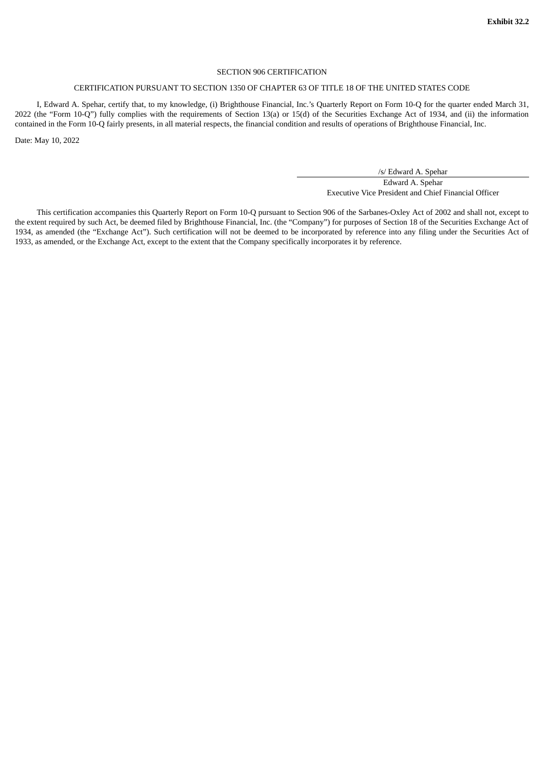**Exhibit 32.2**

SECTION 906 CERTIFICATION

CERTIFICATION PURSUANT TO SECTION 1350 OF CHAPTER 63 OF TITLE 18 OF THE UNITED STATES CODE

I, Edward A. Spehar, certify that, to my knowledge, (i) Brighthouse Financial, Inc.'s Quarterly Report on Form 10-Q for the quarter ended March 31, 2022 (the "Form 10-Q") fully complies with the requirements of Section 13(a) or 15(d) of the Securities Exchange Act of 1934, and (ii) the information contained in the Form 10-Q fairly presents, in all material respects, the financial condition and results of operations of Brighthouse Financial, Inc.

Date: May 10, 2022

/s/ Edward A. Spehar

Edward A. Spehar

Executive Vice President and Chief Financial Officer

This certification accompanies this Quarterly Report on Form 10-Q pursuant to Section 906 of the Sarbanes-Oxley Act of 2002 and shall not, except to the extent required by such Act, be deemed filed by Brighthouse Financial, Inc. (the "Company") for purposes of Section 18 of the Securities Exchange Act of 1934, as amended (the "Exchange Act"). Such certification will not be deemed to be incorporated by reference into any filing under the Securities Act of 1933, as amended, or the Exchange Act, except to the extent that the Company specifically incorporates it by reference.